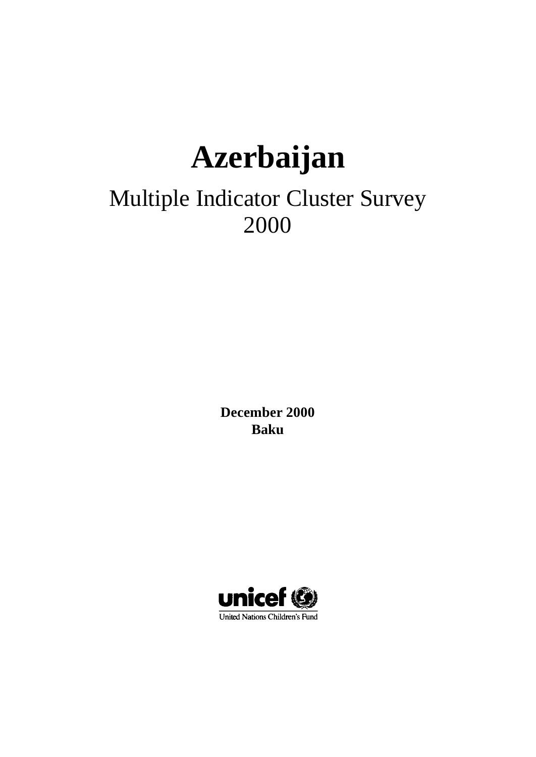# Azerbaijan

## Multiple Indicator Cluster Survey 2000

**December 2000**
**Baku**

unicef
United Nations Children's Fund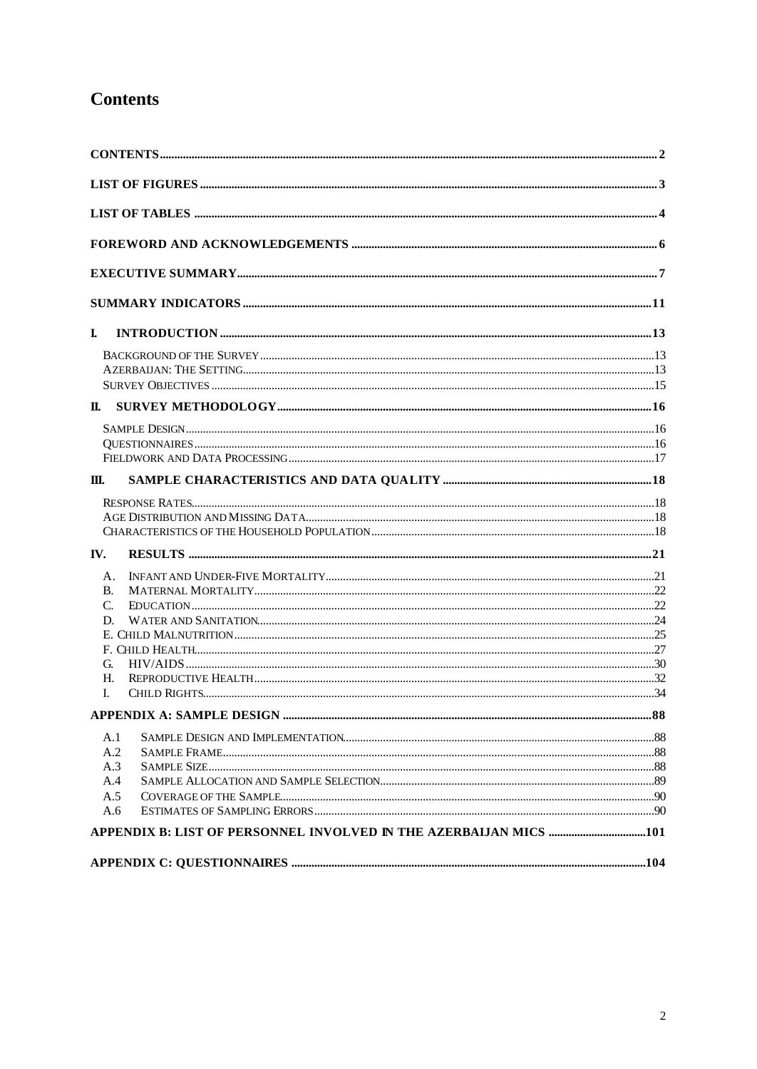# Contents

**CONTENTS** ..... 2

**LIST OF FIGURES** ..... 3

**LIST OF TABLES** ..... 4

**FOREWORD AND ACKNOWLEDGEMENTS** ..... 6

**EXECUTIVE SUMMARY** ..... 7

**SUMMARY INDICATORS** ..... 11

**I. INTRODUCTION** ..... 13

- Background of the Survey ..... 13
- Azerbaijan: The Setting ..... 13
- Survey Objectives ..... 15

**II. SURVEY METHODOLOGY** ..... 16

- Sample Design ..... 16
- Questionnaires ..... 16
- Fieldwork and Data Processing ..... 17

**III. SAMPLE CHARACTERISTICS AND DATA QUALITY** ..... 18

- Response Rates ..... 18
- Age Distribution and Missing Data ..... 18
- Characteristics of the Household Population ..... 18

**IV. RESULTS** ..... 21

- A. Infant and Under-Five Mortality ..... 21
- B. Maternal Mortality ..... 22
- C. Education ..... 22
- D. Water and Sanitation ..... 24
- E. Child Malnutrition ..... 25
- F. Child Health ..... 27
- G. HIV/AIDS ..... 30
- H. Reproductive Health ..... 32
- I. Child Rights ..... 34

**APPENDIX A: SAMPLE DESIGN** ..... 88

- A.1 Sample Design and Implementation ..... 88
- A.2 Sample Frame ..... 88
- A.3 Sample Size ..... 88
- A.4 Sample Allocation and Sample Selection ..... 89
- A.5 Coverage of the Sample ..... 90
- A.6 Estimates of Sampling Errors ..... 90

**APPENDIX B: LIST OF PERSONNEL INVOLVED IN THE AZERBAIJAN MICS** ..... 101

**APPENDIX C: QUESTIONNAIRES** ..... 104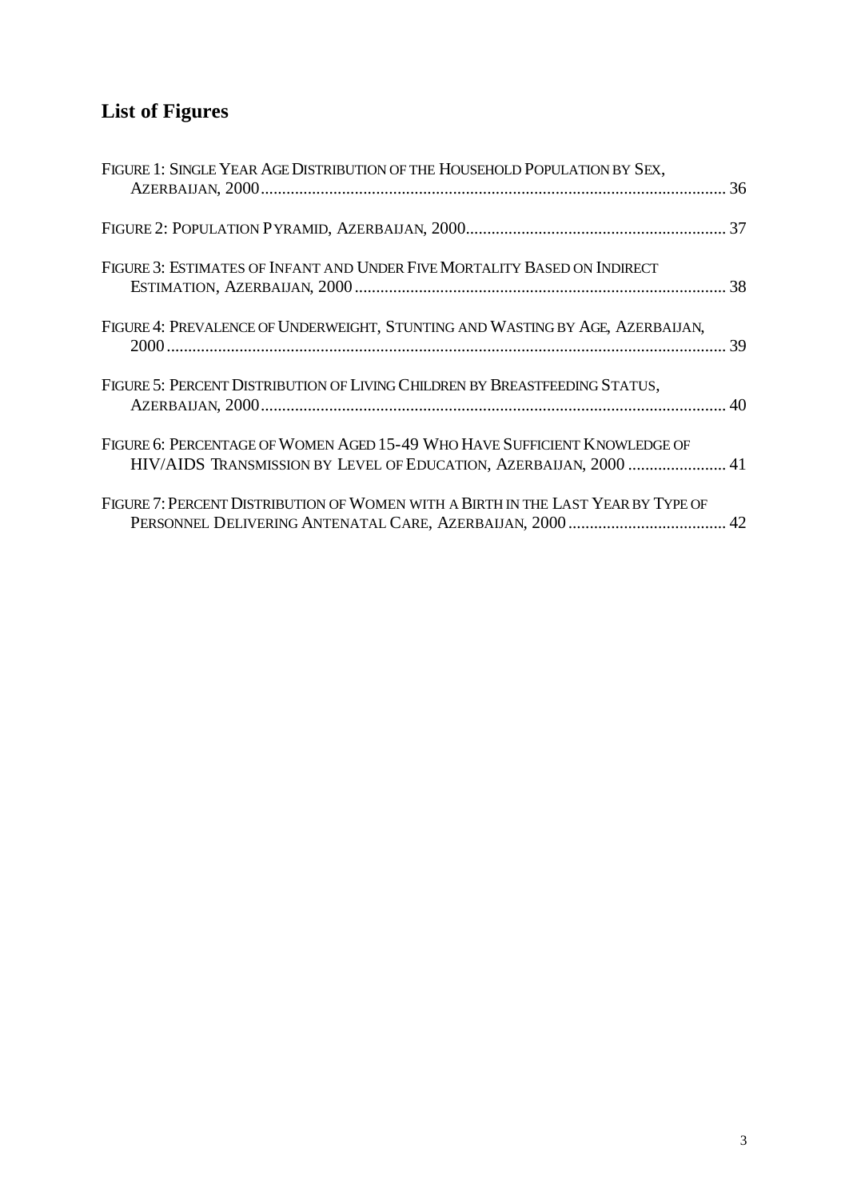# List of Figures

Figure 1: Single Year Age Distribution of the Household Population by Sex, Azerbaijan, 2000 ............ 36

Figure 2: Population Pyramid, Azerbaijan, 2000 ............ 37

Figure 3: Estimates of Infant and Under Five Mortality Based on Indirect Estimation, Azerbaijan, 2000 ............ 38

Figure 4: Prevalence of Underweight, Stunting and Wasting by Age, Azerbaijan, 2000 ............ 39

Figure 5: Percent Distribution of Living Children by Breastfeeding Status, Azerbaijan, 2000 ............ 40

Figure 6: Percentage of Women Aged 15-49 Who Have Sufficient Knowledge of HIV/AIDS Transmission by Level of Education, Azerbaijan, 2000 ............ 41

Figure 7: Percent Distribution of Women with a Birth in the Last Year by Type of Personnel Delivering Antenatal Care, Azerbaijan, 2000 ............ 42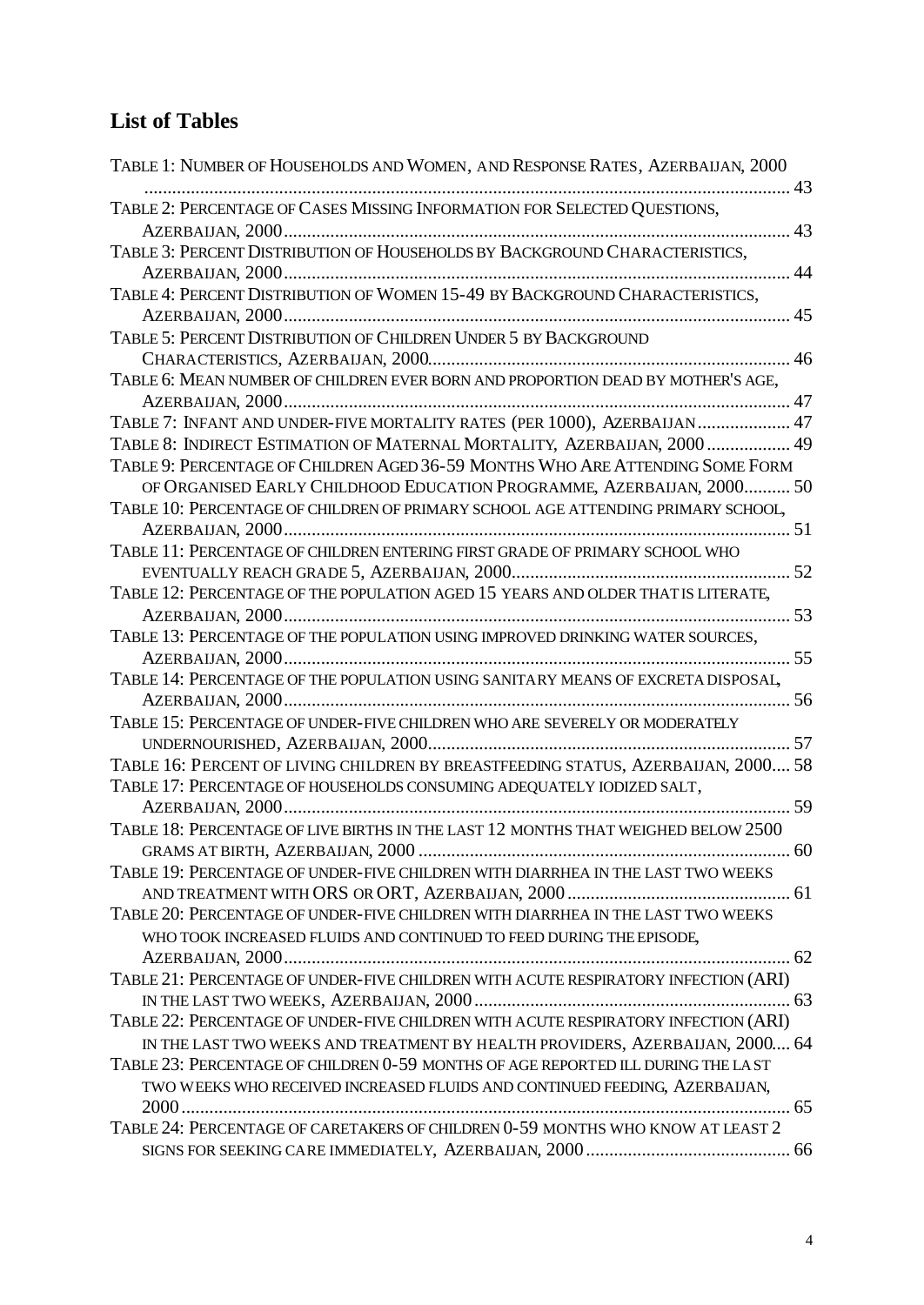## List of Tables

Table 1: Number of Households and Women, and Response Rates, Azerbaijan, 2000 ........ 43

Table 2: Percentage of Cases Missing Information for Selected Questions, Azerbaijan, 2000 ........ 43

Table 3: Percent Distribution of Households by Background Characteristics, Azerbaijan, 2000 ........ 44

Table 4: Percent Distribution of Women 15-49 by Background Characteristics, Azerbaijan, 2000 ........ 45

Table 5: Percent Distribution of Children Under 5 by Background Characteristics, Azerbaijan, 2000 ........ 46

Table 6: Mean number of children ever born and proportion dead by mother's age, Azerbaijan, 2000 ........ 47

Table 7: Infant and under-five mortality rates (per 1000), Azerbaijan ........ 47

Table 8: Indirect Estimation of Maternal Mortality, Azerbaijan, 2000 ........ 49

Table 9: Percentage of Children Aged 36-59 Months Who Are Attending Some Form of Organised Early Childhood Education Programme, Azerbaijan, 2000 ........ 50

Table 10: Percentage of children of primary school age attending primary school, Azerbaijan, 2000 ........ 51

Table 11: Percentage of children entering first grade of primary school who eventually reach grade 5, Azerbaijan, 2000 ........ 52

Table 12: Percentage of the population aged 15 years and older that is literate, Azerbaijan, 2000 ........ 53

Table 13: Percentage of the population using improved drinking water sources, Azerbaijan, 2000 ........ 55

Table 14: Percentage of the population using sanitary means of excreta disposal, Azerbaijan, 2000 ........ 56

Table 15: Percentage of under-five children who are severely or moderately undernourished, Azerbaijan, 2000 ........ 57

Table 16: Percent of living children by breastfeeding status, Azerbaijan, 2000 ........ 58

Table 17: Percentage of households consuming adequately iodized salt, Azerbaijan, 2000 ........ 59

Table 18: Percentage of live births in the last 12 months that weighed below 2500 grams at birth, Azerbaijan, 2000 ........ 60

Table 19: Percentage of under-five children with diarrhea in the last two weeks and treatment with ORS or ORT, Azerbaijan, 2000 ........ 61

Table 20: Percentage of under-five children with diarrhea in the last two weeks who took increased fluids and continued to feed during the episode, Azerbaijan, 2000 ........ 62

Table 21: Percentage of under-five children with acute respiratory infection (ARI) in the last two weeks, Azerbaijan, 2000 ........ 63

Table 22: Percentage of under-five children with acute respiratory infection (ARI) in the last two weeks and treatment by health providers, Azerbaijan, 2000 ........ 64

Table 23: Percentage of children 0-59 months of age reported ill during the last two weeks who received increased fluids and continued feeding, Azerbaijan, 2000 ........ 65

Table 24: Percentage of caretakers of children 0-59 months who know at least 2 signs for seeking care immediately, Azerbaijan, 2000 ........ 66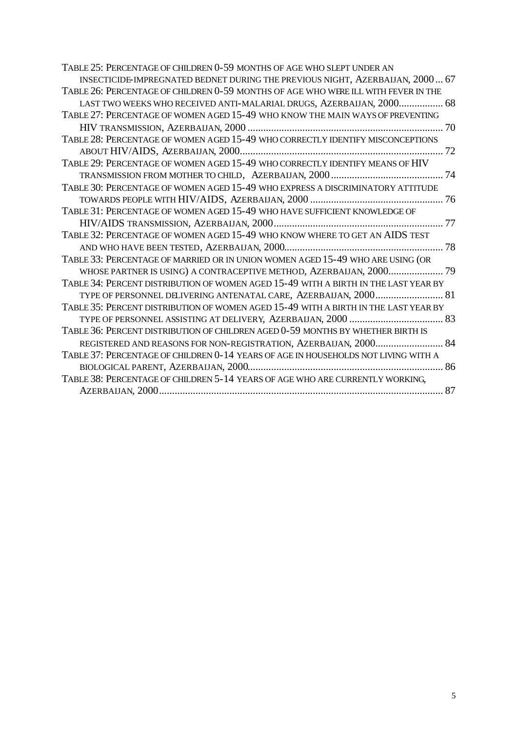TABLE 25: PERCENTAGE OF CHILDREN 0-59 MONTHS OF AGE WHO SLEPT UNDER AN INSECTICIDE-IMPREGNATED BEDNET DURING THE PREVIOUS NIGHT, AZERBAIJAN, 2000 ... 67

TABLE 26: PERCENTAGE OF CHILDREN 0-59 MONTHS OF AGE WHO WERE ILL WITH FEVER IN THE LAST TWO WEEKS WHO RECEIVED ANTI-MALARIAL DRUGS, AZERBAIJAN, 2000................. 68

TABLE 27: PERCENTAGE OF WOMEN AGED 15-49 WHO KNOW THE MAIN WAYS OF PREVENTING HIV TRANSMISSION, AZERBAIJAN, 2000 ........................................................................... 70

TABLE 28: PERCENTAGE OF WOMEN AGED 15-49 WHO CORRECTLY IDENTIFY MISCONCEPTIONS ABOUT HIV/AIDS, AZERBAIJAN, 2000............................................................................. 72

TABLE 29: PERCENTAGE OF WOMEN AGED 15-49 WHO CORRECTLY IDENTIFY MEANS OF HIV TRANSMISSION FROM MOTHER TO CHILD, AZERBAIJAN, 2000 ........................................... 74

TABLE 30: PERCENTAGE OF WOMEN AGED 15-49 WHO EXPRESS A DISCRIMINATORY ATTITUDE TOWARDS PEOPLE WITH HIV/AIDS, AZERBAIJAN, 2000 ................................................... 76

TABLE 31: PERCENTAGE OF WOMEN AGED 15-49 WHO HAVE SUFFICIENT KNOWLEDGE OF HIV/AIDS TRANSMISSION, AZERBAIJAN, 2000................................................................. 77

TABLE 32: PERCENTAGE OF WOMEN AGED 15-49 WHO KNOW WHERE TO GET AN AIDS TEST AND WHO HAVE BEEN TESTED, AZERBAIJAN, 2000............................................................. 78

TABLE 33: PERCENTAGE OF MARRIED OR IN UNION WOMEN AGED 15-49 WHO ARE USING (OR WHOSE PARTNER IS USING) A CONTRACEPTIVE METHOD, AZERBAIJAN, 2000..................... 79

TABLE 34: PERCENT DISTRIBUTION OF WOMEN AGED 15-49 WITH A BIRTH IN THE LAST YEAR BY TYPE OF PERSONNEL DELIVERING ANTENATAL CARE, AZERBAIJAN, 2000.......................... 81

TABLE 35: PERCENT DISTRIBUTION OF WOMEN AGED 15-49 WITH A BIRTH IN THE LAST YEAR BY TYPE OF PERSONNEL ASSISTING AT DELIVERY, AZERBAIJAN, 2000 .................................... 83

TABLE 36: PERCENT DISTRIBUTION OF CHILDREN AGED 0-59 MONTHS BY WHETHER BIRTH IS REGISTERED AND REASONS FOR NON-REGISTRATION, AZERBAIJAN, 2000.......................... 84

TABLE 37: PERCENTAGE OF CHILDREN 0-14 YEARS OF AGE IN HOUSEHOLDS NOT LIVING WITH A BIOLOGICAL PARENT, AZERBAIJAN, 2000........................................................................... 86

TABLE 38: PERCENTAGE OF CHILDREN 5-14 YEARS OF AGE WHO ARE CURRENTLY WORKING, AZERBAIJAN, 2000............................................................................................................ 87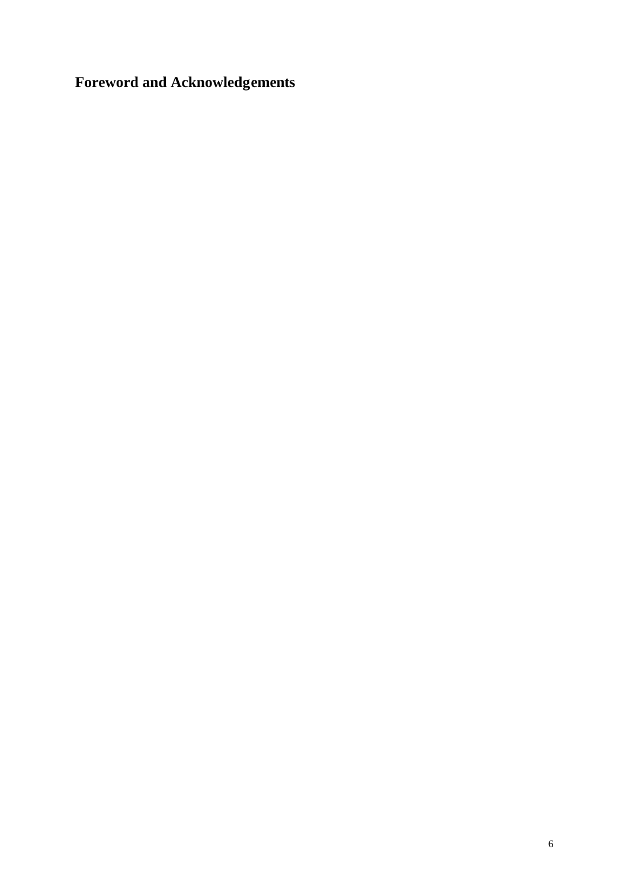# Foreword and Acknowledgements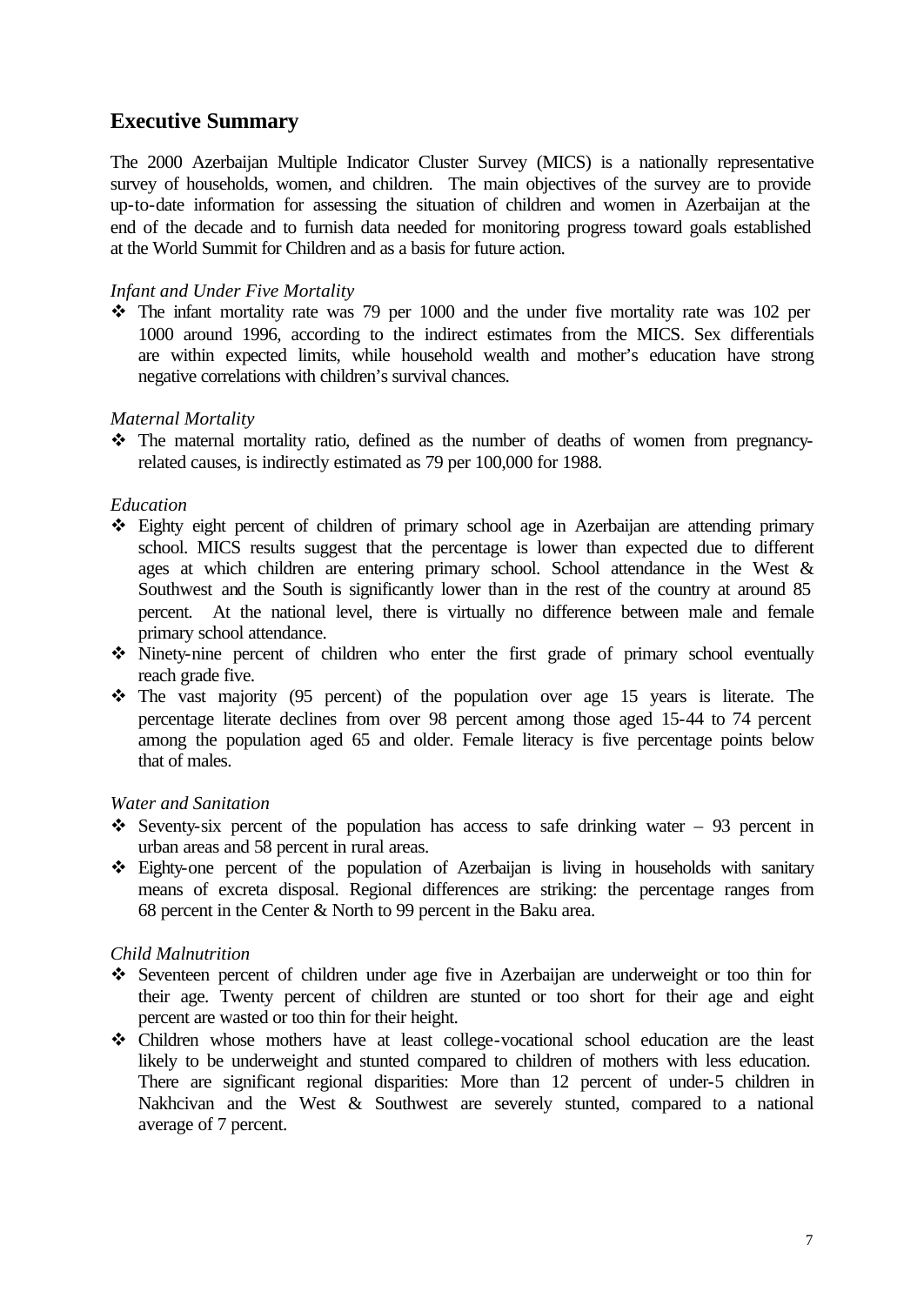## Executive Summary

The 2000 Azerbaijan Multiple Indicator Cluster Survey (MICS) is a nationally representative survey of households, women, and children. The main objectives of the survey are to provide up-to-date information for assessing the situation of children and women in Azerbaijan at the end of the decade and to furnish data needed for monitoring progress toward goals established at the World Summit for Children and as a basis for future action.

*Infant and Under Five Mortality*

- The infant mortality rate was 79 per 1000 and the under five mortality rate was 102 per 1000 around 1996, according to the indirect estimates from the MICS. Sex differentials are within expected limits, while household wealth and mother's education have strong negative correlations with children's survival chances.

*Maternal Mortality*

- The maternal mortality ratio, defined as the number of deaths of women from pregnancy-related causes, is indirectly estimated as 79 per 100,000 for 1988.

*Education*

- Eighty eight percent of children of primary school age in Azerbaijan are attending primary school. MICS results suggest that the percentage is lower than expected due to different ages at which children are entering primary school. School attendance in the West & Southwest and the South is significantly lower than in the rest of the country at around 85 percent. At the national level, there is virtually no difference between male and female primary school attendance.
- Ninety-nine percent of children who enter the first grade of primary school eventually reach grade five.
- The vast majority (95 percent) of the population over age 15 years is literate. The percentage literate declines from over 98 percent among those aged 15-44 to 74 percent among the population aged 65 and older. Female literacy is five percentage points below that of males.

*Water and Sanitation*

- Seventy-six percent of the population has access to safe drinking water – 93 percent in urban areas and 58 percent in rural areas.
- Eighty-one percent of the population of Azerbaijan is living in households with sanitary means of excreta disposal. Regional differences are striking: the percentage ranges from 68 percent in the Center & North to 99 percent in the Baku area.

*Child Malnutrition*

- Seventeen percent of children under age five in Azerbaijan are underweight or too thin for their age. Twenty percent of children are stunted or too short for their age and eight percent are wasted or too thin for their height.
- Children whose mothers have at least college-vocational school education are the least likely to be underweight and stunted compared to children of mothers with less education. There are significant regional disparities: More than 12 percent of under-5 children in Nakhcivan and the West & Southwest are severely stunted, compared to a national average of 7 percent.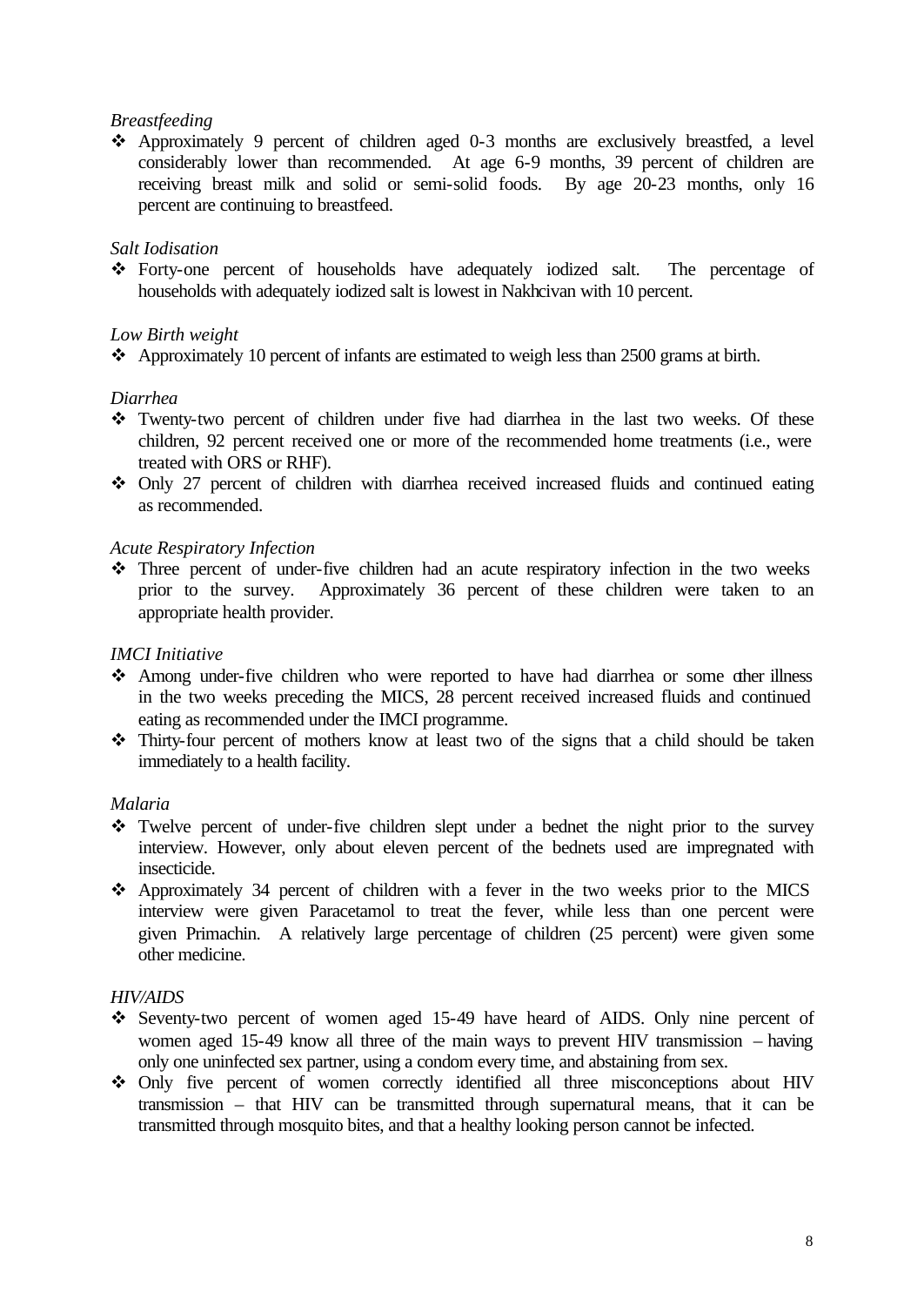*Breastfeeding*

- Approximately 9 percent of children aged 0-3 months are exclusively breastfed, a level considerably lower than recommended. At age 6-9 months, 39 percent of children are receiving breast milk and solid or semi-solid foods. By age 20-23 months, only 16 percent are continuing to breastfeed.

*Salt Iodisation*

- Forty-one percent of households have adequately iodized salt. The percentage of households with adequately iodized salt is lowest in Nakhcivan with 10 percent.

*Low Birth weight*

- Approximately 10 percent of infants are estimated to weigh less than 2500 grams at birth.

*Diarrhea*

- Twenty-two percent of children under five had diarrhea in the last two weeks. Of these children, 92 percent received one or more of the recommended home treatments (i.e., were treated with ORS or RHF).
- Only 27 percent of children with diarrhea received increased fluids and continued eating as recommended.

*Acute Respiratory Infection*

- Three percent of under-five children had an acute respiratory infection in the two weeks prior to the survey. Approximately 36 percent of these children were taken to an appropriate health provider.

*IMCI Initiative*

- Among under-five children who were reported to have had diarrhea or some other illness in the two weeks preceding the MICS, 28 percent received increased fluids and continued eating as recommended under the IMCI programme.
- Thirty-four percent of mothers know at least two of the signs that a child should be taken immediately to a health facility.

*Malaria*

- Twelve percent of under-five children slept under a bednet the night prior to the survey interview. However, only about eleven percent of the bednets used are impregnated with insecticide.
- Approximately 34 percent of children with a fever in the two weeks prior to the MICS interview were given Paracetamol to treat the fever, while less than one percent were given Primachin. A relatively large percentage of children (25 percent) were given some other medicine.

*HIV/AIDS*

- Seventy-two percent of women aged 15-49 have heard of AIDS. Only nine percent of women aged 15-49 know all three of the main ways to prevent HIV transmission – having only one uninfected sex partner, using a condom every time, and abstaining from sex.
- Only five percent of women correctly identified all three misconceptions about HIV transmission – that HIV can be transmitted through supernatural means, that it can be transmitted through mosquito bites, and that a healthy looking person cannot be infected.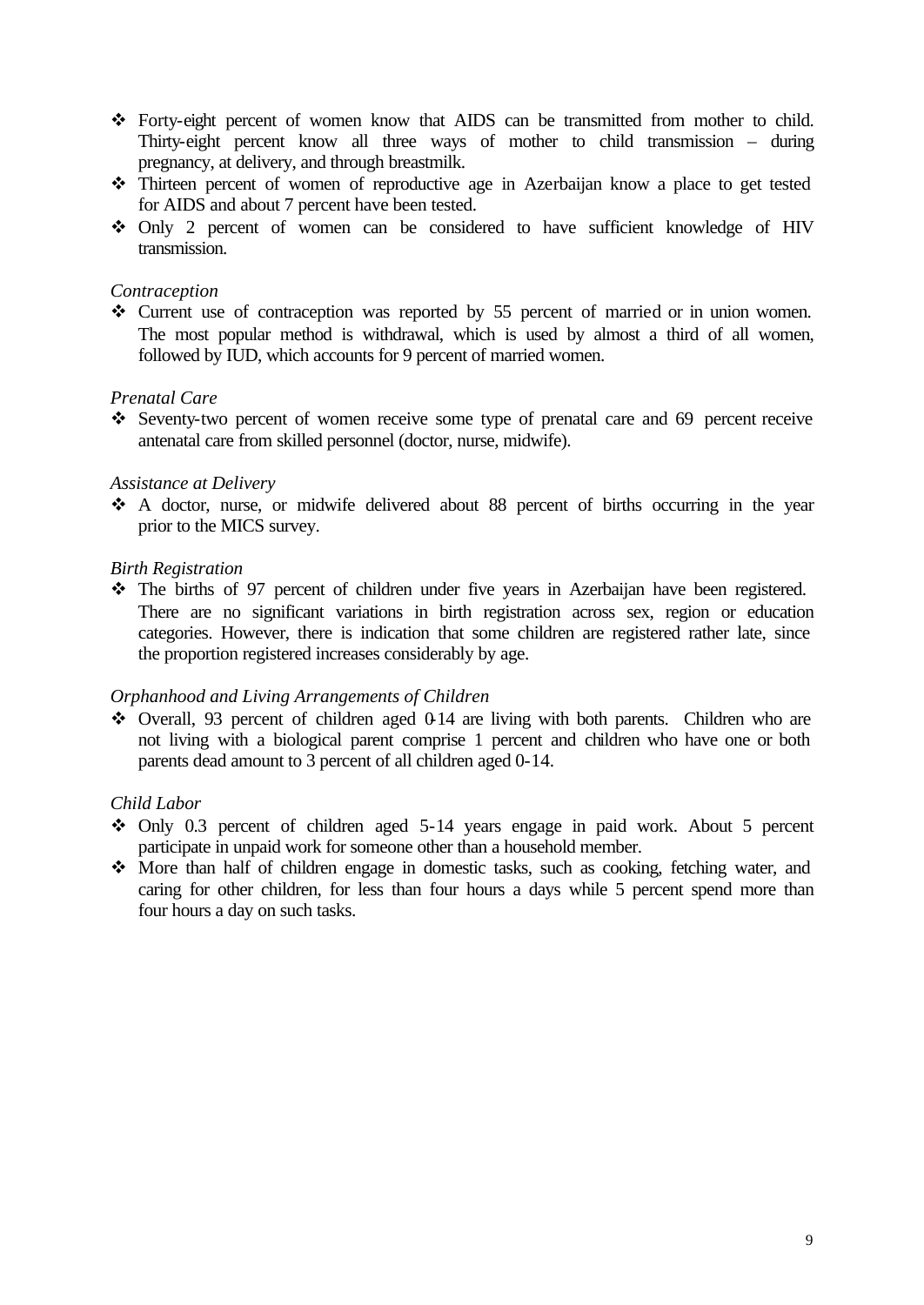- Forty-eight percent of women know that AIDS can be transmitted from mother to child. Thirty-eight percent know all three ways of mother to child transmission – during pregnancy, at delivery, and through breastmilk.
- Thirteen percent of women of reproductive age in Azerbaijan know a place to get tested for AIDS and about 7 percent have been tested.
- Only 2 percent of women can be considered to have sufficient knowledge of HIV transmission.

*Contraception*

- Current use of contraception was reported by 55 percent of married or in union women. The most popular method is withdrawal, which is used by almost a third of all women, followed by IUD, which accounts for 9 percent of married women.

*Prenatal Care*

- Seventy-two percent of women receive some type of prenatal care and 69 percent receive antenatal care from skilled personnel (doctor, nurse, midwife).

*Assistance at Delivery*

- A doctor, nurse, or midwife delivered about 88 percent of births occurring in the year prior to the MICS survey.

*Birth Registration*

- The births of 97 percent of children under five years in Azerbaijan have been registered. There are no significant variations in birth registration across sex, region or education categories. However, there is indication that some children are registered rather late, since the proportion registered increases considerably by age.

*Orphanhood and Living Arrangements of Children*

- Overall, 93 percent of children aged 0-14 are living with both parents. Children who are not living with a biological parent comprise 1 percent and children who have one or both parents dead amount to 3 percent of all children aged 0-14.

*Child Labor*

- Only 0.3 percent of children aged 5-14 years engage in paid work. About 5 percent participate in unpaid work for someone other than a household member.
- More than half of children engage in domestic tasks, such as cooking, fetching water, and caring for other children, for less than four hours a days while 5 percent spend more than four hours a day on such tasks.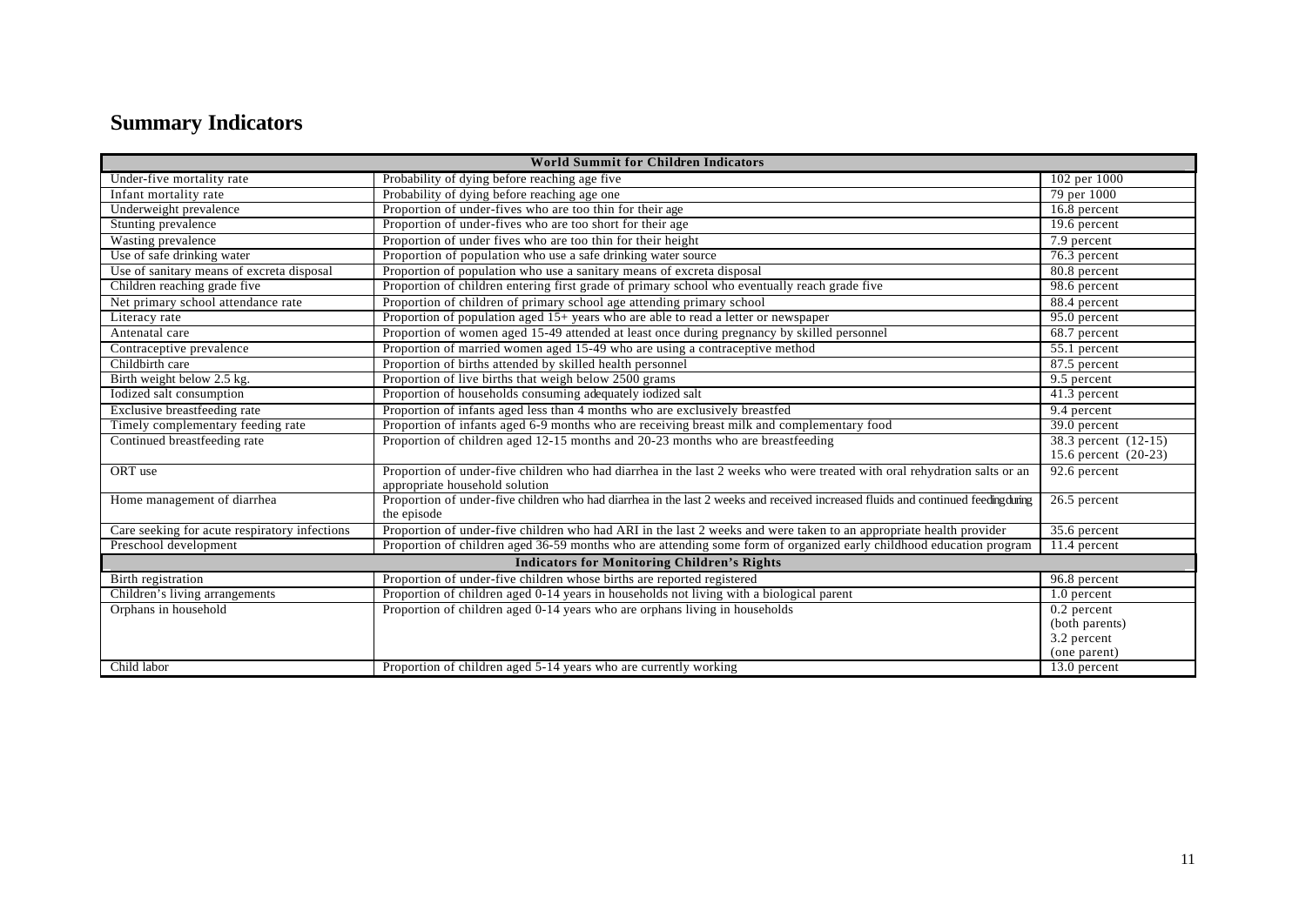# Summary Indicators

| World Summit for Children Indicators | | |
|---|---|---|
| Under-five mortality rate | Probability of dying before reaching age five | 102 per 1000 |
| Infant mortality rate | Probability of dying before reaching age one | 79 per 1000 |
| Underweight prevalence | Proportion of under-fives who are too thin for their age | 16.8 percent |
| Stunting prevalence | Proportion of under-fives who are too short for their age | 19.6 percent |
| Wasting prevalence | Proportion of under fives who are too thin for their height | 7.9 percent |
| Use of safe drinking water | Proportion of population who use a safe drinking water source | 76.3 percent |
| Use of sanitary means of excreta disposal | Proportion of population who use a sanitary means of excreta disposal | 80.8 percent |
| Children reaching grade five | Proportion of children entering first grade of primary school who eventually reach grade five | 98.6 percent |
| Net primary school attendance rate | Proportion of children of primary school age attending primary school | 88.4 percent |
| Literacy rate | Proportion of population aged 15+ years who are able to read a letter or newspaper | 95.0 percent |
| Antenatal care | Proportion of women aged 15-49 attended at least once during pregnancy by skilled personnel | 68.7 percent |
| Contraceptive prevalence | Proportion of married women aged 15-49 who are using a contraceptive method | 55.1 percent |
| Childbirth care | Proportion of births attended by skilled health personnel | 87.5 percent |
| Birth weight below 2.5 kg. | Proportion of live births that weigh below 2500 grams | 9.5 percent |
| Iodized salt consumption | Proportion of households consuming adequately iodized salt | 41.3 percent |
| Exclusive breastfeeding rate | Proportion of infants aged less than 4 months who are exclusively breastfed | 9.4 percent |
| Timely complementary feeding rate | Proportion of infants aged 6-9 months who are receiving breast milk and complementary food | 39.0 percent |
| Continued breastfeeding rate | Proportion of children aged 12-15 months and 20-23 months who are breastfeeding | 38.3 percent (12-15)<br>15.6 percent (20-23) |
| ORT use | Proportion of under-five children who had diarrhea in the last 2 weeks who were treated with oral rehydration salts or an appropriate household solution | 92.6 percent |
| Home management of diarrhea | Proportion of under-five children who had diarrhea in the last 2 weeks and received increased fluids and continued feeding during the episode | 26.5 percent |
| Care seeking for acute respiratory infections | Proportion of under-five children who had ARI in the last 2 weeks and were taken to an appropriate health provider | 35.6 percent |
| Preschool development | Proportion of children aged 36-59 months who are attending some form of organized early childhood education program | 11.4 percent |
| **Indicators for Monitoring Children's Rights** | | |
| Birth registration | Proportion of under-five children whose births are reported registered | 96.8 percent |
| Children's living arrangements | Proportion of children aged 0-14 years in households not living with a biological parent | 1.0 percent |
| Orphans in household | Proportion of children aged 0-14 years who are orphans living in households | 0.2 percent (both parents)<br>3.2 percent (one parent) |
| Child labor | Proportion of children aged 5-14 years who are currently working | 13.0 percent |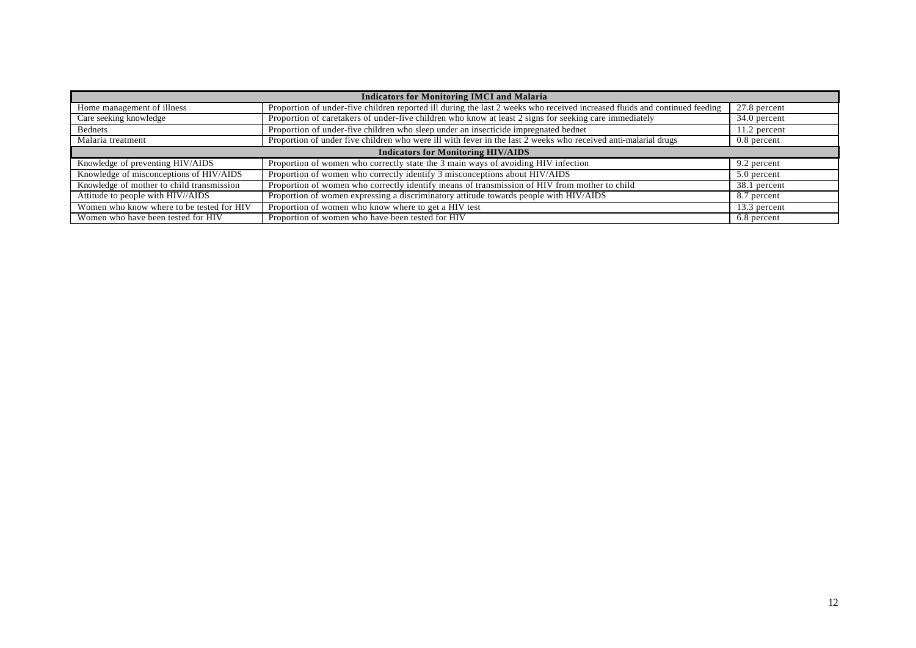| Indicators for Monitoring IMCI and Malaria | | |
|---|---|---|
| Home management of illness | Proportion of under-five children reported ill during the last 2 weeks who received increased fluids and continued feeding | 27.8 percent |
| Care seeking knowledge | Proportion of caretakers of under-five children who know at least 2 signs for seeking care immediately | 34.0 percent |
| Bednets | Proportion of under-five children who sleep under an insecticide impregnated bednet | 11.2 percent |
| Malaria treatment | Proportion of under five children who were ill with fever in the last 2 weeks who received anti-malarial drugs | 0.8 percent |
| **Indicators for Monitoring HIV/AIDS** | | |
| Knowledge of preventing HIV/AIDS | Proportion of women who correctly state the 3 main ways of avoiding HIV infection | 9.2 percent |
| Knowledge of misconceptions of HIV/AIDS | Proportion of women who correctly identify 3 misconceptions about HIV/AIDS | 5.0 percent |
| Knowledge of mother to child transmission | Proportion of women who correctly identify means of transmission of HIV from mother to child | 38.1 percent |
| Attitude to people with HIV//AIDS | Proportion of women expressing a discriminatory attitude towards people with HIV/AIDS | 8.7 percent |
| Women who know where to be tested for HIV | Proportion of women who know where to get a HIV test | 13.3 percent |
| Women who have been tested for HIV | Proportion of women who have been tested for HIV | 6.8 percent |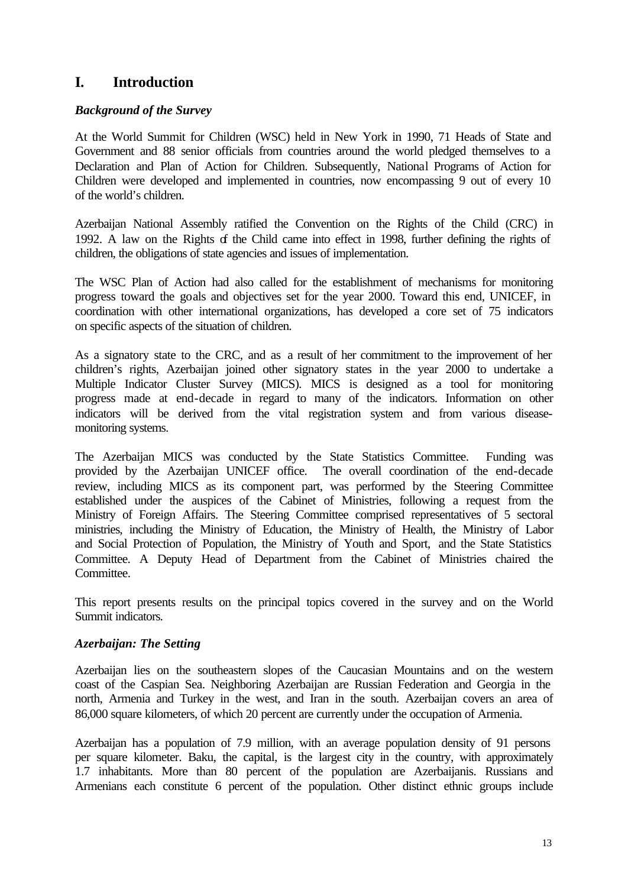# I. Introduction

### *Background of the Survey*

At the World Summit for Children (WSC) held in New York in 1990, 71 Heads of State and Government and 88 senior officials from countries around the world pledged themselves to a Declaration and Plan of Action for Children. Subsequently, National Programs of Action for Children were developed and implemented in countries, now encompassing 9 out of every 10 of the world's children.

Azerbaijan National Assembly ratified the Convention on the Rights of the Child (CRC) in 1992. A law on the Rights of the Child came into effect in 1998, further defining the rights of children, the obligations of state agencies and issues of implementation.

The WSC Plan of Action had also called for the establishment of mechanisms for monitoring progress toward the goals and objectives set for the year 2000. Toward this end, UNICEF, in coordination with other international organizations, has developed a core set of 75 indicators on specific aspects of the situation of children.

As a signatory state to the CRC, and as a result of her commitment to the improvement of her children's rights, Azerbaijan joined other signatory states in the year 2000 to undertake a Multiple Indicator Cluster Survey (MICS). MICS is designed as a tool for monitoring progress made at end-decade in regard to many of the indicators. Information on other indicators will be derived from the vital registration system and from various disease-monitoring systems.

The Azerbaijan MICS was conducted by the State Statistics Committee. Funding was provided by the Azerbaijan UNICEF office. The overall coordination of the end-decade review, including MICS as its component part, was performed by the Steering Committee established under the auspices of the Cabinet of Ministries, following a request from the Ministry of Foreign Affairs. The Steering Committee comprised representatives of 5 sectoral ministries, including the Ministry of Education, the Ministry of Health, the Ministry of Labor and Social Protection of Population, the Ministry of Youth and Sport, and the State Statistics Committee. A Deputy Head of Department from the Cabinet of Ministries chaired the Committee.

This report presents results on the principal topics covered in the survey and on the World Summit indicators.

### *Azerbaijan: The Setting*

Azerbaijan lies on the southeastern slopes of the Caucasian Mountains and on the western coast of the Caspian Sea. Neighboring Azerbaijan are Russian Federation and Georgia in the north, Armenia and Turkey in the west, and Iran in the south. Azerbaijan covers an area of 86,000 square kilometers, of which 20 percent are currently under the occupation of Armenia.

Azerbaijan has a population of 7.9 million, with an average population density of 91 persons per square kilometer. Baku, the capital, is the largest city in the country, with approximately 1.7 inhabitants. More than 80 percent of the population are Azerbaijanis. Russians and Armenians each constitute 6 percent of the population. Other distinct ethnic groups include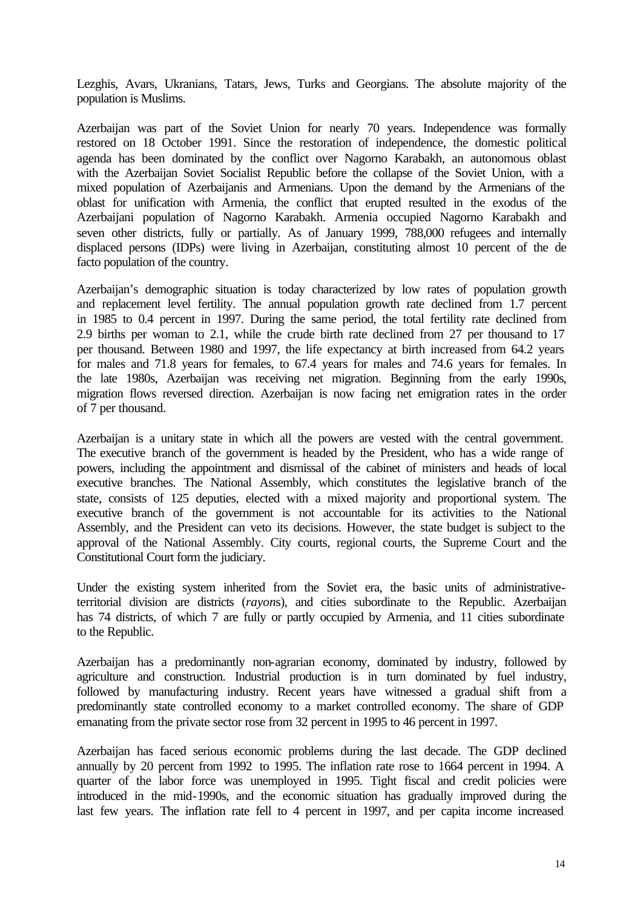Lezghis, Avars, Ukranians, Tatars, Jews, Turks and Georgians. The absolute majority of the population is Muslims.

Azerbaijan was part of the Soviet Union for nearly 70 years. Independence was formally restored on 18 October 1991. Since the restoration of independence, the domestic political agenda has been dominated by the conflict over Nagorno Karabakh, an autonomous oblast with the Azerbaijan Soviet Socialist Republic before the collapse of the Soviet Union, with a mixed population of Azerbaijanis and Armenians. Upon the demand by the Armenians of the oblast for unification with Armenia, the conflict that erupted resulted in the exodus of the Azerbaijani population of Nagorno Karabakh. Armenia occupied Nagorno Karabakh and seven other districts, fully or partially. As of January 1999, 788,000 refugees and internally displaced persons (IDPs) were living in Azerbaijan, constituting almost 10 percent of the de facto population of the country.

Azerbaijan's demographic situation is today characterized by low rates of population growth and replacement level fertility. The annual population growth rate declined from 1.7 percent in 1985 to 0.4 percent in 1997. During the same period, the total fertility rate declined from 2.9 births per woman to 2.1, while the crude birth rate declined from 27 per thousand to 17 per thousand. Between 1980 and 1997, the life expectancy at birth increased from 64.2 years for males and 71.8 years for females, to 67.4 years for males and 74.6 years for females. In the late 1980s, Azerbaijan was receiving net migration. Beginning from the early 1990s, migration flows reversed direction. Azerbaijan is now facing net emigration rates in the order of 7 per thousand.

Azerbaijan is a unitary state in which all the powers are vested with the central government. The executive branch of the government is headed by the President, who has a wide range of powers, including the appointment and dismissal of the cabinet of ministers and heads of local executive branches. The National Assembly, which constitutes the legislative branch of the state, consists of 125 deputies, elected with a mixed majority and proportional system. The executive branch of the government is not accountable for its activities to the National Assembly, and the President can veto its decisions. However, the state budget is subject to the approval of the National Assembly. City courts, regional courts, the Supreme Court and the Constitutional Court form the judiciary.

Under the existing system inherited from the Soviet era, the basic units of administrative-territorial division are districts (*rayon*s), and cities subordinate to the Republic. Azerbaijan has 74 districts, of which 7 are fully or partly occupied by Armenia, and 11 cities subordinate to the Republic.

Azerbaijan has a predominantly non-agrarian economy, dominated by industry, followed by agriculture and construction. Industrial production is in turn dominated by fuel industry, followed by manufacturing industry. Recent years have witnessed a gradual shift from a predominantly state controlled economy to a market controlled economy. The share of GDP emanating from the private sector rose from 32 percent in 1995 to 46 percent in 1997.

Azerbaijan has faced serious economic problems during the last decade. The GDP declined annually by 20 percent from 1992 to 1995. The inflation rate rose to 1664 percent in 1994. A quarter of the labor force was unemployed in 1995. Tight fiscal and credit policies were introduced in the mid-1990s, and the economic situation has gradually improved during the last few years. The inflation rate fell to 4 percent in 1997, and per capita income increased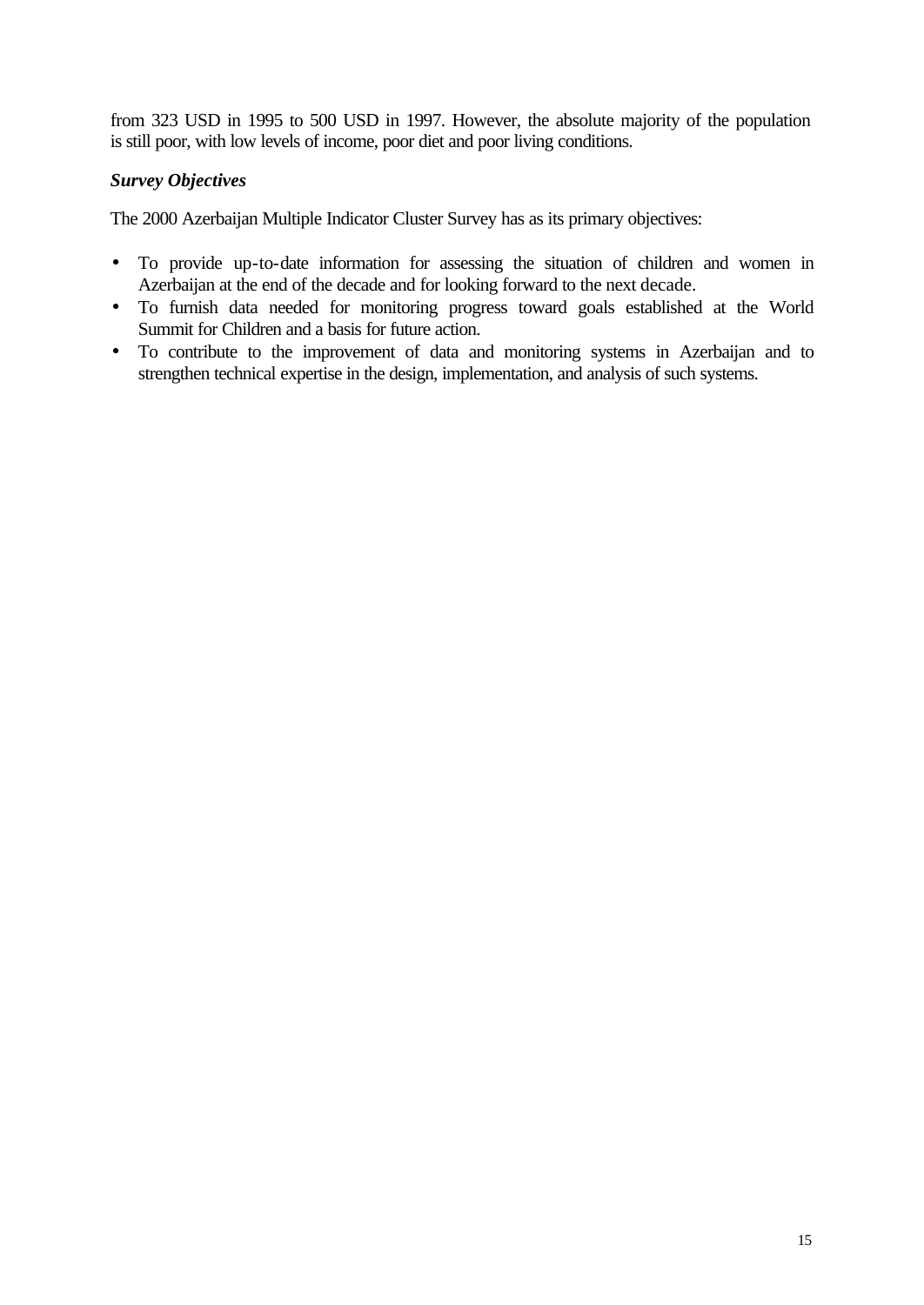from 323 USD in 1995 to 500 USD in 1997. However, the absolute majority of the population is still poor, with low levels of income, poor diet and poor living conditions.

***Survey Objectives***

The 2000 Azerbaijan Multiple Indicator Cluster Survey has as its primary objectives:

- To provide up-to-date information for assessing the situation of children and women in Azerbaijan at the end of the decade and for looking forward to the next decade.
- To furnish data needed for monitoring progress toward goals established at the World Summit for Children and a basis for future action.
- To contribute to the improvement of data and monitoring systems in Azerbaijan and to strengthen technical expertise in the design, implementation, and analysis of such systems.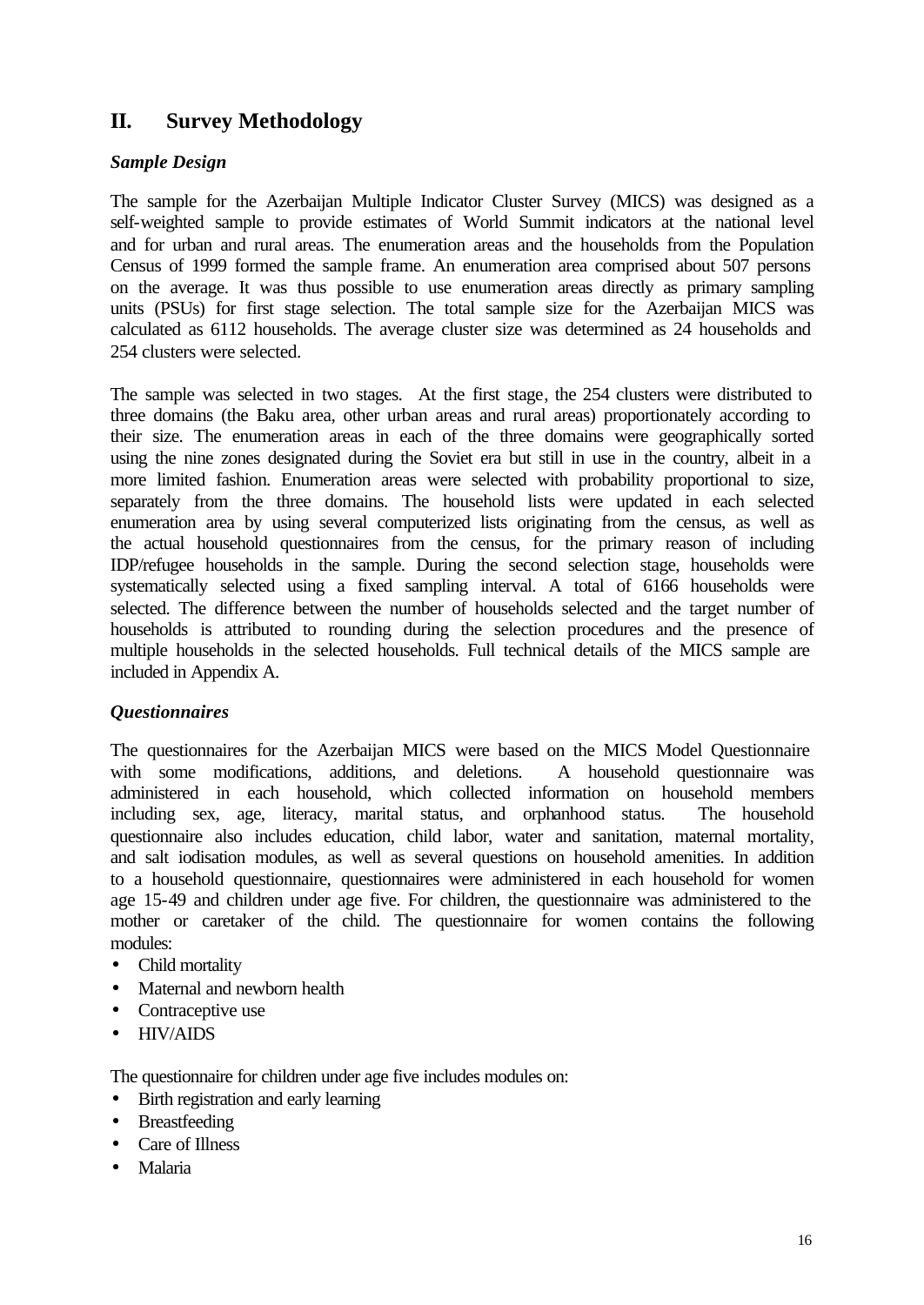## II. Survey Methodology

### *Sample Design*

The sample for the Azerbaijan Multiple Indicator Cluster Survey (MICS) was designed as a self-weighted sample to provide estimates of World Summit indicators at the national level and for urban and rural areas. The enumeration areas and the households from the Population Census of 1999 formed the sample frame. An enumeration area comprised about 507 persons on the average. It was thus possible to use enumeration areas directly as primary sampling units (PSUs) for first stage selection. The total sample size for the Azerbaijan MICS was calculated as 6112 households. The average cluster size was determined as 24 households and 254 clusters were selected.

The sample was selected in two stages. At the first stage, the 254 clusters were distributed to three domains (the Baku area, other urban areas and rural areas) proportionately according to their size. The enumeration areas in each of the three domains were geographically sorted using the nine zones designated during the Soviet era but still in use in the country, albeit in a more limited fashion. Enumeration areas were selected with probability proportional to size, separately from the three domains. The household lists were updated in each selected enumeration area by using several computerized lists originating from the census, as well as the actual household questionnaires from the census, for the primary reason of including IDP/refugee households in the sample. During the second selection stage, households were systematically selected using a fixed sampling interval. A total of 6166 households were selected. The difference between the number of households selected and the target number of households is attributed to rounding during the selection procedures and the presence of multiple households in the selected households. Full technical details of the MICS sample are included in Appendix A.

### *Questionnaires*

The questionnaires for the Azerbaijan MICS were based on the MICS Model Questionnaire with some modifications, additions, and deletions. A household questionnaire was administered in each household, which collected information on household members including sex, age, literacy, marital status, and orphanhood status. The household questionnaire also includes education, child labor, water and sanitation, maternal mortality, and salt iodisation modules, as well as several questions on household amenities. In addition to a household questionnaire, questionnaires were administered in each household for women age 15-49 and children under age five. For children, the questionnaire was administered to the mother or caretaker of the child. The questionnaire for women contains the following modules:

- Child mortality
- Maternal and newborn health
- Contraceptive use
- HIV/AIDS

The questionnaire for children under age five includes modules on:

- Birth registration and early learning
- Breastfeeding
- Care of Illness
- Malaria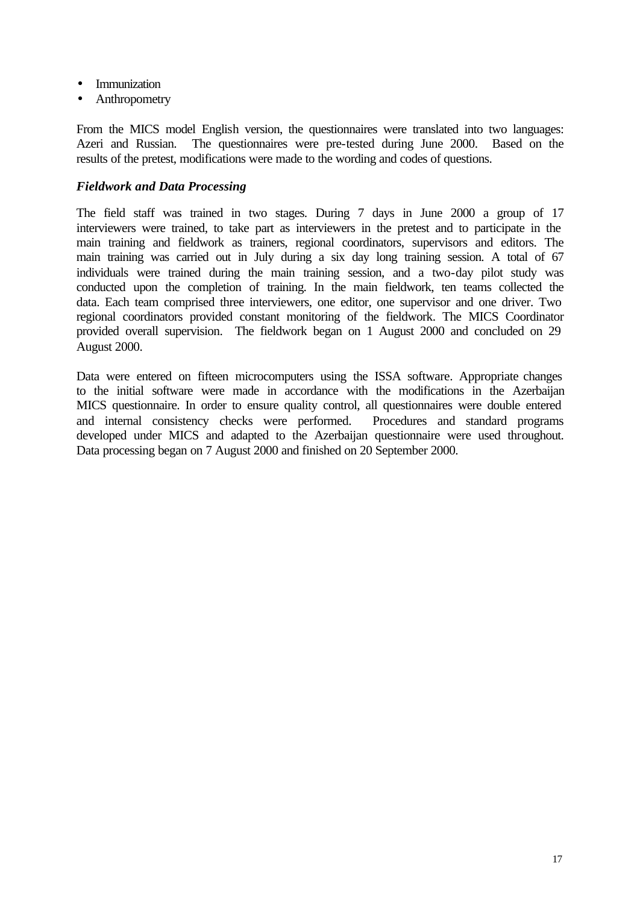- Immunization
- Anthropometry

From the MICS model English version, the questionnaires were translated into two languages: Azeri and Russian. The questionnaires were pre-tested during June 2000. Based on the results of the pretest, modifications were made to the wording and codes of questions.

### *Fieldwork and Data Processing*

The field staff was trained in two stages. During 7 days in June 2000 a group of 17 interviewers were trained, to take part as interviewers in the pretest and to participate in the main training and fieldwork as trainers, regional coordinators, supervisors and editors. The main training was carried out in July during a six day long training session. A total of 67 individuals were trained during the main training session, and a two-day pilot study was conducted upon the completion of training. In the main fieldwork, ten teams collected the data. Each team comprised three interviewers, one editor, one supervisor and one driver. Two regional coordinators provided constant monitoring of the fieldwork. The MICS Coordinator provided overall supervision. The fieldwork began on 1 August 2000 and concluded on 29 August 2000.

Data were entered on fifteen microcomputers using the ISSA software. Appropriate changes to the initial software were made in accordance with the modifications in the Azerbaijan MICS questionnaire. In order to ensure quality control, all questionnaires were double entered and internal consistency checks were performed. Procedures and standard programs developed under MICS and adapted to the Azerbaijan questionnaire were used throughout. Data processing began on 7 August 2000 and finished on 20 September 2000.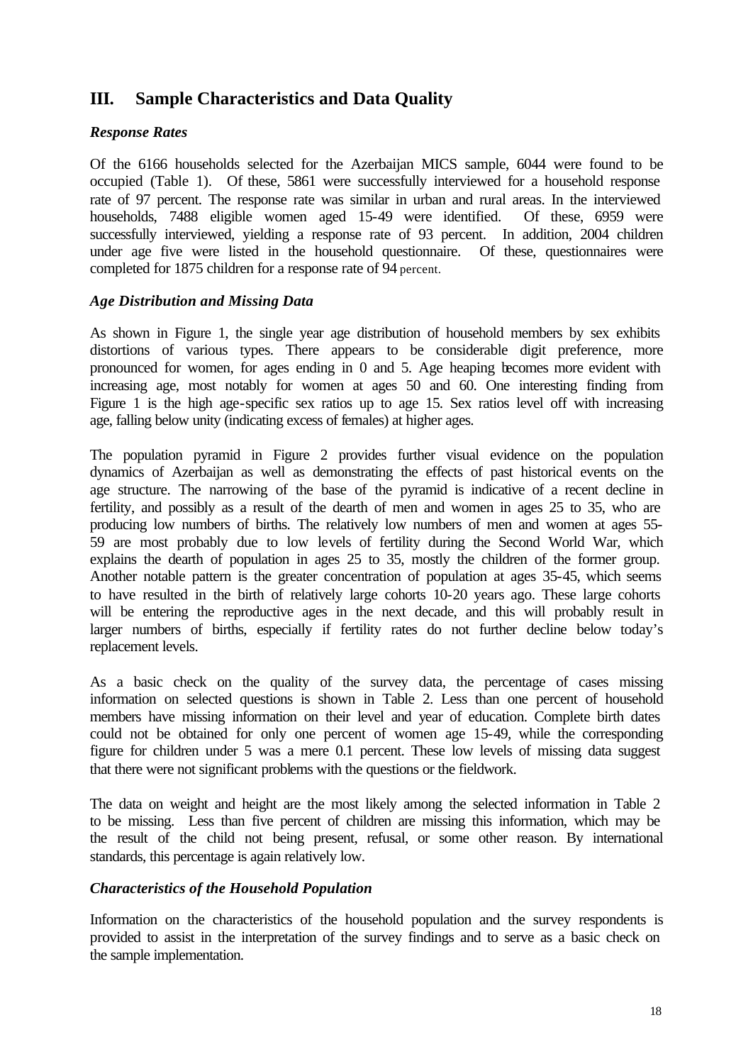# III. Sample Characteristics and Data Quality

### *Response Rates*

Of the 6166 households selected for the Azerbaijan MICS sample, 6044 were found to be occupied (Table 1). Of these, 5861 were successfully interviewed for a household response rate of 97 percent. The response rate was similar in urban and rural areas. In the interviewed households, 7488 eligible women aged 15-49 were identified. Of these, 6959 were successfully interviewed, yielding a response rate of 93 percent. In addition, 2004 children under age five were listed in the household questionnaire. Of these, questionnaires were completed for 1875 children for a response rate of 94 percent.

### *Age Distribution and Missing Data*

As shown in Figure 1, the single year age distribution of household members by sex exhibits distortions of various types. There appears to be considerable digit preference, more pronounced for women, for ages ending in 0 and 5. Age heaping becomes more evident with increasing age, most notably for women at ages 50 and 60. One interesting finding from Figure 1 is the high age-specific sex ratios up to age 15. Sex ratios level off with increasing age, falling below unity (indicating excess of females) at higher ages.

The population pyramid in Figure 2 provides further visual evidence on the population dynamics of Azerbaijan as well as demonstrating the effects of past historical events on the age structure. The narrowing of the base of the pyramid is indicative of a recent decline in fertility, and possibly as a result of the dearth of men and women in ages 25 to 35, who are producing low numbers of births. The relatively low numbers of men and women at ages 55-59 are most probably due to low levels of fertility during the Second World War, which explains the dearth of population in ages 25 to 35, mostly the children of the former group. Another notable pattern is the greater concentration of population at ages 35-45, which seems to have resulted in the birth of relatively large cohorts 10-20 years ago. These large cohorts will be entering the reproductive ages in the next decade, and this will probably result in larger numbers of births, especially if fertility rates do not further decline below today's replacement levels.

As a basic check on the quality of the survey data, the percentage of cases missing information on selected questions is shown in Table 2. Less than one percent of household members have missing information on their level and year of education. Complete birth dates could not be obtained for only one percent of women age 15-49, while the corresponding figure for children under 5 was a mere 0.1 percent. These low levels of missing data suggest that there were not significant problems with the questions or the fieldwork.

The data on weight and height are the most likely among the selected information in Table 2 to be missing. Less than five percent of children are missing this information, which may be the result of the child not being present, refusal, or some other reason. By international standards, this percentage is again relatively low.

### *Characteristics of the Household Population*

Information on the characteristics of the household population and the survey respondents is provided to assist in the interpretation of the survey findings and to serve as a basic check on the sample implementation.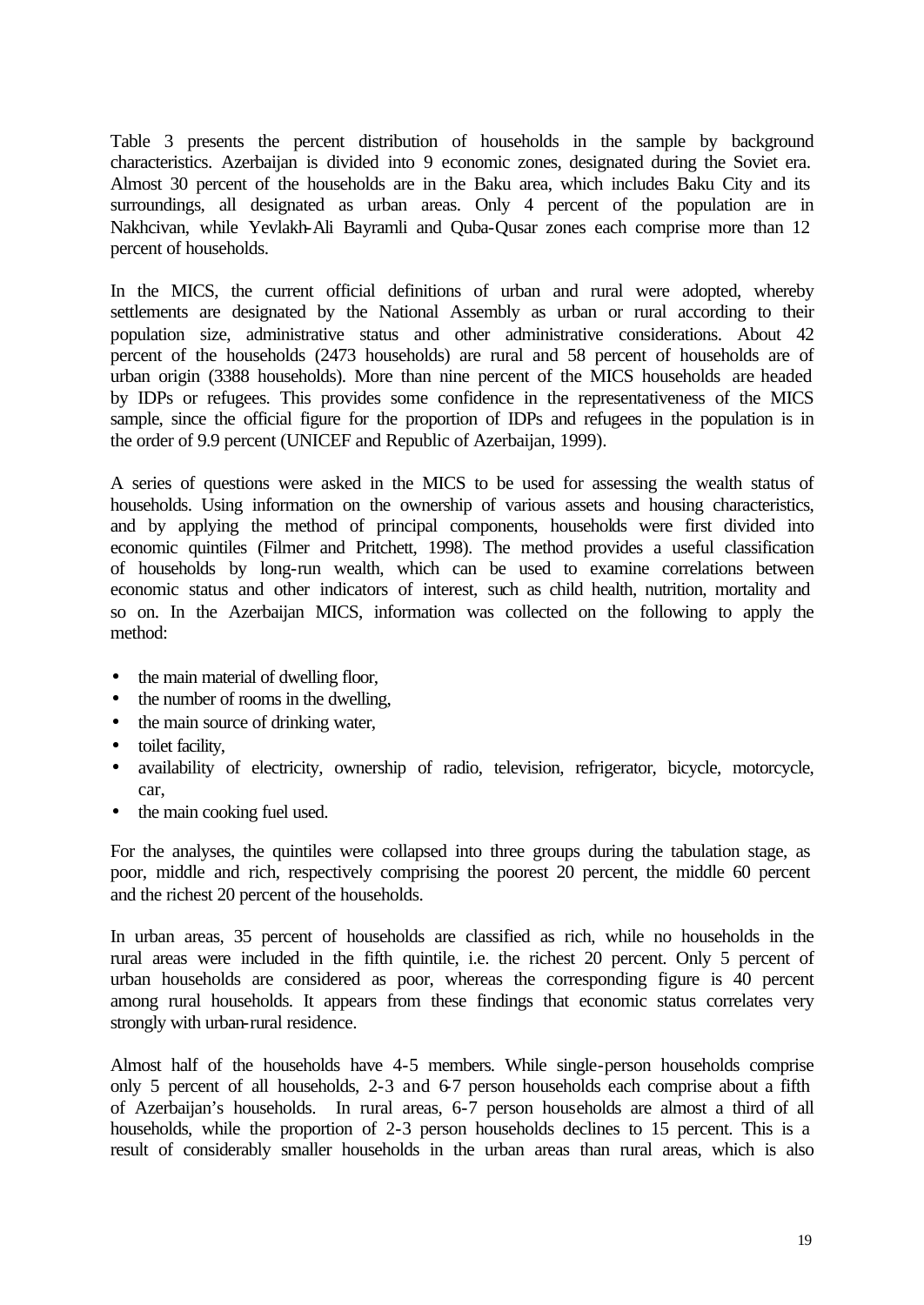Table 3 presents the percent distribution of households in the sample by background characteristics. Azerbaijan is divided into 9 economic zones, designated during the Soviet era. Almost 30 percent of the households are in the Baku area, which includes Baku City and its surroundings, all designated as urban areas. Only 4 percent of the population are in Nakhcivan, while Yevlakh-Ali Bayramli and Quba-Qusar zones each comprise more than 12 percent of households.

In the MICS, the current official definitions of urban and rural were adopted, whereby settlements are designated by the National Assembly as urban or rural according to their population size, administrative status and other administrative considerations. About 42 percent of the households (2473 households) are rural and 58 percent of households are of urban origin (3388 households). More than nine percent of the MICS households are headed by IDPs or refugees. This provides some confidence in the representativeness of the MICS sample, since the official figure for the proportion of IDPs and refugees in the population is in the order of 9.9 percent (UNICEF and Republic of Azerbaijan, 1999).

A series of questions were asked in the MICS to be used for assessing the wealth status of households. Using information on the ownership of various assets and housing characteristics, and by applying the method of principal components, households were first divided into economic quintiles (Filmer and Pritchett, 1998). The method provides a useful classification of households by long-run wealth, which can be used to examine correlations between economic status and other indicators of interest, such as child health, nutrition, mortality and so on. In the Azerbaijan MICS, information was collected on the following to apply the method:

- the main material of dwelling floor,
- the number of rooms in the dwelling,
- the main source of drinking water,
- toilet facility,
- availability of electricity, ownership of radio, television, refrigerator, bicycle, motorcycle, car,
- the main cooking fuel used.

For the analyses, the quintiles were collapsed into three groups during the tabulation stage, as poor, middle and rich, respectively comprising the poorest 20 percent, the middle 60 percent and the richest 20 percent of the households.

In urban areas, 35 percent of households are classified as rich, while no households in the rural areas were included in the fifth quintile, i.e. the richest 20 percent. Only 5 percent of urban households are considered as poor, whereas the corresponding figure is 40 percent among rural households. It appears from these findings that economic status correlates very strongly with urban-rural residence.

Almost half of the households have 4-5 members. While single-person households comprise only 5 percent of all households, 2-3 and 6-7 person households each comprise about a fifth of Azerbaijan's households. In rural areas, 6-7 person households are almost a third of all households, while the proportion of 2-3 person households declines to 15 percent. This is a result of considerably smaller households in the urban areas than rural areas, which is also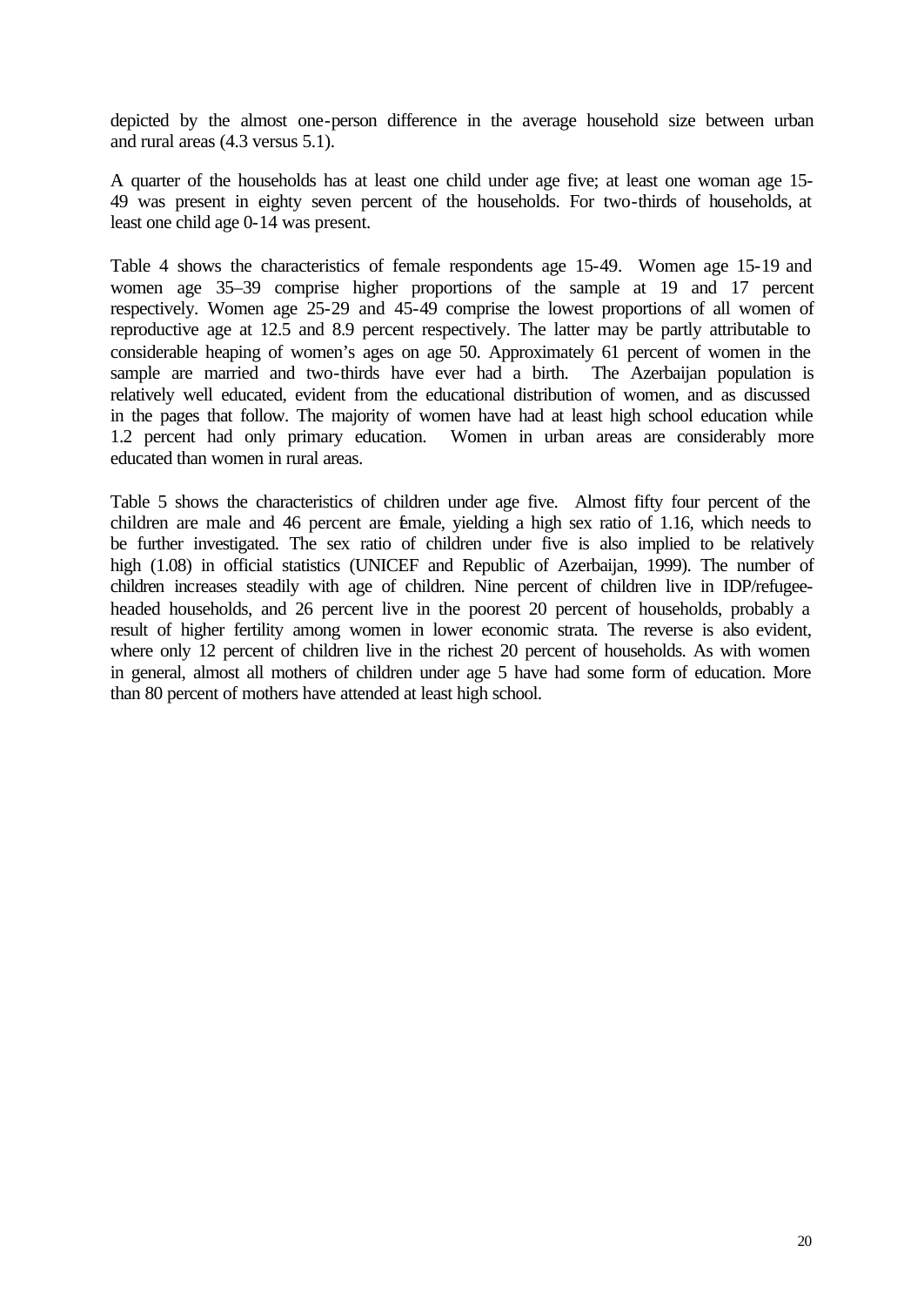depicted by the almost one-person difference in the average household size between urban and rural areas (4.3 versus 5.1).

A quarter of the households has at least one child under age five; at least one woman age 15-49 was present in eighty seven percent of the households. For two-thirds of households, at least one child age 0-14 was present.

Table 4 shows the characteristics of female respondents age 15-49. Women age 15-19 and women age 35–39 comprise higher proportions of the sample at 19 and 17 percent respectively. Women age 25-29 and 45-49 comprise the lowest proportions of all women of reproductive age at 12.5 and 8.9 percent respectively. The latter may be partly attributable to considerable heaping of women's ages on age 50. Approximately 61 percent of women in the sample are married and two-thirds have ever had a birth. The Azerbaijan population is relatively well educated, evident from the educational distribution of women, and as discussed in the pages that follow. The majority of women have had at least high school education while 1.2 percent had only primary education. Women in urban areas are considerably more educated than women in rural areas.

Table 5 shows the characteristics of children under age five. Almost fifty four percent of the children are male and 46 percent are female, yielding a high sex ratio of 1.16, which needs to be further investigated. The sex ratio of children under five is also implied to be relatively high (1.08) in official statistics (UNICEF and Republic of Azerbaijan, 1999). The number of children increases steadily with age of children. Nine percent of children live in IDP/refugee-headed households, and 26 percent live in the poorest 20 percent of households, probably a result of higher fertility among women in lower economic strata. The reverse is also evident, where only 12 percent of children live in the richest 20 percent of households. As with women in general, almost all mothers of children under age 5 have had some form of education. More than 80 percent of mothers have attended at least high school.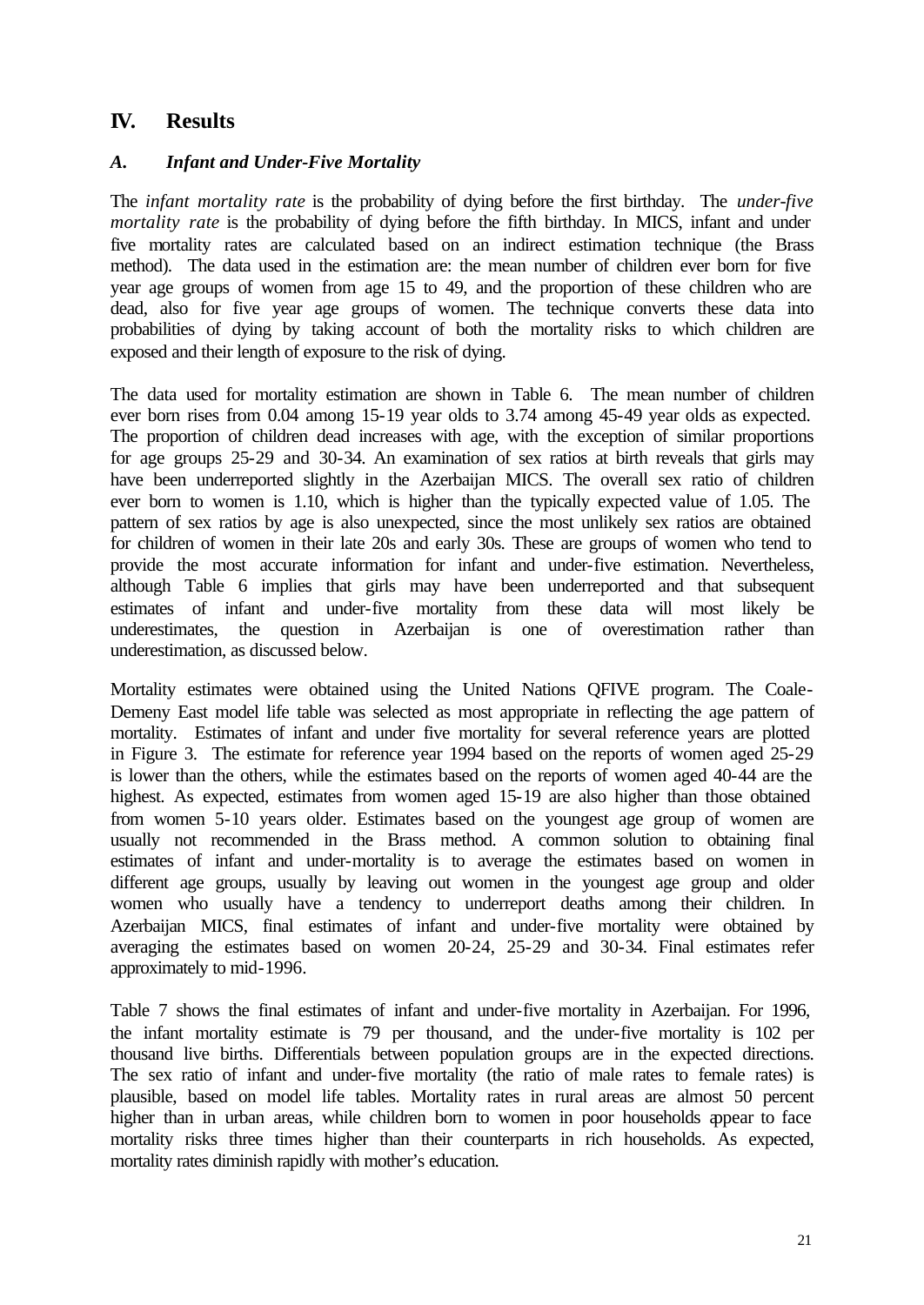# IV. Results

### *A. Infant and Under-Five Mortality*

The *infant mortality rate* is the probability of dying before the first birthday. The *under-five mortality rate* is the probability of dying before the fifth birthday. In MICS, infant and under five mortality rates are calculated based on an indirect estimation technique (the Brass method). The data used in the estimation are: the mean number of children ever born for five year age groups of women from age 15 to 49, and the proportion of these children who are dead, also for five year age groups of women. The technique converts these data into probabilities of dying by taking account of both the mortality risks to which children are exposed and their length of exposure to the risk of dying.

The data used for mortality estimation are shown in Table 6. The mean number of children ever born rises from 0.04 among 15-19 year olds to 3.74 among 45-49 year olds as expected. The proportion of children dead increases with age, with the exception of similar proportions for age groups 25-29 and 30-34. An examination of sex ratios at birth reveals that girls may have been underreported slightly in the Azerbaijan MICS. The overall sex ratio of children ever born to women is 1.10, which is higher than the typically expected value of 1.05. The pattern of sex ratios by age is also unexpected, since the most unlikely sex ratios are obtained for children of women in their late 20s and early 30s. These are groups of women who tend to provide the most accurate information for infant and under-five estimation. Nevertheless, although Table 6 implies that girls may have been underreported and that subsequent estimates of infant and under-five mortality from these data will most likely be underestimates, the question in Azerbaijan is one of overestimation rather than underestimation, as discussed below.

Mortality estimates were obtained using the United Nations QFIVE program. The Coale-Demeny East model life table was selected as most appropriate in reflecting the age pattern of mortality. Estimates of infant and under five mortality for several reference years are plotted in Figure 3. The estimate for reference year 1994 based on the reports of women aged 25-29 is lower than the others, while the estimates based on the reports of women aged 40-44 are the highest. As expected, estimates from women aged 15-19 are also higher than those obtained from women 5-10 years older. Estimates based on the youngest age group of women are usually not recommended in the Brass method. A common solution to obtaining final estimates of infant and under-mortality is to average the estimates based on women in different age groups, usually by leaving out women in the youngest age group and older women who usually have a tendency to underreport deaths among their children. In Azerbaijan MICS, final estimates of infant and under-five mortality were obtained by averaging the estimates based on women 20-24, 25-29 and 30-34. Final estimates refer approximately to mid-1996.

Table 7 shows the final estimates of infant and under-five mortality in Azerbaijan. For 1996, the infant mortality estimate is 79 per thousand, and the under-five mortality is 102 per thousand live births. Differentials between population groups are in the expected directions. The sex ratio of infant and under-five mortality (the ratio of male rates to female rates) is plausible, based on model life tables. Mortality rates in rural areas are almost 50 percent higher than in urban areas, while children born to women in poor households appear to face mortality risks three times higher than their counterparts in rich households. As expected, mortality rates diminish rapidly with mother's education.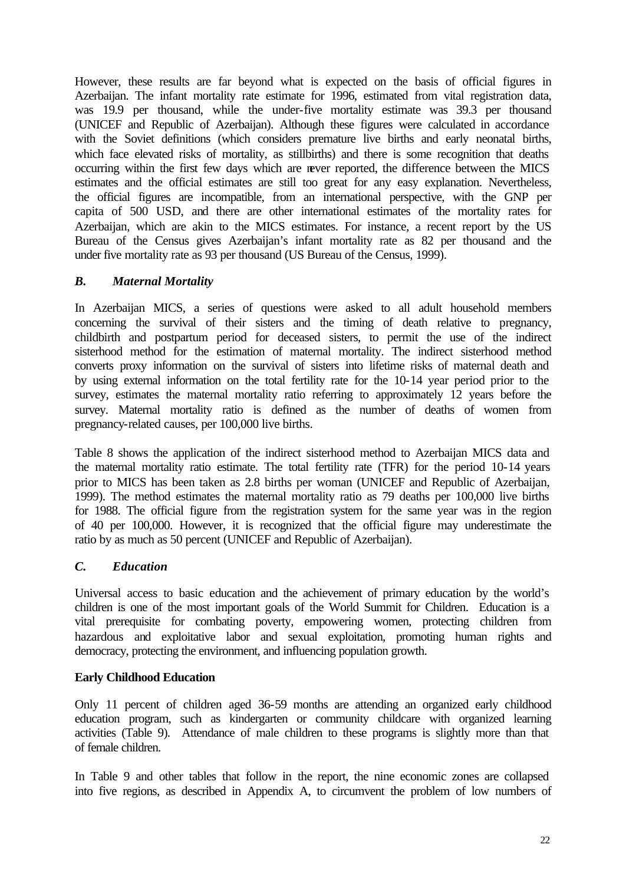However, these results are far beyond what is expected on the basis of official figures in Azerbaijan. The infant mortality rate estimate for 1996, estimated from vital registration data, was 19.9 per thousand, while the under-five mortality estimate was 39.3 per thousand (UNICEF and Republic of Azerbaijan). Although these figures were calculated in accordance with the Soviet definitions (which considers premature live births and early neonatal births, which face elevated risks of mortality, as stillbirths) and there is some recognition that deaths occurring within the first few days which are never reported, the difference between the MICS estimates and the official estimates are still too great for any easy explanation. Nevertheless, the official figures are incompatible, from an international perspective, with the GNP per capita of 500 USD, and there are other international estimates of the mortality rates for Azerbaijan, which are akin to the MICS estimates. For instance, a recent report by the US Bureau of the Census gives Azerbaijan's infant mortality rate as 82 per thousand and the under five mortality rate as 93 per thousand (US Bureau of the Census, 1999).

### *B. Maternal Mortality*

In Azerbaijan MICS, a series of questions were asked to all adult household members concerning the survival of their sisters and the timing of death relative to pregnancy, childbirth and postpartum period for deceased sisters, to permit the use of the indirect sisterhood method for the estimation of maternal mortality. The indirect sisterhood method converts proxy information on the survival of sisters into lifetime risks of maternal death and by using external information on the total fertility rate for the 10-14 year period prior to the survey, estimates the maternal mortality ratio referring to approximately 12 years before the survey. Maternal mortality ratio is defined as the number of deaths of women from pregnancy-related causes, per 100,000 live births.

Table 8 shows the application of the indirect sisterhood method to Azerbaijan MICS data and the maternal mortality ratio estimate. The total fertility rate (TFR) for the period 10-14 years prior to MICS has been taken as 2.8 births per woman (UNICEF and Republic of Azerbaijan, 1999). The method estimates the maternal mortality ratio as 79 deaths per 100,000 live births for 1988. The official figure from the registration system for the same year was in the region of 40 per 100,000. However, it is recognized that the official figure may underestimate the ratio by as much as 50 percent (UNICEF and Republic of Azerbaijan).

### *C. Education*

Universal access to basic education and the achievement of primary education by the world's children is one of the most important goals of the World Summit for Children. Education is a vital prerequisite for combating poverty, empowering women, protecting children from hazardous and exploitative labor and sexual exploitation, promoting human rights and democracy, protecting the environment, and influencing population growth.

**Early Childhood Education**

Only 11 percent of children aged 36-59 months are attending an organized early childhood education program, such as kindergarten or community childcare with organized learning activities (Table 9). Attendance of male children to these programs is slightly more than that of female children.

In Table 9 and other tables that follow in the report, the nine economic zones are collapsed into five regions, as described in Appendix A, to circumvent the problem of low numbers of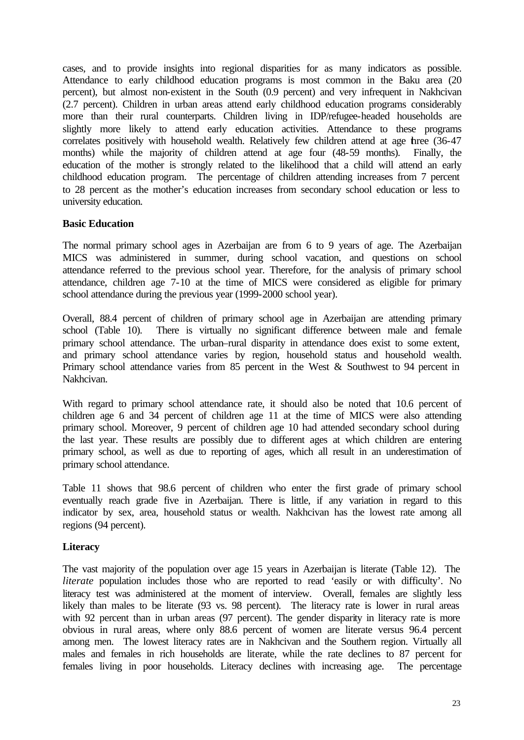cases, and to provide insights into regional disparities for as many indicators as possible. Attendance to early childhood education programs is most common in the Baku area (20 percent), but almost non-existent in the South (0.9 percent) and very infrequent in Nakhcivan (2.7 percent). Children in urban areas attend early childhood education programs considerably more than their rural counterparts. Children living in IDP/refugee-headed households are slightly more likely to attend early education activities. Attendance to these programs correlates positively with household wealth. Relatively few children attend at age three (36-47 months) while the majority of children attend at age four (48-59 months). Finally, the education of the mother is strongly related to the likelihood that a child will attend an early childhood education program. The percentage of children attending increases from 7 percent to 28 percent as the mother's education increases from secondary school education or less to university education.

**Basic Education**

The normal primary school ages in Azerbaijan are from 6 to 9 years of age. The Azerbaijan MICS was administered in summer, during school vacation, and questions on school attendance referred to the previous school year. Therefore, for the analysis of primary school attendance, children age 7-10 at the time of MICS were considered as eligible for primary school attendance during the previous year (1999-2000 school year).

Overall, 88.4 percent of children of primary school age in Azerbaijan are attending primary school (Table 10). There is virtually no significant difference between male and female primary school attendance. The urban–rural disparity in attendance does exist to some extent, and primary school attendance varies by region, household status and household wealth. Primary school attendance varies from 85 percent in the West & Southwest to 94 percent in Nakhcivan.

With regard to primary school attendance rate, it should also be noted that 10.6 percent of children age 6 and 34 percent of children age 11 at the time of MICS were also attending primary school. Moreover, 9 percent of children age 10 had attended secondary school during the last year. These results are possibly due to different ages at which children are entering primary school, as well as due to reporting of ages, which all result in an underestimation of primary school attendance.

Table 11 shows that 98.6 percent of children who enter the first grade of primary school eventually reach grade five in Azerbaijan. There is little, if any variation in regard to this indicator by sex, area, household status or wealth. Nakhcivan has the lowest rate among all regions (94 percent).

**Literacy**

The vast majority of the population over age 15 years in Azerbaijan is literate (Table 12). The *literate* population includes those who are reported to read 'easily or with difficulty'. No literacy test was administered at the moment of interview. Overall, females are slightly less likely than males to be literate (93 vs. 98 percent). The literacy rate is lower in rural areas with 92 percent than in urban areas (97 percent). The gender disparity in literacy rate is more obvious in rural areas, where only 88.6 percent of women are literate versus 96.4 percent among men. The lowest literacy rates are in Nakhcivan and the Southern region. Virtually all males and females in rich households are literate, while the rate declines to 87 percent for females living in poor households. Literacy declines with increasing age. The percentage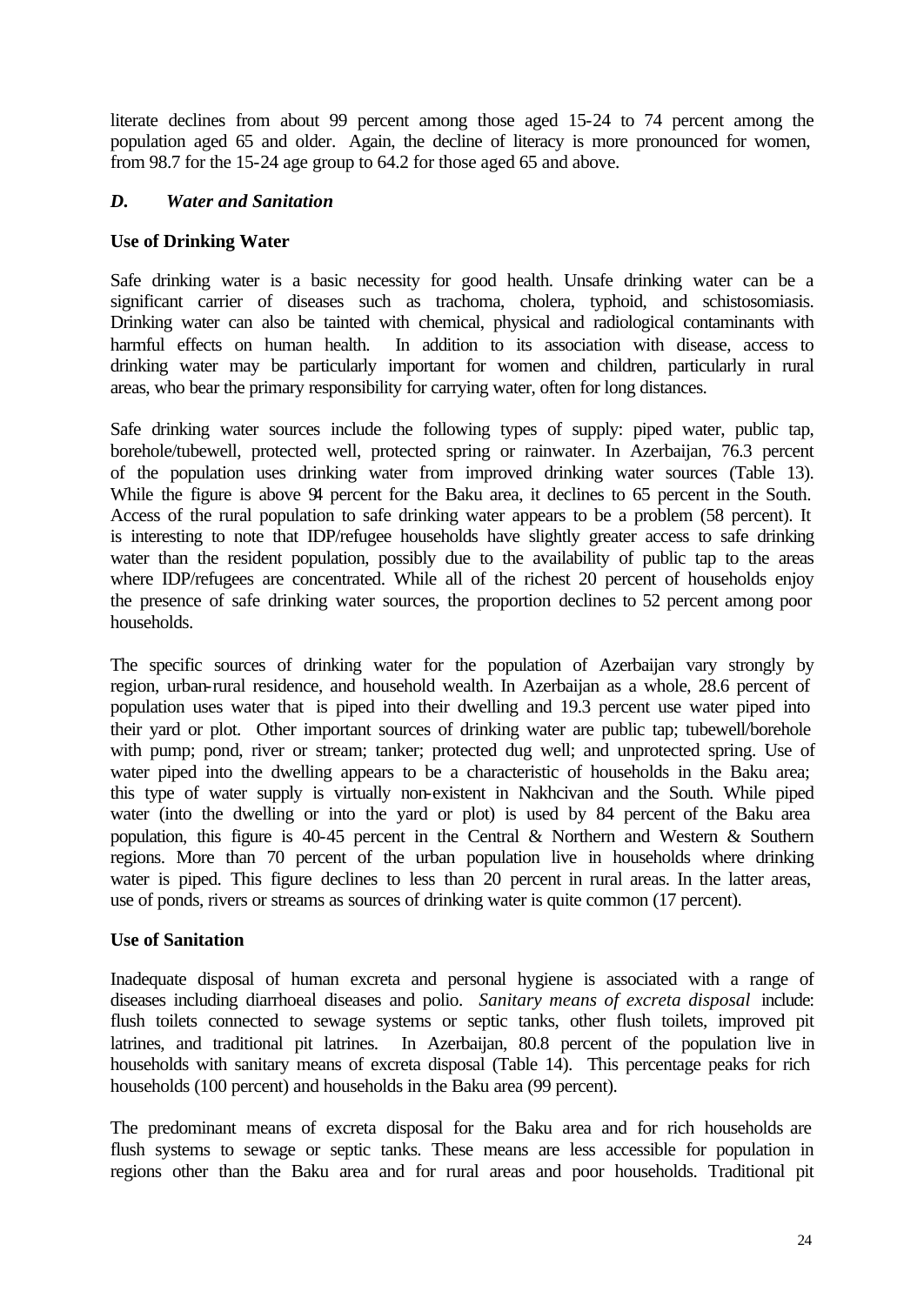literate declines from about 99 percent among those aged 15-24 to 74 percent among the population aged 65 and older. Again, the decline of literacy is more pronounced for women, from 98.7 for the 15-24 age group to 64.2 for those aged 65 and above.

### *D. Water and Sanitation*

**Use of Drinking Water**

Safe drinking water is a basic necessity for good health. Unsafe drinking water can be a significant carrier of diseases such as trachoma, cholera, typhoid, and schistosomiasis. Drinking water can also be tainted with chemical, physical and radiological contaminants with harmful effects on human health. In addition to its association with disease, access to drinking water may be particularly important for women and children, particularly in rural areas, who bear the primary responsibility for carrying water, often for long distances.

Safe drinking water sources include the following types of supply: piped water, public tap, borehole/tubewell, protected well, protected spring or rainwater. In Azerbaijan, 76.3 percent of the population uses drinking water from improved drinking water sources (Table 13). While the figure is above 94 percent for the Baku area, it declines to 65 percent in the South. Access of the rural population to safe drinking water appears to be a problem (58 percent). It is interesting to note that IDP/refugee households have slightly greater access to safe drinking water than the resident population, possibly due to the availability of public tap to the areas where IDP/refugees are concentrated. While all of the richest 20 percent of households enjoy the presence of safe drinking water sources, the proportion declines to 52 percent among poor households.

The specific sources of drinking water for the population of Azerbaijan vary strongly by region, urban-rural residence, and household wealth. In Azerbaijan as a whole, 28.6 percent of population uses water that is piped into their dwelling and 19.3 percent use water piped into their yard or plot. Other important sources of drinking water are public tap; tubewell/borehole with pump; pond, river or stream; tanker; protected dug well; and unprotected spring. Use of water piped into the dwelling appears to be a characteristic of households in the Baku area; this type of water supply is virtually non-existent in Nakhcivan and the South. While piped water (into the dwelling or into the yard or plot) is used by 84 percent of the Baku area population, this figure is 40-45 percent in the Central & Northern and Western & Southern regions. More than 70 percent of the urban population live in households where drinking water is piped. This figure declines to less than 20 percent in rural areas. In the latter areas, use of ponds, rivers or streams as sources of drinking water is quite common (17 percent).

**Use of Sanitation**

Inadequate disposal of human excreta and personal hygiene is associated with a range of diseases including diarrhoeal diseases and polio. *Sanitary means of excreta disposal* include: flush toilets connected to sewage systems or septic tanks, other flush toilets, improved pit latrines, and traditional pit latrines. In Azerbaijan, 80.8 percent of the population live in households with sanitary means of excreta disposal (Table 14). This percentage peaks for rich households (100 percent) and households in the Baku area (99 percent).

The predominant means of excreta disposal for the Baku area and for rich households are flush systems to sewage or septic tanks. These means are less accessible for population in regions other than the Baku area and for rural areas and poor households. Traditional pit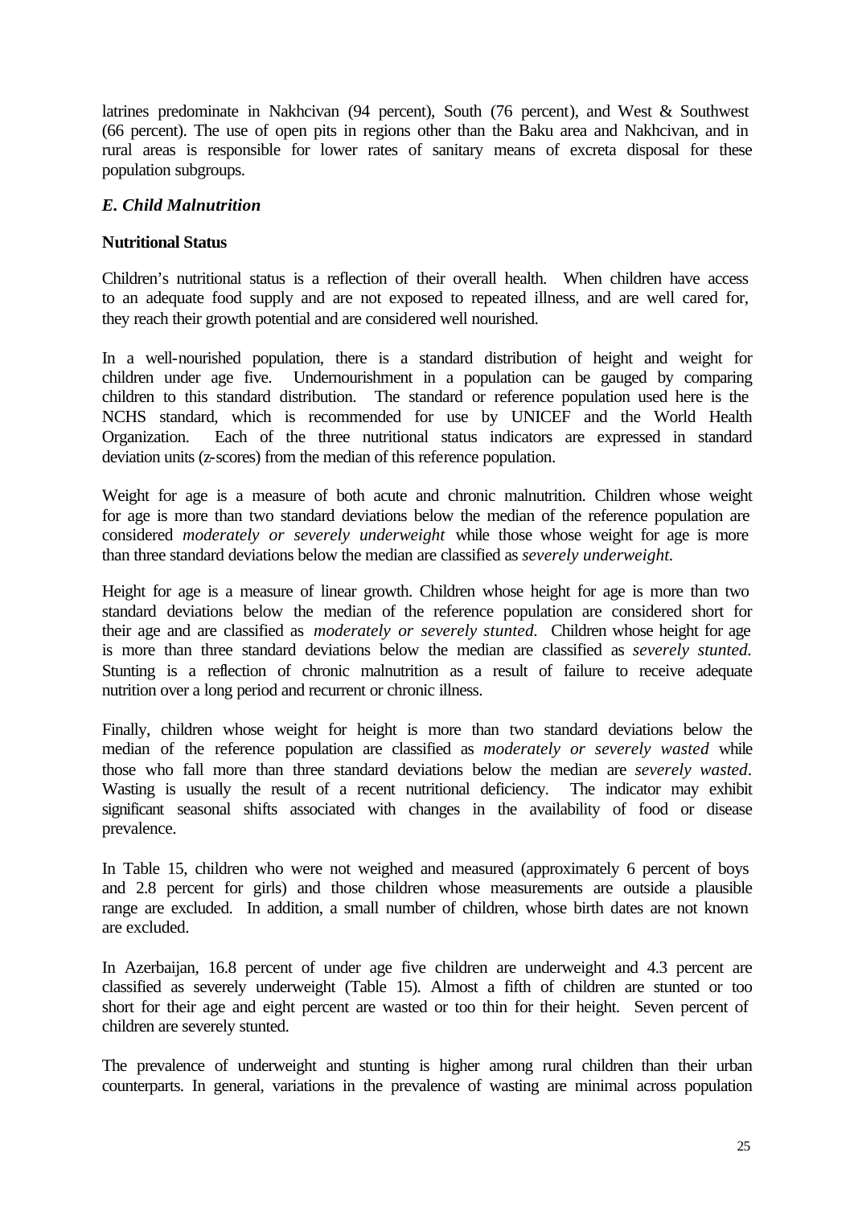latrines predominate in Nakhcivan (94 percent), South (76 percent), and West & Southwest (66 percent). The use of open pits in regions other than the Baku area and Nakhcivan, and in rural areas is responsible for lower rates of sanitary means of excreta disposal for these population subgroups.

### *E. Child Malnutrition*

**Nutritional Status**

Children's nutritional status is a reflection of their overall health. When children have access to an adequate food supply and are not exposed to repeated illness, and are well cared for, they reach their growth potential and are considered well nourished.

In a well-nourished population, there is a standard distribution of height and weight for children under age five. Undernourishment in a population can be gauged by comparing children to this standard distribution. The standard or reference population used here is the NCHS standard, which is recommended for use by UNICEF and the World Health Organization. Each of the three nutritional status indicators are expressed in standard deviation units (z-scores) from the median of this reference population.

Weight for age is a measure of both acute and chronic malnutrition. Children whose weight for age is more than two standard deviations below the median of the reference population are considered *moderately or severely underweight* while those whose weight for age is more than three standard deviations below the median are classified as *severely underweight.*

Height for age is a measure of linear growth. Children whose height for age is more than two standard deviations below the median of the reference population are considered short for their age and are classified as *moderately or severely stunted.* Children whose height for age is more than three standard deviations below the median are classified as *severely stunted.* Stunting is a reflection of chronic malnutrition as a result of failure to receive adequate nutrition over a long period and recurrent or chronic illness.

Finally, children whose weight for height is more than two standard deviations below the median of the reference population are classified as *moderately or severely wasted* while those who fall more than three standard deviations below the median are *severely wasted*. Wasting is usually the result of a recent nutritional deficiency. The indicator may exhibit significant seasonal shifts associated with changes in the availability of food or disease prevalence.

In Table 15, children who were not weighed and measured (approximately 6 percent of boys and 2.8 percent for girls) and those children whose measurements are outside a plausible range are excluded. In addition, a small number of children, whose birth dates are not known are excluded.

In Azerbaijan, 16.8 percent of under age five children are underweight and 4.3 percent are classified as severely underweight (Table 15). Almost a fifth of children are stunted or too short for their age and eight percent are wasted or too thin for their height. Seven percent of children are severely stunted.

The prevalence of underweight and stunting is higher among rural children than their urban counterparts. In general, variations in the prevalence of wasting are minimal across population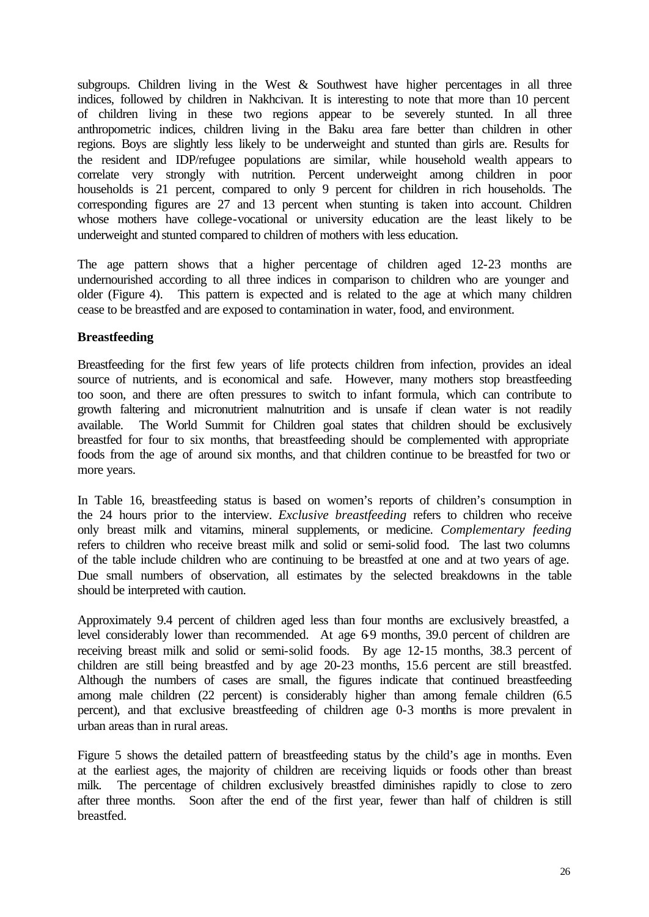subgroups. Children living in the West & Southwest have higher percentages in all three indices, followed by children in Nakhcivan. It is interesting to note that more than 10 percent of children living in these two regions appear to be severely stunted. In all three anthropometric indices, children living in the Baku area fare better than children in other regions. Boys are slightly less likely to be underweight and stunted than girls are. Results for the resident and IDP/refugee populations are similar, while household wealth appears to correlate very strongly with nutrition. Percent underweight among children in poor households is 21 percent, compared to only 9 percent for children in rich households. The corresponding figures are 27 and 13 percent when stunting is taken into account. Children whose mothers have college-vocational or university education are the least likely to be underweight and stunted compared to children of mothers with less education.

The age pattern shows that a higher percentage of children aged 12-23 months are undernourished according to all three indices in comparison to children who are younger and older (Figure 4). This pattern is expected and is related to the age at which many children cease to be breastfed and are exposed to contamination in water, food, and environment.

**Breastfeeding**

Breastfeeding for the first few years of life protects children from infection, provides an ideal source of nutrients, and is economical and safe. However, many mothers stop breastfeeding too soon, and there are often pressures to switch to infant formula, which can contribute to growth faltering and micronutrient malnutrition and is unsafe if clean water is not readily available. The World Summit for Children goal states that children should be exclusively breastfed for four to six months, that breastfeeding should be complemented with appropriate foods from the age of around six months, and that children continue to be breastfed for two or more years.

In Table 16, breastfeeding status is based on women's reports of children's consumption in the 24 hours prior to the interview. *Exclusive breastfeeding* refers to children who receive only breast milk and vitamins, mineral supplements, or medicine. *Complementary feeding* refers to children who receive breast milk and solid or semi-solid food. The last two columns of the table include children who are continuing to be breastfed at one and at two years of age. Due small numbers of observation, all estimates by the selected breakdowns in the table should be interpreted with caution.

Approximately 9.4 percent of children aged less than four months are exclusively breastfed, a level considerably lower than recommended. At age 6-9 months, 39.0 percent of children are receiving breast milk and solid or semi-solid foods. By age 12-15 months, 38.3 percent of children are still being breastfed and by age 20-23 months, 15.6 percent are still breastfed. Although the numbers of cases are small, the figures indicate that continued breastfeeding among male children (22 percent) is considerably higher than among female children (6.5 percent), and that exclusive breastfeeding of children age 0-3 months is more prevalent in urban areas than in rural areas.

Figure 5 shows the detailed pattern of breastfeeding status by the child's age in months. Even at the earliest ages, the majority of children are receiving liquids or foods other than breast milk. The percentage of children exclusively breastfed diminishes rapidly to close to zero after three months. Soon after the end of the first year, fewer than half of children is still breastfed.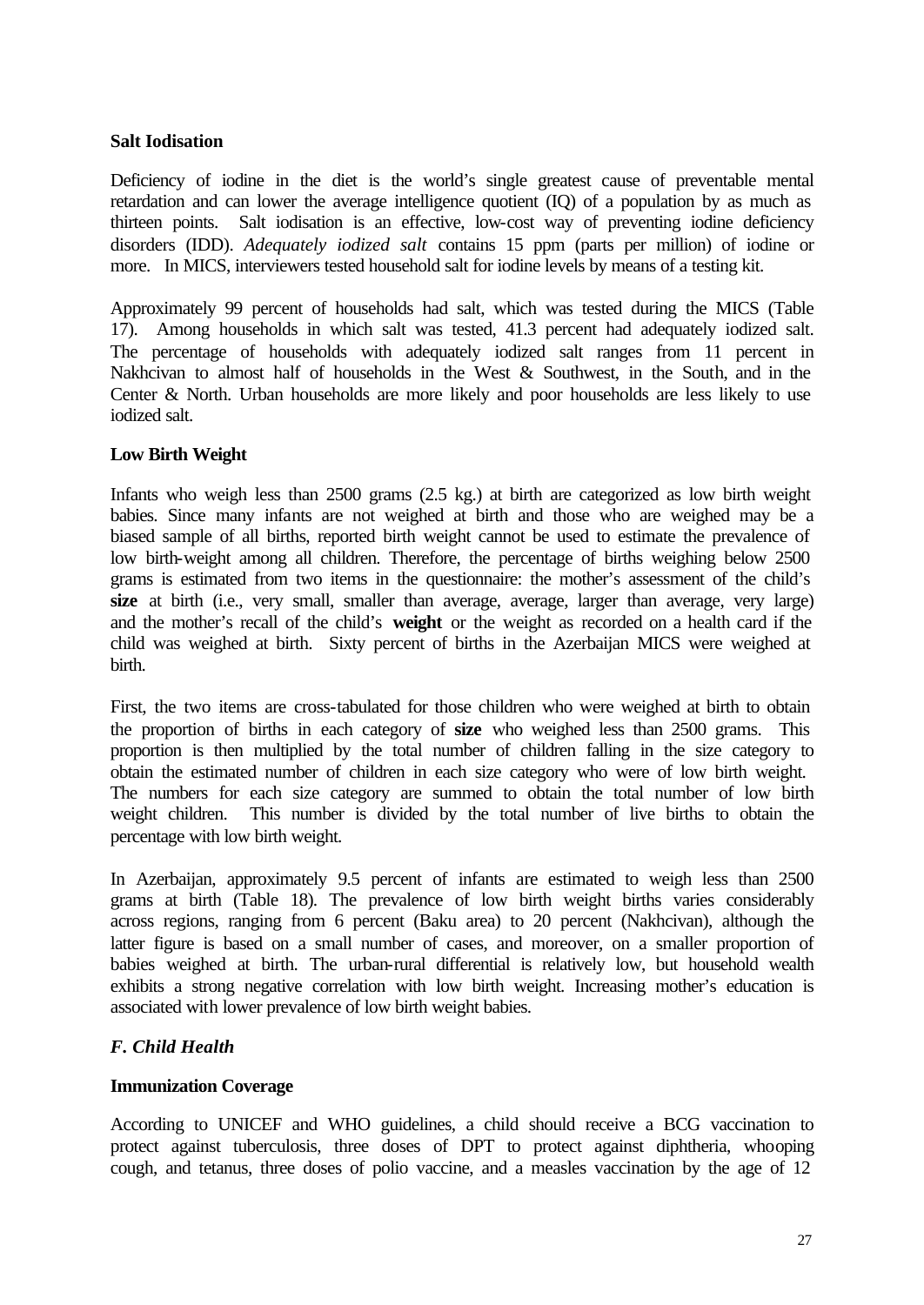**Salt Iodisation**

Deficiency of iodine in the diet is the world's single greatest cause of preventable mental retardation and can lower the average intelligence quotient (IQ) of a population by as much as thirteen points. Salt iodisation is an effective, low-cost way of preventing iodine deficiency disorders (IDD). *Adequately iodized salt* contains 15 ppm (parts per million) of iodine or more. In MICS, interviewers tested household salt for iodine levels by means of a testing kit.

Approximately 99 percent of households had salt, which was tested during the MICS (Table 17). Among households in which salt was tested, 41.3 percent had adequately iodized salt. The percentage of households with adequately iodized salt ranges from 11 percent in Nakhcivan to almost half of households in the West & Southwest, in the South, and in the Center & North. Urban households are more likely and poor households are less likely to use iodized salt.

**Low Birth Weight**

Infants who weigh less than 2500 grams (2.5 kg.) at birth are categorized as low birth weight babies. Since many infants are not weighed at birth and those who are weighed may be a biased sample of all births, reported birth weight cannot be used to estimate the prevalence of low birth-weight among all children. Therefore, the percentage of births weighing below 2500 grams is estimated from two items in the questionnaire: the mother's assessment of the child's **size** at birth (i.e., very small, smaller than average, average, larger than average, very large) and the mother's recall of the child's **weight** or the weight as recorded on a health card if the child was weighed at birth. Sixty percent of births in the Azerbaijan MICS were weighed at birth.

First, the two items are cross-tabulated for those children who were weighed at birth to obtain the proportion of births in each category of **size** who weighed less than 2500 grams. This proportion is then multiplied by the total number of children falling in the size category to obtain the estimated number of children in each size category who were of low birth weight. The numbers for each size category are summed to obtain the total number of low birth weight children. This number is divided by the total number of live births to obtain the percentage with low birth weight.

In Azerbaijan, approximately 9.5 percent of infants are estimated to weigh less than 2500 grams at birth (Table 18). The prevalence of low birth weight births varies considerably across regions, ranging from 6 percent (Baku area) to 20 percent (Nakhcivan), although the latter figure is based on a small number of cases, and moreover, on a smaller proportion of babies weighed at birth. The urban-rural differential is relatively low, but household wealth exhibits a strong negative correlation with low birth weight. Increasing mother's education is associated with lower prevalence of low birth weight babies.

### *F. Child Health*

**Immunization Coverage**

According to UNICEF and WHO guidelines, a child should receive a BCG vaccination to protect against tuberculosis, three doses of DPT to protect against diphtheria, whooping cough, and tetanus, three doses of polio vaccine, and a measles vaccination by the age of 12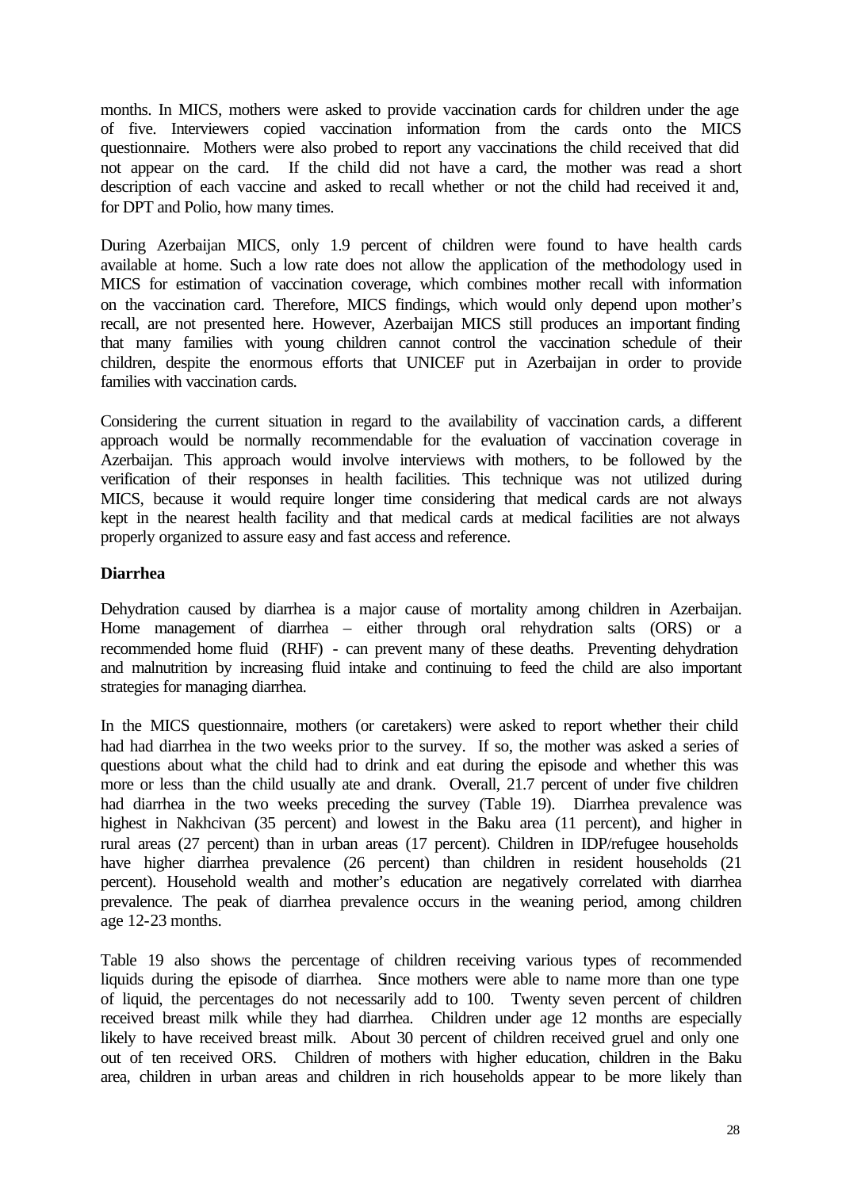months. In MICS, mothers were asked to provide vaccination cards for children under the age of five. Interviewers copied vaccination information from the cards onto the MICS questionnaire. Mothers were also probed to report any vaccinations the child received that did not appear on the card. If the child did not have a card, the mother was read a short description of each vaccine and asked to recall whether or not the child had received it and, for DPT and Polio, how many times.

During Azerbaijan MICS, only 1.9 percent of children were found to have health cards available at home. Such a low rate does not allow the application of the methodology used in MICS for estimation of vaccination coverage, which combines mother recall with information on the vaccination card. Therefore, MICS findings, which would only depend upon mother's recall, are not presented here. However, Azerbaijan MICS still produces an important finding that many families with young children cannot control the vaccination schedule of their children, despite the enormous efforts that UNICEF put in Azerbaijan in order to provide families with vaccination cards.

Considering the current situation in regard to the availability of vaccination cards, a different approach would be normally recommendable for the evaluation of vaccination coverage in Azerbaijan. This approach would involve interviews with mothers, to be followed by the verification of their responses in health facilities. This technique was not utilized during MICS, because it would require longer time considering that medical cards are not always kept in the nearest health facility and that medical cards at medical facilities are not always properly organized to assure easy and fast access and reference.

**Diarrhea**

Dehydration caused by diarrhea is a major cause of mortality among children in Azerbaijan. Home management of diarrhea – either through oral rehydration salts (ORS) or a recommended home fluid (RHF) - can prevent many of these deaths. Preventing dehydration and malnutrition by increasing fluid intake and continuing to feed the child are also important strategies for managing diarrhea.

In the MICS questionnaire, mothers (or caretakers) were asked to report whether their child had had diarrhea in the two weeks prior to the survey. If so, the mother was asked a series of questions about what the child had to drink and eat during the episode and whether this was more or less than the child usually ate and drank. Overall, 21.7 percent of under five children had diarrhea in the two weeks preceding the survey (Table 19). Diarrhea prevalence was highest in Nakhcivan (35 percent) and lowest in the Baku area (11 percent), and higher in rural areas (27 percent) than in urban areas (17 percent). Children in IDP/refugee households have higher diarrhea prevalence (26 percent) than children in resident households (21 percent). Household wealth and mother's education are negatively correlated with diarrhea prevalence. The peak of diarrhea prevalence occurs in the weaning period, among children age 12-23 months.

Table 19 also shows the percentage of children receiving various types of recommended liquids during the episode of diarrhea. Since mothers were able to name more than one type of liquid, the percentages do not necessarily add to 100. Twenty seven percent of children received breast milk while they had diarrhea. Children under age 12 months are especially likely to have received breast milk. About 30 percent of children received gruel and only one out of ten received ORS. Children of mothers with higher education, children in the Baku area, children in urban areas and children in rich households appear to be more likely than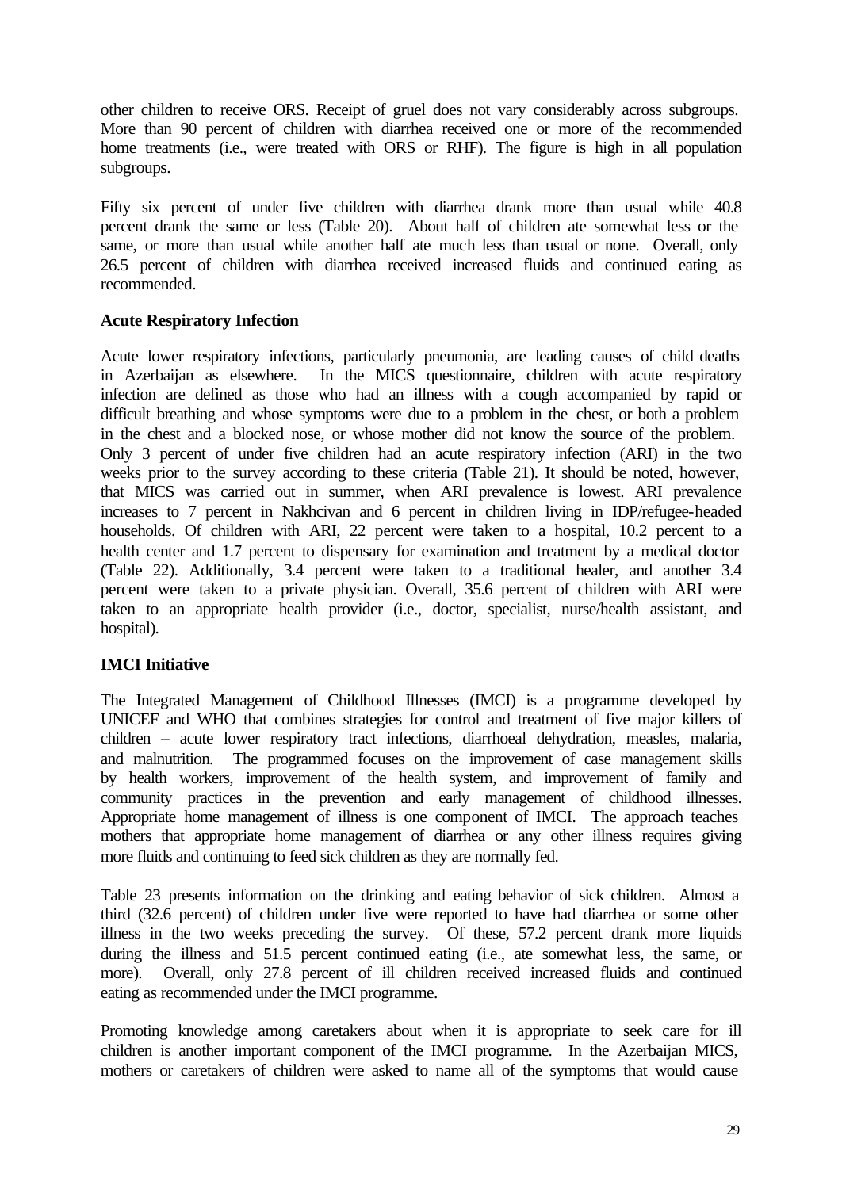other children to receive ORS. Receipt of gruel does not vary considerably across subgroups. More than 90 percent of children with diarrhea received one or more of the recommended home treatments (i.e., were treated with ORS or RHF). The figure is high in all population subgroups.

Fifty six percent of under five children with diarrhea drank more than usual while 40.8 percent drank the same or less (Table 20). About half of children ate somewhat less or the same, or more than usual while another half ate much less than usual or none. Overall, only 26.5 percent of children with diarrhea received increased fluids and continued eating as recommended.

**Acute Respiratory Infection**

Acute lower respiratory infections, particularly pneumonia, are leading causes of child deaths in Azerbaijan as elsewhere. In the MICS questionnaire, children with acute respiratory infection are defined as those who had an illness with a cough accompanied by rapid or difficult breathing and whose symptoms were due to a problem in the chest, or both a problem in the chest and a blocked nose, or whose mother did not know the source of the problem. Only 3 percent of under five children had an acute respiratory infection (ARI) in the two weeks prior to the survey according to these criteria (Table 21). It should be noted, however, that MICS was carried out in summer, when ARI prevalence is lowest. ARI prevalence increases to 7 percent in Nakhcivan and 6 percent in children living in IDP/refugee-headed households. Of children with ARI, 22 percent were taken to a hospital, 10.2 percent to a health center and 1.7 percent to dispensary for examination and treatment by a medical doctor (Table 22). Additionally, 3.4 percent were taken to a traditional healer, and another 3.4 percent were taken to a private physician. Overall, 35.6 percent of children with ARI were taken to an appropriate health provider (i.e., doctor, specialist, nurse/health assistant, and hospital).

**IMCI Initiative**

The Integrated Management of Childhood Illnesses (IMCI) is a programme developed by UNICEF and WHO that combines strategies for control and treatment of five major killers of children – acute lower respiratory tract infections, diarrhoeal dehydration, measles, malaria, and malnutrition. The programmed focuses on the improvement of case management skills by health workers, improvement of the health system, and improvement of family and community practices in the prevention and early management of childhood illnesses. Appropriate home management of illness is one component of IMCI. The approach teaches mothers that appropriate home management of diarrhea or any other illness requires giving more fluids and continuing to feed sick children as they are normally fed.

Table 23 presents information on the drinking and eating behavior of sick children. Almost a third (32.6 percent) of children under five were reported to have had diarrhea or some other illness in the two weeks preceding the survey. Of these, 57.2 percent drank more liquids during the illness and 51.5 percent continued eating (i.e., ate somewhat less, the same, or more). Overall, only 27.8 percent of ill children received increased fluids and continued eating as recommended under the IMCI programme.

Promoting knowledge among caretakers about when it is appropriate to seek care for ill children is another important component of the IMCI programme. In the Azerbaijan MICS, mothers or caretakers of children were asked to name all of the symptoms that would cause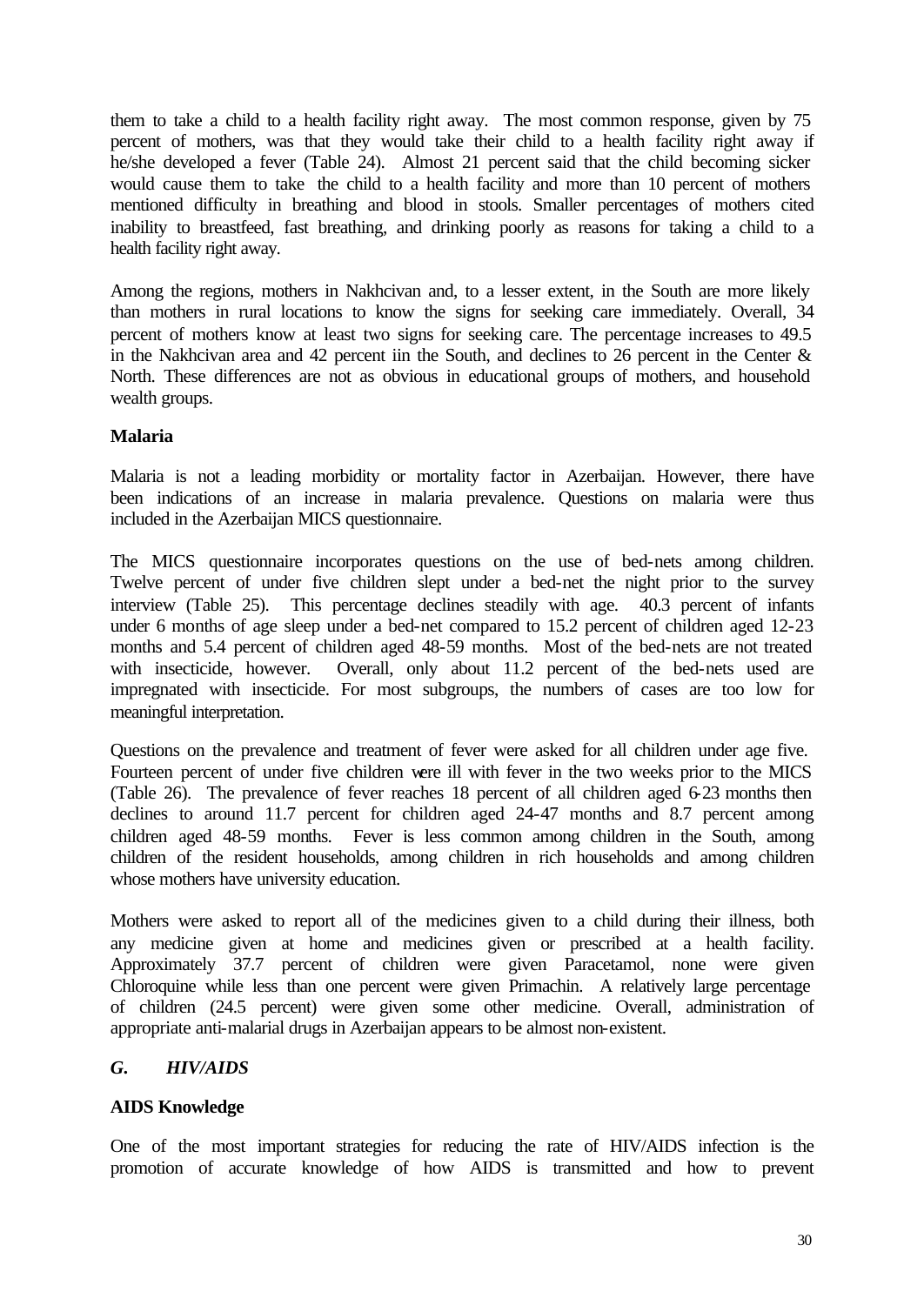them to take a child to a health facility right away. The most common response, given by 75 percent of mothers, was that they would take their child to a health facility right away if he/she developed a fever (Table 24). Almost 21 percent said that the child becoming sicker would cause them to take the child to a health facility and more than 10 percent of mothers mentioned difficulty in breathing and blood in stools. Smaller percentages of mothers cited inability to breastfeed, fast breathing, and drinking poorly as reasons for taking a child to a health facility right away.

Among the regions, mothers in Nakhcivan and, to a lesser extent, in the South are more likely than mothers in rural locations to know the signs for seeking care immediately. Overall, 34 percent of mothers know at least two signs for seeking care. The percentage increases to 49.5 in the Nakhcivan area and 42 percent iin the South, and declines to 26 percent in the Center & North. These differences are not as obvious in educational groups of mothers, and household wealth groups.

**Malaria**

Malaria is not a leading morbidity or mortality factor in Azerbaijan. However, there have been indications of an increase in malaria prevalence. Questions on malaria were thus included in the Azerbaijan MICS questionnaire.

The MICS questionnaire incorporates questions on the use of bed-nets among children. Twelve percent of under five children slept under a bed-net the night prior to the survey interview (Table 25). This percentage declines steadily with age. 40.3 percent of infants under 6 months of age sleep under a bed-net compared to 15.2 percent of children aged 12-23 months and 5.4 percent of children aged 48-59 months. Most of the bed-nets are not treated with insecticide, however. Overall, only about 11.2 percent of the bed-nets used are impregnated with insecticide. For most subgroups, the numbers of cases are too low for meaningful interpretation.

Questions on the prevalence and treatment of fever were asked for all children under age five. Fourteen percent of under five children were ill with fever in the two weeks prior to the MICS (Table 26). The prevalence of fever reaches 18 percent of all children aged 6-23 months then declines to around 11.7 percent for children aged 24-47 months and 8.7 percent among children aged 48-59 months. Fever is less common among children in the South, among children of the resident households, among children in rich households and among children whose mothers have university education.

Mothers were asked to report all of the medicines given to a child during their illness, both any medicine given at home and medicines given or prescribed at a health facility. Approximately 37.7 percent of children were given Paracetamol, none were given Chloroquine while less than one percent were given Primachin. A relatively large percentage of children (24.5 percent) were given some other medicine. Overall, administration of appropriate anti-malarial drugs in Azerbaijan appears to be almost non-existent.

## *G. HIV/AIDS*

**AIDS Knowledge**

One of the most important strategies for reducing the rate of HIV/AIDS infection is the promotion of accurate knowledge of how AIDS is transmitted and how to prevent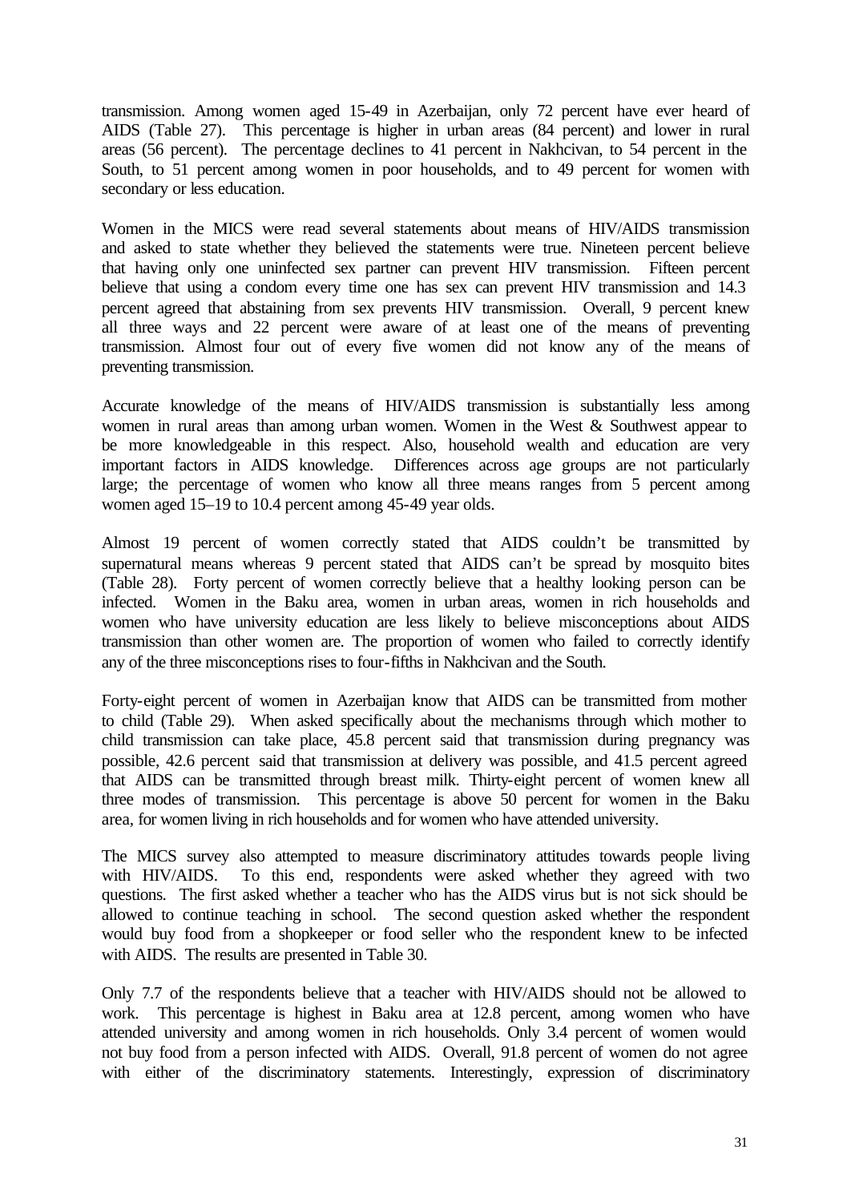transmission. Among women aged 15-49 in Azerbaijan, only 72 percent have ever heard of AIDS (Table 27). This percentage is higher in urban areas (84 percent) and lower in rural areas (56 percent). The percentage declines to 41 percent in Nakhcivan, to 54 percent in the South, to 51 percent among women in poor households, and to 49 percent for women with secondary or less education.

Women in the MICS were read several statements about means of HIV/AIDS transmission and asked to state whether they believed the statements were true. Nineteen percent believe that having only one uninfected sex partner can prevent HIV transmission. Fifteen percent believe that using a condom every time one has sex can prevent HIV transmission and 14.3 percent agreed that abstaining from sex prevents HIV transmission. Overall, 9 percent knew all three ways and 22 percent were aware of at least one of the means of preventing transmission. Almost four out of every five women did not know any of the means of preventing transmission.

Accurate knowledge of the means of HIV/AIDS transmission is substantially less among women in rural areas than among urban women. Women in the West & Southwest appear to be more knowledgeable in this respect. Also, household wealth and education are very important factors in AIDS knowledge. Differences across age groups are not particularly large; the percentage of women who know all three means ranges from 5 percent among women aged 15–19 to 10.4 percent among 45-49 year olds.

Almost 19 percent of women correctly stated that AIDS couldn't be transmitted by supernatural means whereas 9 percent stated that AIDS can't be spread by mosquito bites (Table 28). Forty percent of women correctly believe that a healthy looking person can be infected. Women in the Baku area, women in urban areas, women in rich households and women who have university education are less likely to believe misconceptions about AIDS transmission than other women are. The proportion of women who failed to correctly identify any of the three misconceptions rises to four-fifths in Nakhcivan and the South.

Forty-eight percent of women in Azerbaijan know that AIDS can be transmitted from mother to child (Table 29). When asked specifically about the mechanisms through which mother to child transmission can take place, 45.8 percent said that transmission during pregnancy was possible, 42.6 percent said that transmission at delivery was possible, and 41.5 percent agreed that AIDS can be transmitted through breast milk. Thirty-eight percent of women knew all three modes of transmission. This percentage is above 50 percent for women in the Baku area, for women living in rich households and for women who have attended university.

The MICS survey also attempted to measure discriminatory attitudes towards people living with HIV/AIDS. To this end, respondents were asked whether they agreed with two questions. The first asked whether a teacher who has the AIDS virus but is not sick should be allowed to continue teaching in school. The second question asked whether the respondent would buy food from a shopkeeper or food seller who the respondent knew to be infected with AIDS. The results are presented in Table 30.

Only 7.7 of the respondents believe that a teacher with HIV/AIDS should not be allowed to work. This percentage is highest in Baku area at 12.8 percent, among women who have attended university and among women in rich households. Only 3.4 percent of women would not buy food from a person infected with AIDS. Overall, 91.8 percent of women do not agree with either of the discriminatory statements. Interestingly, expression of discriminatory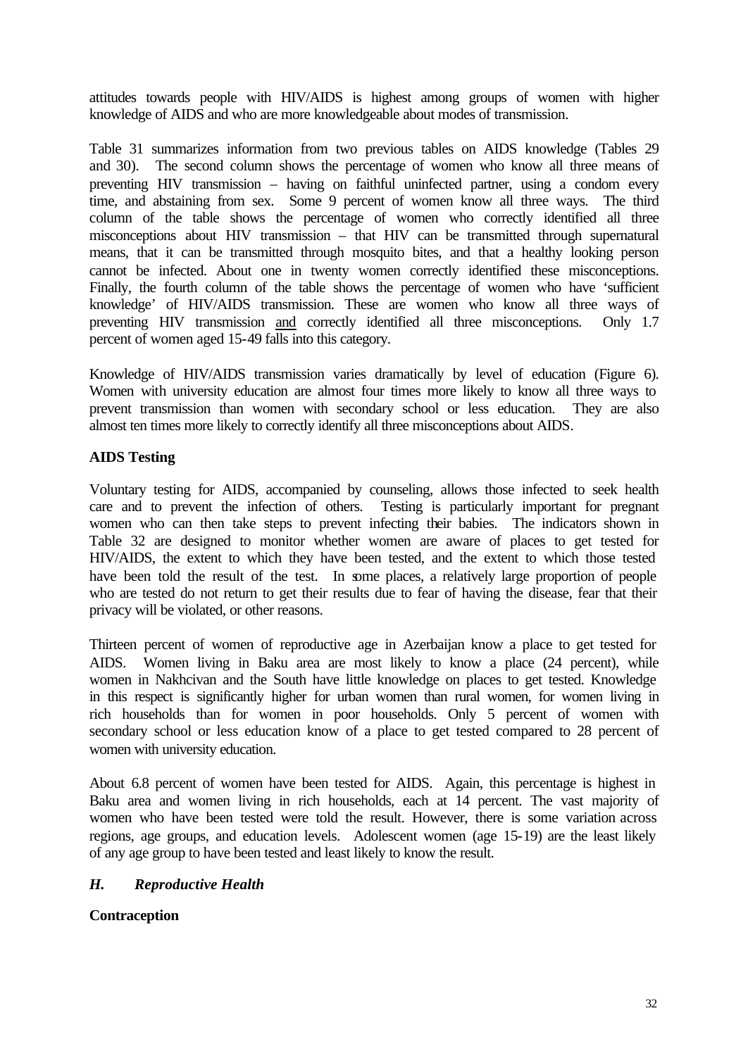attitudes towards people with HIV/AIDS is highest among groups of women with higher knowledge of AIDS and who are more knowledgeable about modes of transmission.

Table 31 summarizes information from two previous tables on AIDS knowledge (Tables 29 and 30). The second column shows the percentage of women who know all three means of preventing HIV transmission – having on faithful uninfected partner, using a condom every time, and abstaining from sex. Some 9 percent of women know all three ways. The third column of the table shows the percentage of women who correctly identified all three misconceptions about HIV transmission – that HIV can be transmitted through supernatural means, that it can be transmitted through mosquito bites, and that a healthy looking person cannot be infected. About one in twenty women correctly identified these misconceptions. Finally, the fourth column of the table shows the percentage of women who have 'sufficient knowledge' of HIV/AIDS transmission. These are women who know all three ways of preventing HIV transmission <u>and</u> correctly identified all three misconceptions. Only 1.7 percent of women aged 15-49 falls into this category.

Knowledge of HIV/AIDS transmission varies dramatically by level of education (Figure 6). Women with university education are almost four times more likely to know all three ways to prevent transmission than women with secondary school or less education. They are also almost ten times more likely to correctly identify all three misconceptions about AIDS.

**AIDS Testing**

Voluntary testing for AIDS, accompanied by counseling, allows those infected to seek health care and to prevent the infection of others. Testing is particularly important for pregnant women who can then take steps to prevent infecting their babies. The indicators shown in Table 32 are designed to monitor whether women are aware of places to get tested for HIV/AIDS, the extent to which they have been tested, and the extent to which those tested have been told the result of the test. In some places, a relatively large proportion of people who are tested do not return to get their results due to fear of having the disease, fear that their privacy will be violated, or other reasons.

Thirteen percent of women of reproductive age in Azerbaijan know a place to get tested for AIDS. Women living in Baku area are most likely to know a place (24 percent), while women in Nakhcivan and the South have little knowledge on places to get tested. Knowledge in this respect is significantly higher for urban women than rural women, for women living in rich households than for women in poor households. Only 5 percent of women with secondary school or less education know of a place to get tested compared to 28 percent of women with university education.

About 6.8 percent of women have been tested for AIDS. Again, this percentage is highest in Baku area and women living in rich households, each at 14 percent. The vast majority of women who have been tested were told the result. However, there is some variation across regions, age groups, and education levels. Adolescent women (age 15-19) are the least likely of any age group to have been tested and least likely to know the result.

## *H. Reproductive Health*

**Contraception**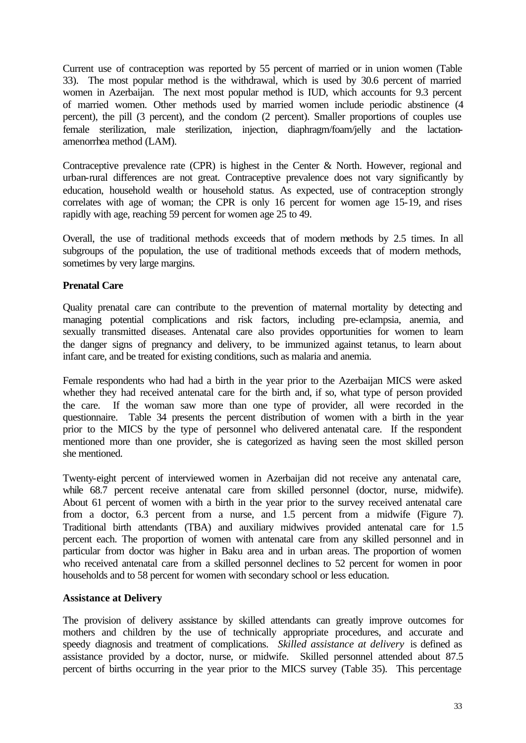Current use of contraception was reported by 55 percent of married or in union women (Table 33). The most popular method is the withdrawal, which is used by 30.6 percent of married women in Azerbaijan. The next most popular method is IUD, which accounts for 9.3 percent of married women. Other methods used by married women include periodic abstinence (4 percent), the pill (3 percent), and the condom (2 percent). Smaller proportions of couples use female sterilization, male sterilization, injection, diaphragm/foam/jelly and the lactation-amenorrhea method (LAM).

Contraceptive prevalence rate (CPR) is highest in the Center & North. However, regional and urban-rural differences are not great. Contraceptive prevalence does not vary significantly by education, household wealth or household status. As expected, use of contraception strongly correlates with age of woman; the CPR is only 16 percent for women age 15-19, and rises rapidly with age, reaching 59 percent for women age 25 to 49.

Overall, the use of traditional methods exceeds that of modern methods by 2.5 times. In all subgroups of the population, the use of traditional methods exceeds that of modern methods, sometimes by very large margins.

**Prenatal Care**

Quality prenatal care can contribute to the prevention of maternal mortality by detecting and managing potential complications and risk factors, including pre-eclampsia, anemia, and sexually transmitted diseases. Antenatal care also provides opportunities for women to learn the danger signs of pregnancy and delivery, to be immunized against tetanus, to learn about infant care, and be treated for existing conditions, such as malaria and anemia.

Female respondents who had had a birth in the year prior to the Azerbaijan MICS were asked whether they had received antenatal care for the birth and, if so, what type of person provided the care. If the woman saw more than one type of provider, all were recorded in the questionnaire. Table 34 presents the percent distribution of women with a birth in the year prior to the MICS by the type of personnel who delivered antenatal care. If the respondent mentioned more than one provider, she is categorized as having seen the most skilled person she mentioned.

Twenty-eight percent of interviewed women in Azerbaijan did not receive any antenatal care, while 68.7 percent receive antenatal care from skilled personnel (doctor, nurse, midwife). About 61 percent of women with a birth in the year prior to the survey received antenatal care from a doctor, 6.3 percent from a nurse, and 1.5 percent from a midwife (Figure 7). Traditional birth attendants (TBA) and auxiliary midwives provided antenatal care for 1.5 percent each. The proportion of women with antenatal care from any skilled personnel and in particular from doctor was higher in Baku area and in urban areas. The proportion of women who received antenatal care from a skilled personnel declines to 52 percent for women in poor households and to 58 percent for women with secondary school or less education.

**Assistance at Delivery**

The provision of delivery assistance by skilled attendants can greatly improve outcomes for mothers and children by the use of technically appropriate procedures, and accurate and speedy diagnosis and treatment of complications. *Skilled assistance at delivery* is defined as assistance provided by a doctor, nurse, or midwife. Skilled personnel attended about 87.5 percent of births occurring in the year prior to the MICS survey (Table 35). This percentage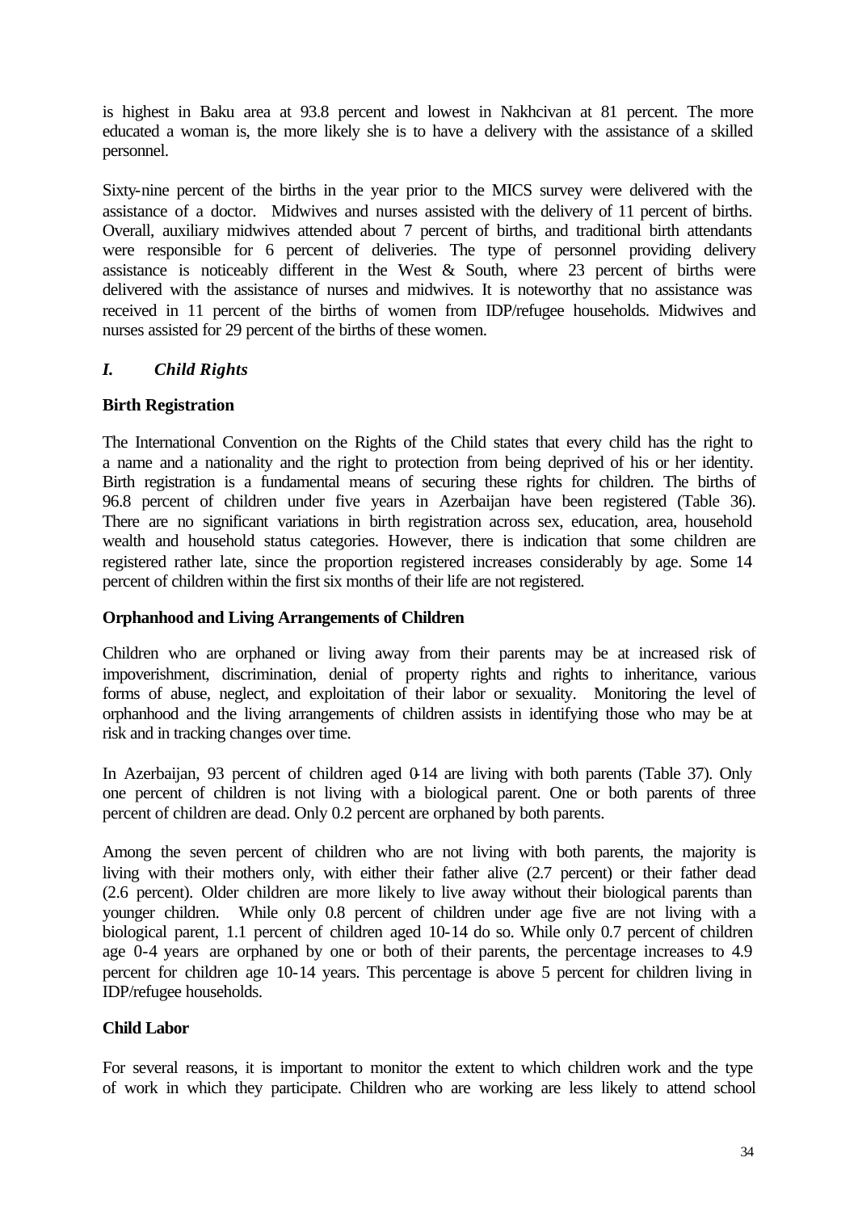is highest in Baku area at 93.8 percent and lowest in Nakhcivan at 81 percent. The more educated a woman is, the more likely she is to have a delivery with the assistance of a skilled personnel.

Sixty-nine percent of the births in the year prior to the MICS survey were delivered with the assistance of a doctor. Midwives and nurses assisted with the delivery of 11 percent of births. Overall, auxiliary midwives attended about 7 percent of births, and traditional birth attendants were responsible for 6 percent of deliveries. The type of personnel providing delivery assistance is noticeably different in the West & South, where 23 percent of births were delivered with the assistance of nurses and midwives. It is noteworthy that no assistance was received in 11 percent of the births of women from IDP/refugee households. Midwives and nurses assisted for 29 percent of the births of these women.

## *I. Child Rights*

### **Birth Registration**

The International Convention on the Rights of the Child states that every child has the right to a name and a nationality and the right to protection from being deprived of his or her identity. Birth registration is a fundamental means of securing these rights for children. The births of 96.8 percent of children under five years in Azerbaijan have been registered (Table 36). There are no significant variations in birth registration across sex, education, area, household wealth and household status categories. However, there is indication that some children are registered rather late, since the proportion registered increases considerably by age. Some 14 percent of children within the first six months of their life are not registered.

### **Orphanhood and Living Arrangements of Children**

Children who are orphaned or living away from their parents may be at increased risk of impoverishment, discrimination, denial of property rights and rights to inheritance, various forms of abuse, neglect, and exploitation of their labor or sexuality. Monitoring the level of orphanhood and the living arrangements of children assists in identifying those who may be at risk and in tracking changes over time.

In Azerbaijan, 93 percent of children aged 0-14 are living with both parents (Table 37). Only one percent of children is not living with a biological parent. One or both parents of three percent of children are dead. Only 0.2 percent are orphaned by both parents.

Among the seven percent of children who are not living with both parents, the majority is living with their mothers only, with either their father alive (2.7 percent) or their father dead (2.6 percent). Older children are more likely to live away without their biological parents than younger children. While only 0.8 percent of children under age five are not living with a biological parent, 1.1 percent of children aged 10-14 do so. While only 0.7 percent of children age 0-4 years are orphaned by one or both of their parents, the percentage increases to 4.9 percent for children age 10-14 years. This percentage is above 5 percent for children living in IDP/refugee households.

### **Child Labor**

For several reasons, it is important to monitor the extent to which children work and the type of work in which they participate. Children who are working are less likely to attend school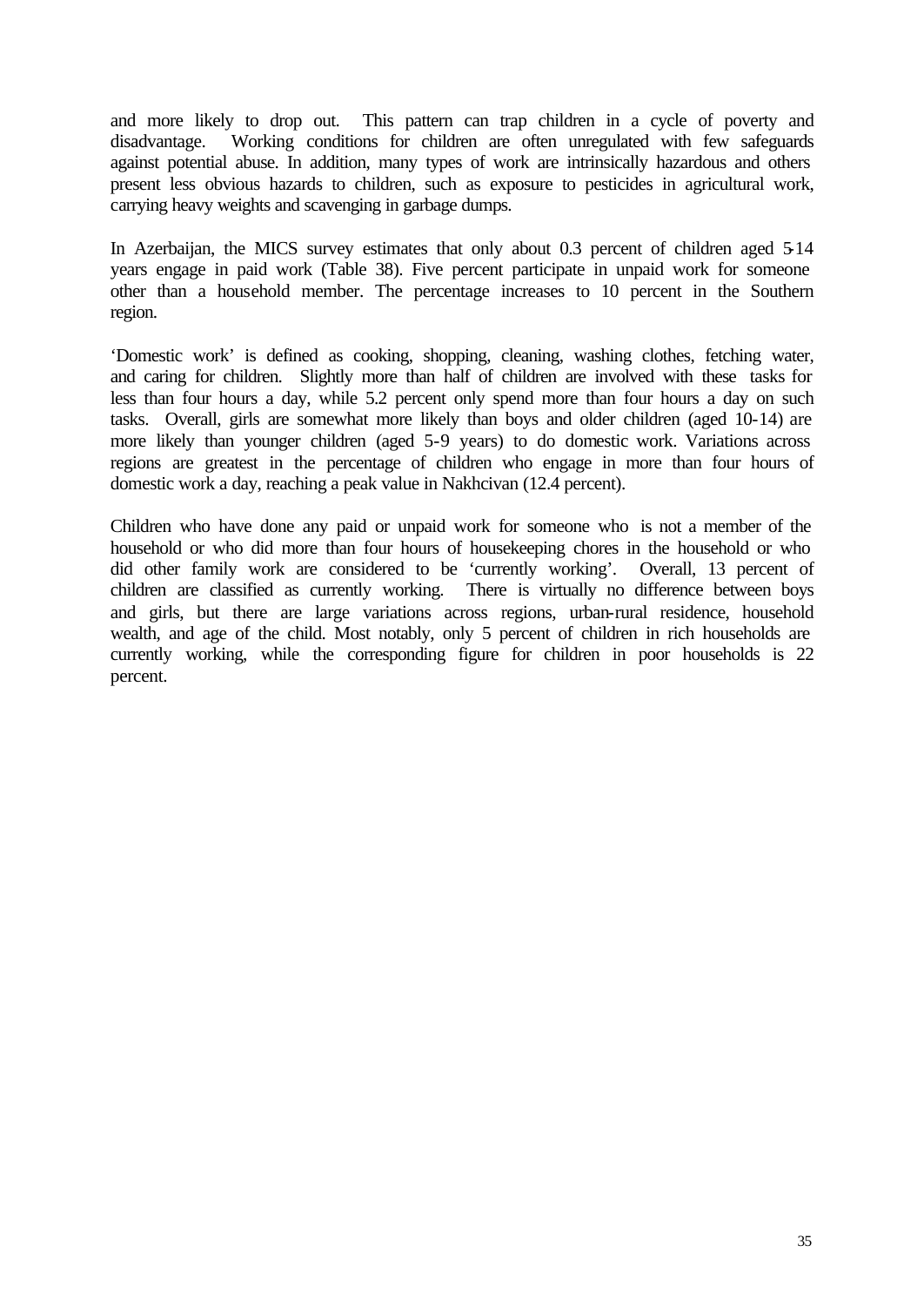and more likely to drop out. This pattern can trap children in a cycle of poverty and disadvantage. Working conditions for children are often unregulated with few safeguards against potential abuse. In addition, many types of work are intrinsically hazardous and others present less obvious hazards to children, such as exposure to pesticides in agricultural work, carrying heavy weights and scavenging in garbage dumps.

In Azerbaijan, the MICS survey estimates that only about 0.3 percent of children aged 5-14 years engage in paid work (Table 38). Five percent participate in unpaid work for someone other than a household member. The percentage increases to 10 percent in the Southern region.

'Domestic work' is defined as cooking, shopping, cleaning, washing clothes, fetching water, and caring for children. Slightly more than half of children are involved with these tasks for less than four hours a day, while 5.2 percent only spend more than four hours a day on such tasks. Overall, girls are somewhat more likely than boys and older children (aged 10-14) are more likely than younger children (aged 5-9 years) to do domestic work. Variations across regions are greatest in the percentage of children who engage in more than four hours of domestic work a day, reaching a peak value in Nakhcivan (12.4 percent).

Children who have done any paid or unpaid work for someone who is not a member of the household or who did more than four hours of housekeeping chores in the household or who did other family work are considered to be 'currently working'. Overall, 13 percent of children are classified as currently working. There is virtually no difference between boys and girls, but there are large variations across regions, urban-rural residence, household wealth, and age of the child. Most notably, only 5 percent of children in rich households are currently working, while the corresponding figure for children in poor households is 22 percent.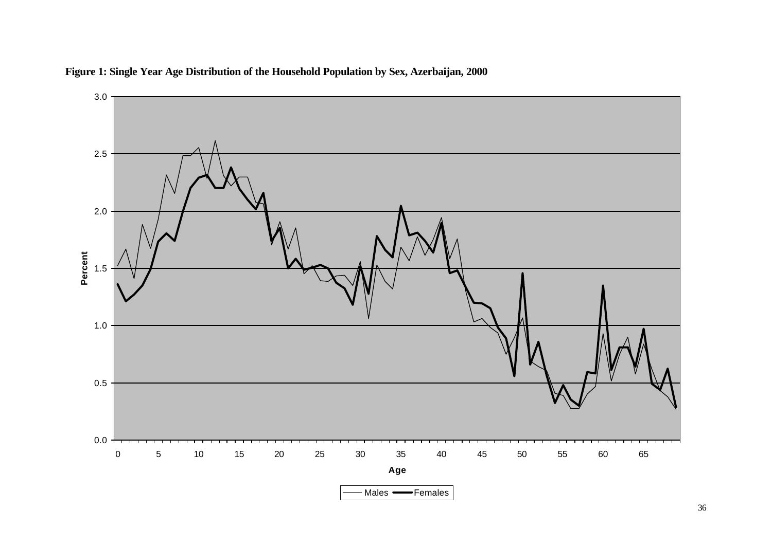**Figure 1: Single Year Age Distribution of the Household Population by Sex, Azerbaijan, 2000**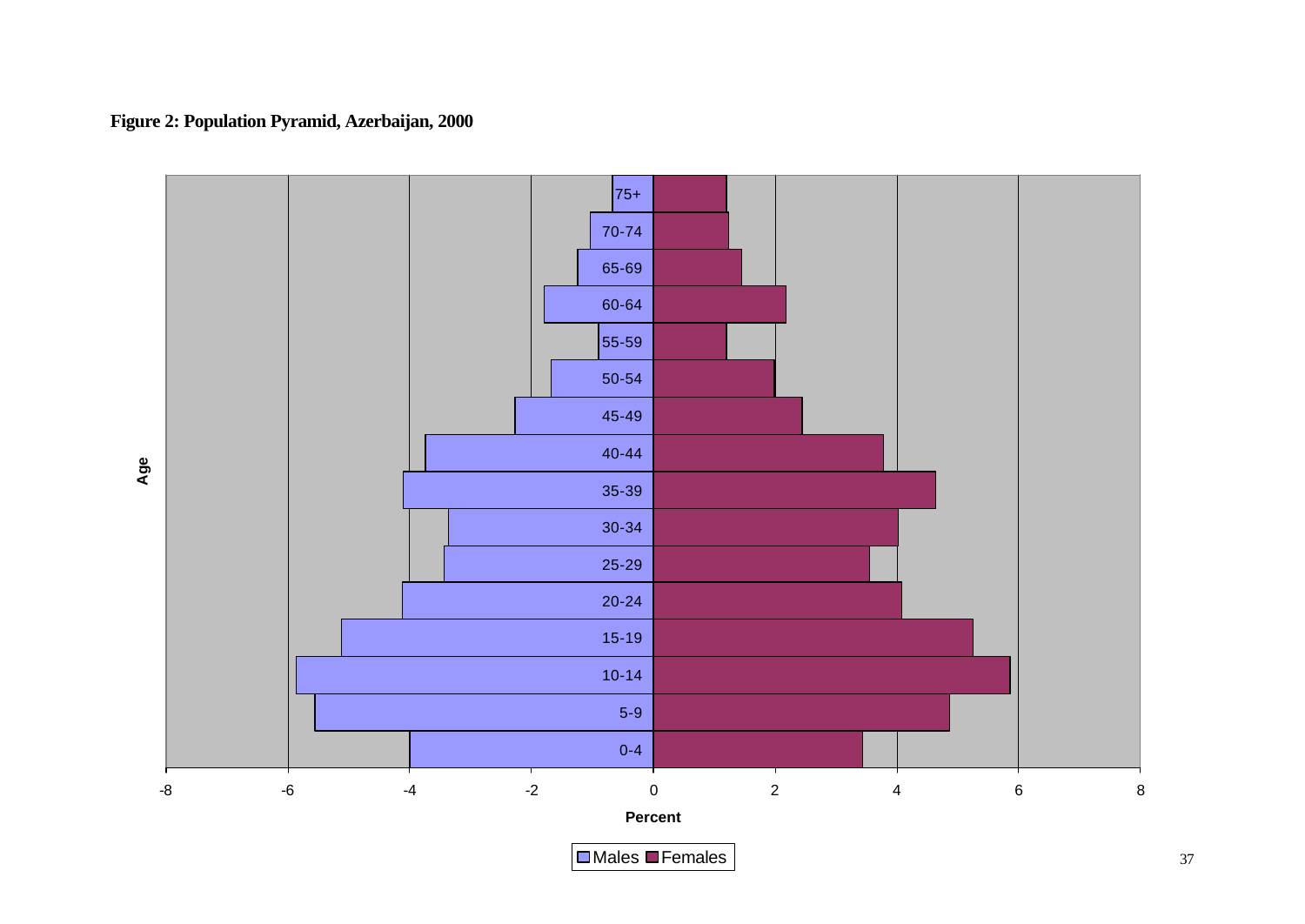**Figure 2: Population Pyramid, Azerbaijan, 2000**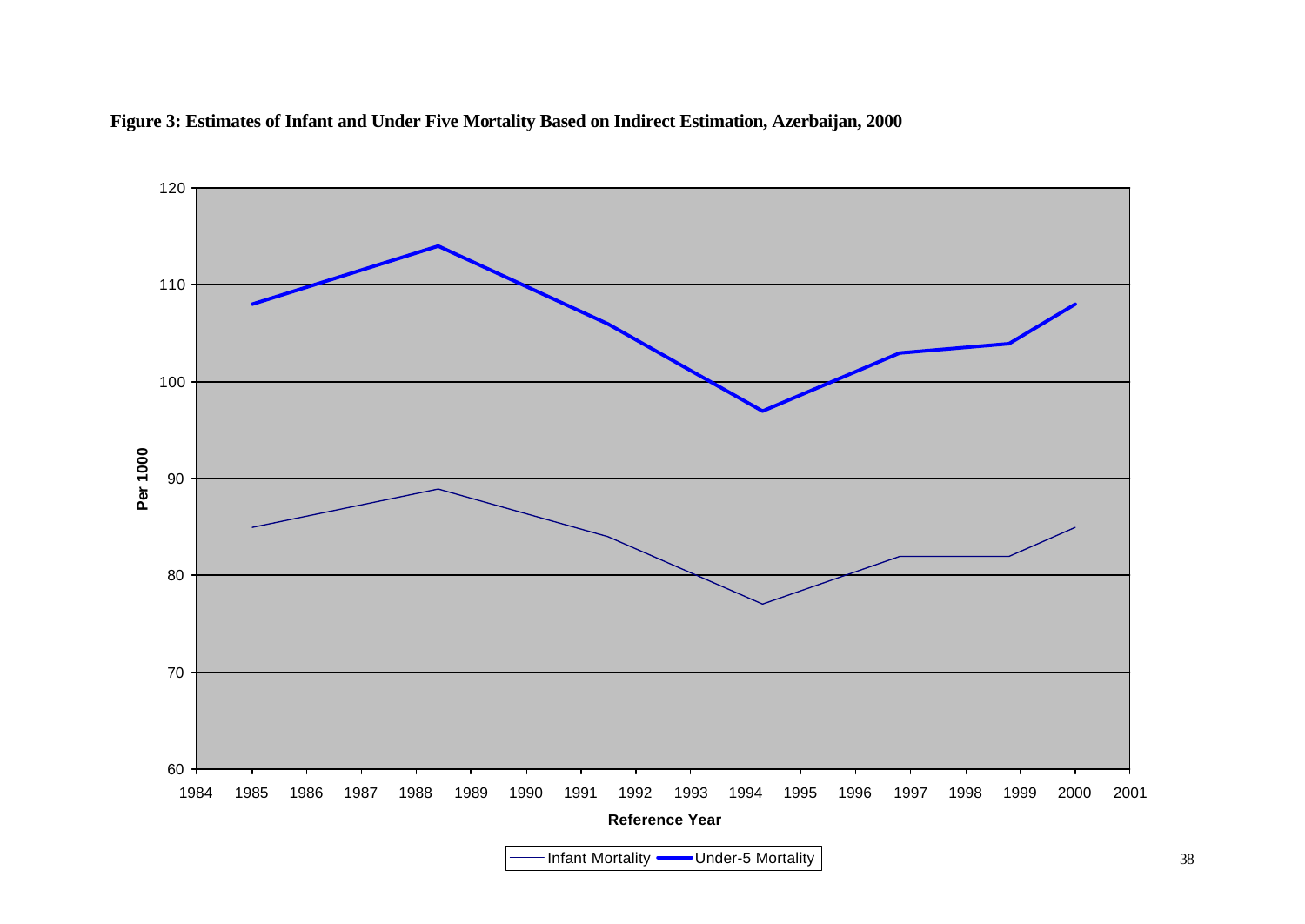**Figure 3: Estimates of Infant and Under Five Mortality Based on Indirect Estimation, Azerbaijan, 2000**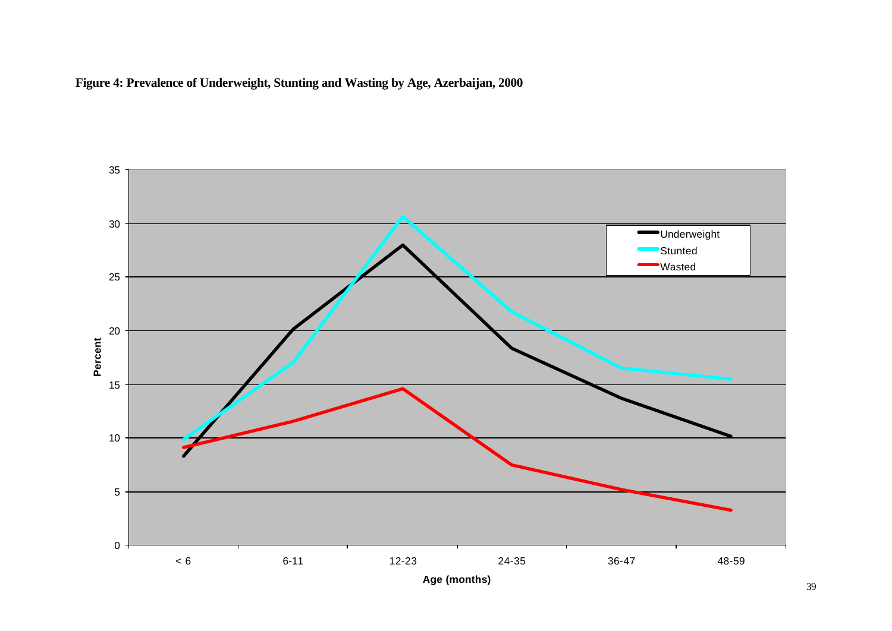**Figure 4: Prevalence of Underweight, Stunting and Wasting by Age, Azerbaijan, 2000**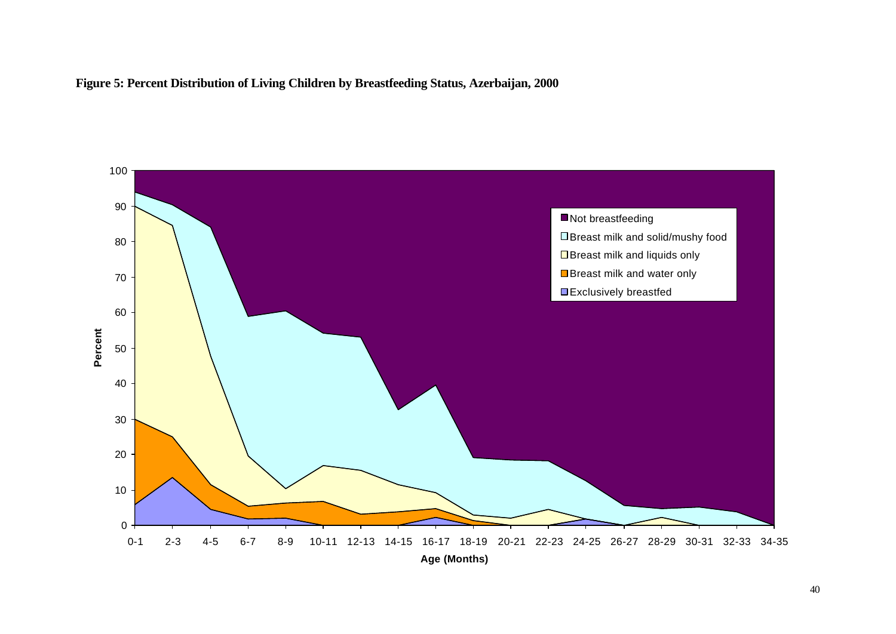**Figure 5: Percent Distribution of Living Children by Breastfeeding Status, Azerbaijan, 2000**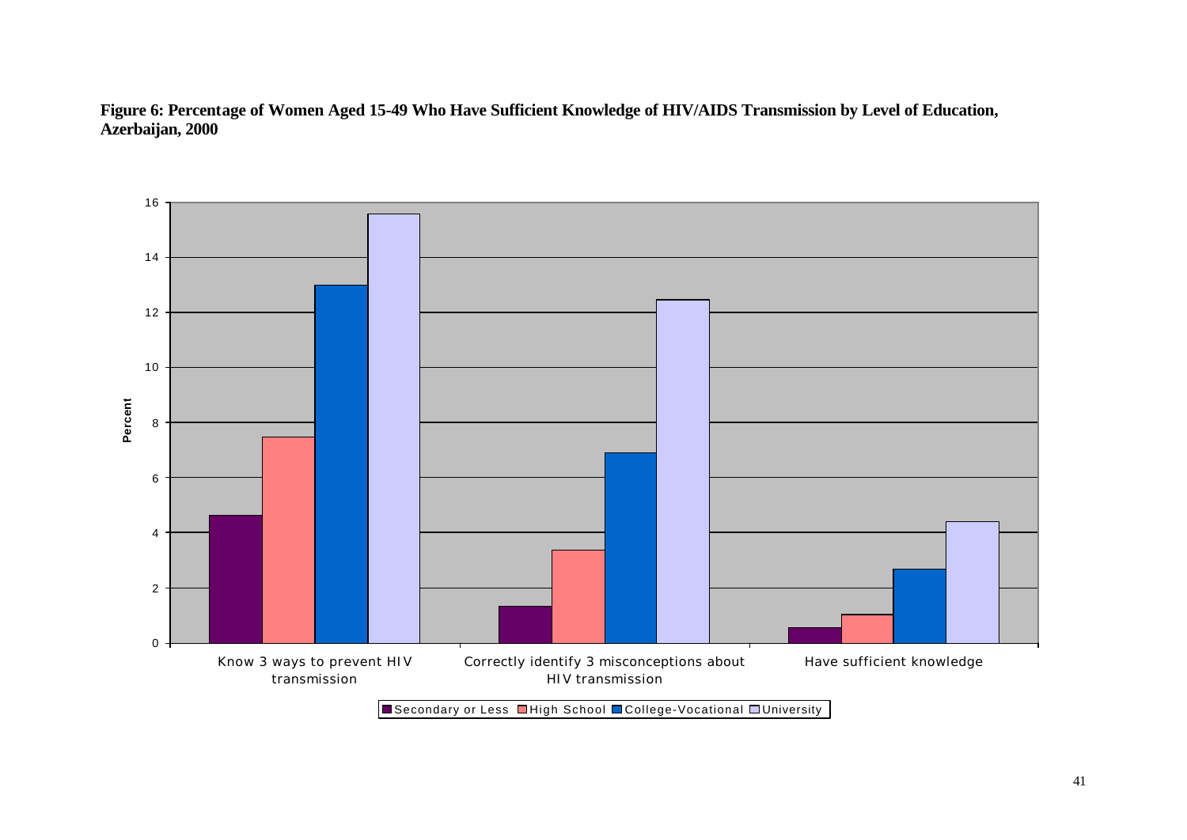**Figure 6: Percentage of Women Aged 15-49 Who Have Sufficient Knowledge of HIV/AIDS Transmission by Level of Education, Azerbaijan, 2000**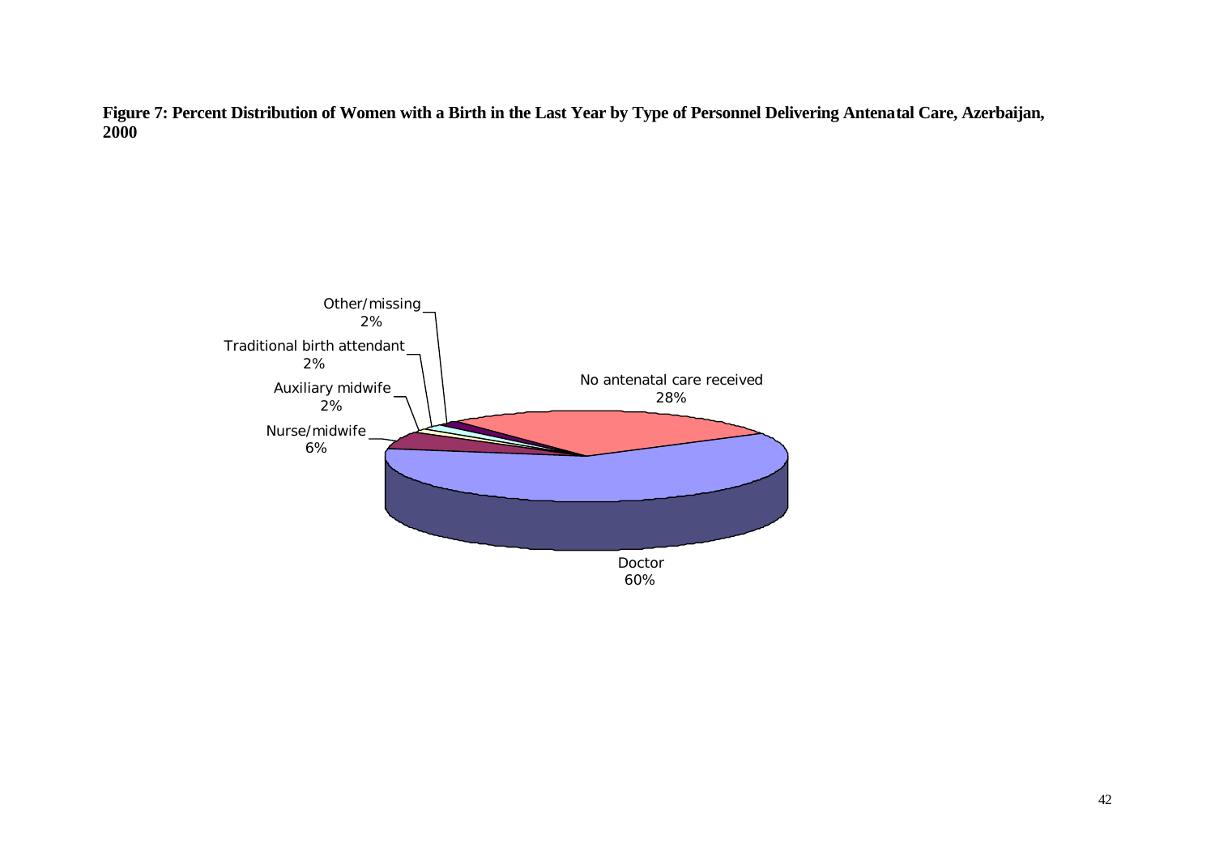**Figure 7: Percent Distribution of Women with a Birth in the Last Year by Type of Personnel Delivering Antenatal Care, Azerbaijan, 2000**

| Type of personnel | Percent |
|---|---|
| Doctor | 60% |
| No antenatal care received | 28% |
| Nurse/midwife | 6% |
| Auxiliary midwife | 2% |
| Traditional birth attendant | 2% |
| Other/missing | 2% |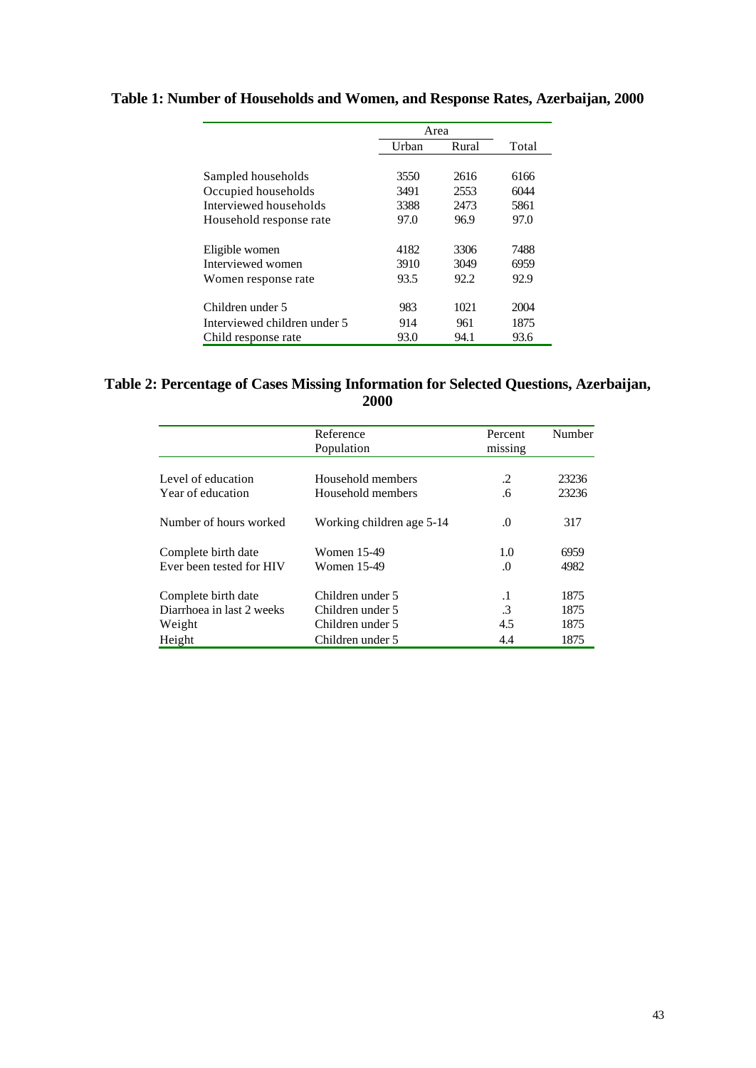**Table 1: Number of Households and Women, and Response Rates, Azerbaijan, 2000**

| | Area | | Total |
|---|---|---|---|
| | Urban | Rural | |
| Sampled households | 3550 | 2616 | 6166 |
| Occupied households | 3491 | 2553 | 6044 |
| Interviewed households | 3388 | 2473 | 5861 |
| Household response rate | 97.0 | 96.9 | 97.0 |
| Eligible women | 4182 | 3306 | 7488 |
| Interviewed women | 3910 | 3049 | 6959 |
| Women response rate | 93.5 | 92.2 | 92.9 |
| Children under 5 | 983 | 1021 | 2004 |
| Interviewed children under 5 | 914 | 961 | 1875 |
| Child response rate | 93.0 | 94.1 | 93.6 |

**Table 2: Percentage of Cases Missing Information for Selected Questions, Azerbaijan, 2000**

| | Reference Population | Percent missing | Number |
|---|---|---|---|
| Level of education | Household members | .2 | 23236 |
| Year of education | Household members | .6 | 23236 |
| Number of hours worked | Working children age 5-14 | .0 | 317 |
| Complete birth date | Women 15-49 | 1.0 | 6959 |
| Ever been tested for HIV | Women 15-49 | .0 | 4982 |
| Complete birth date | Children under 5 | .1 | 1875 |
| Diarrhoea in last 2 weeks | Children under 5 | .3 | 1875 |
| Weight | Children under 5 | 4.5 | 1875 |
| Height | Children under 5 | 4.4 | 1875 |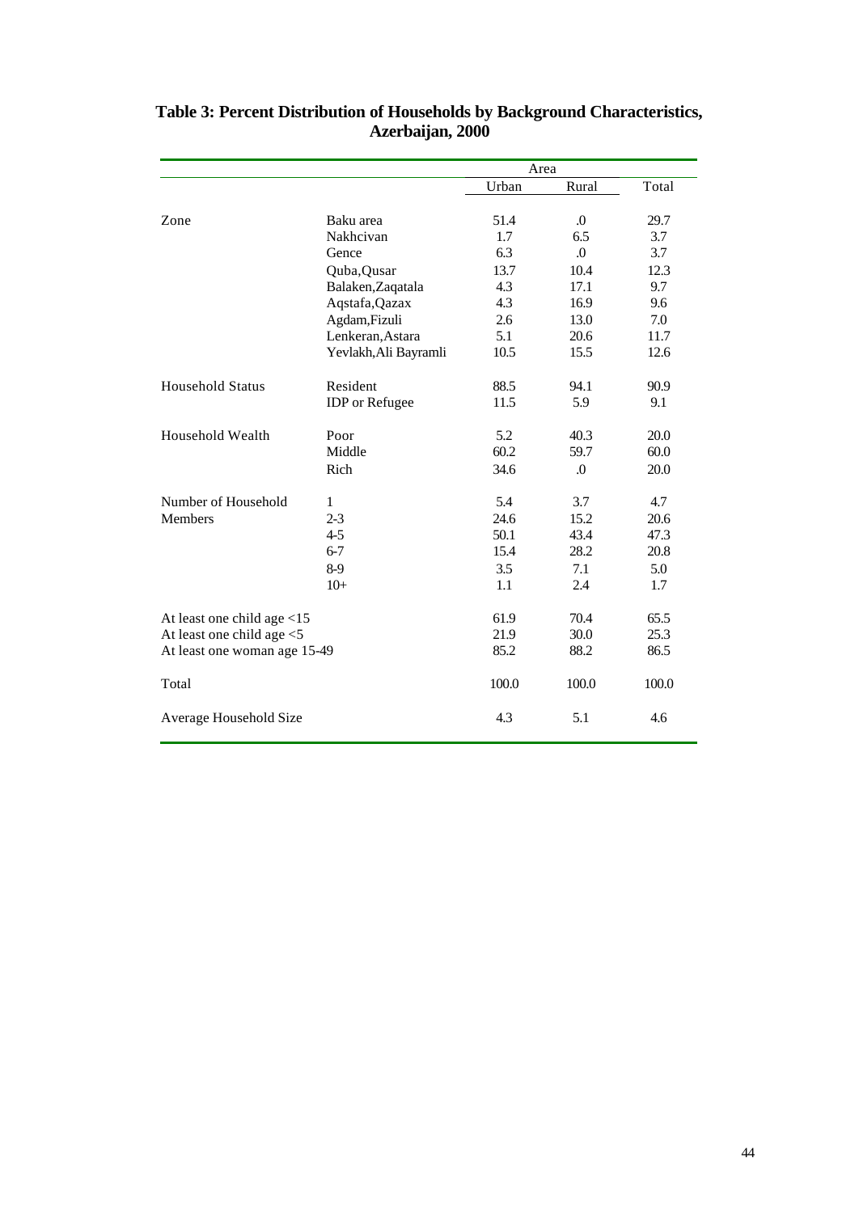**Table 3: Percent Distribution of Households by Background Characteristics, Azerbaijan, 2000**

| | | Area | | |
|---|---|---|---|---|
| | | Urban | Rural | Total |
| Zone | Baku area | 51.4 | .0 | 29.7 |
| | Nakhcivan | 1.7 | 6.5 | 3.7 |
| | Gence | 6.3 | .0 | 3.7 |
| | Quba,Qusar | 13.7 | 10.4 | 12.3 |
| | Balaken,Zaqatala | 4.3 | 17.1 | 9.7 |
| | Aqstafa,Qazax | 4.3 | 16.9 | 9.6 |
| | Agdam,Fizuli | 2.6 | 13.0 | 7.0 |
| | Lenkeran,Astara | 5.1 | 20.6 | 11.7 |
| | Yevlakh,Ali Bayramli | 10.5 | 15.5 | 12.6 |
| Household Status | Resident | 88.5 | 94.1 | 90.9 |
| | IDP or Refugee | 11.5 | 5.9 | 9.1 |
| Household Wealth | Poor | 5.2 | 40.3 | 20.0 |
| | Middle | 60.2 | 59.7 | 60.0 |
| | Rich | 34.6 | .0 | 20.0 |
| Number of Household Members | 1 | 5.4 | 3.7 | 4.7 |
| | 2-3 | 24.6 | 15.2 | 20.6 |
| | 4-5 | 50.1 | 43.4 | 47.3 |
| | 6-7 | 15.4 | 28.2 | 20.8 |
| | 8-9 | 3.5 | 7.1 | 5.0 |
| | 10+ | 1.1 | 2.4 | 1.7 |
| At least one child age <15 | | 61.9 | 70.4 | 65.5 |
| At least one child age <5 | | 21.9 | 30.0 | 25.3 |
| At least one woman age 15-49 | | 85.2 | 88.2 | 86.5 |
| Total | | 100.0 | 100.0 | 100.0 |
| Average Household Size | | 4.3 | 5.1 | 4.6 |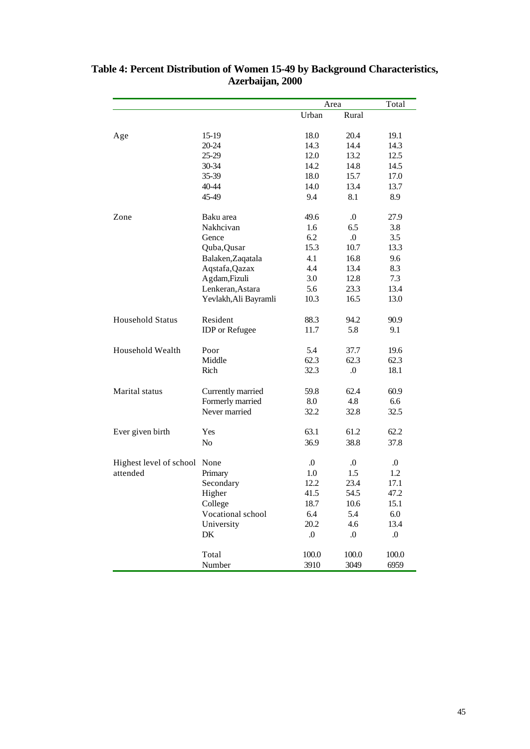# Table 4: Percent Distribution of Women 15-49 by Background Characteristics, Azerbaijan, 2000

| | | Area | | Total |
|---|---|---|---|---|
| | | Urban | Rural | |
| Age | 15-19 | 18.0 | 20.4 | 19.1 |
| | 20-24 | 14.3 | 14.4 | 14.3 |
| | 25-29 | 12.0 | 13.2 | 12.5 |
| | 30-34 | 14.2 | 14.8 | 14.5 |
| | 35-39 | 18.0 | 15.7 | 17.0 |
| | 40-44 | 14.0 | 13.4 | 13.7 |
| | 45-49 | 9.4 | 8.1 | 8.9 |
| Zone | Baku area | 49.6 | .0 | 27.9 |
| | Nakhcivan | 1.6 | 6.5 | 3.8 |
| | Gence | 6.2 | .0 | 3.5 |
| | Quba,Qusar | 15.3 | 10.7 | 13.3 |
| | Balaken,Zaqatala | 4.1 | 16.8 | 9.6 |
| | Aqstafa,Qazax | 4.4 | 13.4 | 8.3 |
| | Agdam,Fizuli | 3.0 | 12.8 | 7.3 |
| | Lenkeran,Astara | 5.6 | 23.3 | 13.4 |
| | Yevlakh,Ali Bayramli | 10.3 | 16.5 | 13.0 |
| Household Status | Resident | 88.3 | 94.2 | 90.9 |
| | IDP or Refugee | 11.7 | 5.8 | 9.1 |
| Household Wealth | Poor | 5.4 | 37.7 | 19.6 |
| | Middle | 62.3 | 62.3 | 62.3 |
| | Rich | 32.3 | .0 | 18.1 |
| Marital status | Currently married | 59.8 | 62.4 | 60.9 |
| | Formerly married | 8.0 | 4.8 | 6.6 |
| | Never married | 32.2 | 32.8 | 32.5 |
| Ever given birth | Yes | 63.1 | 61.2 | 62.2 |
| | No | 36.9 | 38.8 | 37.8 |
| Highest level of school attended | None | .0 | .0 | .0 |
| | Primary | 1.0 | 1.5 | 1.2 |
| | Secondary | 12.2 | 23.4 | 17.1 |
| | Higher | 41.5 | 54.5 | 47.2 |
| | College | 18.7 | 10.6 | 15.1 |
| | Vocational school | 6.4 | 5.4 | 6.0 |
| | University | 20.2 | 4.6 | 13.4 |
| | DK | .0 | .0 | .0 |
| | Total | 100.0 | 100.0 | 100.0 |
| | Number | 3910 | 3049 | 6959 |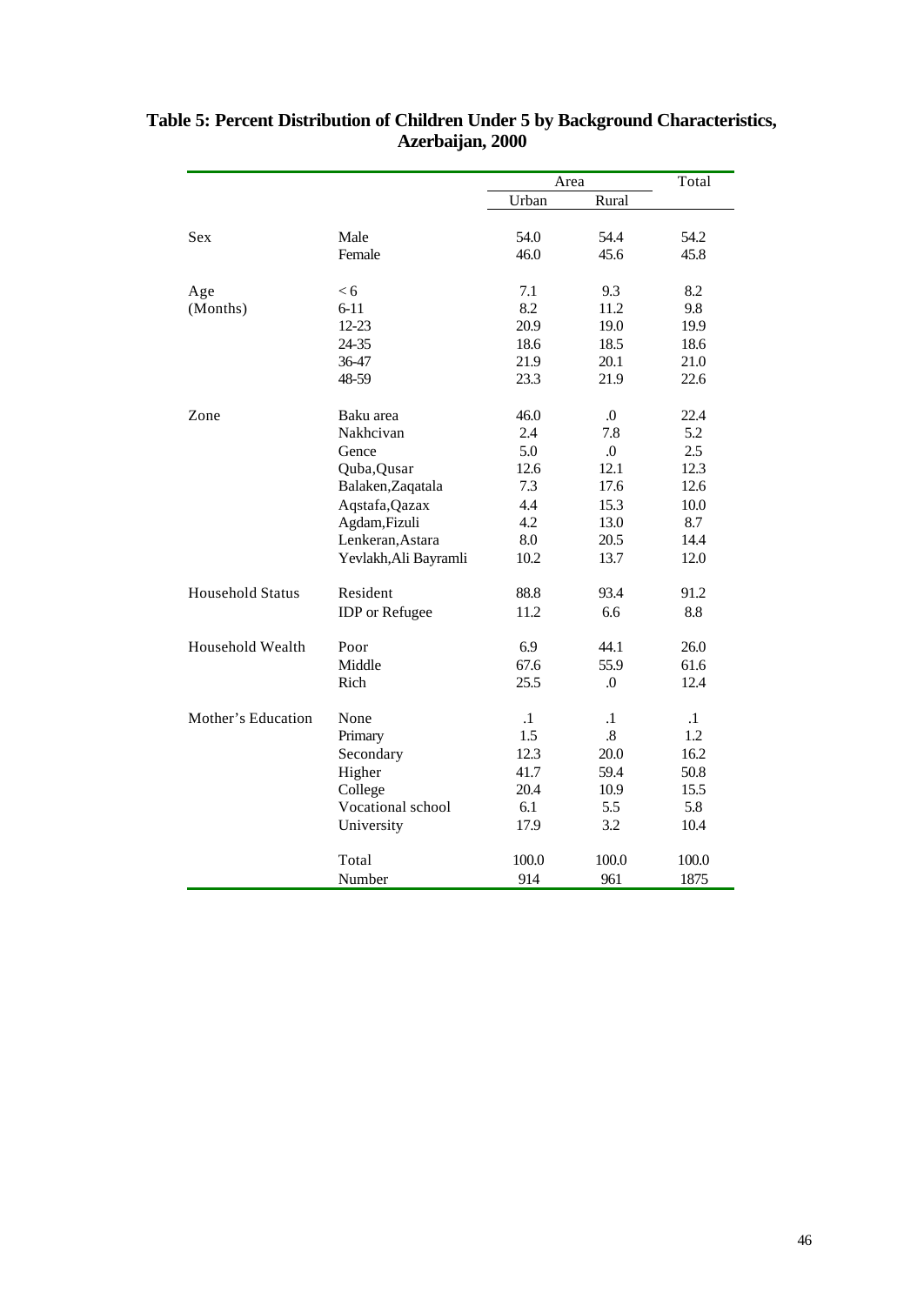**Table 5: Percent Distribution of Children Under 5 by Background Characteristics, Azerbaijan, 2000**

| | | Area | | Total |
|---|---|---|---|---|
| | | Urban | Rural | |
| Sex | Male | 54.0 | 54.4 | 54.2 |
| | Female | 46.0 | 45.6 | 45.8 |
| Age (Months) | < 6 | 7.1 | 9.3 | 8.2 |
| | 6-11 | 8.2 | 11.2 | 9.8 |
| | 12-23 | 20.9 | 19.0 | 19.9 |
| | 24-35 | 18.6 | 18.5 | 18.6 |
| | 36-47 | 21.9 | 20.1 | 21.0 |
| | 48-59 | 23.3 | 21.9 | 22.6 |
| Zone | Baku area | 46.0 | .0 | 22.4 |
| | Nakhcivan | 2.4 | 7.8 | 5.2 |
| | Gence | 5.0 | .0 | 2.5 |
| | Quba,Qusar | 12.6 | 12.1 | 12.3 |
| | Balaken,Zaqatala | 7.3 | 17.6 | 12.6 |
| | Aqstafa,Qazax | 4.4 | 15.3 | 10.0 |
| | Agdam,Fizuli | 4.2 | 13.0 | 8.7 |
| | Lenkeran,Astara | 8.0 | 20.5 | 14.4 |
| | Yevlakh,Ali Bayramli | 10.2 | 13.7 | 12.0 |
| Household Status | Resident | 88.8 | 93.4 | 91.2 |
| | IDP or Refugee | 11.2 | 6.6 | 8.8 |
| Household Wealth | Poor | 6.9 | 44.1 | 26.0 |
| | Middle | 67.6 | 55.9 | 61.6 |
| | Rich | 25.5 | .0 | 12.4 |
| Mother's Education | None | .1 | .1 | .1 |
| | Primary | 1.5 | .8 | 1.2 |
| | Secondary | 12.3 | 20.0 | 16.2 |
| | Higher | 41.7 | 59.4 | 50.8 |
| | College | 20.4 | 10.9 | 15.5 |
| | Vocational school | 6.1 | 5.5 | 5.8 |
| | University | 17.9 | 3.2 | 10.4 |
| | Total | 100.0 | 100.0 | 100.0 |
| | Number | 914 | 961 | 1875 |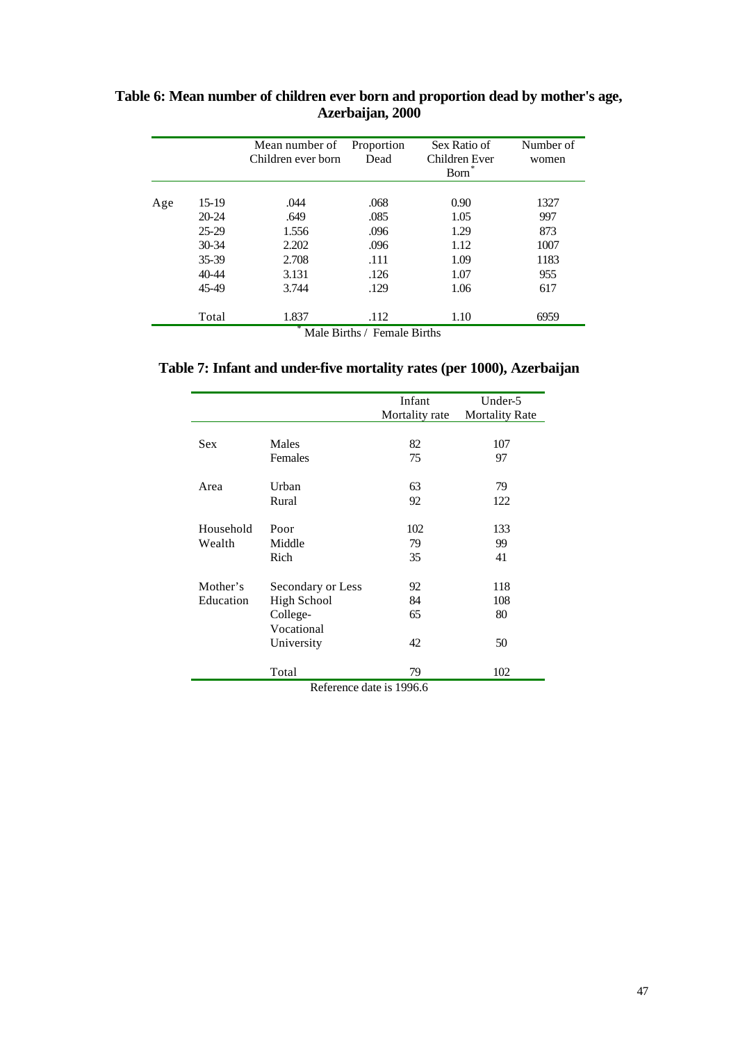**Table 6: Mean number of children ever born and proportion dead by mother's age, Azerbaijan, 2000**

| | | Mean number of Children ever born | Proportion Dead | Sex Ratio of Children Ever Born* | Number of women |
|---|---|---|---|---|---|
| Age | 15-19 | .044 | .068 | 0.90 | 1327 |
| | 20-24 | .649 | .085 | 1.05 | 997 |
| | 25-29 | 1.556 | .096 | 1.29 | 873 |
| | 30-34 | 2.202 | .096 | 1.12 | 1007 |
| | 35-39 | 2.708 | .111 | 1.09 | 1183 |
| | 40-44 | 3.131 | .126 | 1.07 | 955 |
| | 45-49 | 3.744 | .129 | 1.06 | 617 |
| | Total | 1.837 | .112 | 1.10 | 6959 |

* Male Births / Female Births

**Table 7: Infant and under-five mortality rates (per 1000), Azerbaijan**

| | | Infant Mortality rate | Under-5 Mortality Rate |
|---|---|---|---|
| Sex | Males | 82 | 107 |
| | Females | 75 | 97 |
| Area | Urban | 63 | 79 |
| | Rural | 92 | 122 |
| Household Wealth | Poor | 102 | 133 |
| | Middle | 79 | 99 |
| | Rich | 35 | 41 |
| Mother's Education | Secondary or Less | 92 | 118 |
| | High School | 84 | 108 |
| | College-Vocational | 65 | 80 |
| | University | 42 | 50 |
| | Total | 79 | 102 |

Reference date is 1996.6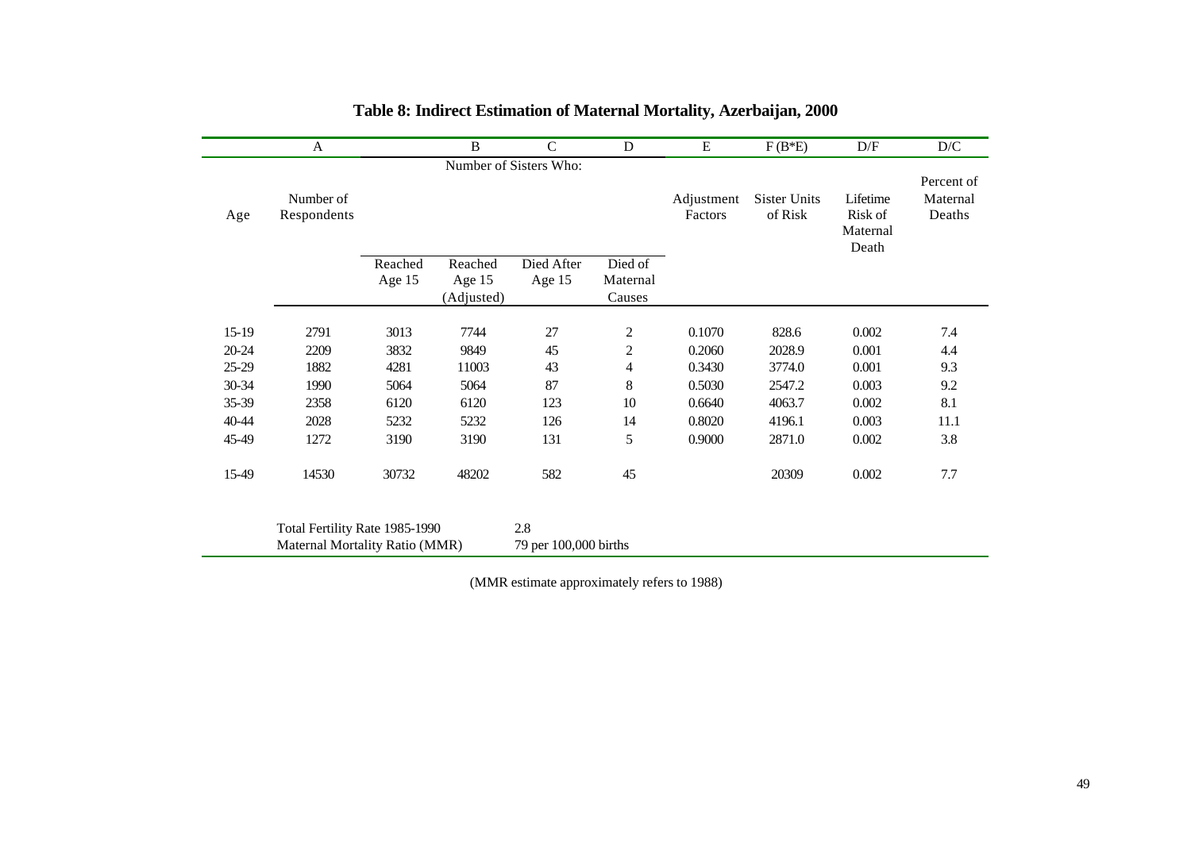## Table 8: Indirect Estimation of Maternal Mortality, Azerbaijan, 2000

| | A | | B | C | D | E | F (B*E) | D/F | D/C |
|---|---|---|---|---|---|---|---|---|---|
| | | Number of Sisters Who: | | | | | | | |
| Age | Number of Respondents | Reached Age 15 | Reached Age 15 (Adjusted) | Died After Age 15 | Died of Maternal Causes | Adjustment Factors | Sister Units of Risk | Lifetime Risk of Maternal Death | Percent of Maternal Deaths |
| 15-19 | 2791 | 3013 | 7744 | 27 | 2 | 0.1070 | 828.6 | 0.002 | 7.4 |
| 20-24 | 2209 | 3832 | 9849 | 45 | 2 | 0.2060 | 2028.9 | 0.001 | 4.4 |
| 25-29 | 1882 | 4281 | 11003 | 43 | 4 | 0.3430 | 3774.0 | 0.001 | 9.3 |
| 30-34 | 1990 | 5064 | 5064 | 87 | 8 | 0.5030 | 2547.2 | 0.003 | 9.2 |
| 35-39 | 2358 | 6120 | 6120 | 123 | 10 | 0.6640 | 4063.7 | 0.002 | 8.1 |
| 40-44 | 2028 | 5232 | 5232 | 126 | 14 | 0.8020 | 4196.1 | 0.003 | 11.1 |
| 45-49 | 1272 | 3190 | 3190 | 131 | 5 | 0.9000 | 2871.0 | 0.002 | 3.8 |
| 15-49 | 14530 | 30732 | 48202 | 582 | 45 | | 20309 | 0.002 | 7.7 |

Total Fertility Rate 1985-1990: 2.8

Maternal Mortality Ratio (MMR): 79 per 100,000 births

(MMR estimate approximately refers to 1988)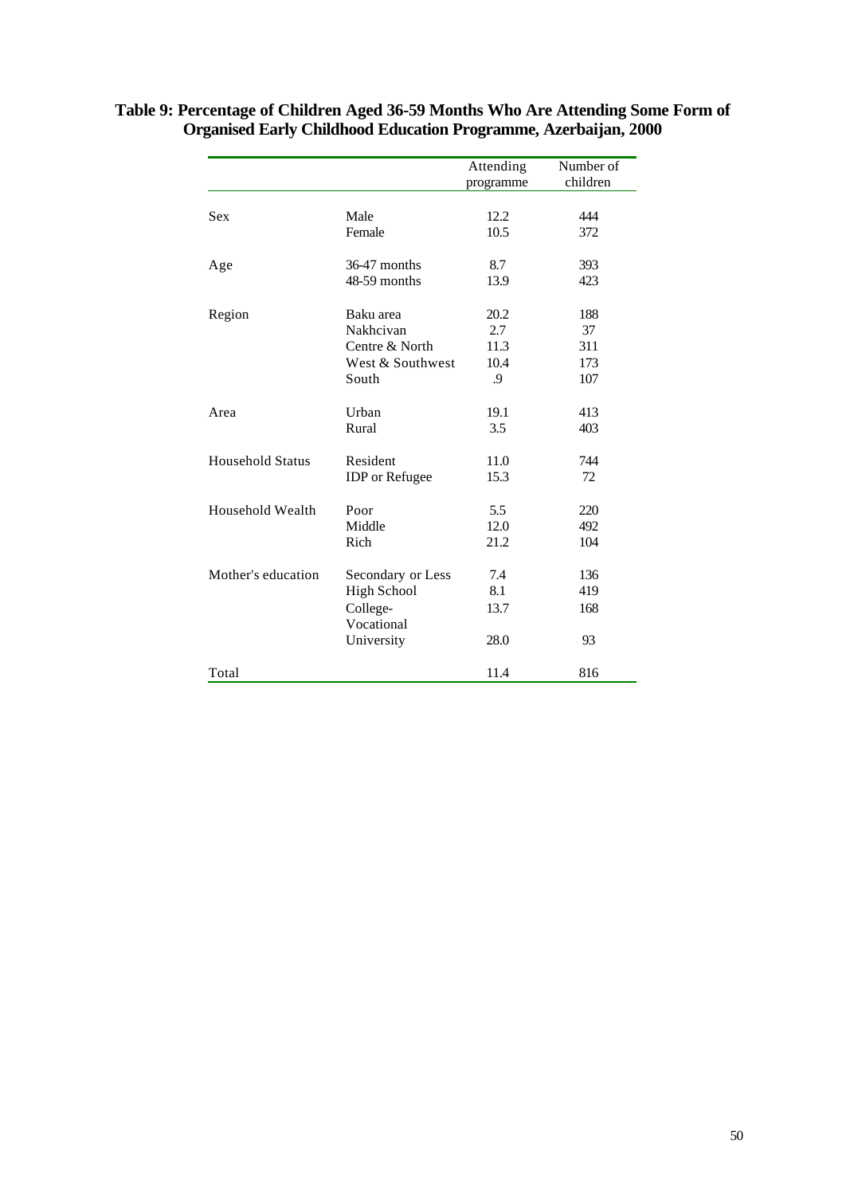**Table 9: Percentage of Children Aged 36-59 Months Who Are Attending Some Form of Organised Early Childhood Education Programme, Azerbaijan, 2000**

| | | Attending programme | Number of children |
|---|---|---|---|
| Sex | Male | 12.2 | 444 |
| | Female | 10.5 | 372 |
| Age | 36-47 months | 8.7 | 393 |
| | 48-59 months | 13.9 | 423 |
| Region | Baku area | 20.2 | 188 |
| | Nakhcivan | 2.7 | 37 |
| | Centre & North | 11.3 | 311 |
| | West & Southwest | 10.4 | 173 |
| | South | .9 | 107 |
| Area | Urban | 19.1 | 413 |
| | Rural | 3.5 | 403 |
| Household Status | Resident | 11.0 | 744 |
| | IDP or Refugee | 15.3 | 72 |
| Household Wealth | Poor | 5.5 | 220 |
| | Middle | 12.0 | 492 |
| | Rich | 21.2 | 104 |
| Mother's education | Secondary or Less | 7.4 | 136 |
| | High School | 8.1 | 419 |
| | College-Vocational | 13.7 | 168 |
| | University | 28.0 | 93 |
| Total | | 11.4 | 816 |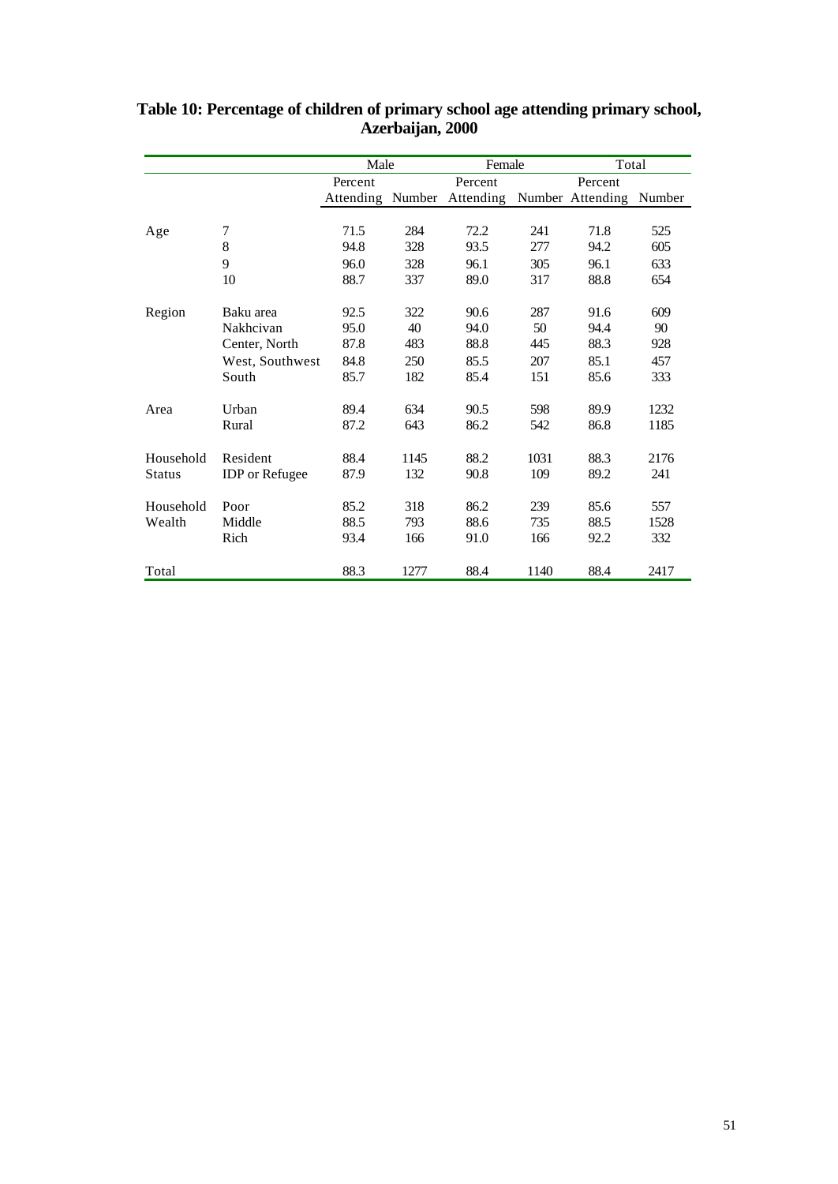**Table 10: Percentage of children of primary school age attending primary school, Azerbaijan, 2000**

| | | Male | | Female | | Total | |
|---|---|---|---|---|---|---|---|
| | | Percent Attending | Number | Percent Attending | Number | Percent Attending | Number |
| Age | 7 | 71.5 | 284 | 72.2 | 241 | 71.8 | 525 |
| | 8 | 94.8 | 328 | 93.5 | 277 | 94.2 | 605 |
| | 9 | 96.0 | 328 | 96.1 | 305 | 96.1 | 633 |
| | 10 | 88.7 | 337 | 89.0 | 317 | 88.8 | 654 |
| Region | Baku area | 92.5 | 322 | 90.6 | 287 | 91.6 | 609 |
| | Nakhcivan | 95.0 | 40 | 94.0 | 50 | 94.4 | 90 |
| | Center, North | 87.8 | 483 | 88.8 | 445 | 88.3 | 928 |
| | West, Southwest | 84.8 | 250 | 85.5 | 207 | 85.1 | 457 |
| | South | 85.7 | 182 | 85.4 | 151 | 85.6 | 333 |
| Area | Urban | 89.4 | 634 | 90.5 | 598 | 89.9 | 1232 |
| | Rural | 87.2 | 643 | 86.2 | 542 | 86.8 | 1185 |
| Household Status | Resident | 88.4 | 1145 | 88.2 | 1031 | 88.3 | 2176 |
| | IDP or Refugee | 87.9 | 132 | 90.8 | 109 | 89.2 | 241 |
| Household Wealth | Poor | 85.2 | 318 | 86.2 | 239 | 85.6 | 557 |
| | Middle | 88.5 | 793 | 88.6 | 735 | 88.5 | 1528 |
| | Rich | 93.4 | 166 | 91.0 | 166 | 92.2 | 332 |
| Total | | 88.3 | 1277 | 88.4 | 1140 | 88.4 | 2417 |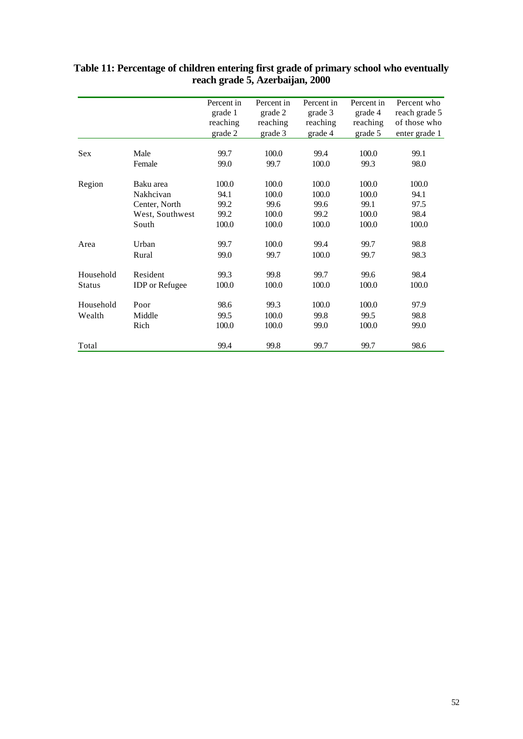**Table 11: Percentage of children entering first grade of primary school who eventually reach grade 5, Azerbaijan, 2000**

| | | Percent in grade 1 reaching grade 2 | Percent in grade 2 reaching grade 3 | Percent in grade 3 reaching grade 4 | Percent in grade 4 reaching grade 5 | Percent who reach grade 5 of those who enter grade 1 |
|---|---|---|---|---|---|---|
| Sex | Male | 99.7 | 100.0 | 99.4 | 100.0 | 99.1 |
| | Female | 99.0 | 99.7 | 100.0 | 99.3 | 98.0 |
| Region | Baku area | 100.0 | 100.0 | 100.0 | 100.0 | 100.0 |
| | Nakhcivan | 94.1 | 100.0 | 100.0 | 100.0 | 94.1 |
| | Center, North | 99.2 | 99.6 | 99.6 | 99.1 | 97.5 |
| | West, Southwest | 99.2 | 100.0 | 99.2 | 100.0 | 98.4 |
| | South | 100.0 | 100.0 | 100.0 | 100.0 | 100.0 |
| Area | Urban | 99.7 | 100.0 | 99.4 | 99.7 | 98.8 |
| | Rural | 99.0 | 99.7 | 100.0 | 99.7 | 98.3 |
| Household Status | Resident | 99.3 | 99.8 | 99.7 | 99.6 | 98.4 |
| | IDP or Refugee | 100.0 | 100.0 | 100.0 | 100.0 | 100.0 |
| Household Wealth | Poor | 98.6 | 99.3 | 100.0 | 100.0 | 97.9 |
| | Middle | 99.5 | 100.0 | 99.8 | 99.5 | 98.8 |
| | Rich | 100.0 | 100.0 | 99.0 | 100.0 | 99.0 |
| Total | | 99.4 | 99.8 | 99.7 | 99.7 | 98.6 |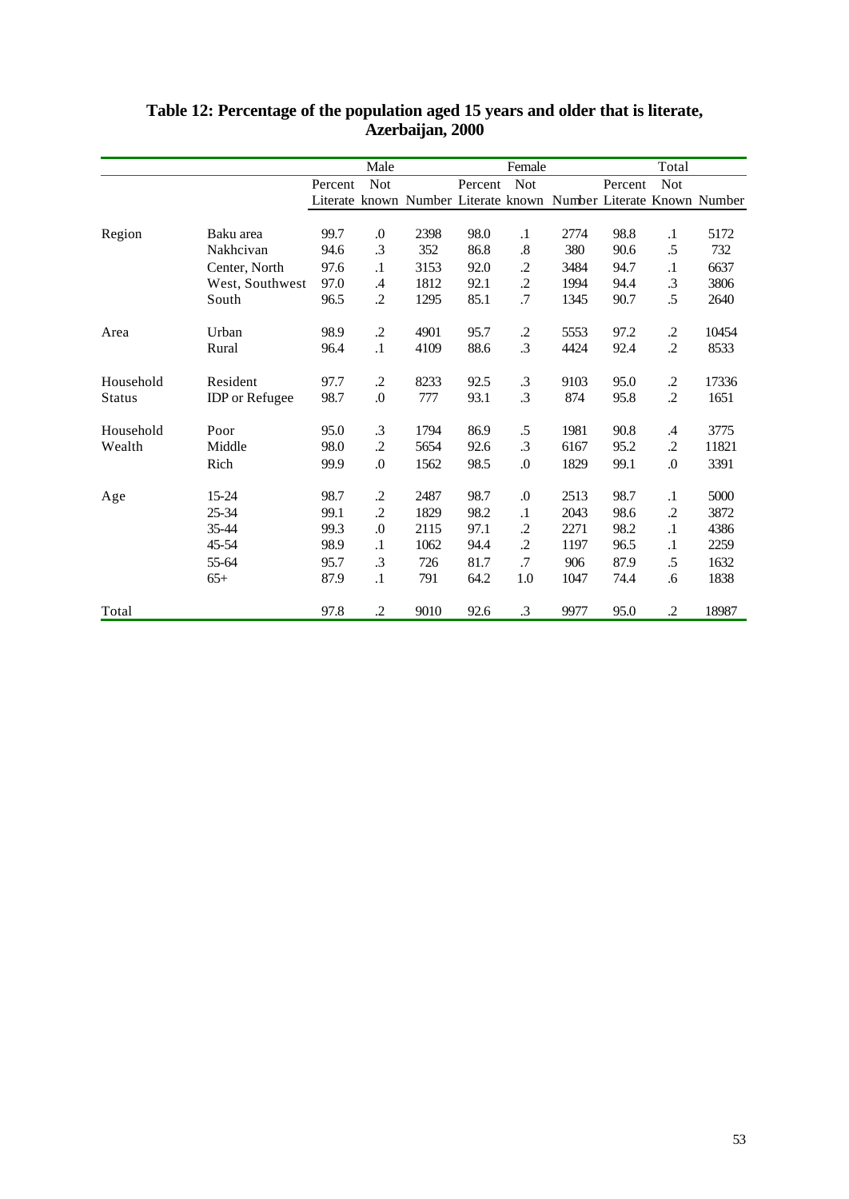**Table 12: Percentage of the population aged 15 years and older that is literate, Azerbaijan, 2000**

| | | Male | | | Female | | | Total | | |
|---|---|---|---|---|---|---|---|---|---|---|
| | | Percent Literate | Not known | Number | Percent Literate | Not known | Number | Percent Literate | Not Known | Number |
| Region | Baku area | 99.7 | .0 | 2398 | 98.0 | .1 | 2774 | 98.8 | .1 | 5172 |
| | Nakhcivan | 94.6 | .3 | 352 | 86.8 | .8 | 380 | 90.6 | .5 | 732 |
| | Center, North | 97.6 | .1 | 3153 | 92.0 | .2 | 3484 | 94.7 | .1 | 6637 |
| | West, Southwest | 97.0 | .4 | 1812 | 92.1 | .2 | 1994 | 94.4 | .3 | 3806 |
| | South | 96.5 | .2 | 1295 | 85.1 | .7 | 1345 | 90.7 | .5 | 2640 |
| Area | Urban | 98.9 | .2 | 4901 | 95.7 | .2 | 5553 | 97.2 | .2 | 10454 |
| | Rural | 96.4 | .1 | 4109 | 88.6 | .3 | 4424 | 92.4 | .2 | 8533 |
| Household Status | Resident | 97.7 | .2 | 8233 | 92.5 | .3 | 9103 | 95.0 | .2 | 17336 |
| | IDP or Refugee | 98.7 | .0 | 777 | 93.1 | .3 | 874 | 95.8 | .2 | 1651 |
| Household Wealth | Poor | 95.0 | .3 | 1794 | 86.9 | .5 | 1981 | 90.8 | .4 | 3775 |
| | Middle | 98.0 | .2 | 5654 | 92.6 | .3 | 6167 | 95.2 | .2 | 11821 |
| | Rich | 99.9 | .0 | 1562 | 98.5 | .0 | 1829 | 99.1 | .0 | 3391 |
| Age | 15-24 | 98.7 | .2 | 2487 | 98.7 | .0 | 2513 | 98.7 | .1 | 5000 |
| | 25-34 | 99.1 | .2 | 1829 | 98.2 | .1 | 2043 | 98.6 | .2 | 3872 |
| | 35-44 | 99.3 | .0 | 2115 | 97.1 | .2 | 2271 | 98.2 | .1 | 4386 |
| | 45-54 | 98.9 | .1 | 1062 | 94.4 | .2 | 1197 | 96.5 | .1 | 2259 |
| | 55-64 | 95.7 | .3 | 726 | 81.7 | .7 | 906 | 87.9 | .5 | 1632 |
| | 65+ | 87.9 | .1 | 791 | 64.2 | 1.0 | 1047 | 74.4 | .6 | 1838 |
| Total | | 97.8 | .2 | 9010 | 92.6 | .3 | 9977 | 95.0 | .2 | 18987 |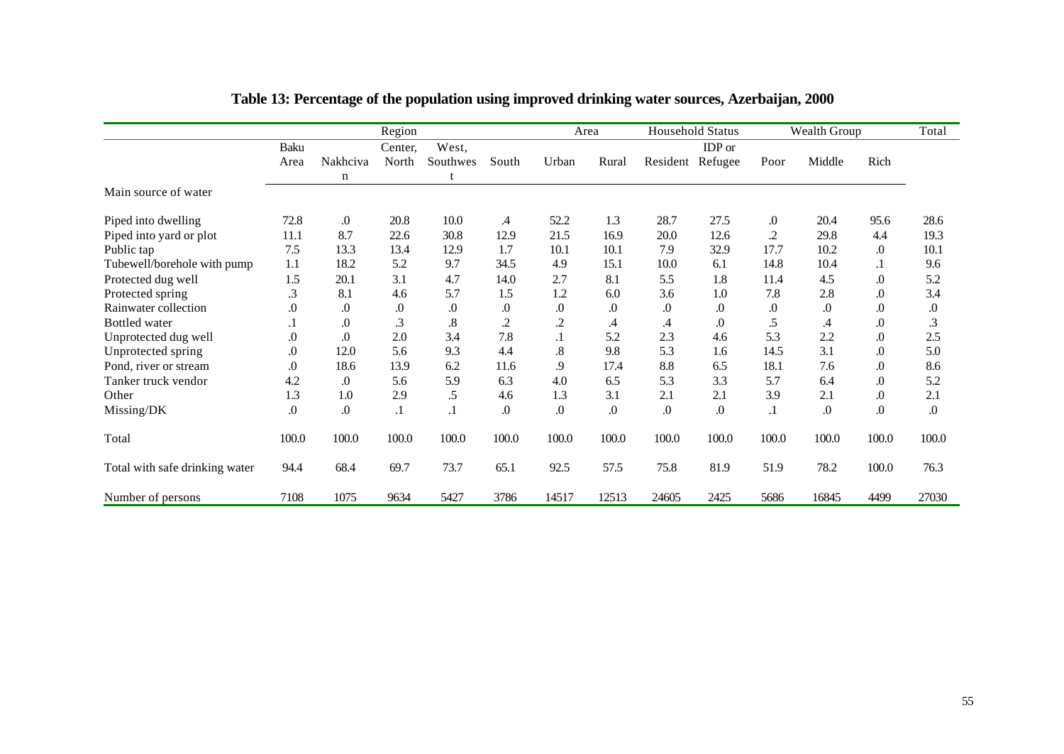# Table 13: Percentage of the population using improved drinking water sources, Azerbaijan, 2000

| | Region | | | | | Area | | Household Status | | Wealth Group | | | Total |
|---|---|---|---|---|---|---|---|---|---|---|---|---|---|
| | Baku Area | Nakhcivan | Center, North | West, Southwest | South | Urban | Rural | Resident | IDP or Refugee | Poor | Middle | Rich | |
| Main source of water | | | | | | | | | | | | | |
| Piped into dwelling | 72.8 | .0 | 20.8 | 10.0 | .4 | 52.2 | 1.3 | 28.7 | 27.5 | .0 | 20.4 | 95.6 | 28.6 |
| Piped into yard or plot | 11.1 | 8.7 | 22.6 | 30.8 | 12.9 | 21.5 | 16.9 | 20.0 | 12.6 | .2 | 29.8 | 4.4 | 19.3 |
| Public tap | 7.5 | 13.3 | 13.4 | 12.9 | 1.7 | 10.1 | 10.1 | 7.9 | 32.9 | 17.7 | 10.2 | .0 | 10.1 |
| Tubewell/borehole with pump | 1.1 | 18.2 | 5.2 | 9.7 | 34.5 | 4.9 | 15.1 | 10.0 | 6.1 | 14.8 | 10.4 | .1 | 9.6 |
| Protected dug well | 1.5 | 20.1 | 3.1 | 4.7 | 14.0 | 2.7 | 8.1 | 5.5 | 1.8 | 11.4 | 4.5 | .0 | 5.2 |
| Protected spring | .3 | 8.1 | 4.6 | 5.7 | 1.5 | 1.2 | 6.0 | 3.6 | 1.0 | 7.8 | 2.8 | .0 | 3.4 |
| Rainwater collection | .0 | .0 | .0 | .0 | .0 | .0 | .0 | .0 | .0 | .0 | .0 | .0 | .0 |
| Bottled water | .1 | .0 | .3 | .8 | .2 | .2 | .4 | .4 | .0 | .5 | .4 | .0 | .3 |
| Unprotected dug well | .0 | .0 | 2.0 | 3.4 | 7.8 | .1 | 5.2 | 2.3 | 4.6 | 5.3 | 2.2 | .0 | 2.5 |
| Unprotected spring | .0 | 12.0 | 5.6 | 9.3 | 4.4 | .8 | 9.8 | 5.3 | 1.6 | 14.5 | 3.1 | .0 | 5.0 |
| Pond, river or stream | .0 | 18.6 | 13.9 | 6.2 | 11.6 | .9 | 17.4 | 8.8 | 6.5 | 18.1 | 7.6 | .0 | 8.6 |
| Tanker truck vendor | 4.2 | .0 | 5.6 | 5.9 | 6.3 | 4.0 | 6.5 | 5.3 | 3.3 | 5.7 | 6.4 | .0 | 5.2 |
| Other | 1.3 | 1.0 | 2.9 | .5 | 4.6 | 1.3 | 3.1 | 2.1 | 2.1 | 3.9 | 2.1 | .0 | 2.1 |
| Missing/DK | .0 | .0 | .1 | .1 | .0 | .0 | .0 | .0 | .0 | .1 | .0 | .0 | .0 |
| Total | 100.0 | 100.0 | 100.0 | 100.0 | 100.0 | 100.0 | 100.0 | 100.0 | 100.0 | 100.0 | 100.0 | 100.0 | 100.0 |
| Total with safe drinking water | 94.4 | 68.4 | 69.7 | 73.7 | 65.1 | 92.5 | 57.5 | 75.8 | 81.9 | 51.9 | 78.2 | 100.0 | 76.3 |
| Number of persons | 7108 | 1075 | 9634 | 5427 | 3786 | 14517 | 12513 | 24605 | 2425 | 5686 | 16845 | 4499 | 27030 |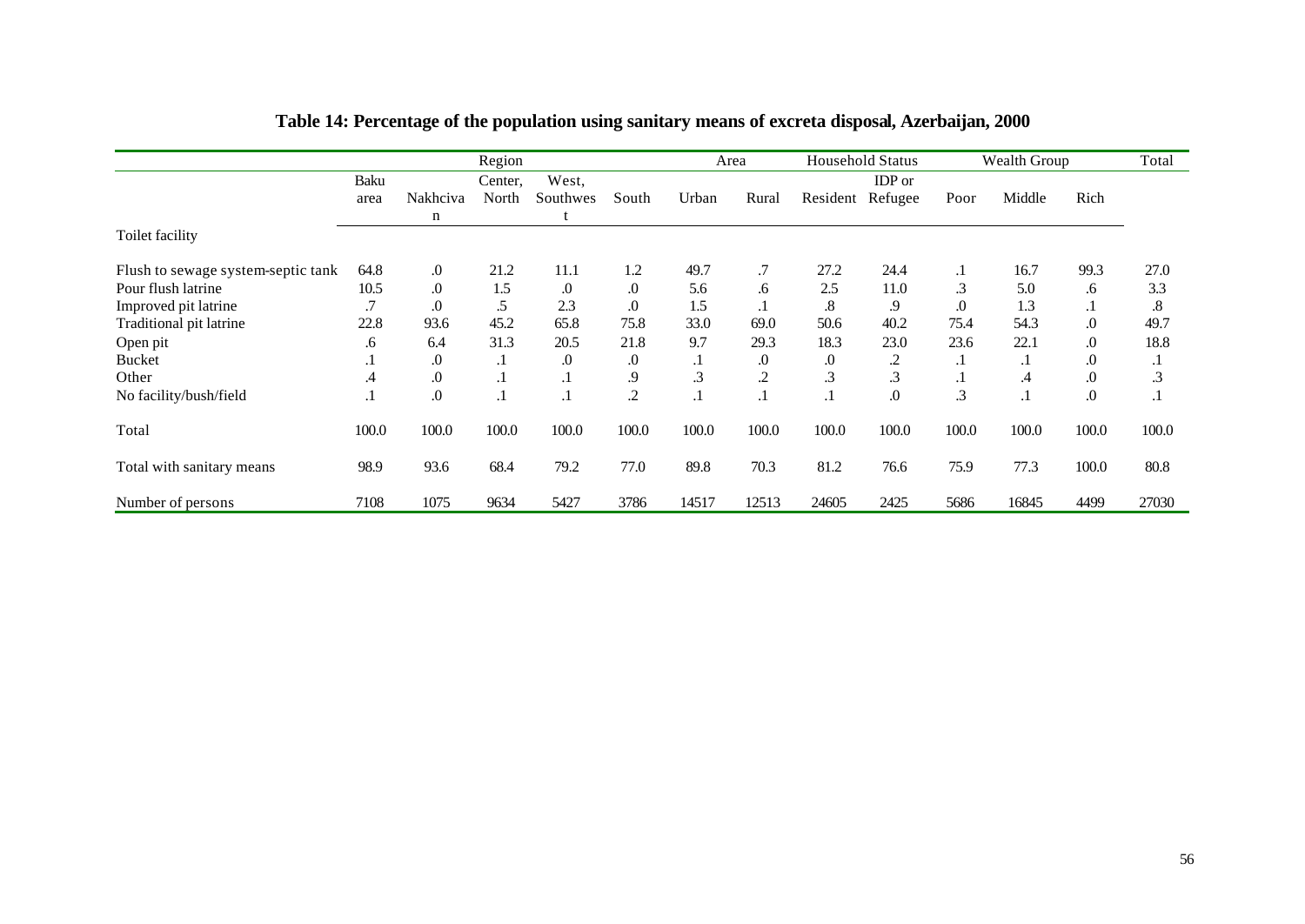# Table 14: Percentage of the population using sanitary means of excreta disposal, Azerbaijan, 2000

| | Region | | | | | Area | | Household Status | | Wealth Group | | | Total |
|---|---|---|---|---|---|---|---|---|---|---|---|---|---|
| | Baku area | Nakhcivan | Center, North | West, Southwest | South | Urban | Rural | Resident | IDP or Refugee | Poor | Middle | Rich | |
| Toilet facility | | | | | | | | | | | | | |
| Flush to sewage system-septic tank | 64.8 | .0 | 21.2 | 11.1 | 1.2 | 49.7 | .7 | 27.2 | 24.4 | .1 | 16.7 | 99.3 | 27.0 |
| Pour flush latrine | 10.5 | .0 | 1.5 | .0 | .0 | 5.6 | .6 | 2.5 | 11.0 | .3 | 5.0 | .6 | 3.3 |
| Improved pit latrine | .7 | .0 | .5 | 2.3 | .0 | 1.5 | .1 | .8 | .9 | .0 | 1.3 | .1 | .8 |
| Traditional pit latrine | 22.8 | 93.6 | 45.2 | 65.8 | 75.8 | 33.0 | 69.0 | 50.6 | 40.2 | 75.4 | 54.3 | .0 | 49.7 |
| Open pit | .6 | 6.4 | 31.3 | 20.5 | 21.8 | 9.7 | 29.3 | 18.3 | 23.0 | 23.6 | 22.1 | .0 | 18.8 |
| Bucket | .1 | .0 | .1 | .0 | .0 | .1 | .0 | .0 | .2 | .1 | .1 | .0 | .1 |
| Other | .4 | .0 | .1 | .1 | .9 | .3 | .2 | .3 | .3 | .1 | .4 | .0 | .3 |
| No facility/bush/field | .1 | .0 | .1 | .1 | .2 | .1 | .1 | .1 | .0 | .3 | .1 | .0 | .1 |
| Total | 100.0 | 100.0 | 100.0 | 100.0 | 100.0 | 100.0 | 100.0 | 100.0 | 100.0 | 100.0 | 100.0 | 100.0 | 100.0 |
| Total with sanitary means | 98.9 | 93.6 | 68.4 | 79.2 | 77.0 | 89.8 | 70.3 | 81.2 | 76.6 | 75.9 | 77.3 | 100.0 | 80.8 |
| Number of persons | 7108 | 1075 | 9634 | 5427 | 3786 | 14517 | 12513 | 24605 | 2425 | 5686 | 16845 | 4499 | 27030 |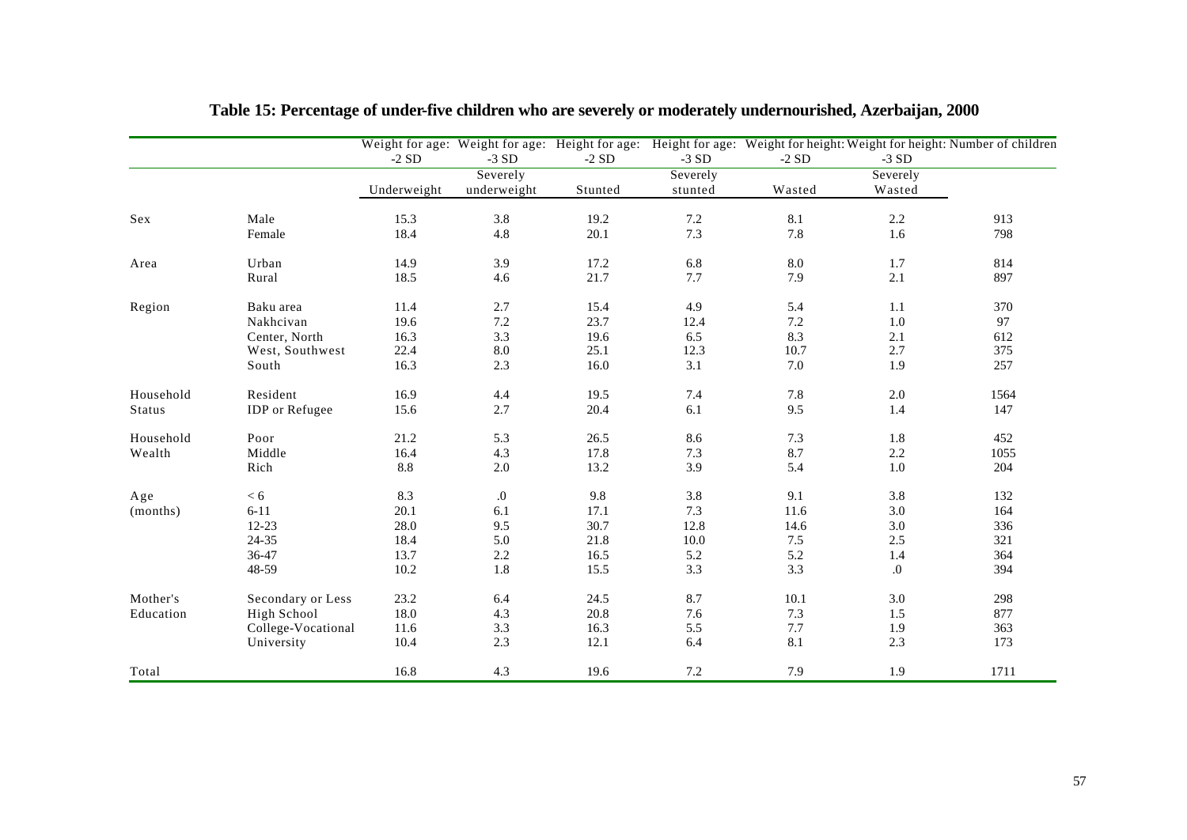**Table 15: Percentage of under-five children who are severely or moderately undernourished, Azerbaijan, 2000**

| | | Weight for age: -2 SD | Weight for age: -3 SD | Height for age: -2 SD | Height for age: -3 SD | Weight for height: -2 SD | Weight for height: -3 SD | Number of children |
|---|---|---|---|---|---|---|---|---|
| | | Underweight | Severely underweight | Stunted | Severely stunted | Wasted | Severely Wasted | |
| Sex | Male | 15.3 | 3.8 | 19.2 | 7.2 | 8.1 | 2.2 | 913 |
| | Female | 18.4 | 4.8 | 20.1 | 7.3 | 7.8 | 1.6 | 798 |
| Area | Urban | 14.9 | 3.9 | 17.2 | 6.8 | 8.0 | 1.7 | 814 |
| | Rural | 18.5 | 4.6 | 21.7 | 7.7 | 7.9 | 2.1 | 897 |
| Region | Baku area | 11.4 | 2.7 | 15.4 | 4.9 | 5.4 | 1.1 | 370 |
| | Nakhcivan | 19.6 | 7.2 | 23.7 | 12.4 | 7.2 | 1.0 | 97 |
| | Center, North | 16.3 | 3.3 | 19.6 | 6.5 | 8.3 | 2.1 | 612 |
| | West, Southwest | 22.4 | 8.0 | 25.1 | 12.3 | 10.7 | 2.7 | 375 |
| | South | 16.3 | 2.3 | 16.0 | 3.1 | 7.0 | 1.9 | 257 |
| Household Status | Resident | 16.9 | 4.4 | 19.5 | 7.4 | 7.8 | 2.0 | 1564 |
| | IDP or Refugee | 15.6 | 2.7 | 20.4 | 6.1 | 9.5 | 1.4 | 147 |
| Household Wealth | Poor | 21.2 | 5.3 | 26.5 | 8.6 | 7.3 | 1.8 | 452 |
| | Middle | 16.4 | 4.3 | 17.8 | 7.3 | 8.7 | 2.2 | 1055 |
| | Rich | 8.8 | 2.0 | 13.2 | 3.9 | 5.4 | 1.0 | 204 |
| Age (months) | < 6 | 8.3 | .0 | 9.8 | 3.8 | 9.1 | 3.8 | 132 |
| | 6-11 | 20.1 | 6.1 | 17.1 | 7.3 | 11.6 | 3.0 | 164 |
| | 12-23 | 28.0 | 9.5 | 30.7 | 12.8 | 14.6 | 3.0 | 336 |
| | 24-35 | 18.4 | 5.0 | 21.8 | 10.0 | 7.5 | 2.5 | 321 |
| | 36-47 | 13.7 | 2.2 | 16.5 | 5.2 | 5.2 | 1.4 | 364 |
| | 48-59 | 10.2 | 1.8 | 15.5 | 3.3 | 3.3 | .0 | 394 |
| Mother's Education | Secondary or Less | 23.2 | 6.4 | 24.5 | 8.7 | 10.1 | 3.0 | 298 |
| | High School | 18.0 | 4.3 | 20.8 | 7.6 | 7.3 | 1.5 | 877 |
| | College-Vocational | 11.6 | 3.3 | 16.3 | 5.5 | 7.7 | 1.9 | 363 |
| | University | 10.4 | 2.3 | 12.1 | 6.4 | 8.1 | 2.3 | 173 |
| Total | | 16.8 | 4.3 | 19.6 | 7.2 | 7.9 | 1.9 | 1711 |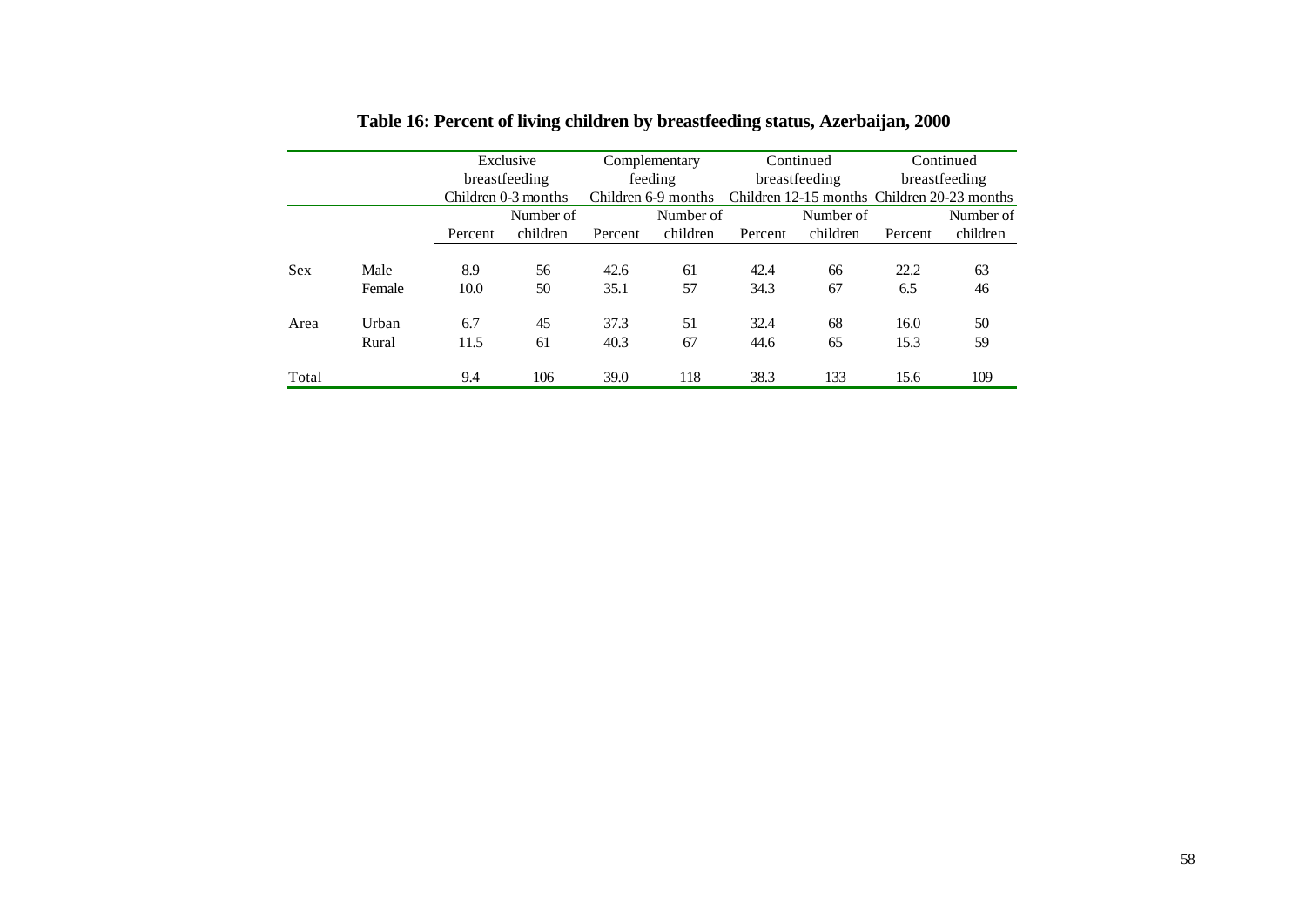**Table 16: Percent of living children by breastfeeding status, Azerbaijan, 2000**

| | | Exclusive breastfeeding Children 0-3 months | | Complementary feeding Children 6-9 months | | Continued breastfeeding Children 12-15 months | | Continued breastfeeding Children 20-23 months | |
|---|---|---|---|---|---|---|---|---|---|
| | | Percent | Number of children | Percent | Number of children | Percent | Number of children | Percent | Number of children |
| Sex | Male | 8.9 | 56 | 42.6 | 61 | 42.4 | 66 | 22.2 | 63 |
| | Female | 10.0 | 50 | 35.1 | 57 | 34.3 | 67 | 6.5 | 46 |
| Area | Urban | 6.7 | 45 | 37.3 | 51 | 32.4 | 68 | 16.0 | 50 |
| | Rural | 11.5 | 61 | 40.3 | 67 | 44.6 | 65 | 15.3 | 59 |
| Total | | 9.4 | 106 | 39.0 | 118 | 38.3 | 133 | 15.6 | 109 |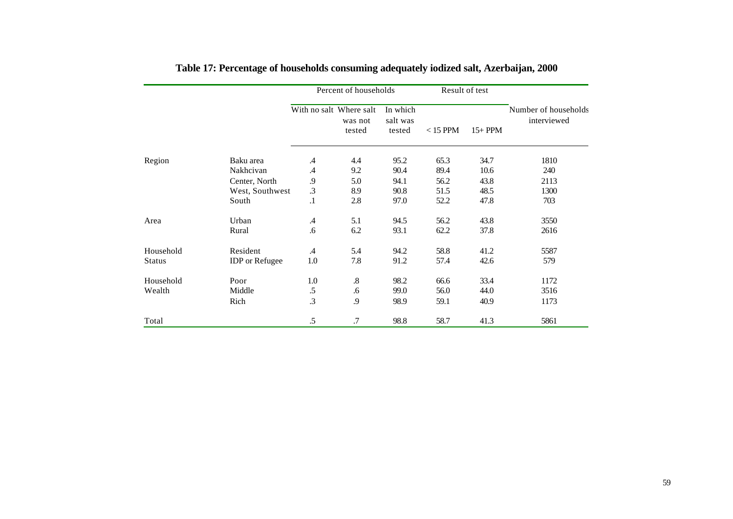# Table 17: Percentage of households consuming adequately iodized salt, Azerbaijan, 2000

| | | Percent of households | | | Result of test | | Number of households interviewed |
|---|---|---|---|---|---|---|---|
| | | With no salt | Where salt was not tested | In which salt was tested | < 15 PPM | 15+ PPM | |
| Region | Baku area | .4 | 4.4 | 95.2 | 65.3 | 34.7 | 1810 |
| | Nakhcivan | .4 | 9.2 | 90.4 | 89.4 | 10.6 | 240 |
| | Center, North | .9 | 5.0 | 94.1 | 56.2 | 43.8 | 2113 |
| | West, Southwest | .3 | 8.9 | 90.8 | 51.5 | 48.5 | 1300 |
| | South | .1 | 2.8 | 97.0 | 52.2 | 47.8 | 703 |
| Area | Urban | .4 | 5.1 | 94.5 | 56.2 | 43.8 | 3550 |
| | Rural | .6 | 6.2 | 93.1 | 62.2 | 37.8 | 2616 |
| Household Status | Resident | .4 | 5.4 | 94.2 | 58.8 | 41.2 | 5587 |
| | IDP or Refugee | 1.0 | 7.8 | 91.2 | 57.4 | 42.6 | 579 |
| Household Wealth | Poor | 1.0 | .8 | 98.2 | 66.6 | 33.4 | 1172 |
| | Middle | .5 | .6 | 99.0 | 56.0 | 44.0 | 3516 |
| | Rich | .3 | .9 | 98.9 | 59.1 | 40.9 | 1173 |
| Total | | .5 | .7 | 98.8 | 58.7 | 41.3 | 5861 |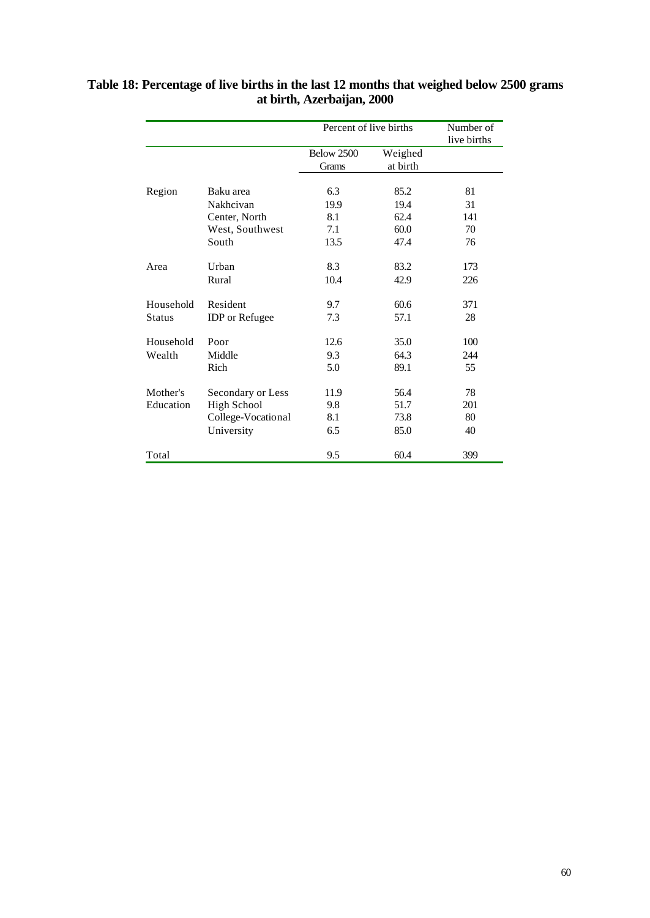**Table 18: Percentage of live births in the last 12 months that weighed below 2500 grams at birth, Azerbaijan, 2000**

| | | Percent of live births | | Number of live births |
|---|---|---|---|---|
| | | Below 2500 Grams | Weighed at birth | |
| Region | Baku area | 6.3 | 85.2 | 81 |
| | Nakhcivan | 19.9 | 19.4 | 31 |
| | Center, North | 8.1 | 62.4 | 141 |
| | West, Southwest | 7.1 | 60.0 | 70 |
| | South | 13.5 | 47.4 | 76 |
| Area | Urban | 8.3 | 83.2 | 173 |
| | Rural | 10.4 | 42.9 | 226 |
| Household Status | Resident | 9.7 | 60.6 | 371 |
| | IDP or Refugee | 7.3 | 57.1 | 28 |
| Household Wealth | Poor | 12.6 | 35.0 | 100 |
| | Middle | 9.3 | 64.3 | 244 |
| | Rich | 5.0 | 89.1 | 55 |
| Mother's Education | Secondary or Less | 11.9 | 56.4 | 78 |
| | High School | 9.8 | 51.7 | 201 |
| | College-Vocational | 8.1 | 73.8 | 80 |
| | University | 6.5 | 85.0 | 40 |
| Total | | 9.5 | 60.4 | 399 |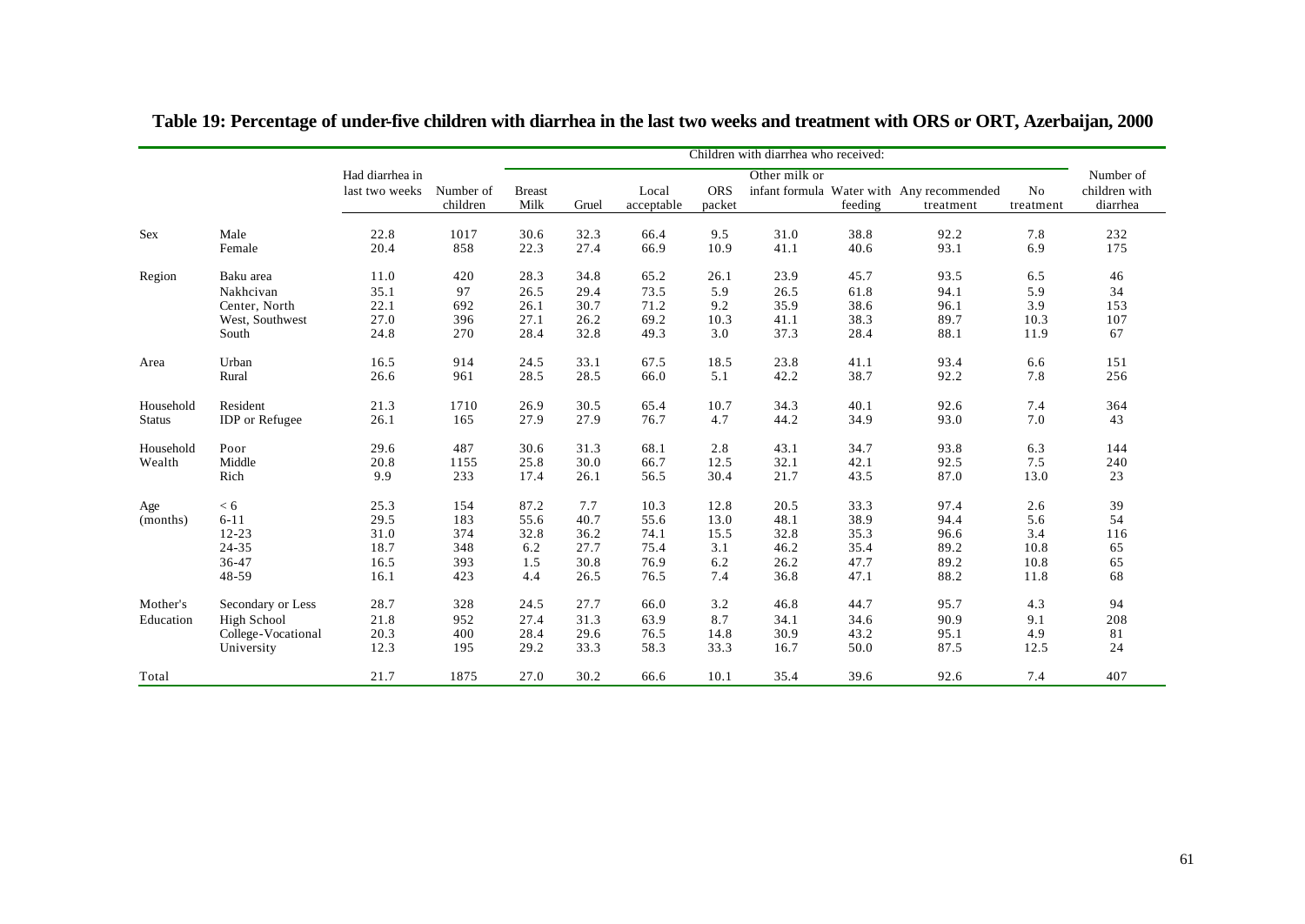## Table 19: Percentage of under-five children with diarrhea in the last two weeks and treatment with ORS or ORT, Azerbaijan, 2000

| | | Had diarrhea in last two weeks | Number of children | Children with diarrhea who received: | | | | | | | | Number of children with diarrhea |
|---|---|---|---|---|---|---|---|---|---|---|---|---|
| | | | | Breast Milk | Gruel | Local acceptable | ORS packet | Other milk or infant formula | Water with feeding | Any recommended treatment | No treatment | |
| Sex | Male | 22.8 | 1017 | 30.6 | 32.3 | 66.4 | 9.5 | 31.0 | 38.8 | 92.2 | 7.8 | 232 |
| | Female | 20.4 | 858 | 22.3 | 27.4 | 66.9 | 10.9 | 41.1 | 40.6 | 93.1 | 6.9 | 175 |
| Region | Baku area | 11.0 | 420 | 28.3 | 34.8 | 65.2 | 26.1 | 23.9 | 45.7 | 93.5 | 6.5 | 46 |
| | Nakhcivan | 35.1 | 97 | 26.5 | 29.4 | 73.5 | 5.9 | 26.5 | 61.8 | 94.1 | 5.9 | 34 |
| | Center, North | 22.1 | 692 | 26.1 | 30.7 | 71.2 | 9.2 | 35.9 | 38.6 | 96.1 | 3.9 | 153 |
| | West, Southwest | 27.0 | 396 | 27.1 | 26.2 | 69.2 | 10.3 | 41.1 | 38.3 | 89.7 | 10.3 | 107 |
| | South | 24.8 | 270 | 28.4 | 32.8 | 49.3 | 3.0 | 37.3 | 28.4 | 88.1 | 11.9 | 67 |
| Area | Urban | 16.5 | 914 | 24.5 | 33.1 | 67.5 | 18.5 | 23.8 | 41.1 | 93.4 | 6.6 | 151 |
| | Rural | 26.6 | 961 | 28.5 | 28.5 | 66.0 | 5.1 | 42.2 | 38.7 | 92.2 | 7.8 | 256 |
| Household Status | Resident | 21.3 | 1710 | 26.9 | 30.5 | 65.4 | 10.7 | 34.3 | 40.1 | 92.6 | 7.4 | 364 |
| | IDP or Refugee | 26.1 | 165 | 27.9 | 27.9 | 76.7 | 4.7 | 44.2 | 34.9 | 93.0 | 7.0 | 43 |
| Household Wealth | Poor | 29.6 | 487 | 30.6 | 31.3 | 68.1 | 2.8 | 43.1 | 34.7 | 93.8 | 6.3 | 144 |
| | Middle | 20.8 | 1155 | 25.8 | 30.0 | 66.7 | 12.5 | 32.1 | 42.1 | 92.5 | 7.5 | 240 |
| | Rich | 9.9 | 233 | 17.4 | 26.1 | 56.5 | 30.4 | 21.7 | 43.5 | 87.0 | 13.0 | 23 |
| Age (months) | < 6 | 25.3 | 154 | 87.2 | 7.7 | 10.3 | 12.8 | 20.5 | 33.3 | 97.4 | 2.6 | 39 |
| | 6-11 | 29.5 | 183 | 55.6 | 40.7 | 55.6 | 13.0 | 48.1 | 38.9 | 94.4 | 5.6 | 54 |
| | 12-23 | 31.0 | 374 | 32.8 | 36.2 | 74.1 | 15.5 | 32.8 | 35.3 | 96.6 | 3.4 | 116 |
| | 24-35 | 18.7 | 348 | 6.2 | 27.7 | 75.4 | 3.1 | 46.2 | 35.4 | 89.2 | 10.8 | 65 |
| | 36-47 | 16.5 | 393 | 1.5 | 30.8 | 76.9 | 6.2 | 26.2 | 47.7 | 89.2 | 10.8 | 65 |
| | 48-59 | 16.1 | 423 | 4.4 | 26.5 | 76.5 | 7.4 | 36.8 | 47.1 | 88.2 | 11.8 | 68 |
| Mother's Education | Secondary or Less | 28.7 | 328 | 24.5 | 27.7 | 66.0 | 3.2 | 46.8 | 44.7 | 95.7 | 4.3 | 94 |
| | High School | 21.8 | 952 | 27.4 | 31.3 | 63.9 | 8.7 | 34.1 | 34.6 | 90.9 | 9.1 | 208 |
| | College-Vocational | 20.3 | 400 | 28.4 | 29.6 | 76.5 | 14.8 | 30.9 | 43.2 | 95.1 | 4.9 | 81 |
| | University | 12.3 | 195 | 29.2 | 33.3 | 58.3 | 33.3 | 16.7 | 50.0 | 87.5 | 12.5 | 24 |
| Total | | 21.7 | 1875 | 27.0 | 30.2 | 66.6 | 10.1 | 35.4 | 39.6 | 92.6 | 7.4 | 407 |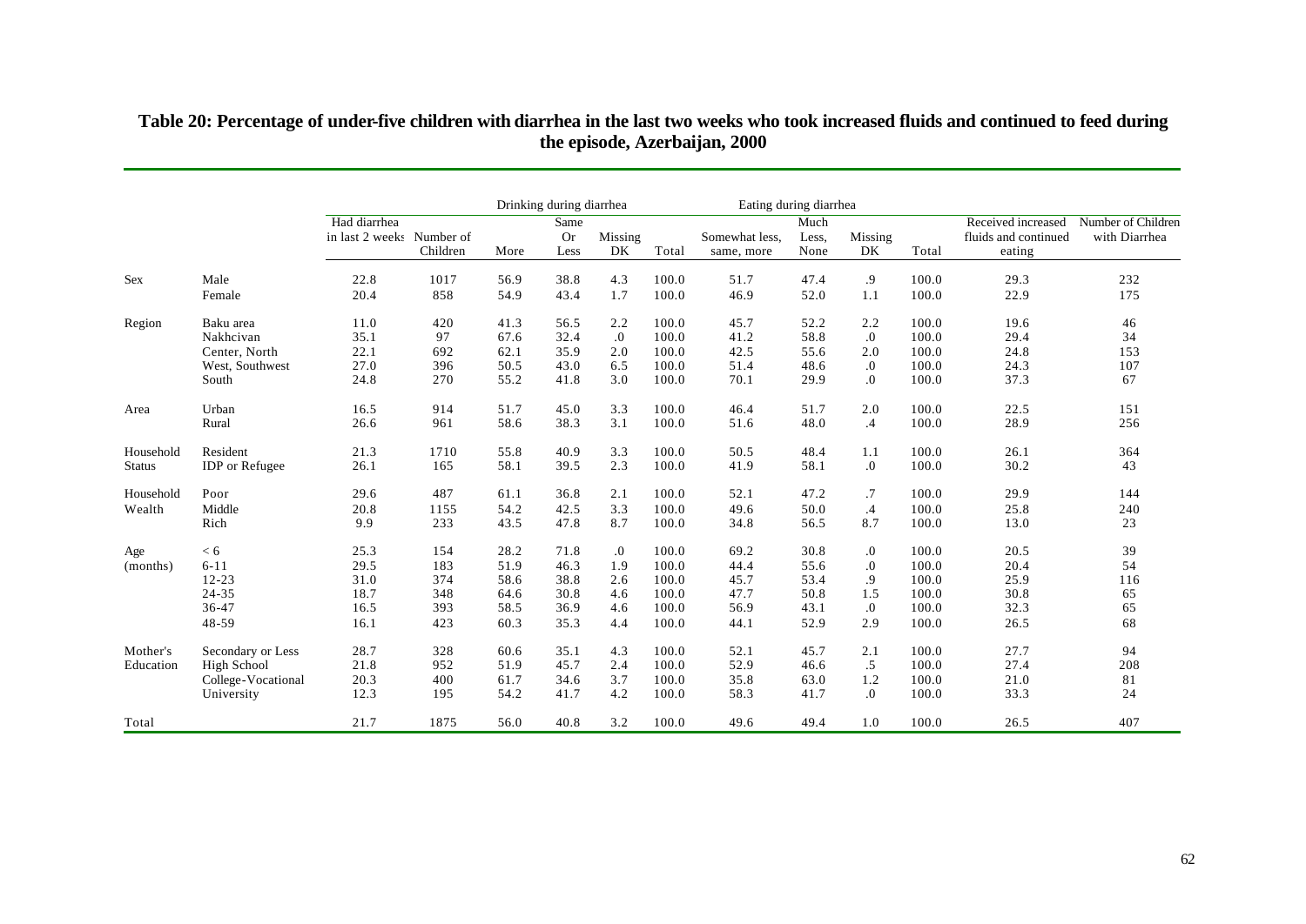## Table 20: Percentage of under-five children with diarrhea in the last two weeks who took increased fluids and continued to feed during the episode, Azerbaijan, 2000

| | | Had diarrhea in last 2 weeks | Number of Children | Drinking during diarrhea | | | | Eating during diarrhea | | | | Received increased fluids and continued eating | Number of Children with Diarrhea |
|---|---|---|---|---|---|---|---|---|---|---|---|---|---|
| | | | | More | Same Or Less | Missing DK | Total | Somewhat less, same, more | Much Less, None | Missing DK | Total | | |
| Sex | Male | 22.8 | 1017 | 56.9 | 38.8 | 4.3 | 100.0 | 51.7 | 47.4 | .9 | 100.0 | 29.3 | 232 |
| | Female | 20.4 | 858 | 54.9 | 43.4 | 1.7 | 100.0 | 46.9 | 52.0 | 1.1 | 100.0 | 22.9 | 175 |
| Region | Baku area | 11.0 | 420 | 41.3 | 56.5 | 2.2 | 100.0 | 45.7 | 52.2 | 2.2 | 100.0 | 19.6 | 46 |
| | Nakhcivan | 35.1 | 97 | 67.6 | 32.4 | .0 | 100.0 | 41.2 | 58.8 | .0 | 100.0 | 29.4 | 34 |
| | Center, North | 22.1 | 692 | 62.1 | 35.9 | 2.0 | 100.0 | 42.5 | 55.6 | 2.0 | 100.0 | 24.8 | 153 |
| | West, Southwest | 27.0 | 396 | 50.5 | 43.0 | 6.5 | 100.0 | 51.4 | 48.6 | .0 | 100.0 | 24.3 | 107 |
| | South | 24.8 | 270 | 55.2 | 41.8 | 3.0 | 100.0 | 70.1 | 29.9 | .0 | 100.0 | 37.3 | 67 |
| Area | Urban | 16.5 | 914 | 51.7 | 45.0 | 3.3 | 100.0 | 46.4 | 51.7 | 2.0 | 100.0 | 22.5 | 151 |
| | Rural | 26.6 | 961 | 58.6 | 38.3 | 3.1 | 100.0 | 51.6 | 48.0 | .4 | 100.0 | 28.9 | 256 |
| Household Status | Resident | 21.3 | 1710 | 55.8 | 40.9 | 3.3 | 100.0 | 50.5 | 48.4 | 1.1 | 100.0 | 26.1 | 364 |
| | IDP or Refugee | 26.1 | 165 | 58.1 | 39.5 | 2.3 | 100.0 | 41.9 | 58.1 | .0 | 100.0 | 30.2 | 43 |
| Household Wealth | Poor | 29.6 | 487 | 61.1 | 36.8 | 2.1 | 100.0 | 52.1 | 47.2 | .7 | 100.0 | 29.9 | 144 |
| | Middle | 20.8 | 1155 | 54.2 | 42.5 | 3.3 | 100.0 | 49.6 | 50.0 | .4 | 100.0 | 25.8 | 240 |
| | Rich | 9.9 | 233 | 43.5 | 47.8 | 8.7 | 100.0 | 34.8 | 56.5 | 8.7 | 100.0 | 13.0 | 23 |
| Age (months) | < 6 | 25.3 | 154 | 28.2 | 71.8 | .0 | 100.0 | 69.2 | 30.8 | .0 | 100.0 | 20.5 | 39 |
| | 6-11 | 29.5 | 183 | 51.9 | 46.3 | 1.9 | 100.0 | 44.4 | 55.6 | .0 | 100.0 | 20.4 | 54 |
| | 12-23 | 31.0 | 374 | 58.6 | 38.8 | 2.6 | 100.0 | 45.7 | 53.4 | .9 | 100.0 | 25.9 | 116 |
| | 24-35 | 18.7 | 348 | 64.6 | 30.8 | 4.6 | 100.0 | 47.7 | 50.8 | 1.5 | 100.0 | 30.8 | 65 |
| | 36-47 | 16.5 | 393 | 58.5 | 36.9 | 4.6 | 100.0 | 56.9 | 43.1 | .0 | 100.0 | 32.3 | 65 |
| | 48-59 | 16.1 | 423 | 60.3 | 35.3 | 4.4 | 100.0 | 44.1 | 52.9 | 2.9 | 100.0 | 26.5 | 68 |
| Mother's Education | Secondary or Less | 28.7 | 328 | 60.6 | 35.1 | 4.3 | 100.0 | 52.1 | 45.7 | 2.1 | 100.0 | 27.7 | 94 |
| | High School | 21.8 | 952 | 51.9 | 45.7 | 2.4 | 100.0 | 52.9 | 46.6 | .5 | 100.0 | 27.4 | 208 |
| | College-Vocational | 20.3 | 400 | 61.7 | 34.6 | 3.7 | 100.0 | 35.8 | 63.0 | 1.2 | 100.0 | 21.0 | 81 |
| | University | 12.3 | 195 | 54.2 | 41.7 | 4.2 | 100.0 | 58.3 | 41.7 | .0 | 100.0 | 33.3 | 24 |
| Total | | 21.7 | 1875 | 56.0 | 40.8 | 3.2 | 100.0 | 49.6 | 49.4 | 1.0 | 100.0 | 26.5 | 407 |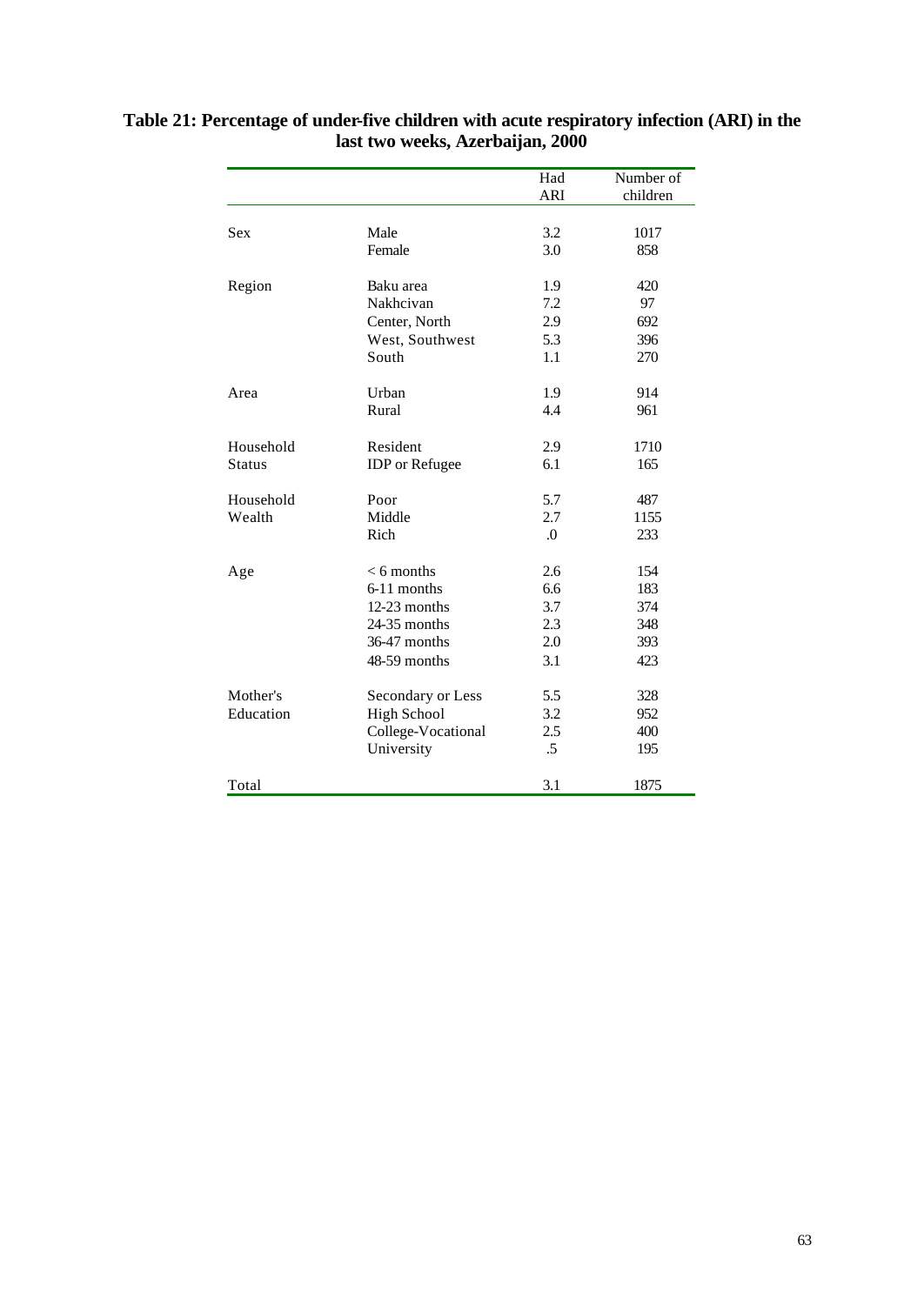**Table 21: Percentage of under-five children with acute respiratory infection (ARI) in the last two weeks, Azerbaijan, 2000**

| | | Had ARI | Number of children |
|---|---|---|---|
| Sex | Male | 3.2 | 1017 |
| | Female | 3.0 | 858 |
| Region | Baku area | 1.9 | 420 |
| | Nakhcivan | 7.2 | 97 |
| | Center, North | 2.9 | 692 |
| | West, Southwest | 5.3 | 396 |
| | South | 1.1 | 270 |
| Area | Urban | 1.9 | 914 |
| | Rural | 4.4 | 961 |
| Household Status | Resident | 2.9 | 1710 |
| | IDP or Refugee | 6.1 | 165 |
| Household Wealth | Poor | 5.7 | 487 |
| | Middle | 2.7 | 1155 |
| | Rich | .0 | 233 |
| Age | < 6 months | 2.6 | 154 |
| | 6-11 months | 6.6 | 183 |
| | 12-23 months | 3.7 | 374 |
| | 24-35 months | 2.3 | 348 |
| | 36-47 months | 2.0 | 393 |
| | 48-59 months | 3.1 | 423 |
| Mother's Education | Secondary or Less | 5.5 | 328 |
| | High School | 3.2 | 952 |
| | College-Vocational | 2.5 | 400 |
| | University | .5 | 195 |
| Total | | 3.1 | 1875 |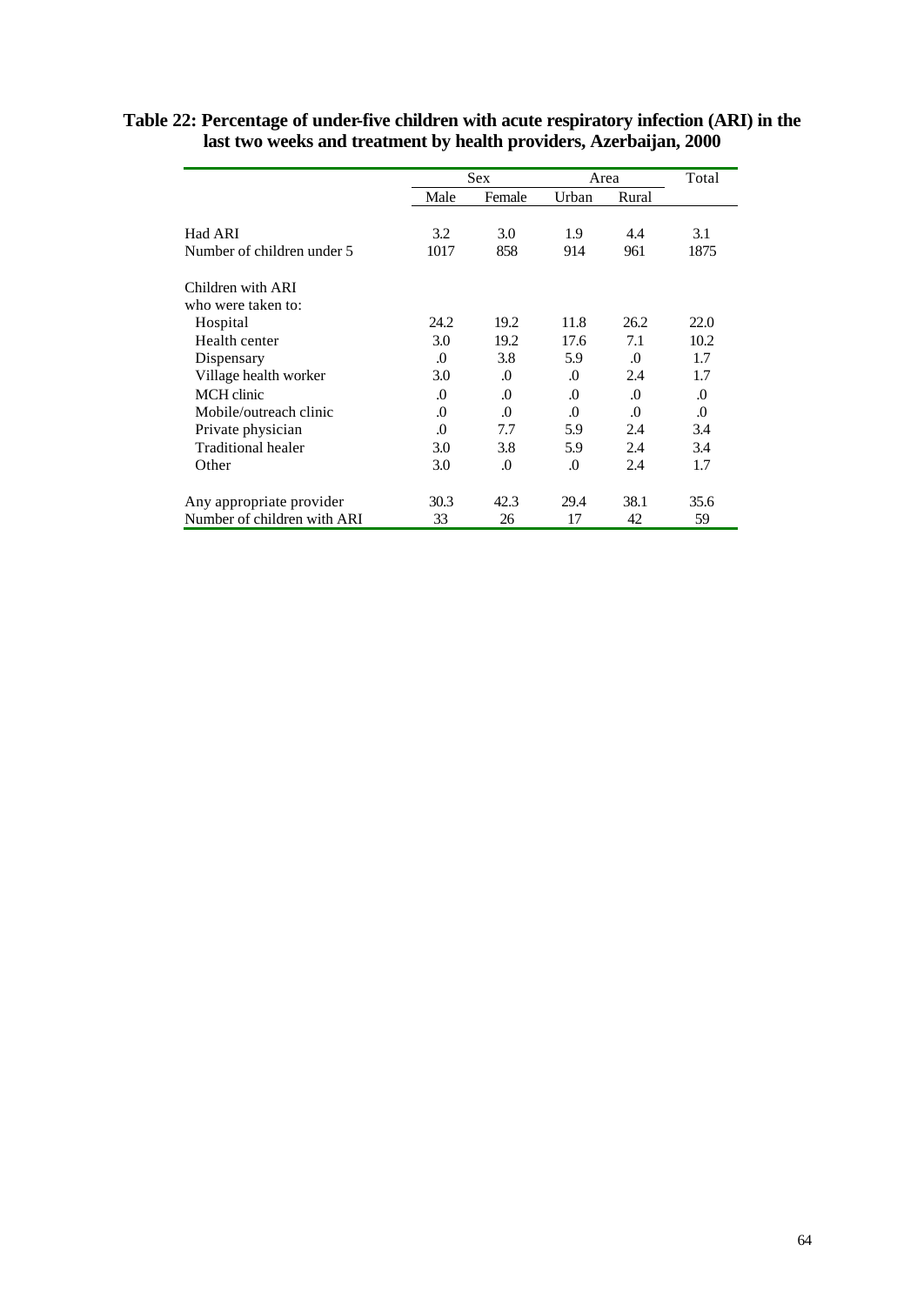**Table 22: Percentage of under-five children with acute respiratory infection (ARI) in the last two weeks and treatment by health providers, Azerbaijan, 2000**

| | Sex | | Area | | Total |
|---|---|---|---|---|---|
| | Male | Female | Urban | Rural | |
| Had ARI | 3.2 | 3.0 | 1.9 | 4.4 | 3.1 |
| Number of children under 5 | 1017 | 858 | 914 | 961 | 1875 |
| Children with ARI who were taken to: | | | | | |
| Hospital | 24.2 | 19.2 | 11.8 | 26.2 | 22.0 |
| Health center | 3.0 | 19.2 | 17.6 | 7.1 | 10.2 |
| Dispensary | .0 | 3.8 | 5.9 | .0 | 1.7 |
| Village health worker | 3.0 | .0 | .0 | 2.4 | 1.7 |
| MCH clinic | .0 | .0 | .0 | .0 | .0 |
| Mobile/outreach clinic | .0 | .0 | .0 | .0 | .0 |
| Private physician | .0 | 7.7 | 5.9 | 2.4 | 3.4 |
| Traditional healer | 3.0 | 3.8 | 5.9 | 2.4 | 3.4 |
| Other | 3.0 | .0 | .0 | 2.4 | 1.7 |
| Any appropriate provider | 30.3 | 42.3 | 29.4 | 38.1 | 35.6 |
| Number of children with ARI | 33 | 26 | 17 | 42 | 59 |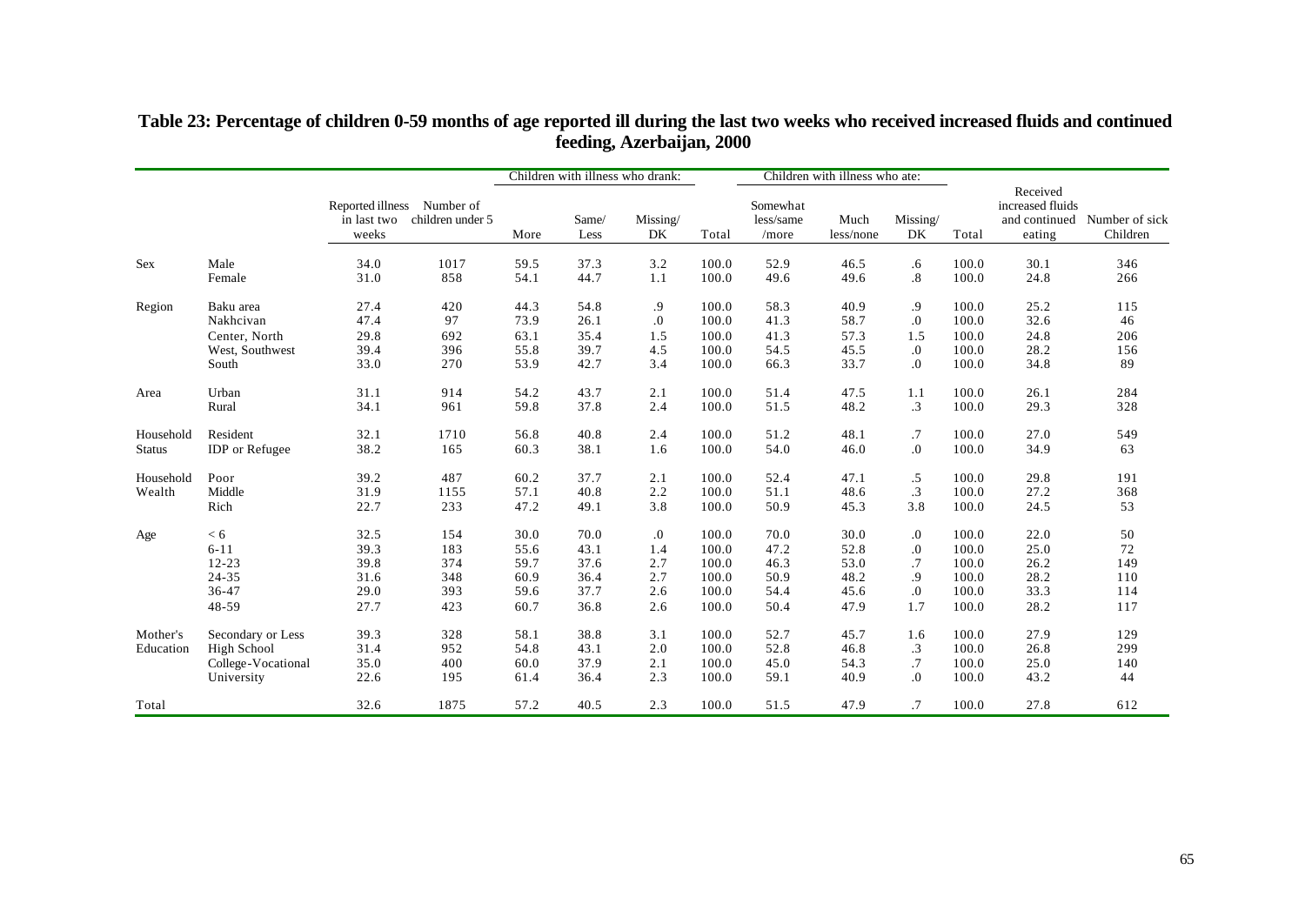# Table 23: Percentage of children 0-59 months of age reported ill during the last two weeks who received increased fluids and continued feeding, Azerbaijan, 2000

| | | Reported illness in last two weeks | Number of children under 5 | Children with illness who drank: | | | | Children with illness who ate: | | | | Received increased fluids and continued eating | Number of sick Children |
|---|---|---|---|---|---|---|---|---|---|---|---|---|---|
| | | | | More | Same/ Less | Missing/ DK | Total | Somewhat less/same /more | Much less/none | Missing/ DK | Total | | |
| Sex | Male | 34.0 | 1017 | 59.5 | 37.3 | 3.2 | 100.0 | 52.9 | 46.5 | .6 | 100.0 | 30.1 | 346 |
| | Female | 31.0 | 858 | 54.1 | 44.7 | 1.1 | 100.0 | 49.6 | 49.6 | .8 | 100.0 | 24.8 | 266 |
| Region | Baku area | 27.4 | 420 | 44.3 | 54.8 | .9 | 100.0 | 58.3 | 40.9 | .9 | 100.0 | 25.2 | 115 |
| | Nakhcivan | 47.4 | 97 | 73.9 | 26.1 | .0 | 100.0 | 41.3 | 58.7 | .0 | 100.0 | 32.6 | 46 |
| | Center, North | 29.8 | 692 | 63.1 | 35.4 | 1.5 | 100.0 | 41.3 | 57.3 | 1.5 | 100.0 | 24.8 | 206 |
| | West, Southwest | 39.4 | 396 | 55.8 | 39.7 | 4.5 | 100.0 | 54.5 | 45.5 | .0 | 100.0 | 28.2 | 156 |
| | South | 33.0 | 270 | 53.9 | 42.7 | 3.4 | 100.0 | 66.3 | 33.7 | .0 | 100.0 | 34.8 | 89 |
| Area | Urban | 31.1 | 914 | 54.2 | 43.7 | 2.1 | 100.0 | 51.4 | 47.5 | 1.1 | 100.0 | 26.1 | 284 |
| | Rural | 34.1 | 961 | 59.8 | 37.8 | 2.4 | 100.0 | 51.5 | 48.2 | .3 | 100.0 | 29.3 | 328 |
| Household Status | Resident | 32.1 | 1710 | 56.8 | 40.8 | 2.4 | 100.0 | 51.2 | 48.1 | .7 | 100.0 | 27.0 | 549 |
| | IDP or Refugee | 38.2 | 165 | 60.3 | 38.1 | 1.6 | 100.0 | 54.0 | 46.0 | .0 | 100.0 | 34.9 | 63 |
| Household Wealth | Poor | 39.2 | 487 | 60.2 | 37.7 | 2.1 | 100.0 | 52.4 | 47.1 | .5 | 100.0 | 29.8 | 191 |
| | Middle | 31.9 | 1155 | 57.1 | 40.8 | 2.2 | 100.0 | 51.1 | 48.6 | .3 | 100.0 | 27.2 | 368 |
| | Rich | 22.7 | 233 | 47.2 | 49.1 | 3.8 | 100.0 | 50.9 | 45.3 | 3.8 | 100.0 | 24.5 | 53 |
| Age | < 6 | 32.5 | 154 | 30.0 | 70.0 | .0 | 100.0 | 70.0 | 30.0 | .0 | 100.0 | 22.0 | 50 |
| | 6-11 | 39.3 | 183 | 55.6 | 43.1 | 1.4 | 100.0 | 47.2 | 52.8 | .0 | 100.0 | 25.0 | 72 |
| | 12-23 | 39.8 | 374 | 59.7 | 37.6 | 2.7 | 100.0 | 46.3 | 53.0 | .7 | 100.0 | 26.2 | 149 |
| | 24-35 | 31.6 | 348 | 60.9 | 36.4 | 2.7 | 100.0 | 50.9 | 48.2 | .9 | 100.0 | 28.2 | 110 |
| | 36-47 | 29.0 | 393 | 59.6 | 37.7 | 2.6 | 100.0 | 54.4 | 45.6 | .0 | 100.0 | 33.3 | 114 |
| | 48-59 | 27.7 | 423 | 60.7 | 36.8 | 2.6 | 100.0 | 50.4 | 47.9 | 1.7 | 100.0 | 28.2 | 117 |
| Mother's Education | Secondary or Less | 39.3 | 328 | 58.1 | 38.8 | 3.1 | 100.0 | 52.7 | 45.7 | 1.6 | 100.0 | 27.9 | 129 |
| | High School | 31.4 | 952 | 54.8 | 43.1 | 2.0 | 100.0 | 52.8 | 46.8 | .3 | 100.0 | 26.8 | 299 |
| | College-Vocational | 35.0 | 400 | 60.0 | 37.9 | 2.1 | 100.0 | 45.0 | 54.3 | .7 | 100.0 | 25.0 | 140 |
| | University | 22.6 | 195 | 61.4 | 36.4 | 2.3 | 100.0 | 59.1 | 40.9 | .0 | 100.0 | 43.2 | 44 |
| Total | | 32.6 | 1875 | 57.2 | 40.5 | 2.3 | 100.0 | 51.5 | 47.9 | .7 | 100.0 | 27.8 | 612 |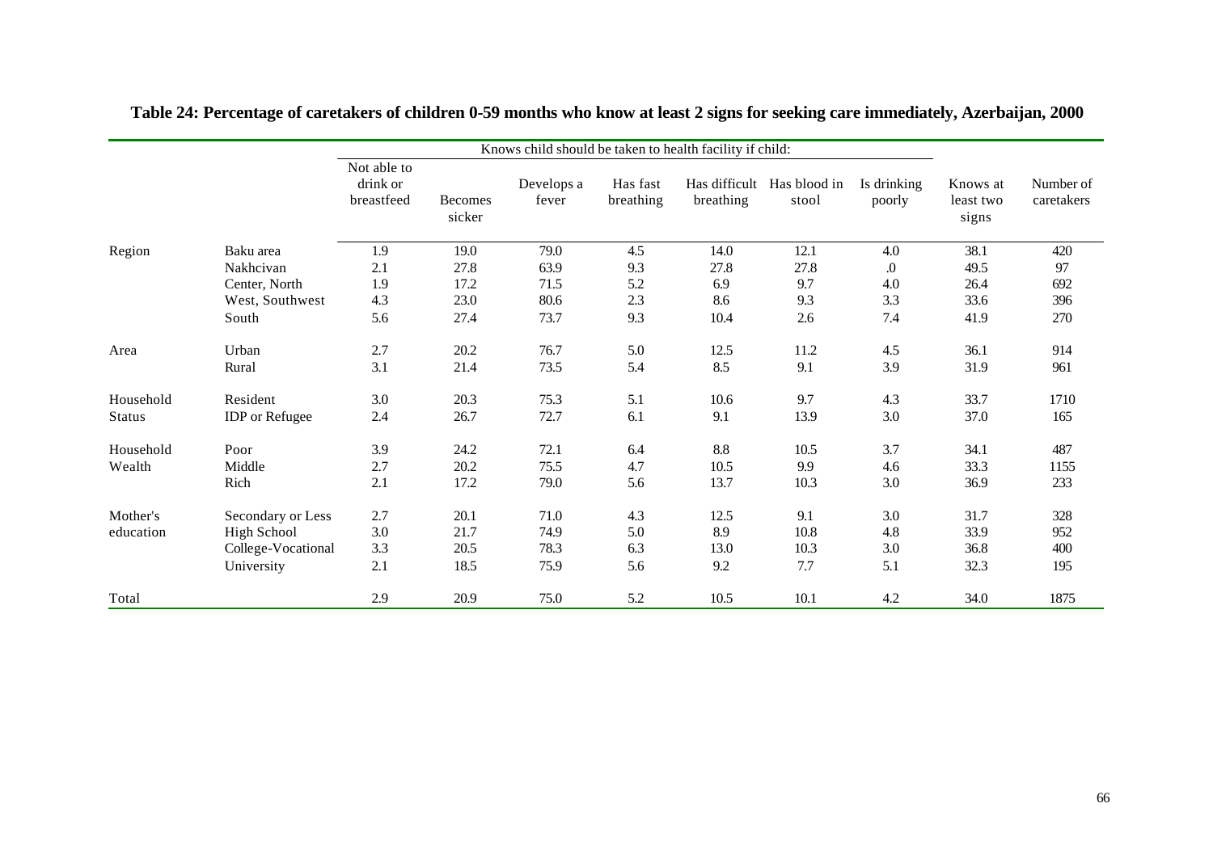**Table 24: Percentage of caretakers of children 0-59 months who know at least 2 signs for seeking care immediately, Azerbaijan, 2000**

| | | Knows child should be taken to health facility if child: | | | | | | | | |
|---|---|---|---|---|---|---|---|---|---|---|
| | | Not able to drink or breastfeed | Becomes sicker | Develops a fever | Has fast breathing | Has difficult breathing | Has blood in stool | Is drinking poorly | Knows at least two signs | Number of caretakers |
| Region | Baku area | 1.9 | 19.0 | 79.0 | 4.5 | 14.0 | 12.1 | 4.0 | 38.1 | 420 |
| | Nakhcivan | 2.1 | 27.8 | 63.9 | 9.3 | 27.8 | 27.8 | .0 | 49.5 | 97 |
| | Center, North | 1.9 | 17.2 | 71.5 | 5.2 | 6.9 | 9.7 | 4.0 | 26.4 | 692 |
| | West, Southwest | 4.3 | 23.0 | 80.6 | 2.3 | 8.6 | 9.3 | 3.3 | 33.6 | 396 |
| | South | 5.6 | 27.4 | 73.7 | 9.3 | 10.4 | 2.6 | 7.4 | 41.9 | 270 |
| Area | Urban | 2.7 | 20.2 | 76.7 | 5.0 | 12.5 | 11.2 | 4.5 | 36.1 | 914 |
| | Rural | 3.1 | 21.4 | 73.5 | 5.4 | 8.5 | 9.1 | 3.9 | 31.9 | 961 |
| Household Status | Resident | 3.0 | 20.3 | 75.3 | 5.1 | 10.6 | 9.7 | 4.3 | 33.7 | 1710 |
| | IDP or Refugee | 2.4 | 26.7 | 72.7 | 6.1 | 9.1 | 13.9 | 3.0 | 37.0 | 165 |
| Household Wealth | Poor | 3.9 | 24.2 | 72.1 | 6.4 | 8.8 | 10.5 | 3.7 | 34.1 | 487 |
| | Middle | 2.7 | 20.2 | 75.5 | 4.7 | 10.5 | 9.9 | 4.6 | 33.3 | 1155 |
| | Rich | 2.1 | 17.2 | 79.0 | 5.6 | 13.7 | 10.3 | 3.0 | 36.9 | 233 |
| Mother's education | Secondary or Less | 2.7 | 20.1 | 71.0 | 4.3 | 12.5 | 9.1 | 3.0 | 31.7 | 328 |
| | High School | 3.0 | 21.7 | 74.9 | 5.0 | 8.9 | 10.8 | 4.8 | 33.9 | 952 |
| | College-Vocational | 3.3 | 20.5 | 78.3 | 6.3 | 13.0 | 10.3 | 3.0 | 36.8 | 400 |
| | University | 2.1 | 18.5 | 75.9 | 5.6 | 9.2 | 7.7 | 5.1 | 32.3 | 195 |
| Total | | 2.9 | 20.9 | 75.0 | 5.2 | 10.5 | 10.1 | 4.2 | 34.0 | 1875 |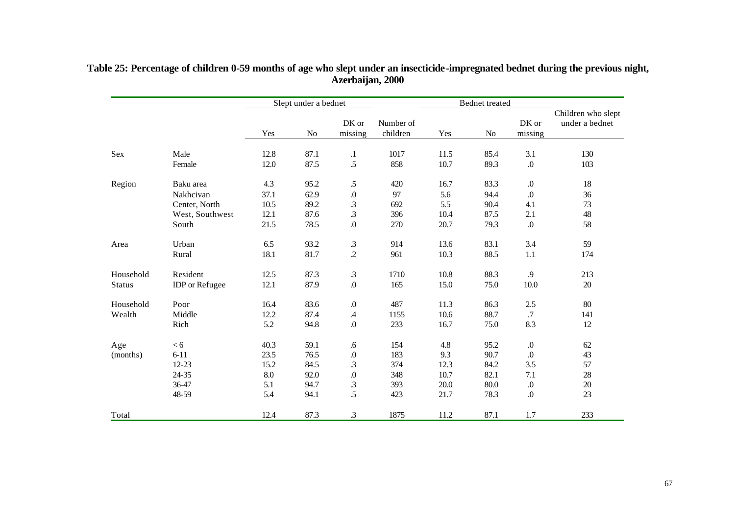**Table 25: Percentage of children 0-59 months of age who slept under an insecticide-impregnated bednet during the previous night, Azerbaijan, 2000**

| | | Slept under a bednet | | | Number of children | Bednet treated | | | Children who slept under a bednet |
|---|---|---|---|---|---|---|---|---|---|
| | | Yes | No | DK or missing | | Yes | No | DK or missing | |
| Sex | Male | 12.8 | 87.1 | .1 | 1017 | 11.5 | 85.4 | 3.1 | 130 |
| | Female | 12.0 | 87.5 | .5 | 858 | 10.7 | 89.3 | .0 | 103 |
| Region | Baku area | 4.3 | 95.2 | .5 | 420 | 16.7 | 83.3 | .0 | 18 |
| | Nakhcivan | 37.1 | 62.9 | .0 | 97 | 5.6 | 94.4 | .0 | 36 |
| | Center, North | 10.5 | 89.2 | .3 | 692 | 5.5 | 90.4 | 4.1 | 73 |
| | West, Southwest | 12.1 | 87.6 | .3 | 396 | 10.4 | 87.5 | 2.1 | 48 |
| | South | 21.5 | 78.5 | .0 | 270 | 20.7 | 79.3 | .0 | 58 |
| Area | Urban | 6.5 | 93.2 | .3 | 914 | 13.6 | 83.1 | 3.4 | 59 |
| | Rural | 18.1 | 81.7 | .2 | 961 | 10.3 | 88.5 | 1.1 | 174 |
| Household Status | Resident | 12.5 | 87.3 | .3 | 1710 | 10.8 | 88.3 | .9 | 213 |
| | IDP or Refugee | 12.1 | 87.9 | .0 | 165 | 15.0 | 75.0 | 10.0 | 20 |
| Household Wealth | Poor | 16.4 | 83.6 | .0 | 487 | 11.3 | 86.3 | 2.5 | 80 |
| | Middle | 12.2 | 87.4 | .4 | 1155 | 10.6 | 88.7 | .7 | 141 |
| | Rich | 5.2 | 94.8 | .0 | 233 | 16.7 | 75.0 | 8.3 | 12 |
| Age (months) | < 6 | 40.3 | 59.1 | .6 | 154 | 4.8 | 95.2 | .0 | 62 |
| | 6-11 | 23.5 | 76.5 | .0 | 183 | 9.3 | 90.7 | .0 | 43 |
| | 12-23 | 15.2 | 84.5 | .3 | 374 | 12.3 | 84.2 | 3.5 | 57 |
| | 24-35 | 8.0 | 92.0 | .0 | 348 | 10.7 | 82.1 | 7.1 | 28 |
| | 36-47 | 5.1 | 94.7 | .3 | 393 | 20.0 | 80.0 | .0 | 20 |
| | 48-59 | 5.4 | 94.1 | .5 | 423 | 21.7 | 78.3 | .0 | 23 |
| Total | | 12.4 | 87.3 | .3 | 1875 | 11.2 | 87.1 | 1.7 | 233 |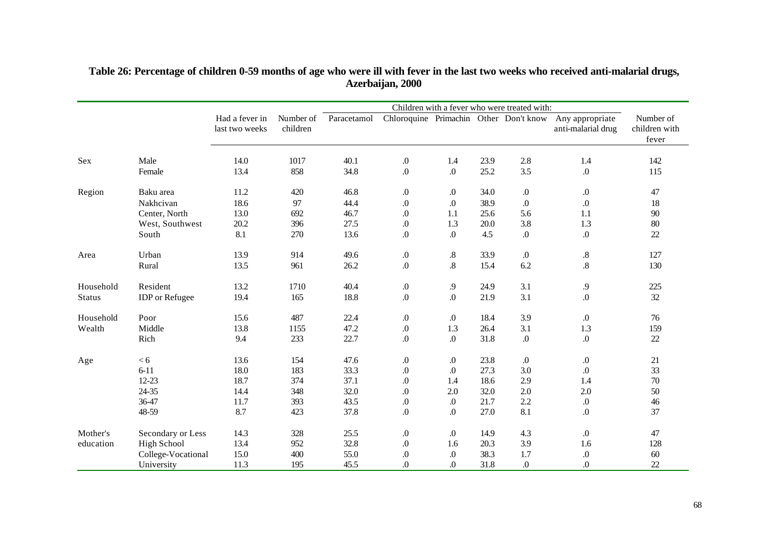## Table 26: Percentage of children 0-59 months of age who were ill with fever in the last two weeks who received anti-malarial drugs, Azerbaijan, 2000

| | | Had a fever in last two weeks | Number of children | Children with a fever who were treated with: | | | | | | Number of children with fever |
|---|---|---|---|---|---|---|---|---|---|---|
| | | | | Paracetamol | Chloroquine | Primachin | Other | Don't know | Any appropriate anti-malarial drug | |
| Sex | Male | 14.0 | 1017 | 40.1 | .0 | 1.4 | 23.9 | 2.8 | 1.4 | 142 |
| | Female | 13.4 | 858 | 34.8 | .0 | .0 | 25.2 | 3.5 | .0 | 115 |
| Region | Baku area | 11.2 | 420 | 46.8 | .0 | .0 | 34.0 | .0 | .0 | 47 |
| | Nakhcivan | 18.6 | 97 | 44.4 | .0 | .0 | 38.9 | .0 | .0 | 18 |
| | Center, North | 13.0 | 692 | 46.7 | .0 | 1.1 | 25.6 | 5.6 | 1.1 | 90 |
| | West, Southwest | 20.2 | 396 | 27.5 | .0 | 1.3 | 20.0 | 3.8 | 1.3 | 80 |
| | South | 8.1 | 270 | 13.6 | .0 | .0 | 4.5 | .0 | .0 | 22 |
| Area | Urban | 13.9 | 914 | 49.6 | .0 | .8 | 33.9 | .0 | .8 | 127 |
| | Rural | 13.5 | 961 | 26.2 | .0 | .8 | 15.4 | 6.2 | .8 | 130 |
| Household Status | Resident | 13.2 | 1710 | 40.4 | .0 | .9 | 24.9 | 3.1 | .9 | 225 |
| | IDP or Refugee | 19.4 | 165 | 18.8 | .0 | .0 | 21.9 | 3.1 | .0 | 32 |
| Household Wealth | Poor | 15.6 | 487 | 22.4 | .0 | .0 | 18.4 | 3.9 | .0 | 76 |
| | Middle | 13.8 | 1155 | 47.2 | .0 | 1.3 | 26.4 | 3.1 | 1.3 | 159 |
| | Rich | 9.4 | 233 | 22.7 | .0 | .0 | 31.8 | .0 | .0 | 22 |
| Age | < 6 | 13.6 | 154 | 47.6 | .0 | .0 | 23.8 | .0 | .0 | 21 |
| | 6-11 | 18.0 | 183 | 33.3 | .0 | .0 | 27.3 | 3.0 | .0 | 33 |
| | 12-23 | 18.7 | 374 | 37.1 | .0 | 1.4 | 18.6 | 2.9 | 1.4 | 70 |
| | 24-35 | 14.4 | 348 | 32.0 | .0 | 2.0 | 32.0 | 2.0 | 2.0 | 50 |
| | 36-47 | 11.7 | 393 | 43.5 | .0 | .0 | 21.7 | 2.2 | .0 | 46 |
| | 48-59 | 8.7 | 423 | 37.8 | .0 | .0 | 27.0 | 8.1 | .0 | 37 |
| Mother's education | Secondary or Less | 14.3 | 328 | 25.5 | .0 | .0 | 14.9 | 4.3 | .0 | 47 |
| | High School | 13.4 | 952 | 32.8 | .0 | 1.6 | 20.3 | 3.9 | 1.6 | 128 |
| | College-Vocational | 15.0 | 400 | 55.0 | .0 | .0 | 38.3 | 1.7 | .0 | 60 |
| | University | 11.3 | 195 | 45.5 | .0 | .0 | 31.8 | .0 | .0 | 22 |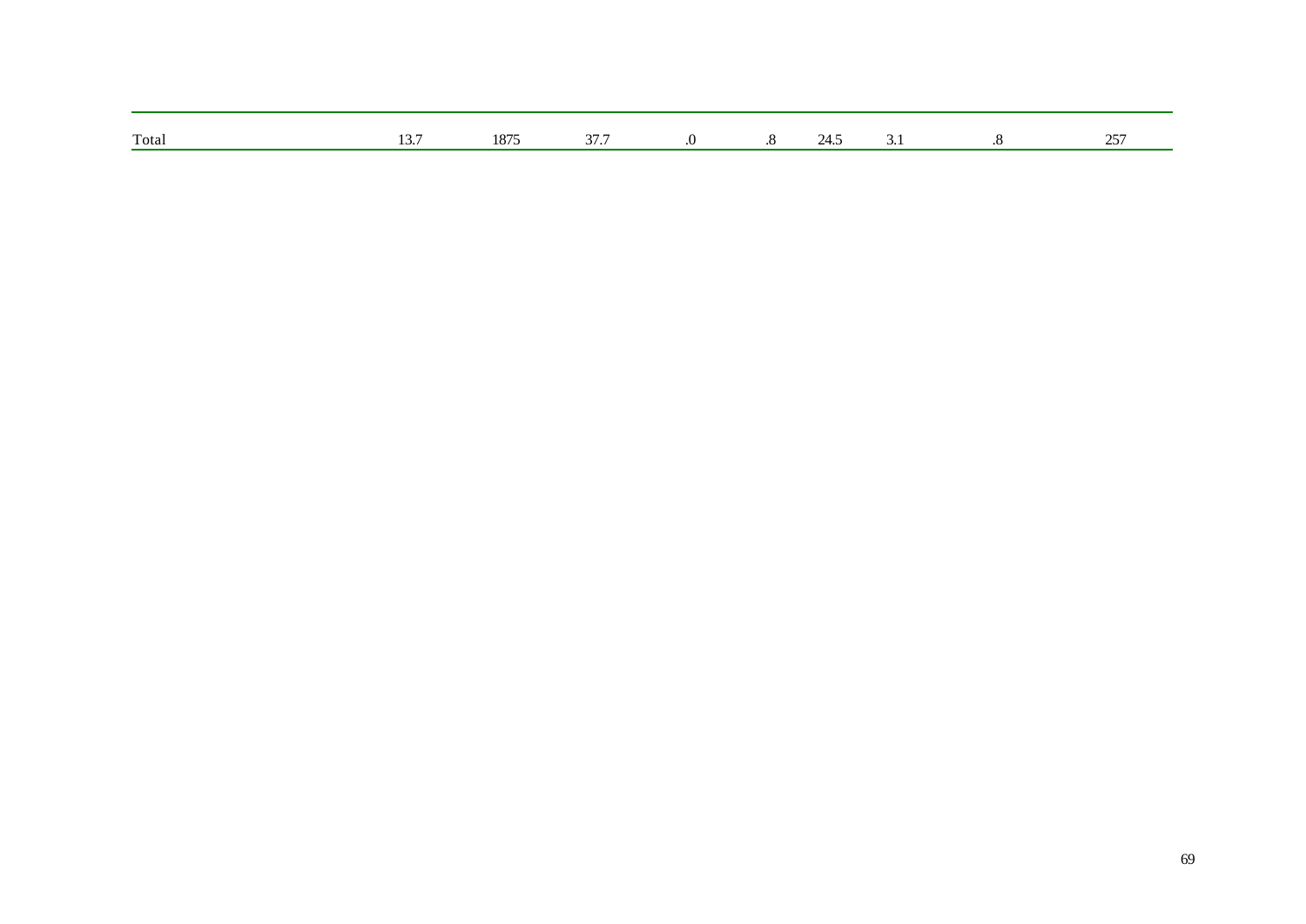| | | | | | | | | | |
|---|---|---|---|---|---|---|---|---|---|
| Total | 13.7 | 1875 | 37.7 | .0 | .8 | 24.5 | 3.1 | .8 | 257 |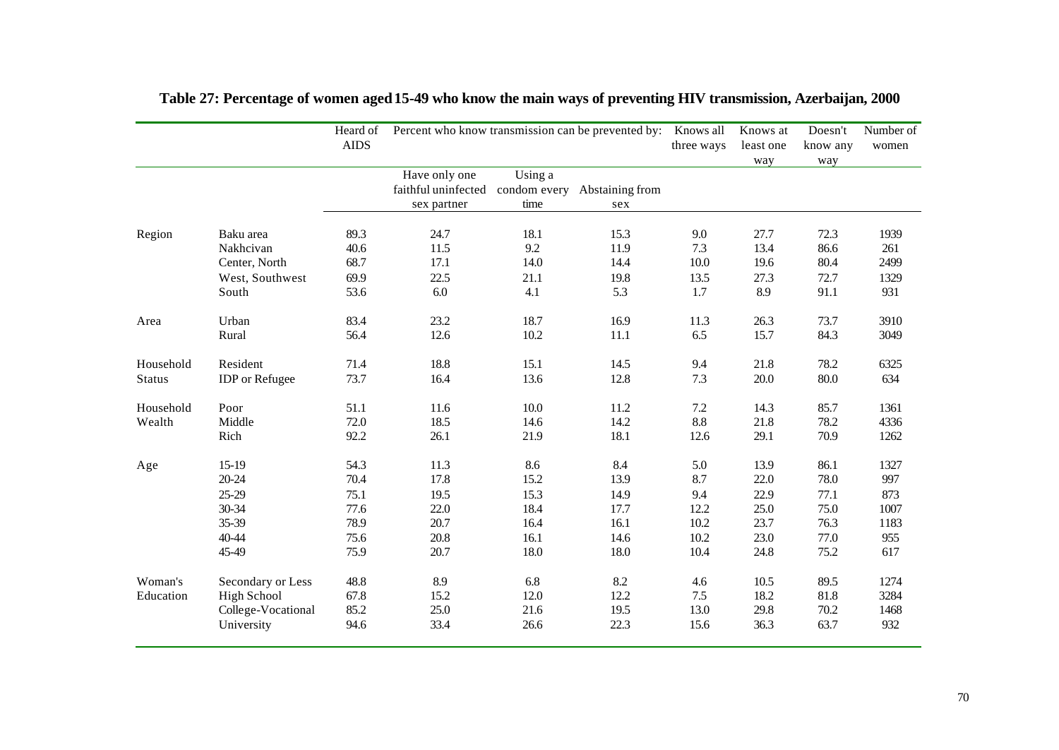# Table 27: Percentage of women aged 15-49 who know the main ways of preventing HIV transmission, Azerbaijan, 2000

| | | Heard of AIDS | Percent who know transmission can be prevented by: | | | Knows all three ways | Knows at least one way | Doesn't know any way | Number of women |
|---|---|---|---|---|---|---|---|---|---|
| | | | Have only one faithful uninfected sex partner | Using a condom every time | Abstaining from sex | | | | |
| Region | Baku area | 89.3 | 24.7 | 18.1 | 15.3 | 9.0 | 27.7 | 72.3 | 1939 |
| | Nakhcivan | 40.6 | 11.5 | 9.2 | 11.9 | 7.3 | 13.4 | 86.6 | 261 |
| | Center, North | 68.7 | 17.1 | 14.0 | 14.4 | 10.0 | 19.6 | 80.4 | 2499 |
| | West, Southwest | 69.9 | 22.5 | 21.1 | 19.8 | 13.5 | 27.3 | 72.7 | 1329 |
| | South | 53.6 | 6.0 | 4.1 | 5.3 | 1.7 | 8.9 | 91.1 | 931 |
| Area | Urban | 83.4 | 23.2 | 18.7 | 16.9 | 11.3 | 26.3 | 73.7 | 3910 |
| | Rural | 56.4 | 12.6 | 10.2 | 11.1 | 6.5 | 15.7 | 84.3 | 3049 |
| Household Status | Resident | 71.4 | 18.8 | 15.1 | 14.5 | 9.4 | 21.8 | 78.2 | 6325 |
| | IDP or Refugee | 73.7 | 16.4 | 13.6 | 12.8 | 7.3 | 20.0 | 80.0 | 634 |
| Household Wealth | Poor | 51.1 | 11.6 | 10.0 | 11.2 | 7.2 | 14.3 | 85.7 | 1361 |
| | Middle | 72.0 | 18.5 | 14.6 | 14.2 | 8.8 | 21.8 | 78.2 | 4336 |
| | Rich | 92.2 | 26.1 | 21.9 | 18.1 | 12.6 | 29.1 | 70.9 | 1262 |
| Age | 15-19 | 54.3 | 11.3 | 8.6 | 8.4 | 5.0 | 13.9 | 86.1 | 1327 |
| | 20-24 | 70.4 | 17.8 | 15.2 | 13.9 | 8.7 | 22.0 | 78.0 | 997 |
| | 25-29 | 75.1 | 19.5 | 15.3 | 14.9 | 9.4 | 22.9 | 77.1 | 873 |
| | 30-34 | 77.6 | 22.0 | 18.4 | 17.7 | 12.2 | 25.0 | 75.0 | 1007 |
| | 35-39 | 78.9 | 20.7 | 16.4 | 16.1 | 10.2 | 23.7 | 76.3 | 1183 |
| | 40-44 | 75.6 | 20.8 | 16.1 | 14.6 | 10.2 | 23.0 | 77.0 | 955 |
| | 45-49 | 75.9 | 20.7 | 18.0 | 18.0 | 10.4 | 24.8 | 75.2 | 617 |
| Woman's Education | Secondary or Less | 48.8 | 8.9 | 6.8 | 8.2 | 4.6 | 10.5 | 89.5 | 1274 |
| | High School | 67.8 | 15.2 | 12.0 | 12.2 | 7.5 | 18.2 | 81.8 | 3284 |
| | College-Vocational | 85.2 | 25.0 | 21.6 | 19.5 | 13.0 | 29.8 | 70.2 | 1468 |
| | University | 94.6 | 33.4 | 26.6 | 22.3 | 15.6 | 36.3 | 63.7 | 932 |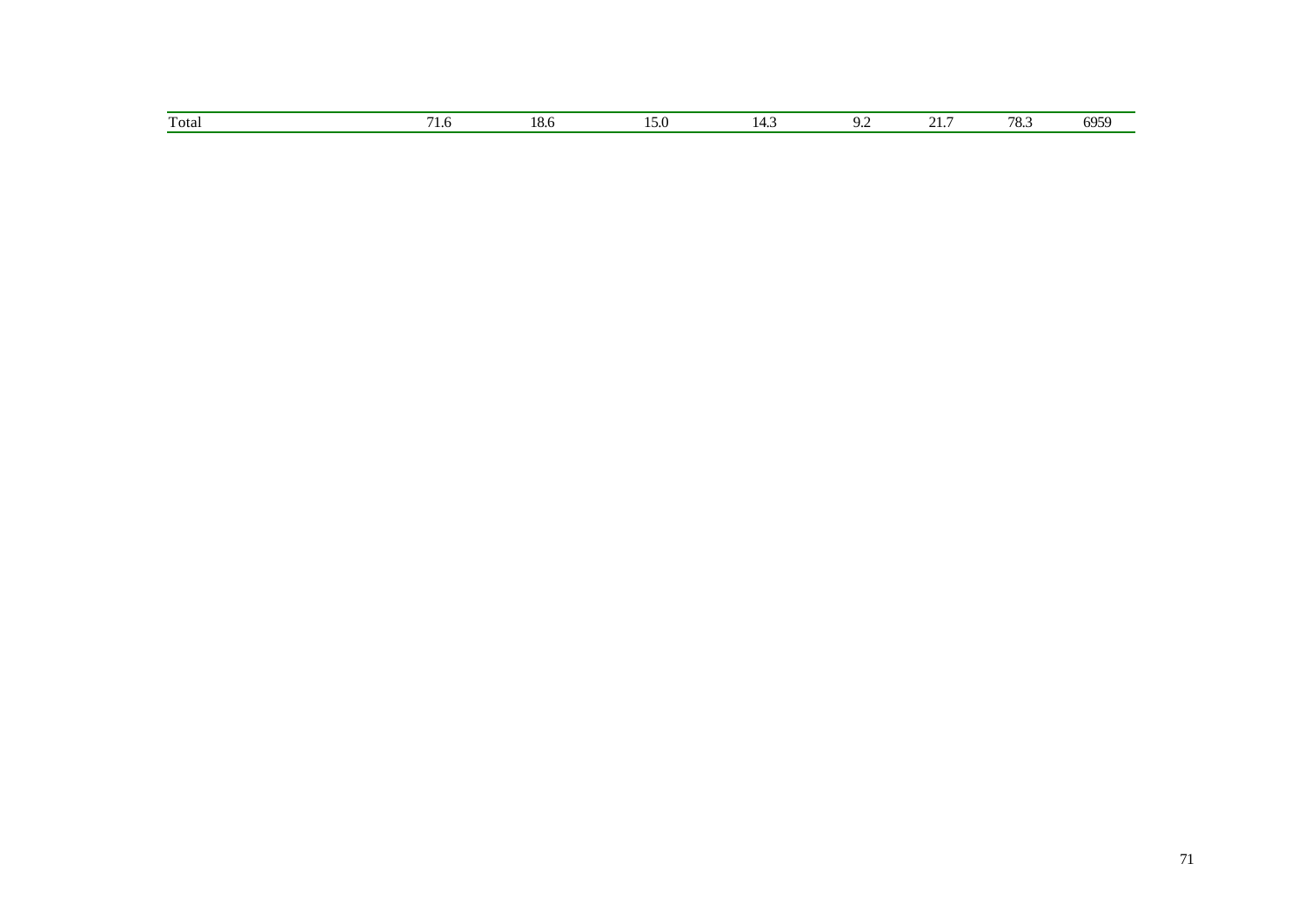| | | | | | | | | |
|---|---|---|---|---|---|---|---|---|
| Total | 71.6 | 18.6 | 15.0 | 14.3 | 9.2 | 21.7 | 78.3 | 6959 |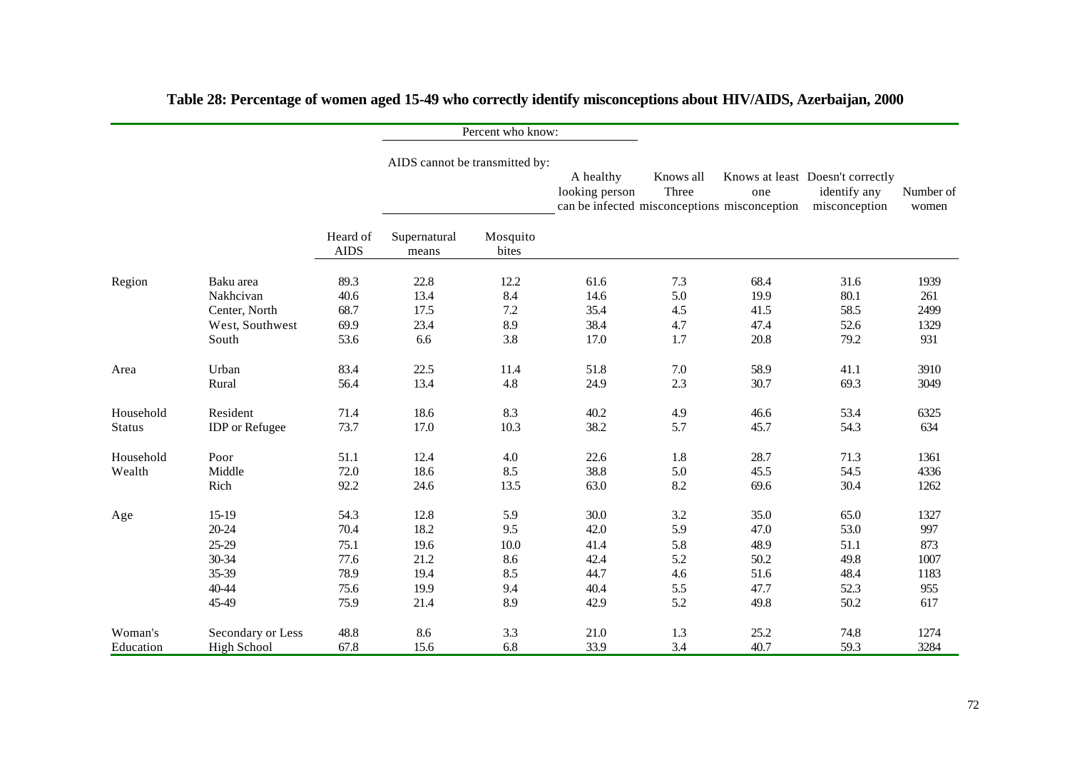## Table 28: Percentage of women aged 15-49 who correctly identify misconceptions about HIV/AIDS, Azerbaijan, 2000

| | | Percent who know: | | | | | | | |
|---|---|---|---|---|---|---|---|---|---|
| | | | AIDS cannot be transmitted by: | | A healthy looking person can be infected | Knows all Three misconceptions | Knows at least one misconception | Doesn't correctly identify any misconception | Number of women |
| | | Heard of AIDS | Supernatural means | Mosquito bites | | | | | |
| Region | Baku area | 89.3 | 22.8 | 12.2 | 61.6 | 7.3 | 68.4 | 31.6 | 1939 |
| | Nakhcivan | 40.6 | 13.4 | 8.4 | 14.6 | 5.0 | 19.9 | 80.1 | 261 |
| | Center, North | 68.7 | 17.5 | 7.2 | 35.4 | 4.5 | 41.5 | 58.5 | 2499 |
| | West, Southwest | 69.9 | 23.4 | 8.9 | 38.4 | 4.7 | 47.4 | 52.6 | 1329 |
| | South | 53.6 | 6.6 | 3.8 | 17.0 | 1.7 | 20.8 | 79.2 | 931 |
| Area | Urban | 83.4 | 22.5 | 11.4 | 51.8 | 7.0 | 58.9 | 41.1 | 3910 |
| | Rural | 56.4 | 13.4 | 4.8 | 24.9 | 2.3 | 30.7 | 69.3 | 3049 |
| Household Status | Resident | 71.4 | 18.6 | 8.3 | 40.2 | 4.9 | 46.6 | 53.4 | 6325 |
| | IDP or Refugee | 73.7 | 17.0 | 10.3 | 38.2 | 5.7 | 45.7 | 54.3 | 634 |
| Household Wealth | Poor | 51.1 | 12.4 | 4.0 | 22.6 | 1.8 | 28.7 | 71.3 | 1361 |
| | Middle | 72.0 | 18.6 | 8.5 | 38.8 | 5.0 | 45.5 | 54.5 | 4336 |
| | Rich | 92.2 | 24.6 | 13.5 | 63.0 | 8.2 | 69.6 | 30.4 | 1262 |
| Age | 15-19 | 54.3 | 12.8 | 5.9 | 30.0 | 3.2 | 35.0 | 65.0 | 1327 |
| | 20-24 | 70.4 | 18.2 | 9.5 | 42.0 | 5.9 | 47.0 | 53.0 | 997 |
| | 25-29 | 75.1 | 19.6 | 10.0 | 41.4 | 5.8 | 48.9 | 51.1 | 873 |
| | 30-34 | 77.6 | 21.2 | 8.6 | 42.4 | 5.2 | 50.2 | 49.8 | 1007 |
| | 35-39 | 78.9 | 19.4 | 8.5 | 44.7 | 4.6 | 51.6 | 48.4 | 1183 |
| | 40-44 | 75.6 | 19.9 | 9.4 | 40.4 | 5.5 | 47.7 | 52.3 | 955 |
| | 45-49 | 75.9 | 21.4 | 8.9 | 42.9 | 5.2 | 49.8 | 50.2 | 617 |
| Woman's Education | Secondary or Less | 48.8 | 8.6 | 3.3 | 21.0 | 1.3 | 25.2 | 74.8 | 1274 |
| | High School | 67.8 | 15.6 | 6.8 | 33.9 | 3.4 | 40.7 | 59.3 | 3284 |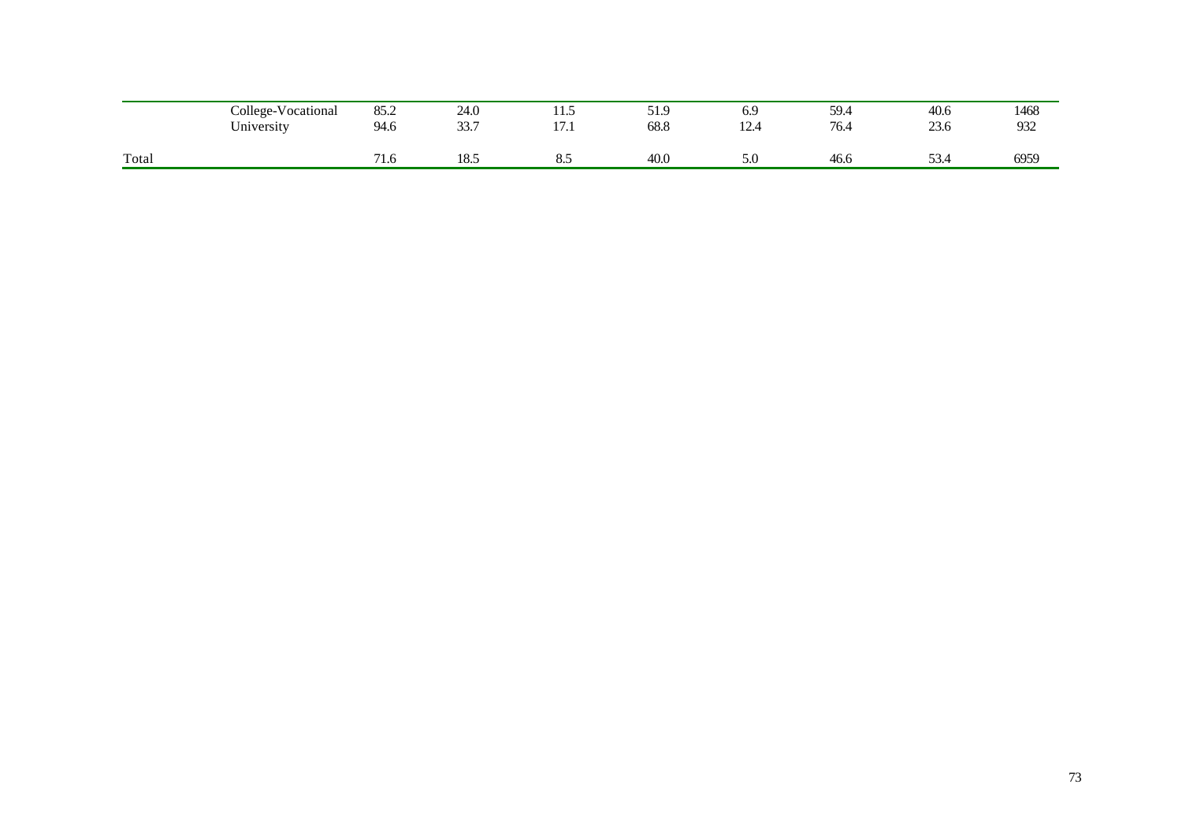| | | | | | | | | | |
|---|---|---|---|---|---|---|---|---|---|
| | College-Vocational | 85.2 | 24.0 | 11.5 | 51.9 | 6.9 | 59.4 | 40.6 | 1468 |
| | University | 94.6 | 33.7 | 17.1 | 68.8 | 12.4 | 76.4 | 23.6 | 932 |
| Total | | 71.6 | 18.5 | 8.5 | 40.0 | 5.0 | 46.6 | 53.4 | 6959 |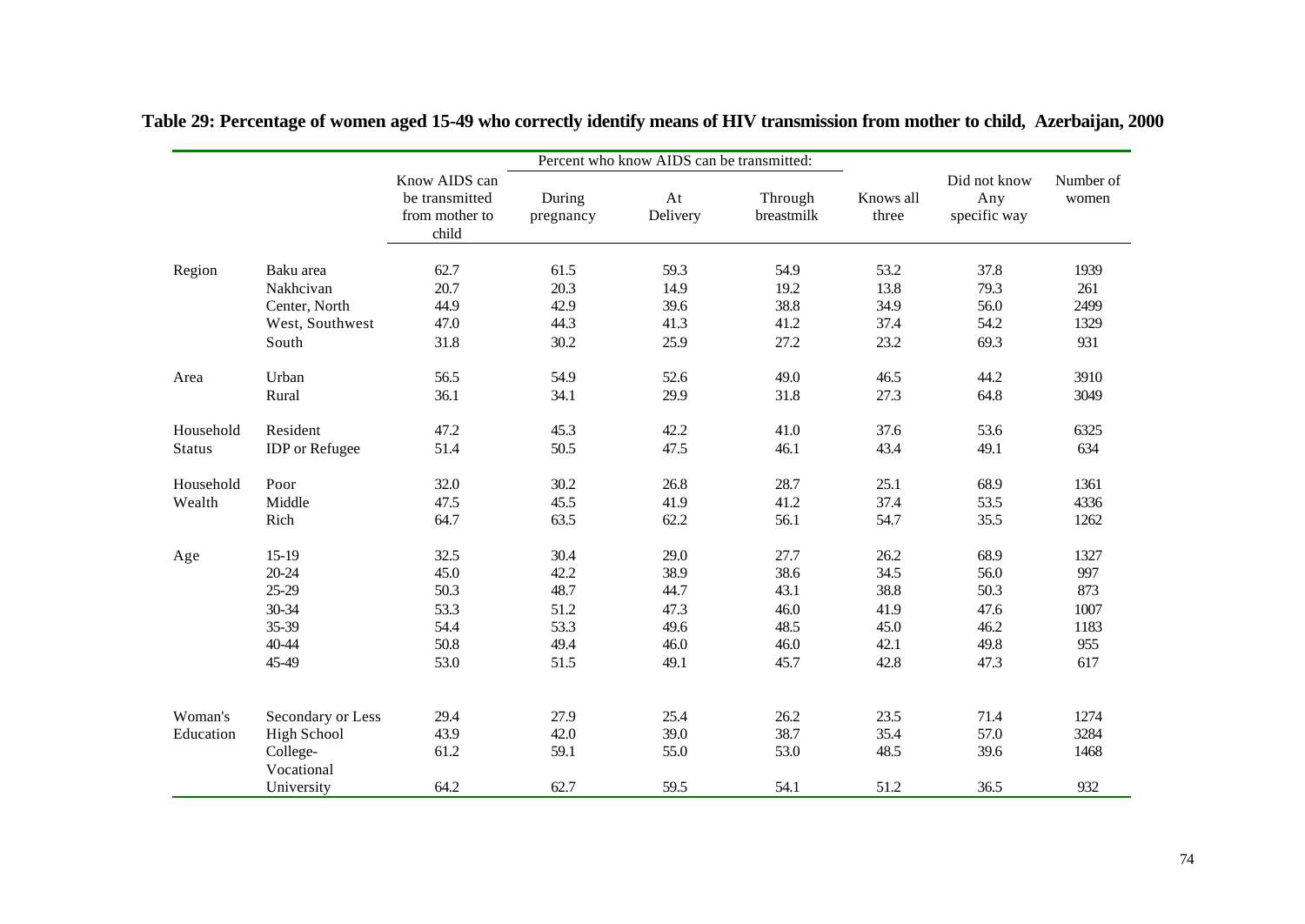**Table 29: Percentage of women aged 15-49 who correctly identify means of HIV transmission from mother to child, Azerbaijan, 2000**

| | | Know AIDS can be transmitted from mother to child | Percent who know AIDS can be transmitted: During pregnancy | At Delivery | Through breastmilk | Knows all three | Did not know Any specific way | Number of women |
|---|---|---|---|---|---|---|---|---|
| Region | Baku area | 62.7 | 61.5 | 59.3 | 54.9 | 53.2 | 37.8 | 1939 |
| | Nakhcivan | 20.7 | 20.3 | 14.9 | 19.2 | 13.8 | 79.3 | 261 |
| | Center, North | 44.9 | 42.9 | 39.6 | 38.8 | 34.9 | 56.0 | 2499 |
| | West, Southwest | 47.0 | 44.3 | 41.3 | 41.2 | 37.4 | 54.2 | 1329 |
| | South | 31.8 | 30.2 | 25.9 | 27.2 | 23.2 | 69.3 | 931 |
| Area | Urban | 56.5 | 54.9 | 52.6 | 49.0 | 46.5 | 44.2 | 3910 |
| | Rural | 36.1 | 34.1 | 29.9 | 31.8 | 27.3 | 64.8 | 3049 |
| Household Status | Resident | 47.2 | 45.3 | 42.2 | 41.0 | 37.6 | 53.6 | 6325 |
| | IDP or Refugee | 51.4 | 50.5 | 47.5 | 46.1 | 43.4 | 49.1 | 634 |
| Household Wealth | Poor | 32.0 | 30.2 | 26.8 | 28.7 | 25.1 | 68.9 | 1361 |
| | Middle | 47.5 | 45.5 | 41.9 | 41.2 | 37.4 | 53.5 | 4336 |
| | Rich | 64.7 | 63.5 | 62.2 | 56.1 | 54.7 | 35.5 | 1262 |
| Age | 15-19 | 32.5 | 30.4 | 29.0 | 27.7 | 26.2 | 68.9 | 1327 |
| | 20-24 | 45.0 | 42.2 | 38.9 | 38.6 | 34.5 | 56.0 | 997 |
| | 25-29 | 50.3 | 48.7 | 44.7 | 43.1 | 38.8 | 50.3 | 873 |
| | 30-34 | 53.3 | 51.2 | 47.3 | 46.0 | 41.9 | 47.6 | 1007 |
| | 35-39 | 54.4 | 53.3 | 49.6 | 48.5 | 45.0 | 46.2 | 1183 |
| | 40-44 | 50.8 | 49.4 | 46.0 | 46.0 | 42.1 | 49.8 | 955 |
| | 45-49 | 53.0 | 51.5 | 49.1 | 45.7 | 42.8 | 47.3 | 617 |
| Woman's Education | Secondary or Less | 29.4 | 27.9 | 25.4 | 26.2 | 23.5 | 71.4 | 1274 |
| | High School | 43.9 | 42.0 | 39.0 | 38.7 | 35.4 | 57.0 | 3284 |
| | College-Vocational | 61.2 | 59.1 | 55.0 | 53.0 | 48.5 | 39.6 | 1468 |
| | University | 64.2 | 62.7 | 59.5 | 54.1 | 51.2 | 36.5 | 932 |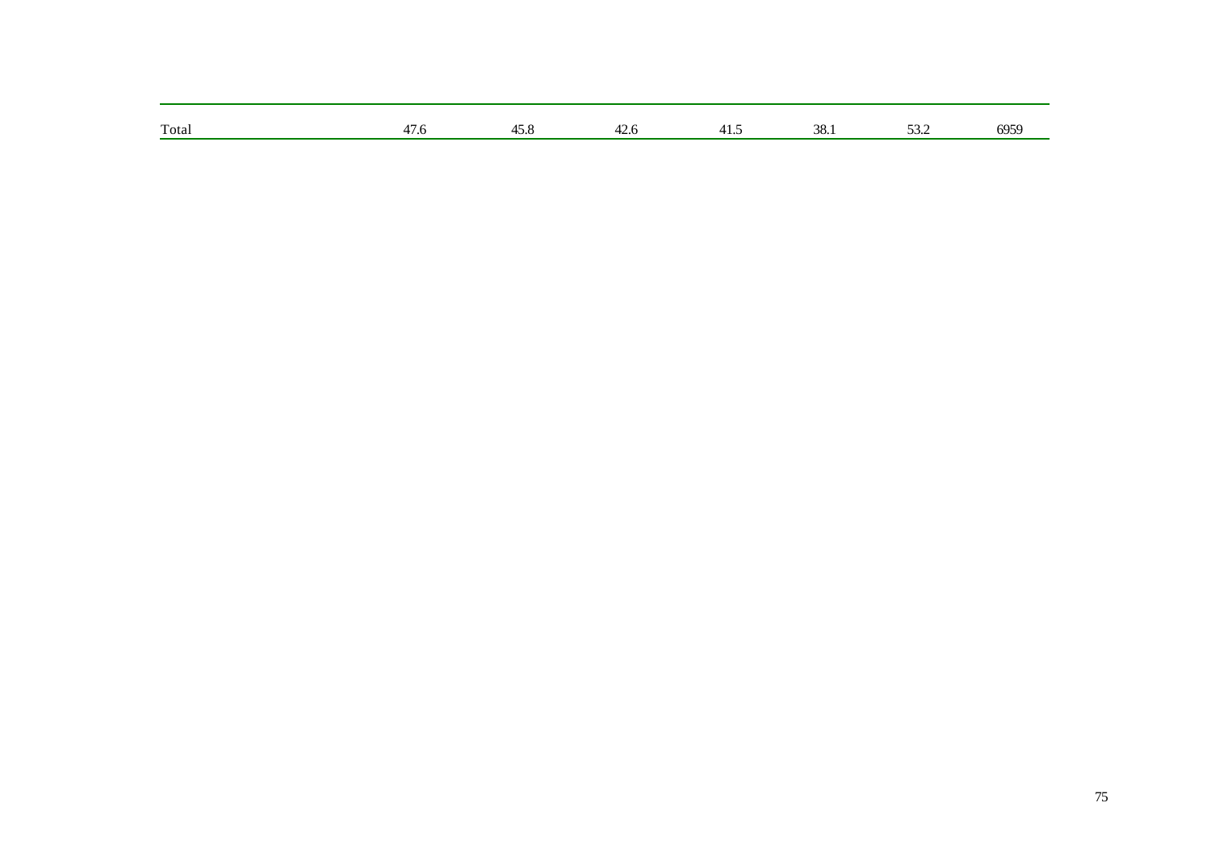|  |  |  |  |  |  |  |  |
|---|---|---|---|---|---|---|---|
| Total | 47.6 | 45.8 | 42.6 | 41.5 | 38.1 | 53.2 | 6959 |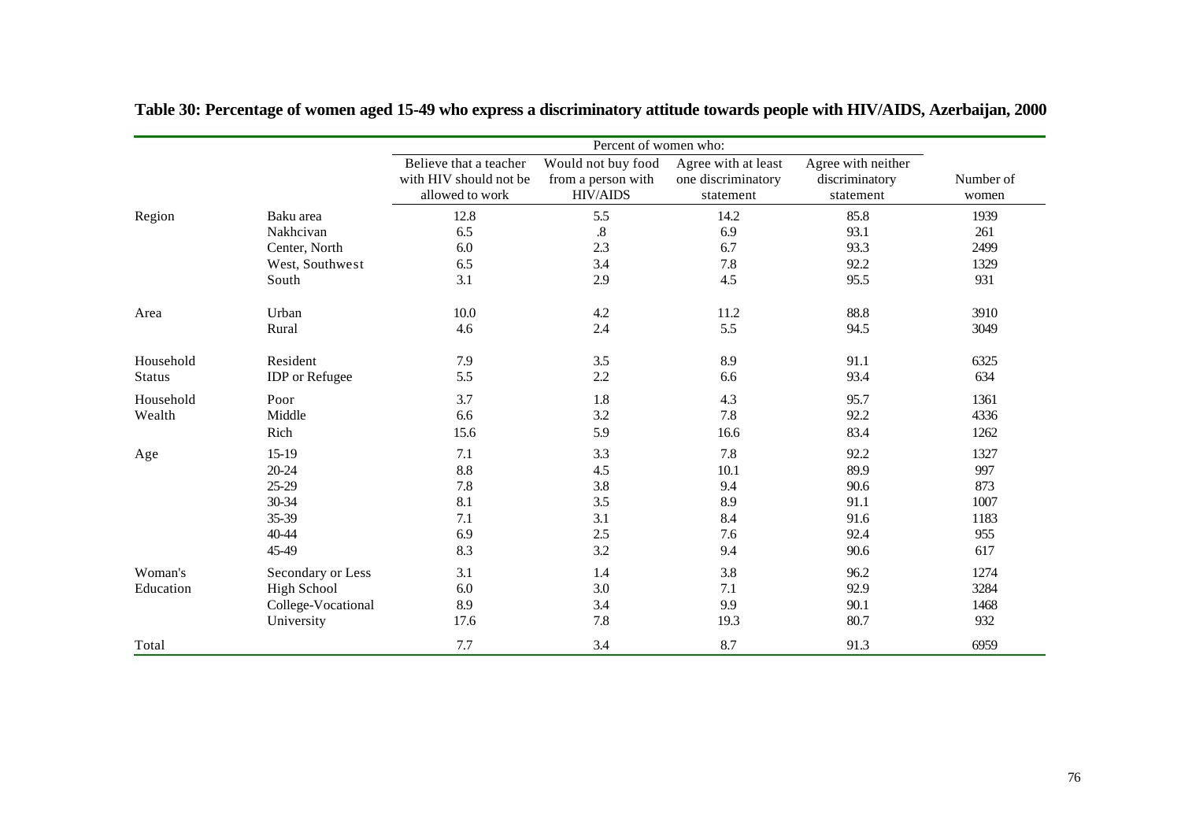# Table 30: Percentage of women aged 15-49 who express a discriminatory attitude towards people with HIV/AIDS, Azerbaijan, 2000

| | | Percent of women who: | | | | |
|---|---|---|---|---|---|---|
| | | Believe that a teacher with HIV should not be allowed to work | Would not buy food from a person with HIV/AIDS | Agree with at least one discriminatory statement | Agree with neither discriminatory statement | Number of women |
| Region | Baku area | 12.8 | 5.5 | 14.2 | 85.8 | 1939 |
| | Nakhcivan | 6.5 | .8 | 6.9 | 93.1 | 261 |
| | Center, North | 6.0 | 2.3 | 6.7 | 93.3 | 2499 |
| | West, Southwest | 6.5 | 3.4 | 7.8 | 92.2 | 1329 |
| | South | 3.1 | 2.9 | 4.5 | 95.5 | 931 |
| Area | Urban | 10.0 | 4.2 | 11.2 | 88.8 | 3910 |
| | Rural | 4.6 | 2.4 | 5.5 | 94.5 | 3049 |
| Household Status | Resident | 7.9 | 3.5 | 8.9 | 91.1 | 6325 |
| | IDP or Refugee | 5.5 | 2.2 | 6.6 | 93.4 | 634 |
| Household Wealth | Poor | 3.7 | 1.8 | 4.3 | 95.7 | 1361 |
| | Middle | 6.6 | 3.2 | 7.8 | 92.2 | 4336 |
| | Rich | 15.6 | 5.9 | 16.6 | 83.4 | 1262 |
| Age | 15-19 | 7.1 | 3.3 | 7.8 | 92.2 | 1327 |
| | 20-24 | 8.8 | 4.5 | 10.1 | 89.9 | 997 |
| | 25-29 | 7.8 | 3.8 | 9.4 | 90.6 | 873 |
| | 30-34 | 8.1 | 3.5 | 8.9 | 91.1 | 1007 |
| | 35-39 | 7.1 | 3.1 | 8.4 | 91.6 | 1183 |
| | 40-44 | 6.9 | 2.5 | 7.6 | 92.4 | 955 |
| | 45-49 | 8.3 | 3.2 | 9.4 | 90.6 | 617 |
| Woman's Education | Secondary or Less | 3.1 | 1.4 | 3.8 | 96.2 | 1274 |
| | High School | 6.0 | 3.0 | 7.1 | 92.9 | 3284 |
| | College-Vocational | 8.9 | 3.4 | 9.9 | 90.1 | 1468 |
| | University | 17.6 | 7.8 | 19.3 | 80.7 | 932 |
| Total | | 7.7 | 3.4 | 8.7 | 91.3 | 6959 |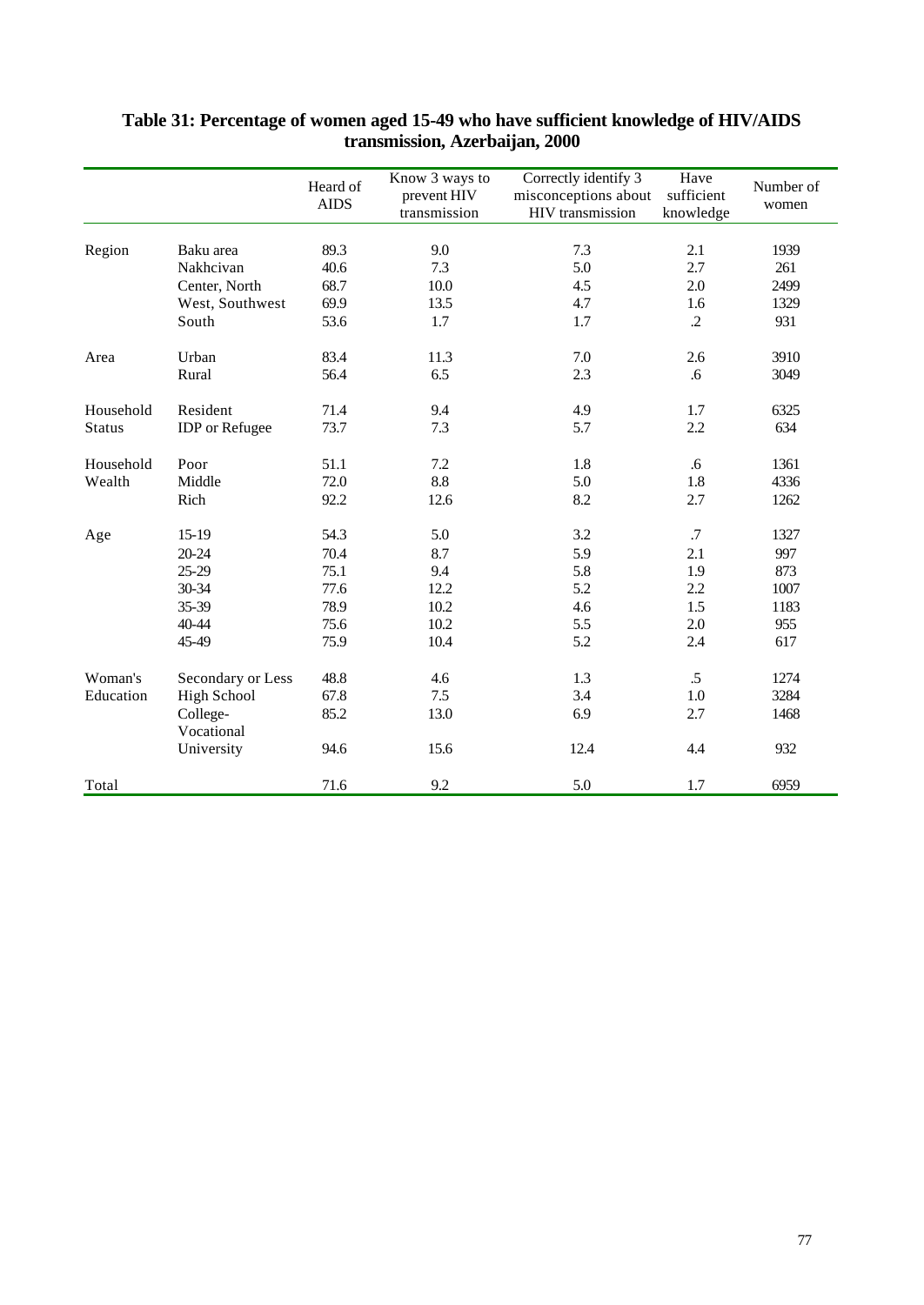# Table 31: Percentage of women aged 15-49 who have sufficient knowledge of HIV/AIDS transmission, Azerbaijan, 2000

| | | Heard of AIDS | Know 3 ways to prevent HIV transmission | Correctly identify 3 misconceptions about HIV transmission | Have sufficient knowledge | Number of women |
|---|---|---|---|---|---|---|
| Region | Baku area | 89.3 | 9.0 | 7.3 | 2.1 | 1939 |
| | Nakhcivan | 40.6 | 7.3 | 5.0 | 2.7 | 261 |
| | Center, North | 68.7 | 10.0 | 4.5 | 2.0 | 2499 |
| | West, Southwest | 69.9 | 13.5 | 4.7 | 1.6 | 1329 |
| | South | 53.6 | 1.7 | 1.7 | .2 | 931 |
| Area | Urban | 83.4 | 11.3 | 7.0 | 2.6 | 3910 |
| | Rural | 56.4 | 6.5 | 2.3 | .6 | 3049 |
| Household Status | Resident | 71.4 | 9.4 | 4.9 | 1.7 | 6325 |
| | IDP or Refugee | 73.7 | 7.3 | 5.7 | 2.2 | 634 |
| Household Wealth | Poor | 51.1 | 7.2 | 1.8 | .6 | 1361 |
| | Middle | 72.0 | 8.8 | 5.0 | 1.8 | 4336 |
| | Rich | 92.2 | 12.6 | 8.2 | 2.7 | 1262 |
| Age | 15-19 | 54.3 | 5.0 | 3.2 | .7 | 1327 |
| | 20-24 | 70.4 | 8.7 | 5.9 | 2.1 | 997 |
| | 25-29 | 75.1 | 9.4 | 5.8 | 1.9 | 873 |
| | 30-34 | 77.6 | 12.2 | 5.2 | 2.2 | 1007 |
| | 35-39 | 78.9 | 10.2 | 4.6 | 1.5 | 1183 |
| | 40-44 | 75.6 | 10.2 | 5.5 | 2.0 | 955 |
| | 45-49 | 75.9 | 10.4 | 5.2 | 2.4 | 617 |
| Woman's Education | Secondary or Less | 48.8 | 4.6 | 1.3 | .5 | 1274 |
| | High School | 67.8 | 7.5 | 3.4 | 1.0 | 3284 |
| | College-Vocational | 85.2 | 13.0 | 6.9 | 2.7 | 1468 |
| | University | 94.6 | 15.6 | 12.4 | 4.4 | 932 |
| Total | | 71.6 | 9.2 | 5.0 | 1.7 | 6959 |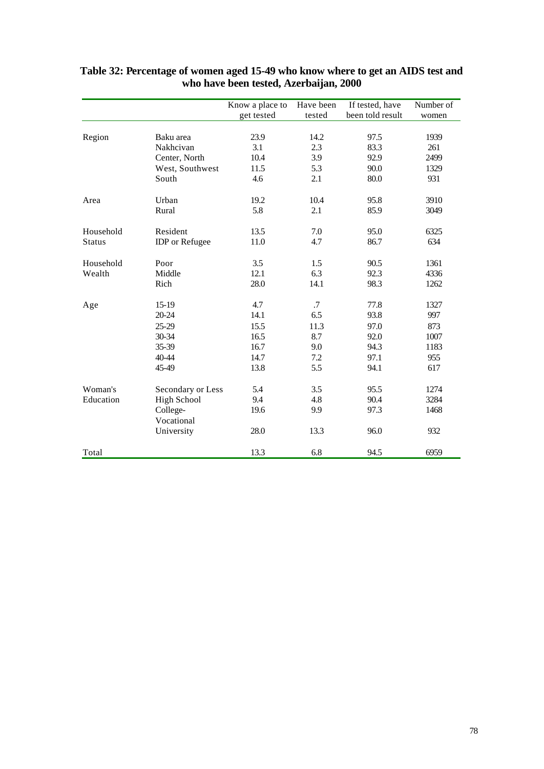**Table 32: Percentage of women aged 15-49 who know where to get an AIDS test and who have been tested, Azerbaijan, 2000**

| | | Know a place to get tested | Have been tested | If tested, have been told result | Number of women |
|---|---|---|---|---|---|
| Region | Baku area | 23.9 | 14.2 | 97.5 | 1939 |
| | Nakhcivan | 3.1 | 2.3 | 83.3 | 261 |
| | Center, North | 10.4 | 3.9 | 92.9 | 2499 |
| | West, Southwest | 11.5 | 5.3 | 90.0 | 1329 |
| | South | 4.6 | 2.1 | 80.0 | 931 |
| Area | Urban | 19.2 | 10.4 | 95.8 | 3910 |
| | Rural | 5.8 | 2.1 | 85.9 | 3049 |
| Household Status | Resident | 13.5 | 7.0 | 95.0 | 6325 |
| | IDP or Refugee | 11.0 | 4.7 | 86.7 | 634 |
| Household Wealth | Poor | 3.5 | 1.5 | 90.5 | 1361 |
| | Middle | 12.1 | 6.3 | 92.3 | 4336 |
| | Rich | 28.0 | 14.1 | 98.3 | 1262 |
| Age | 15-19 | 4.7 | .7 | 77.8 | 1327 |
| | 20-24 | 14.1 | 6.5 | 93.8 | 997 |
| | 25-29 | 15.5 | 11.3 | 97.0 | 873 |
| | 30-34 | 16.5 | 8.7 | 92.0 | 1007 |
| | 35-39 | 16.7 | 9.0 | 94.3 | 1183 |
| | 40-44 | 14.7 | 7.2 | 97.1 | 955 |
| | 45-49 | 13.8 | 5.5 | 94.1 | 617 |
| Woman's Education | Secondary or Less | 5.4 | 3.5 | 95.5 | 1274 |
| | High School | 9.4 | 4.8 | 90.4 | 3284 |
| | College-Vocational | 19.6 | 9.9 | 97.3 | 1468 |
| | University | 28.0 | 13.3 | 96.0 | 932 |
| Total | | 13.3 | 6.8 | 94.5 | 6959 |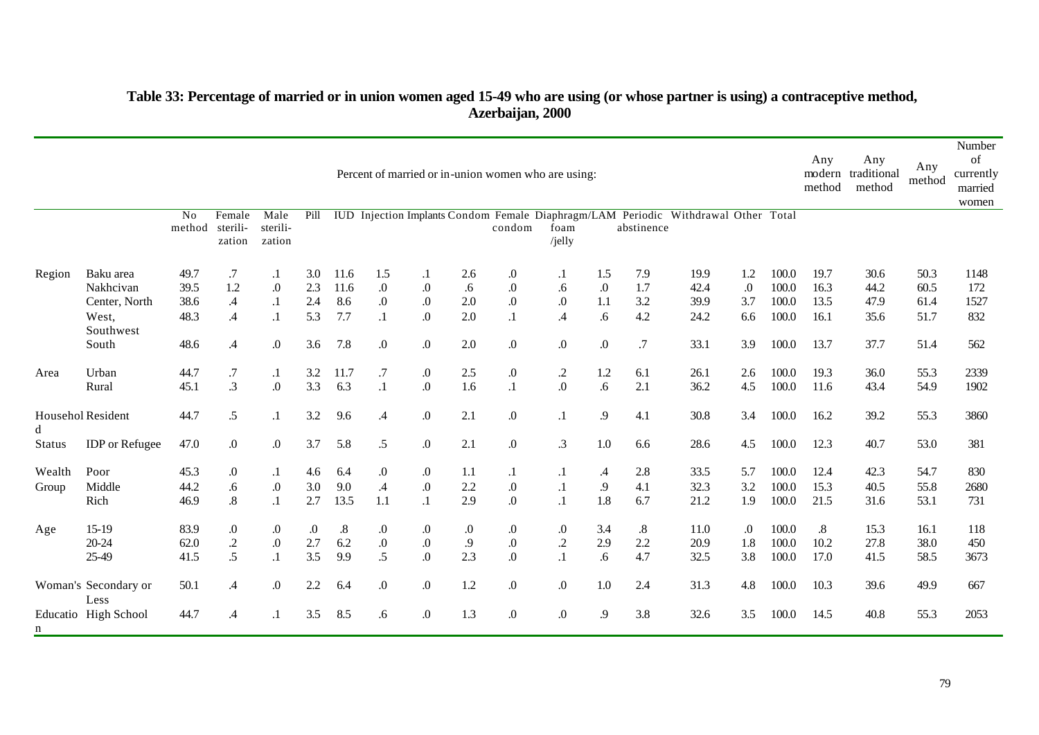**Table 33: Percentage of married or in union women aged 15-49 who are using (or whose partner is using) a contraceptive method, Azerbaijan, 2000**

| | | Percent of married or in-union women who are using: | | | | | | | | | | | | | | | Any modern method | Any traditional method | Any method | Number of currently married women |
|---|---|---|---|---|---|---|---|---|---|---|---|---|---|---|---|---|---|---|---|---|
| | | No method | Female sterili-zation | Male sterili-zation | Pill | IUD | Injection | Implants | Condom | Female condom | Diaphragm/foam /jelly | LAM | Periodic abstinence | Withdrawal | Other | Total | | | | |
| Region | Baku area | 49.7 | .7 | .1 | 3.0 | 11.6 | 1.5 | .1 | 2.6 | .0 | .1 | 1.5 | 7.9 | 19.9 | 1.2 | 100.0 | 19.7 | 30.6 | 50.3 | 1148 |
| | Nakhcivan | 39.5 | 1.2 | .0 | 2.3 | 11.6 | .0 | .0 | .6 | .0 | .6 | .0 | 1.7 | 42.4 | .0 | 100.0 | 16.3 | 44.2 | 60.5 | 172 |
| | Center, North | 38.6 | .4 | .1 | 2.4 | 8.6 | .0 | .0 | 2.0 | .0 | .0 | 1.1 | 3.2 | 39.9 | 3.7 | 100.0 | 13.5 | 47.9 | 61.4 | 1527 |
| | West, Southwest | 48.3 | .4 | .1 | 5.3 | 7.7 | .1 | .0 | 2.0 | .1 | .4 | .6 | 4.2 | 24.2 | 6.6 | 100.0 | 16.1 | 35.6 | 51.7 | 832 |
| | South | 48.6 | .4 | .0 | 3.6 | 7.8 | .0 | .0 | 2.0 | .0 | .0 | .0 | .7 | 33.1 | 3.9 | 100.0 | 13.7 | 37.7 | 51.4 | 562 |
| Area | Urban | 44.7 | .7 | .1 | 3.2 | 11.7 | .7 | .0 | 2.5 | .0 | .2 | 1.2 | 6.1 | 26.1 | 2.6 | 100.0 | 19.3 | 36.0 | 55.3 | 2339 |
| | Rural | 45.1 | .3 | .0 | 3.3 | 6.3 | .1 | .0 | 1.6 | .1 | .0 | .6 | 2.1 | 36.2 | 4.5 | 100.0 | 11.6 | 43.4 | 54.9 | 1902 |
| Household Status | Resident | 44.7 | .5 | .1 | 3.2 | 9.6 | .4 | .0 | 2.1 | .0 | .1 | .9 | 4.1 | 30.8 | 3.4 | 100.0 | 16.2 | 39.2 | 55.3 | 3860 |
| | IDP or Refugee | 47.0 | .0 | .0 | 3.7 | 5.8 | .5 | .0 | 2.1 | .0 | .3 | 1.0 | 6.6 | 28.6 | 4.5 | 100.0 | 12.3 | 40.7 | 53.0 | 381 |
| Wealth Group | Poor | 45.3 | .0 | .1 | 4.6 | 6.4 | .0 | .0 | 1.1 | .1 | .1 | .4 | 2.8 | 33.5 | 5.7 | 100.0 | 12.4 | 42.3 | 54.7 | 830 |
| | Middle | 44.2 | .6 | .0 | 3.0 | 9.0 | .4 | .0 | 2.2 | .0 | .1 | .9 | 4.1 | 32.3 | 3.2 | 100.0 | 15.3 | 40.5 | 55.8 | 2680 |
| | Rich | 46.9 | .8 | .1 | 2.7 | 13.5 | 1.1 | .1 | 2.9 | .0 | .1 | 1.8 | 6.7 | 21.2 | 1.9 | 100.0 | 21.5 | 31.6 | 53.1 | 731 |
| Age | 15-19 | 83.9 | .0 | .0 | .0 | .8 | .0 | .0 | .0 | .0 | .0 | 3.4 | .8 | 11.0 | .0 | 100.0 | .8 | 15.3 | 16.1 | 118 |
| | 20-24 | 62.0 | .2 | .0 | 2.7 | 6.2 | .0 | .0 | .9 | .0 | .2 | 2.9 | 2.2 | 20.9 | 1.8 | 100.0 | 10.2 | 27.8 | 38.0 | 450 |
| | 25-49 | 41.5 | .5 | .1 | 3.5 | 9.9 | .5 | .0 | 2.3 | .0 | .1 | .6 | 4.7 | 32.5 | 3.8 | 100.0 | 17.0 | 41.5 | 58.5 | 3673 |
| Woman's Education | Secondary or Less | 50.1 | .4 | .0 | 2.2 | 6.4 | .0 | .0 | 1.2 | .0 | .0 | 1.0 | 2.4 | 31.3 | 4.8 | 100.0 | 10.3 | 39.6 | 49.9 | 667 |
| | High School | 44.7 | .4 | .1 | 3.5 | 8.5 | .6 | .0 | 1.3 | .0 | .0 | .9 | 3.8 | 32.6 | 3.5 | 100.0 | 14.5 | 40.8 | 55.3 | 2053 |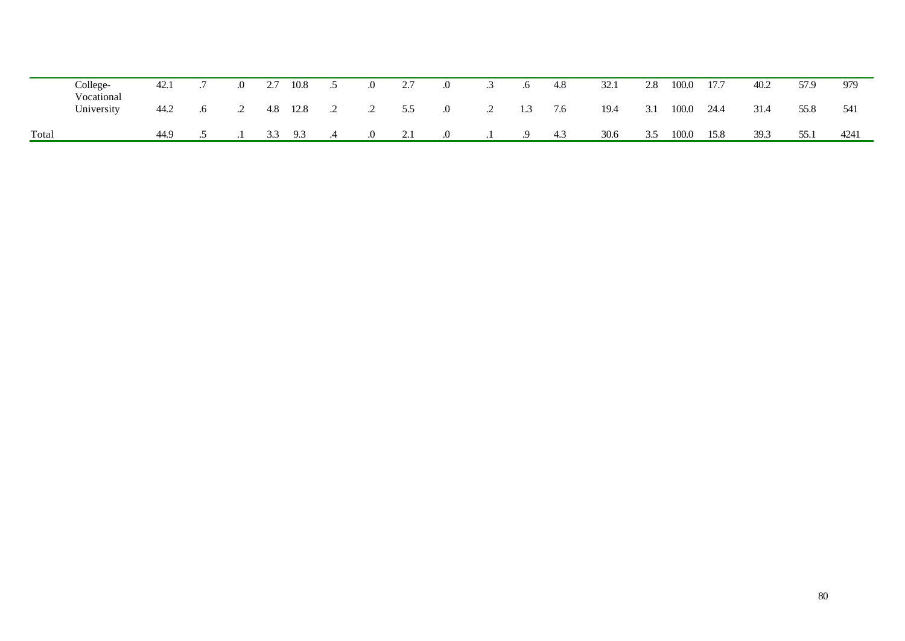| | | | | | | | | | | | | | | | | | | | | |
|---|---|---|---|---|---|---|---|---|---|---|---|---|---|---|---|---|---|---|---|---|
| | College-Vocational | 42.1 | .7 | .0 | 2.7 | 10.8 | .5 | .0 | 2.7 | .0 | .3 | .6 | 4.8 | 32.1 | 2.8 | 100.0 | 17.7 | 40.2 | 57.9 | 979 |
| | University | 44.2 | .6 | .2 | 4.8 | 12.8 | .2 | .2 | 5.5 | .0 | .2 | 1.3 | 7.6 | 19.4 | 3.1 | 100.0 | 24.4 | 31.4 | 55.8 | 541 |
| Total | | 44.9 | .5 | .1 | 3.3 | 9.3 | .4 | .0 | 2.1 | .0 | .1 | .9 | 4.3 | 30.6 | 3.5 | 100.0 | 15.8 | 39.3 | 55.1 | 4241 |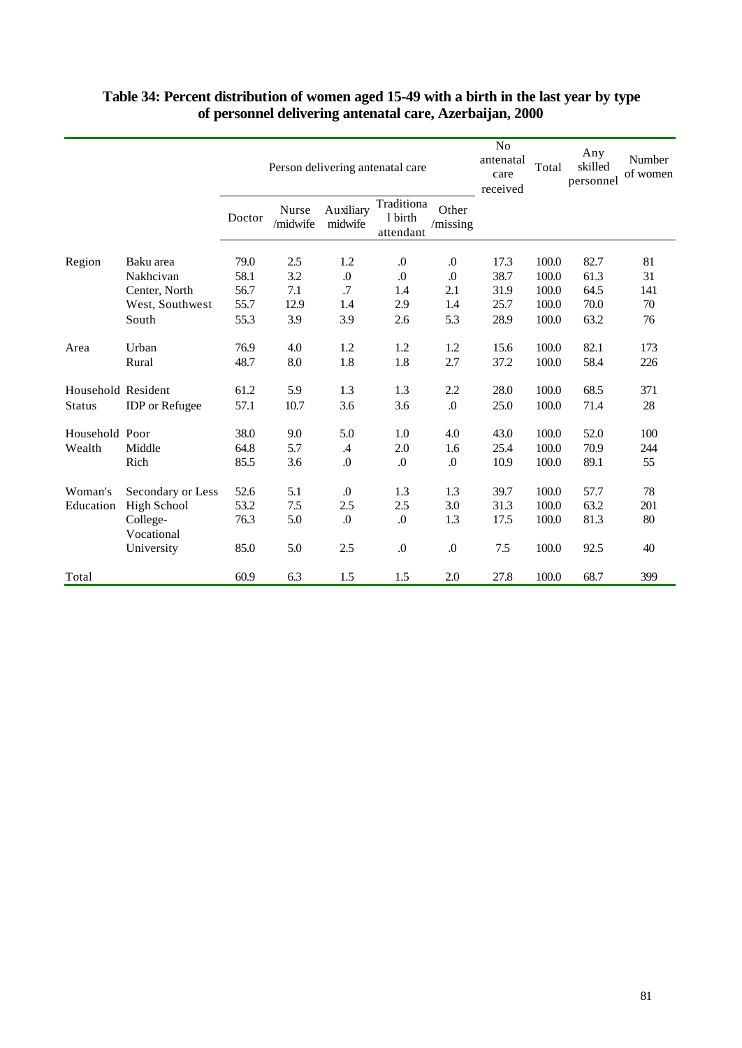**Table 34: Percent distribution of women aged 15-49 with a birth in the last year by type of personnel delivering antenatal care, Azerbaijan, 2000**

| | | Person delivering antenatal care | | | | | No antenatal care received | Total | Any skilled personnel | Number of women |
|---|---|---|---|---|---|---|---|---|---|---|
| | | Doctor | Nurse /midwife | Auxiliary midwife | Traditional birth attendant | Other /missing | | | | |
| Region | Baku area | 79.0 | 2.5 | 1.2 | .0 | .0 | 17.3 | 100.0 | 82.7 | 81 |
| | Nakhcivan | 58.1 | 3.2 | .0 | .0 | .0 | 38.7 | 100.0 | 61.3 | 31 |
| | Center, North | 56.7 | 7.1 | .7 | 1.4 | 2.1 | 31.9 | 100.0 | 64.5 | 141 |
| | West, Southwest | 55.7 | 12.9 | 1.4 | 2.9 | 1.4 | 25.7 | 100.0 | 70.0 | 70 |
| | South | 55.3 | 3.9 | 3.9 | 2.6 | 5.3 | 28.9 | 100.0 | 63.2 | 76 |
| Area | Urban | 76.9 | 4.0 | 1.2 | 1.2 | 1.2 | 15.6 | 100.0 | 82.1 | 173 |
| | Rural | 48.7 | 8.0 | 1.8 | 1.8 | 2.7 | 37.2 | 100.0 | 58.4 | 226 |
| Household Status | Resident | 61.2 | 5.9 | 1.3 | 1.3 | 2.2 | 28.0 | 100.0 | 68.5 | 371 |
| | IDP or Refugee | 57.1 | 10.7 | 3.6 | 3.6 | .0 | 25.0 | 100.0 | 71.4 | 28 |
| Household Wealth | Poor | 38.0 | 9.0 | 5.0 | 1.0 | 4.0 | 43.0 | 100.0 | 52.0 | 100 |
| | Middle | 64.8 | 5.7 | .4 | 2.0 | 1.6 | 25.4 | 100.0 | 70.9 | 244 |
| | Rich | 85.5 | 3.6 | .0 | .0 | .0 | 10.9 | 100.0 | 89.1 | 55 |
| Woman's Education | Secondary or Less | 52.6 | 5.1 | .0 | 1.3 | 1.3 | 39.7 | 100.0 | 57.7 | 78 |
| | High School | 53.2 | 7.5 | 2.5 | 2.5 | 3.0 | 31.3 | 100.0 | 63.2 | 201 |
| | College-Vocational | 76.3 | 5.0 | .0 | .0 | 1.3 | 17.5 | 100.0 | 81.3 | 80 |
| | University | 85.0 | 5.0 | 2.5 | .0 | .0 | 7.5 | 100.0 | 92.5 | 40 |
| Total | | 60.9 | 6.3 | 1.5 | 1.5 | 2.0 | 27.8 | 100.0 | 68.7 | 399 |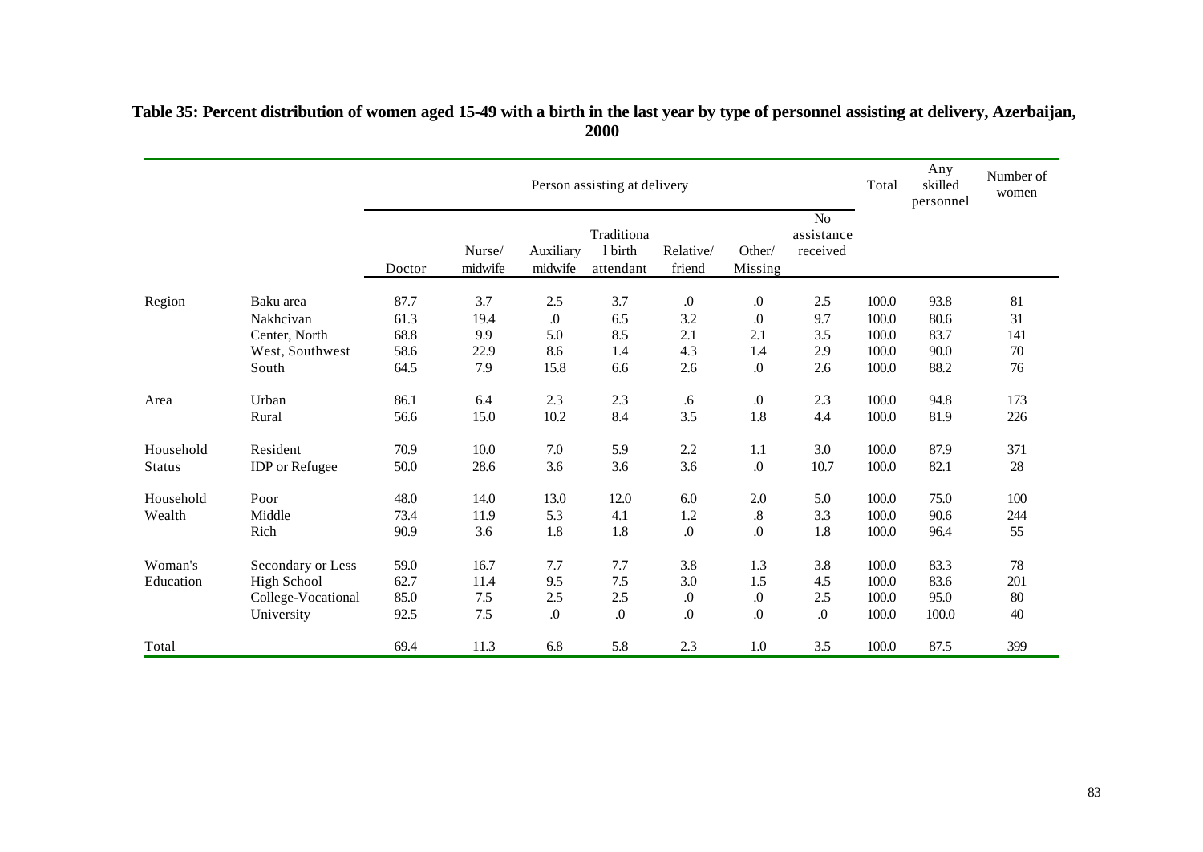**Table 35: Percent distribution of women aged 15-49 with a birth in the last year by type of personnel assisting at delivery, Azerbaijan, 2000**

| | | Person assisting at delivery | | | | | | | Total | Any skilled personnel | Number of women |
|---|---|---|---|---|---|---|---|---|---|---|---|
| | | Doctor | Nurse/ midwife | Auxiliary midwife | Traditional birth attendant | Relative/ friend | Other/ Missing | No assistance received | | | |
| Region | Baku area | 87.7 | 3.7 | 2.5 | 3.7 | .0 | .0 | 2.5 | 100.0 | 93.8 | 81 |
| | Nakhcivan | 61.3 | 19.4 | .0 | 6.5 | 3.2 | .0 | 9.7 | 100.0 | 80.6 | 31 |
| | Center, North | 68.8 | 9.9 | 5.0 | 8.5 | 2.1 | 2.1 | 3.5 | 100.0 | 83.7 | 141 |
| | West, Southwest | 58.6 | 22.9 | 8.6 | 1.4 | 4.3 | 1.4 | 2.9 | 100.0 | 90.0 | 70 |
| | South | 64.5 | 7.9 | 15.8 | 6.6 | 2.6 | .0 | 2.6 | 100.0 | 88.2 | 76 |
| Area | Urban | 86.1 | 6.4 | 2.3 | 2.3 | .6 | .0 | 2.3 | 100.0 | 94.8 | 173 |
| | Rural | 56.6 | 15.0 | 10.2 | 8.4 | 3.5 | 1.8 | 4.4 | 100.0 | 81.9 | 226 |
| Household Status | Resident | 70.9 | 10.0 | 7.0 | 5.9 | 2.2 | 1.1 | 3.0 | 100.0 | 87.9 | 371 |
| | IDP or Refugee | 50.0 | 28.6 | 3.6 | 3.6 | 3.6 | .0 | 10.7 | 100.0 | 82.1 | 28 |
| Household Wealth | Poor | 48.0 | 14.0 | 13.0 | 12.0 | 6.0 | 2.0 | 5.0 | 100.0 | 75.0 | 100 |
| | Middle | 73.4 | 11.9 | 5.3 | 4.1 | 1.2 | .8 | 3.3 | 100.0 | 90.6 | 244 |
| | Rich | 90.9 | 3.6 | 1.8 | 1.8 | .0 | .0 | 1.8 | 100.0 | 96.4 | 55 |
| Woman's Education | Secondary or Less | 59.0 | 16.7 | 7.7 | 7.7 | 3.8 | 1.3 | 3.8 | 100.0 | 83.3 | 78 |
| | High School | 62.7 | 11.4 | 9.5 | 7.5 | 3.0 | 1.5 | 4.5 | 100.0 | 83.6 | 201 |
| | College-Vocational | 85.0 | 7.5 | 2.5 | 2.5 | .0 | .0 | 2.5 | 100.0 | 95.0 | 80 |
| | University | 92.5 | 7.5 | .0 | .0 | .0 | .0 | .0 | 100.0 | 100.0 | 40 |
| Total | | 69.4 | 11.3 | 6.8 | 5.8 | 2.3 | 1.0 | 3.5 | 100.0 | 87.5 | 399 |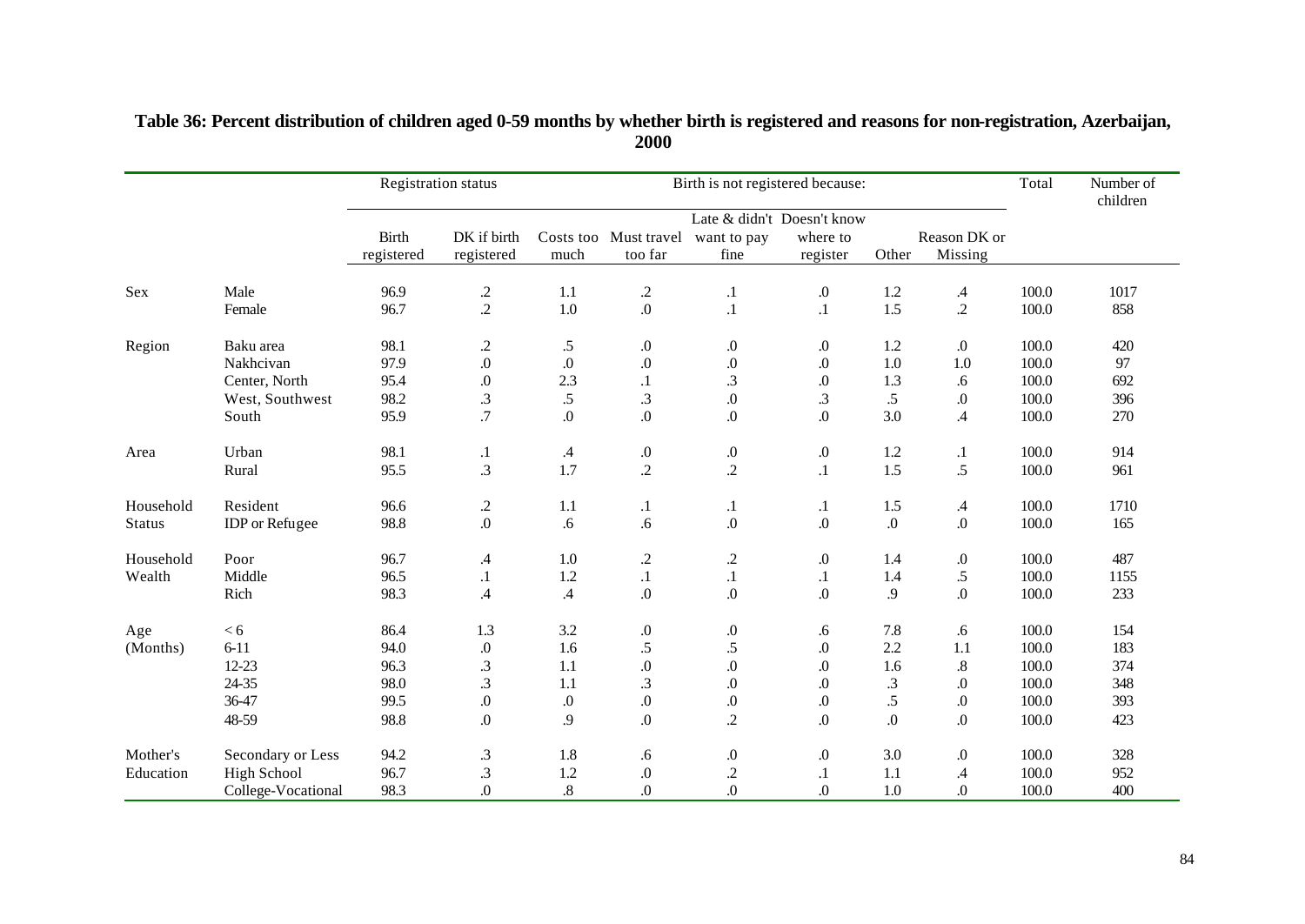**Table 36: Percent distribution of children aged 0-59 months by whether birth is registered and reasons for non-registration, Azerbaijan, 2000**

| | | Registration status | | Birth is not registered because: | | | | | | Total | Number of children |
|---|---|---|---|---|---|---|---|---|---|---|---|
| | | Birth registered | DK if birth registered | Costs too much | Must travel too far | Late & didn't want to pay fine | Doesn't know where to register | Other | Reason DK or Missing | | |
| Sex | Male | 96.9 | .2 | 1.1 | .2 | .1 | .0 | 1.2 | .4 | 100.0 | 1017 |
| | Female | 96.7 | .2 | 1.0 | .0 | .1 | .1 | 1.5 | .2 | 100.0 | 858 |
| Region | Baku area | 98.1 | .2 | .5 | .0 | .0 | .0 | 1.2 | .0 | 100.0 | 420 |
| | Nakhcivan | 97.9 | .0 | .0 | .0 | .0 | .0 | 1.0 | 1.0 | 100.0 | 97 |
| | Center, North | 95.4 | .0 | 2.3 | .1 | .3 | .0 | 1.3 | .6 | 100.0 | 692 |
| | West, Southwest | 98.2 | .3 | .5 | .3 | .0 | .3 | .5 | .0 | 100.0 | 396 |
| | South | 95.9 | .7 | .0 | .0 | .0 | .0 | 3.0 | .4 | 100.0 | 270 |
| Area | Urban | 98.1 | .1 | .4 | .0 | .0 | .0 | 1.2 | .1 | 100.0 | 914 |
| | Rural | 95.5 | .3 | 1.7 | .2 | .2 | .1 | 1.5 | .5 | 100.0 | 961 |
| Household Status | Resident | 96.6 | .2 | 1.1 | .1 | .1 | .1 | 1.5 | .4 | 100.0 | 1710 |
| | IDP or Refugee | 98.8 | .0 | .6 | .6 | .0 | .0 | .0 | .0 | 100.0 | 165 |
| Household Wealth | Poor | 96.7 | .4 | 1.0 | .2 | .2 | .0 | 1.4 | .0 | 100.0 | 487 |
| | Middle | 96.5 | .1 | 1.2 | .1 | .1 | .1 | 1.4 | .5 | 100.0 | 1155 |
| | Rich | 98.3 | .4 | .4 | .0 | .0 | .0 | .9 | .0 | 100.0 | 233 |
| Age (Months) | < 6 | 86.4 | 1.3 | 3.2 | .0 | .0 | .6 | 7.8 | .6 | 100.0 | 154 |
| | 6-11 | 94.0 | .0 | 1.6 | .5 | .5 | .0 | 2.2 | 1.1 | 100.0 | 183 |
| | 12-23 | 96.3 | .3 | 1.1 | .0 | .0 | .0 | 1.6 | .8 | 100.0 | 374 |
| | 24-35 | 98.0 | .3 | 1.1 | .3 | .0 | .0 | .3 | .0 | 100.0 | 348 |
| | 36-47 | 99.5 | .0 | .0 | .0 | .0 | .0 | .5 | .0 | 100.0 | 393 |
| | 48-59 | 98.8 | .0 | .9 | .0 | .2 | .0 | .0 | .0 | 100.0 | 423 |
| Mother's Education | Secondary or Less | 94.2 | .3 | 1.8 | .6 | .0 | .0 | 3.0 | .0 | 100.0 | 328 |
| | High School | 96.7 | .3 | 1.2 | .0 | .2 | .1 | 1.1 | .4 | 100.0 | 952 |
| | College-Vocational | 98.3 | .0 | .8 | .0 | .0 | .0 | 1.0 | .0 | 100.0 | 400 |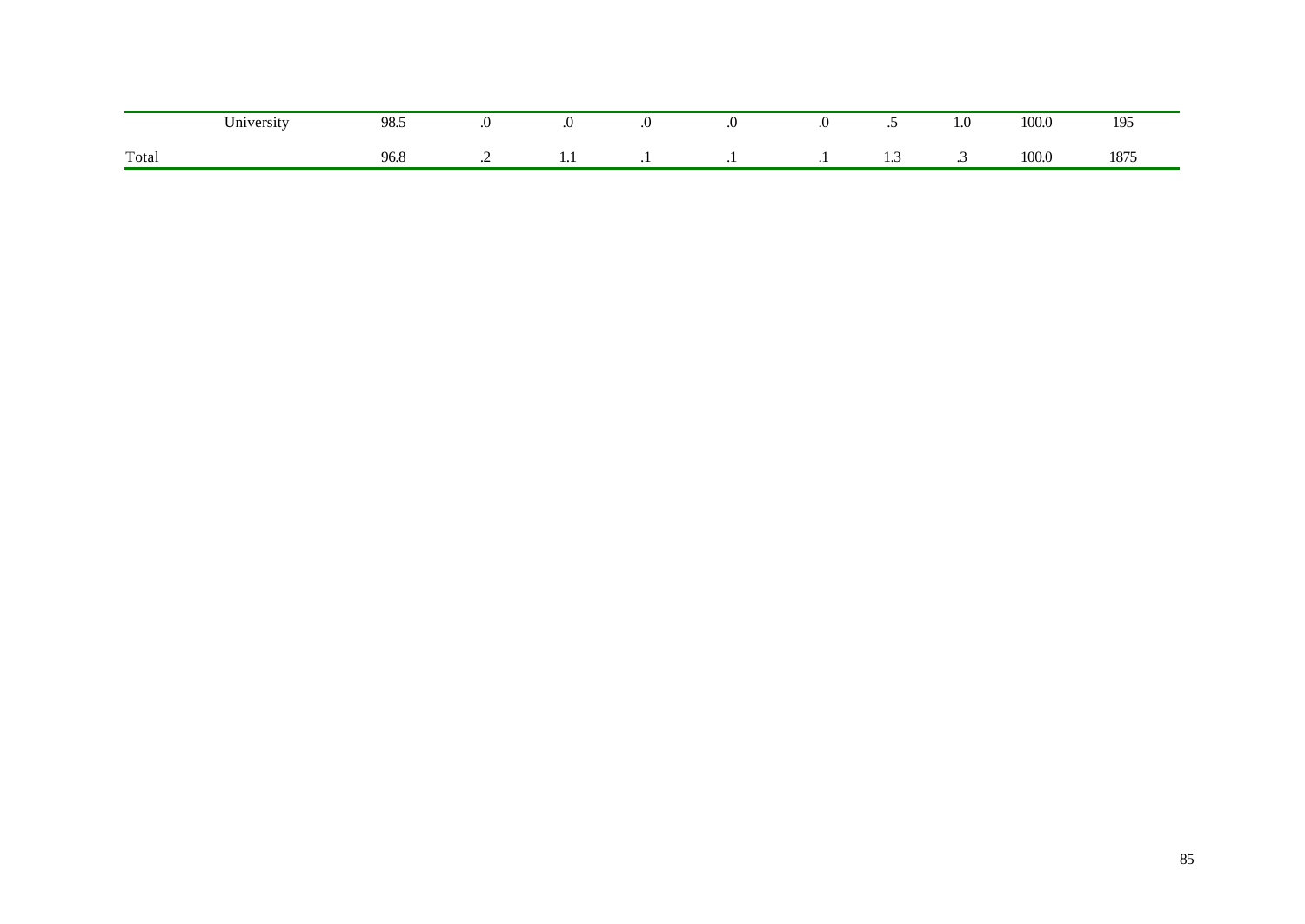|  |  |  |  |  |  |  |  |  |  |  |  |
|---|---|---|---|---|---|---|---|---|---|---|---|
|  | University | 98.5 | .0 | .0 | .0 | .0 | .0 | .5 | 1.0 | 100.0 | 195 |
| Total |  | 96.8 | .2 | 1.1 | .1 | .1 | .1 | 1.3 | .3 | 100.0 | 1875 |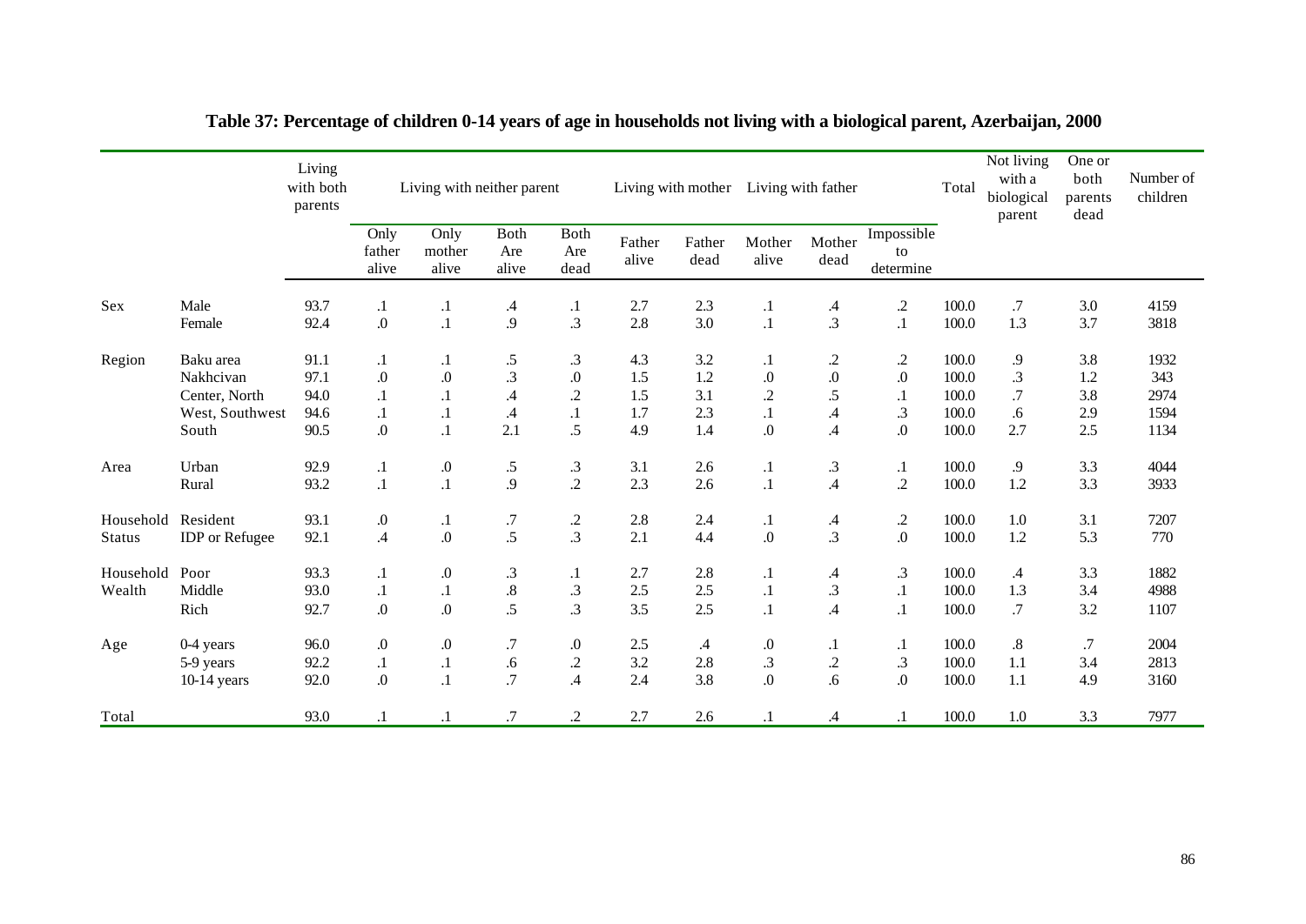# Table 37: Percentage of children 0-14 years of age in households not living with a biological parent, Azerbaijan, 2000

| | | Living with both parents | Living with neither parent | | | | Living with mother | | Living with father | | | Total | Not living with a biological parent | One or both parents dead | Number of children |
|---|---|---|---|---|---|---|---|---|---|---|---|---|---|---|---|
| | | | Only father alive | Only mother alive | Both Are alive | Both Are dead | Father alive | Father dead | Mother alive | Mother dead | Impossible to determine | | | | |
| Sex | Male | 93.7 | .1 | .1 | .4 | .1 | 2.7 | 2.3 | .1 | .4 | .2 | 100.0 | .7 | 3.0 | 4159 |
| | Female | 92.4 | .0 | .1 | .9 | .3 | 2.8 | 3.0 | .1 | .3 | .1 | 100.0 | 1.3 | 3.7 | 3818 |
| Region | Baku area | 91.1 | .1 | .1 | .5 | .3 | 4.3 | 3.2 | .1 | .2 | .2 | 100.0 | .9 | 3.8 | 1932 |
| | Nakhcivan | 97.1 | .0 | .0 | .3 | .0 | 1.5 | 1.2 | .0 | .0 | .0 | 100.0 | .3 | 1.2 | 343 |
| | Center, North | 94.0 | .1 | .1 | .4 | .2 | 1.5 | 3.1 | .2 | .5 | .1 | 100.0 | .7 | 3.8 | 2974 |
| | West, Southwest | 94.6 | .1 | .1 | .4 | .1 | 1.7 | 2.3 | .1 | .4 | .3 | 100.0 | .6 | 2.9 | 1594 |
| | South | 90.5 | .0 | .1 | 2.1 | .5 | 4.9 | 1.4 | .0 | .4 | .0 | 100.0 | 2.7 | 2.5 | 1134 |
| Area | Urban | 92.9 | .1 | .0 | .5 | .3 | 3.1 | 2.6 | .1 | .3 | .1 | 100.0 | .9 | 3.3 | 4044 |
| | Rural | 93.2 | .1 | .1 | .9 | .2 | 2.3 | 2.6 | .1 | .4 | .2 | 100.0 | 1.2 | 3.3 | 3933 |
| Household Status | Resident | 93.1 | .0 | .1 | .7 | .2 | 2.8 | 2.4 | .1 | .4 | .2 | 100.0 | 1.0 | 3.1 | 7207 |
| | IDP or Refugee | 92.1 | .4 | .0 | .5 | .3 | 2.1 | 4.4 | .0 | .3 | .0 | 100.0 | 1.2 | 5.3 | 770 |
| Household Wealth | Poor | 93.3 | .1 | .0 | .3 | .1 | 2.7 | 2.8 | .1 | .4 | .3 | 100.0 | .4 | 3.3 | 1882 |
| | Middle | 93.0 | .1 | .1 | .8 | .3 | 2.5 | 2.5 | .1 | .3 | .1 | 100.0 | 1.3 | 3.4 | 4988 |
| | Rich | 92.7 | .0 | .0 | .5 | .3 | 3.5 | 2.5 | .1 | .4 | .1 | 100.0 | .7 | 3.2 | 1107 |
| Age | 0-4 years | 96.0 | .0 | .0 | .7 | .0 | 2.5 | .4 | .0 | .1 | .1 | 100.0 | .8 | .7 | 2004 |
| | 5-9 years | 92.2 | .1 | .1 | .6 | .2 | 3.2 | 2.8 | .3 | .2 | .3 | 100.0 | 1.1 | 3.4 | 2813 |
| | 10-14 years | 92.0 | .0 | .1 | .7 | .4 | 2.4 | 3.8 | .0 | .6 | .0 | 100.0 | 1.1 | 4.9 | 3160 |
| Total | | 93.0 | .1 | .1 | .7 | .2 | 2.7 | 2.6 | .1 | .4 | .1 | 100.0 | 1.0 | 3.3 | 7977 |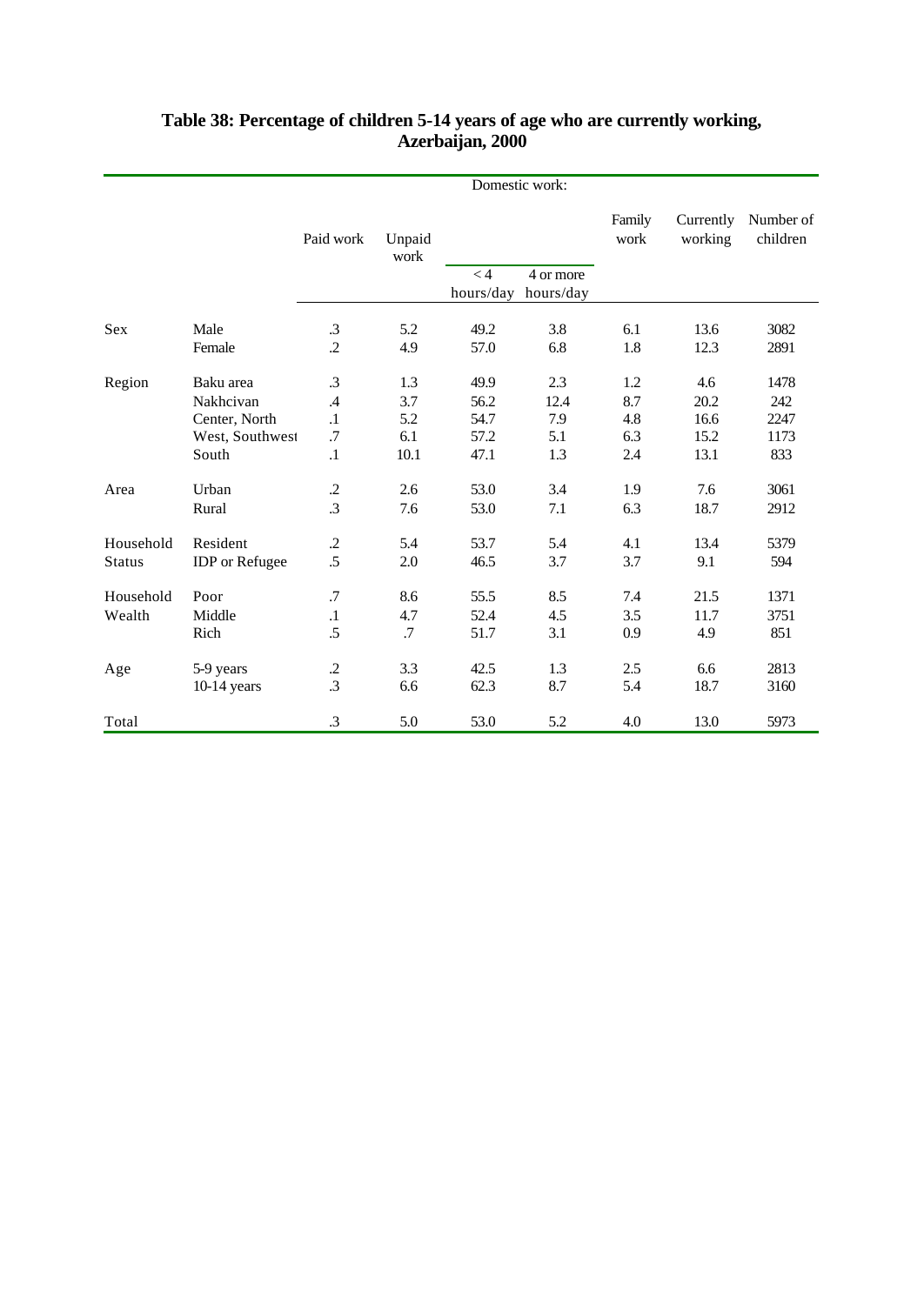# Table 38: Percentage of children 5-14 years of age who are currently working, Azerbaijan, 2000

| | | Paid work | Unpaid work | Domestic work: | | Family work | Currently working | Number of children |
|---|---|---|---|---|---|---|---|---|
| | | | | < 4 hours/day | 4 or more hours/day | | | |
| Sex | Male | .3 | 5.2 | 49.2 | 3.8 | 6.1 | 13.6 | 3082 |
| | Female | .2 | 4.9 | 57.0 | 6.8 | 1.8 | 12.3 | 2891 |
| Region | Baku area | .3 | 1.3 | 49.9 | 2.3 | 1.2 | 4.6 | 1478 |
| | Nakhcivan | .4 | 3.7 | 56.2 | 12.4 | 8.7 | 20.2 | 242 |
| | Center, North | .1 | 5.2 | 54.7 | 7.9 | 4.8 | 16.6 | 2247 |
| | West, Southwest | .7 | 6.1 | 57.2 | 5.1 | 6.3 | 15.2 | 1173 |
| | South | .1 | 10.1 | 47.1 | 1.3 | 2.4 | 13.1 | 833 |
| Area | Urban | .2 | 2.6 | 53.0 | 3.4 | 1.9 | 7.6 | 3061 |
| | Rural | .3 | 7.6 | 53.0 | 7.1 | 6.3 | 18.7 | 2912 |
| Household Status | Resident | .2 | 5.4 | 53.7 | 5.4 | 4.1 | 13.4 | 5379 |
| | IDP or Refugee | .5 | 2.0 | 46.5 | 3.7 | 3.7 | 9.1 | 594 |
| Household Wealth | Poor | .7 | 8.6 | 55.5 | 8.5 | 7.4 | 21.5 | 1371 |
| | Middle | .1 | 4.7 | 52.4 | 4.5 | 3.5 | 11.7 | 3751 |
| | Rich | .5 | .7 | 51.7 | 3.1 | 0.9 | 4.9 | 851 |
| Age | 5-9 years | .2 | 3.3 | 42.5 | 1.3 | 2.5 | 6.6 | 2813 |
| | 10-14 years | .3 | 6.6 | 62.3 | 8.7 | 5.4 | 18.7 | 3160 |
| Total | | .3 | 5.0 | 53.0 | 5.2 | 4.0 | 13.0 | 5973 |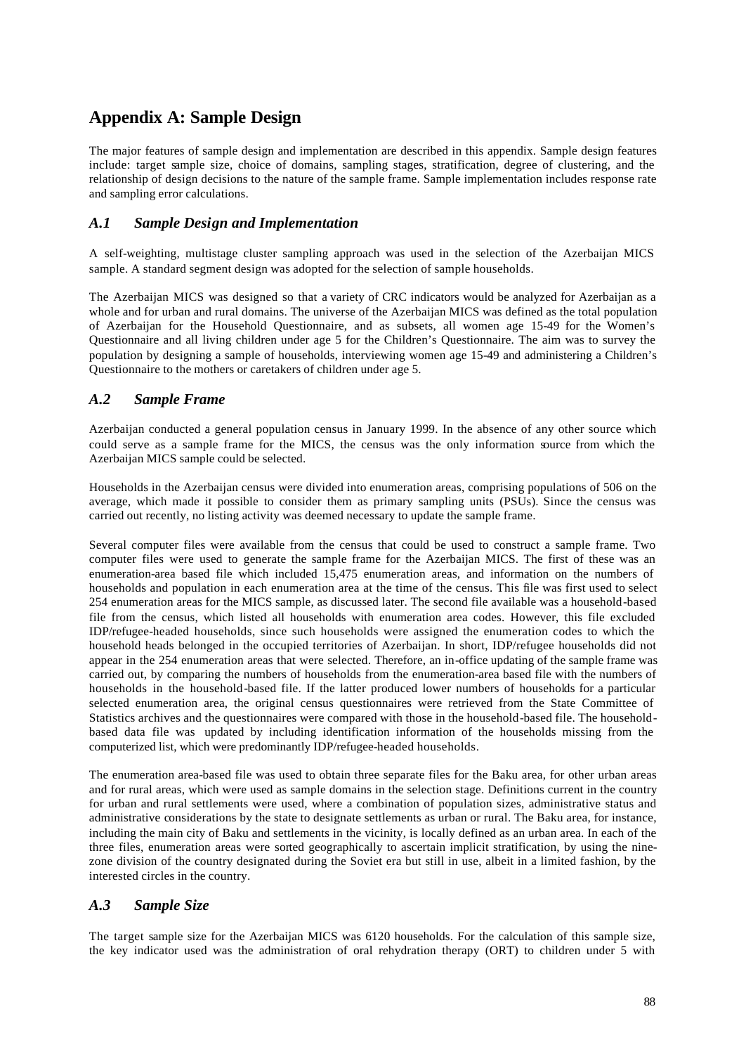# Appendix A: Sample Design

The major features of sample design and implementation are described in this appendix. Sample design features include: target sample size, choice of domains, sampling stages, stratification, degree of clustering, and the relationship of design decisions to the nature of the sample frame. Sample implementation includes response rate and sampling error calculations.

## *A.1 Sample Design and Implementation*

A self-weighting, multistage cluster sampling approach was used in the selection of the Azerbaijan MICS sample. A standard segment design was adopted for the selection of sample households.

The Azerbaijan MICS was designed so that a variety of CRC indicators would be analyzed for Azerbaijan as a whole and for urban and rural domains. The universe of the Azerbaijan MICS was defined as the total population of Azerbaijan for the Household Questionnaire, and as subsets, all women age 15-49 for the Women's Questionnaire and all living children under age 5 for the Children's Questionnaire. The aim was to survey the population by designing a sample of households, interviewing women age 15-49 and administering a Children's Questionnaire to the mothers or caretakers of children under age 5.

## *A.2 Sample Frame*

Azerbaijan conducted a general population census in January 1999. In the absence of any other source which could serve as a sample frame for the MICS, the census was the only information source from which the Azerbaijan MICS sample could be selected.

Households in the Azerbaijan census were divided into enumeration areas, comprising populations of 506 on the average, which made it possible to consider them as primary sampling units (PSUs). Since the census was carried out recently, no listing activity was deemed necessary to update the sample frame.

Several computer files were available from the census that could be used to construct a sample frame. Two computer files were used to generate the sample frame for the Azerbaijan MICS. The first of these was an enumeration-area based file which included 15,475 enumeration areas, and information on the numbers of households and population in each enumeration area at the time of the census. This file was first used to select 254 enumeration areas for the MICS sample, as discussed later. The second file available was a household-based file from the census, which listed all households with enumeration area codes. However, this file excluded IDP/refugee-headed households, since such households were assigned the enumeration codes to which the household heads belonged in the occupied territories of Azerbaijan. In short, IDP/refugee households did not appear in the 254 enumeration areas that were selected. Therefore, an in-office updating of the sample frame was carried out, by comparing the numbers of households from the enumeration-area based file with the numbers of households in the household-based file. If the latter produced lower numbers of households for a particular selected enumeration area, the original census questionnaires were retrieved from the State Committee of Statistics archives and the questionnaires were compared with those in the household-based file. The household-based data file was updated by including identification information of the households missing from the computerized list, which were predominantly IDP/refugee-headed households.

The enumeration area-based file was used to obtain three separate files for the Baku area, for other urban areas and for rural areas, which were used as sample domains in the selection stage. Definitions current in the country for urban and rural settlements were used, where a combination of population sizes, administrative status and administrative considerations by the state to designate settlements as urban or rural. The Baku area, for instance, including the main city of Baku and settlements in the vicinity, is locally defined as an urban area. In each of the three files, enumeration areas were sorted geographically to ascertain implicit stratification, by using the nine-zone division of the country designated during the Soviet era but still in use, albeit in a limited fashion, by the interested circles in the country.

## *A.3 Sample Size*

The target sample size for the Azerbaijan MICS was 6120 households. For the calculation of this sample size, the key indicator used was the administration of oral rehydration therapy (ORT) to children under 5 with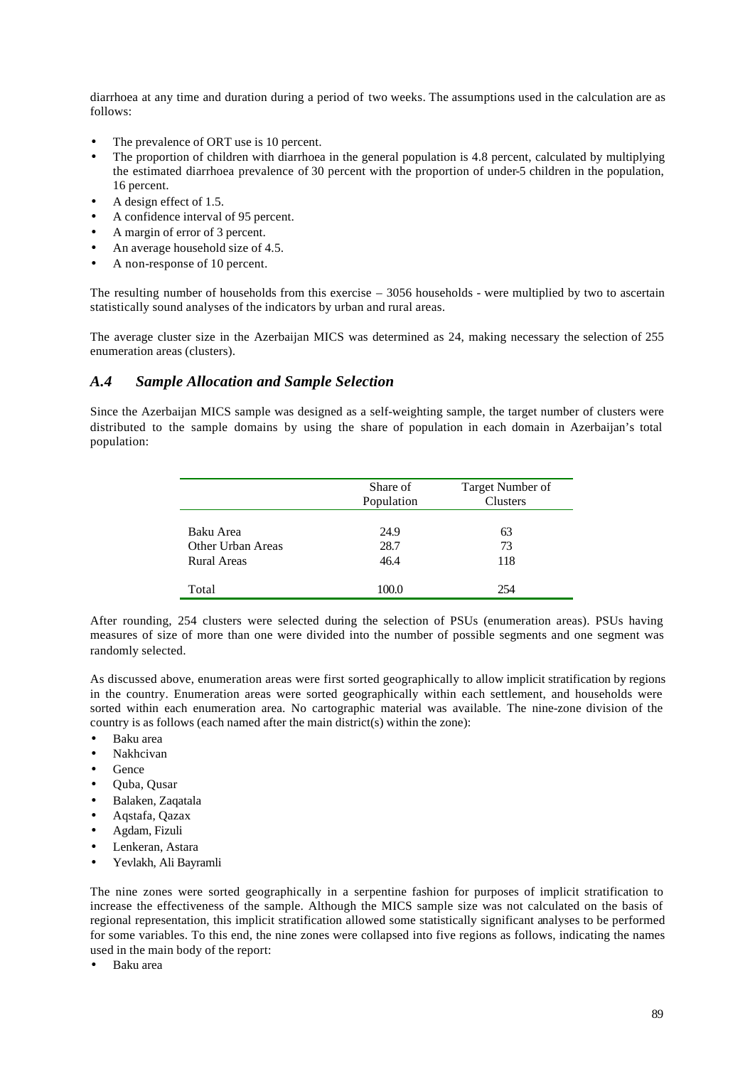diarrhoea at any time and duration during a period of two weeks. The assumptions used in the calculation are as follows:

- The prevalence of ORT use is 10 percent.
- The proportion of children with diarrhoea in the general population is 4.8 percent, calculated by multiplying the estimated diarrhoea prevalence of 30 percent with the proportion of under-5 children in the population, 16 percent.
- A design effect of 1.5.
- A confidence interval of 95 percent.
- A margin of error of 3 percent.
- An average household size of 4.5.
- A non-response of 10 percent.

The resulting number of households from this exercise – 3056 households - were multiplied by two to ascertain statistically sound analyses of the indicators by urban and rural areas.

The average cluster size in the Azerbaijan MICS was determined as 24, making necessary the selection of 255 enumeration areas (clusters).

## *A.4 Sample Allocation and Sample Selection*

Since the Azerbaijan MICS sample was designed as a self-weighting sample, the target number of clusters were distributed to the sample domains by using the share of population in each domain in Azerbaijan's total population:

| | Share of Population | Target Number of Clusters |
|---|---|---|
| Baku Area | 24.9 | 63 |
| Other Urban Areas | 28.7 | 73 |
| Rural Areas | 46.4 | 118 |
| Total | 100.0 | 254 |

After rounding, 254 clusters were selected during the selection of PSUs (enumeration areas). PSUs having measures of size of more than one were divided into the number of possible segments and one segment was randomly selected.

As discussed above, enumeration areas were first sorted geographically to allow implicit stratification by regions in the country. Enumeration areas were sorted geographically within each settlement, and households were sorted within each enumeration area. No cartographic material was available. The nine-zone division of the country is as follows (each named after the main district(s) within the zone):

- Baku area
- Nakhcivan
- Gence
- Quba, Qusar
- Balaken, Zaqatala
- Aqstafa, Qazax
- Agdam, Fizuli
- Lenkeran, Astara
- Yevlakh, Ali Bayramli

The nine zones were sorted geographically in a serpentine fashion for purposes of implicit stratification to increase the effectiveness of the sample. Although the MICS sample size was not calculated on the basis of regional representation, this implicit stratification allowed some statistically significant analyses to be performed for some variables. To this end, the nine zones were collapsed into five regions as follows, indicating the names used in the main body of the report:

- Baku area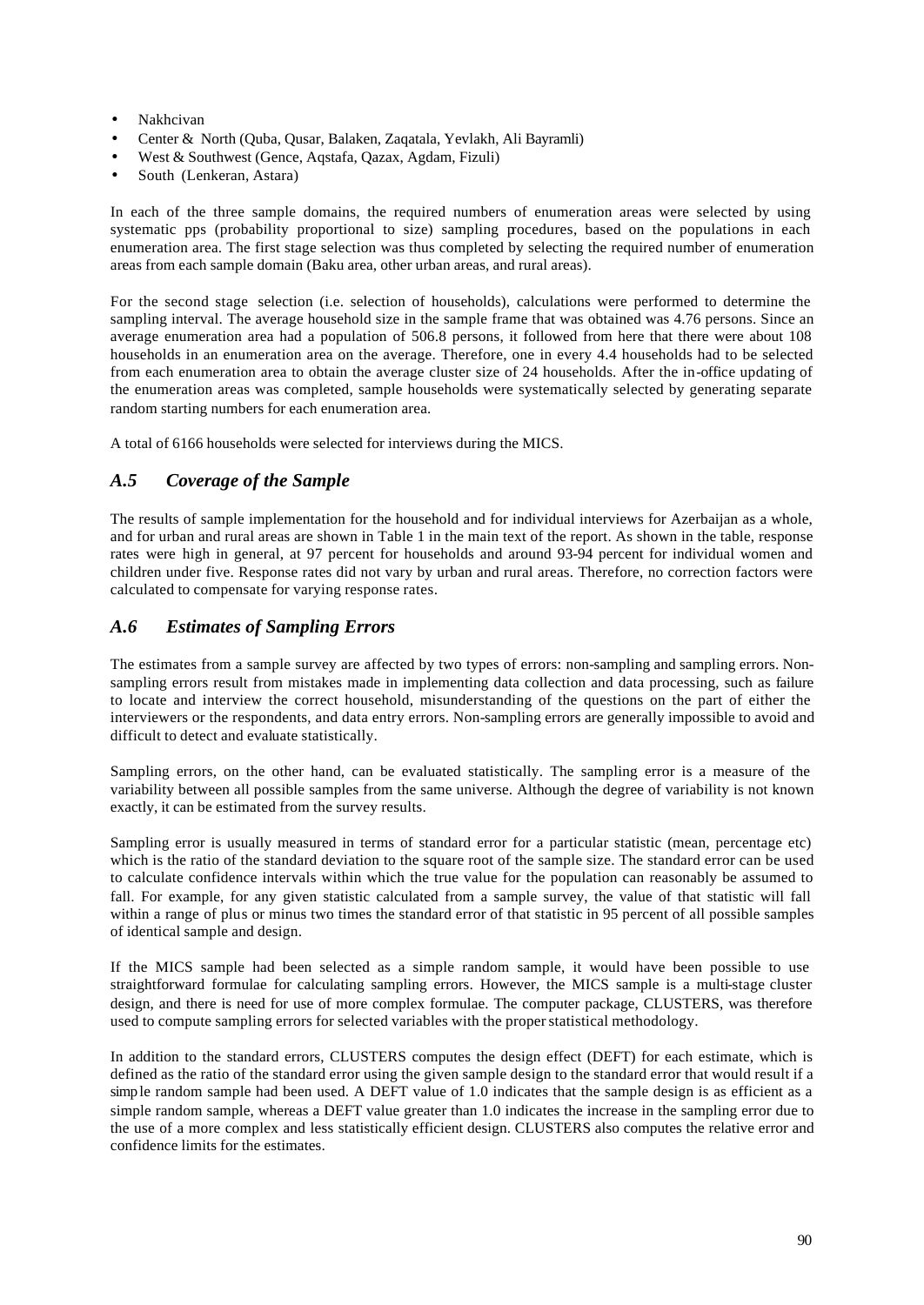- Nakhcivan
- Center & North (Quba, Qusar, Balaken, Zaqatala, Yevlakh, Ali Bayramli)
- West & Southwest (Gence, Aqstafa, Qazax, Agdam, Fizuli)
- South (Lenkeran, Astara)

In each of the three sample domains, the required numbers of enumeration areas were selected by using systematic pps (probability proportional to size) sampling procedures, based on the populations in each enumeration area. The first stage selection was thus completed by selecting the required number of enumeration areas from each sample domain (Baku area, other urban areas, and rural areas).

For the second stage selection (i.e. selection of households), calculations were performed to determine the sampling interval. The average household size in the sample frame that was obtained was 4.76 persons. Since an average enumeration area had a population of 506.8 persons, it followed from here that there were about 108 households in an enumeration area on the average. Therefore, one in every 4.4 households had to be selected from each enumeration area to obtain the average cluster size of 24 households. After the in-office updating of the enumeration areas was completed, sample households were systematically selected by generating separate random starting numbers for each enumeration area.

A total of 6166 households were selected for interviews during the MICS.

## *A.5 Coverage of the Sample*

The results of sample implementation for the household and for individual interviews for Azerbaijan as a whole, and for urban and rural areas are shown in Table 1 in the main text of the report. As shown in the table, response rates were high in general, at 97 percent for households and around 93-94 percent for individual women and children under five. Response rates did not vary by urban and rural areas. Therefore, no correction factors were calculated to compensate for varying response rates.

## *A.6 Estimates of Sampling Errors*

The estimates from a sample survey are affected by two types of errors: non-sampling and sampling errors. Non-sampling errors result from mistakes made in implementing data collection and data processing, such as failure to locate and interview the correct household, misunderstanding of the questions on the part of either the interviewers or the respondents, and data entry errors. Non-sampling errors are generally impossible to avoid and difficult to detect and evaluate statistically.

Sampling errors, on the other hand, can be evaluated statistically. The sampling error is a measure of the variability between all possible samples from the same universe. Although the degree of variability is not known exactly, it can be estimated from the survey results.

Sampling error is usually measured in terms of standard error for a particular statistic (mean, percentage etc) which is the ratio of the standard deviation to the square root of the sample size. The standard error can be used to calculate confidence intervals within which the true value for the population can reasonably be assumed to fall. For example, for any given statistic calculated from a sample survey, the value of that statistic will fall within a range of plus or minus two times the standard error of that statistic in 95 percent of all possible samples of identical sample and design.

If the MICS sample had been selected as a simple random sample, it would have been possible to use straightforward formulae for calculating sampling errors. However, the MICS sample is a multi-stage cluster design, and there is need for use of more complex formulae. The computer package, CLUSTERS, was therefore used to compute sampling errors for selected variables with the proper statistical methodology.

In addition to the standard errors, CLUSTERS computes the design effect (DEFT) for each estimate, which is defined as the ratio of the standard error using the given sample design to the standard error that would result if a simple random sample had been used. A DEFT value of 1.0 indicates that the sample design is as efficient as a simple random sample, whereas a DEFT value greater than 1.0 indicates the increase in the sampling error due to the use of a more complex and less statistically efficient design. CLUSTERS also computes the relative error and confidence limits for the estimates.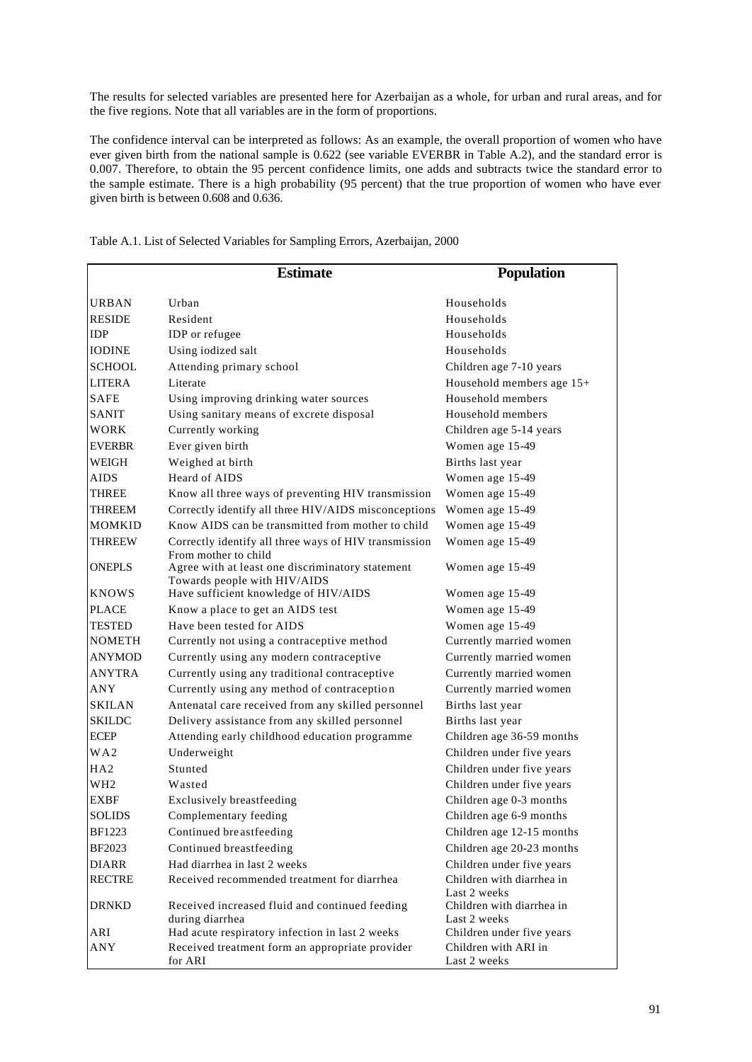The results for selected variables are presented here for Azerbaijan as a whole, for urban and rural areas, and for the five regions. Note that all variables are in the form of proportions.

The confidence interval can be interpreted as follows: As an example, the overall proportion of women who have ever given birth from the national sample is 0.622 (see variable EVERBR in Table A.2), and the standard error is 0.007. Therefore, to obtain the 95 percent confidence limits, one adds and subtracts twice the standard error to the sample estimate. There is a high probability (95 percent) that the true proportion of women who have ever given birth is between 0.608 and 0.636.

Table A.1. List of Selected Variables for Sampling Errors, Azerbaijan, 2000

| | Estimate | Population |
|---|---|---|
| URBAN | Urban | Households |
| RESIDE | Resident | Households |
| IDP | IDP or refugee | Households |
| IODINE | Using iodized salt | Households |
| SCHOOL | Attending primary school | Children age 7-10 years |
| LITERA | Literate | Household members age 15+ |
| SAFE | Using improving drinking water sources | Household members |
| SANIT | Using sanitary means of excrete disposal | Household members |
| WORK | Currently working | Children age 5-14 years |
| EVERBR | Ever given birth | Women age 15-49 |
| WEIGH | Weighed at birth | Births last year |
| AIDS | Heard of AIDS | Women age 15-49 |
| THREE | Know all three ways of preventing HIV transmission | Women age 15-49 |
| THREEM | Correctly identify all three HIV/AIDS misconceptions | Women age 15-49 |
| MOMKID | Know AIDS can be transmitted from mother to child | Women age 15-49 |
| THREEW | Correctly identify all three ways of HIV transmission From mother to child | Women age 15-49 |
| ONEPLS | Agree with at least one discriminatory statement Towards people with HIV/AIDS | Women age 15-49 |
| KNOWS | Have sufficient knowledge of HIV/AIDS | Women age 15-49 |
| PLACE | Know a place to get an AIDS test | Women age 15-49 |
| TESTED | Have been tested for AIDS | Women age 15-49 |
| NOMETH | Currently not using a contraceptive method | Currently married women |
| ANYMOD | Currently using any modern contraceptive | Currently married women |
| ANYTRA | Currently using any traditional contraceptive | Currently married women |
| ANY | Currently using any method of contraception | Currently married women |
| SKILAN | Antenatal care received from any skilled personnel | Births last year |
| SKILDC | Delivery assistance from any skilled personnel | Births last year |
| ECEP | Attending early childhood education programme | Children age 36-59 months |
| WA2 | Underweight | Children under five years |
| HA2 | Stunted | Children under five years |
| WH2 | Wasted | Children under five years |
| EXBF | Exclusively breastfeeding | Children age 0-3 months |
| SOLIDS | Complementary feeding | Children age 6-9 months |
| BF1223 | Continued breastfeeding | Children age 12-15 months |
| BF2023 | Continued breastfeeding | Children age 20-23 months |
| DIARR | Had diarrhea in last 2 weeks | Children under five years |
| RECTRE | Received recommended treatment for diarrhea | Children with diarrhea in Last 2 weeks |
| DRNKD | Received increased fluid and continued feeding during diarrhea | Children with diarrhea in Last 2 weeks |
| ARI | Had acute respiratory infection in last 2 weeks | Children under five years |
| ANY | Received treatment form an appropriate provider for ARI | Children with ARI in Last 2 weeks |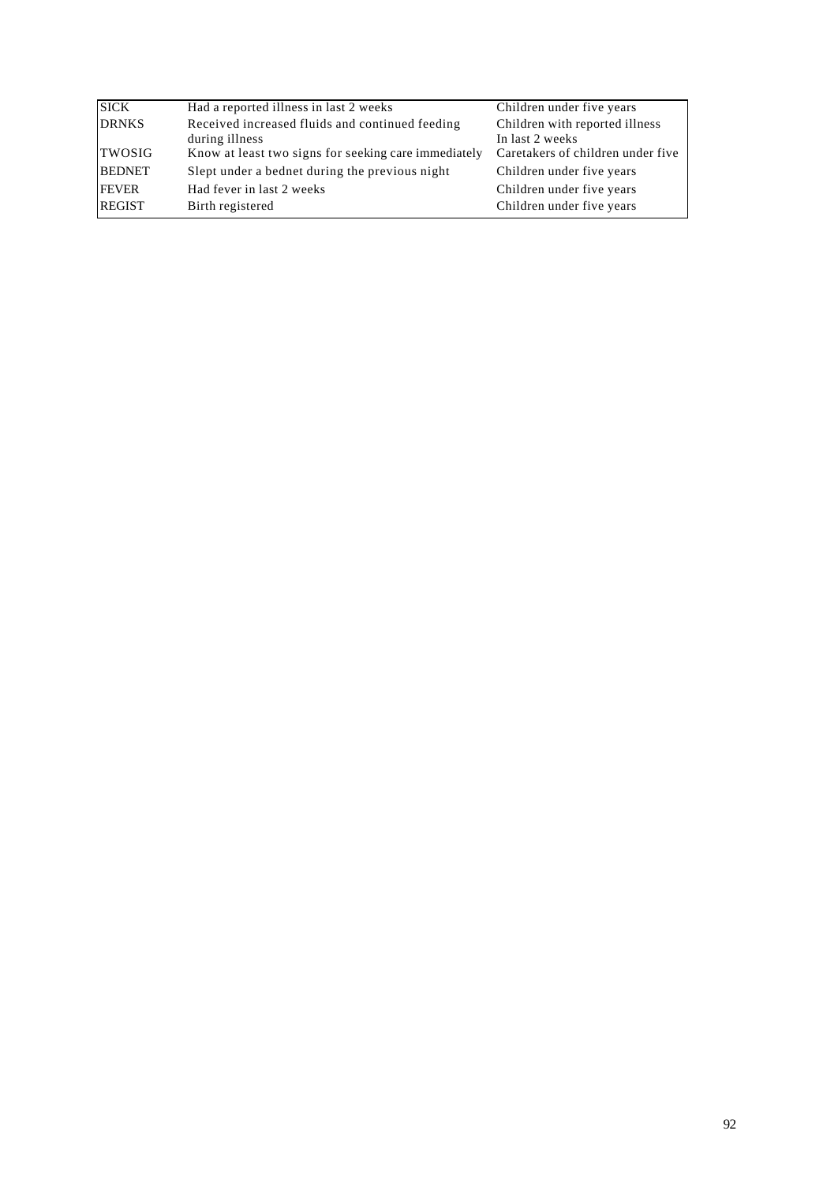| SICK | Had a reported illness in last 2 weeks | Children under five years |
|---|---|---|
| DRNKS | Received increased fluids and continued feeding during illness | Children with reported illness In last 2 weeks |
| TWOSIG | Know at least two signs for seeking care immediately | Caretakers of children under five |
| BEDNET | Slept under a bednet during the previous night | Children under five years |
| FEVER | Had fever in last 2 weeks | Children under five years |
| REGIST | Birth registered | Children under five years |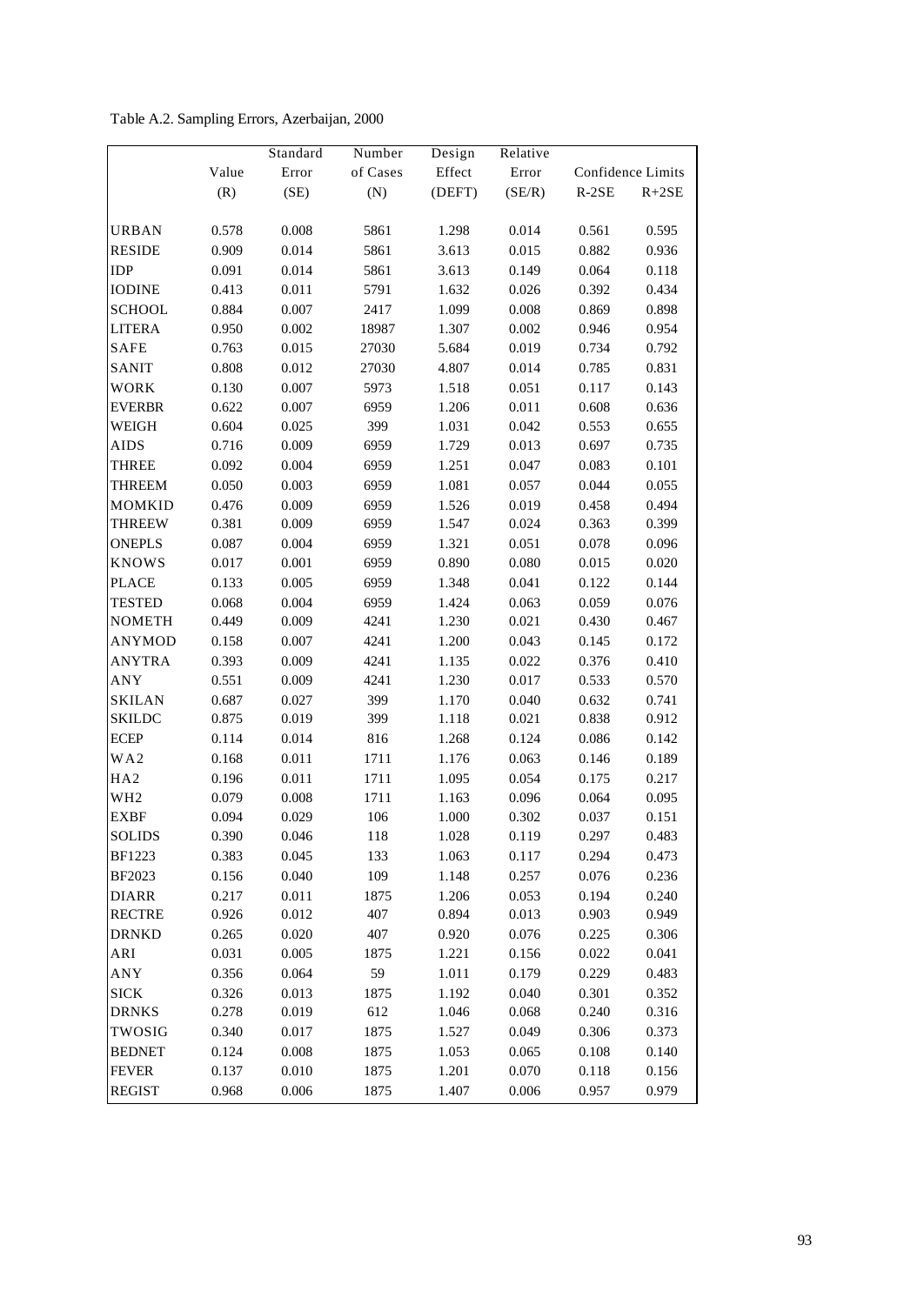Table A.2. Sampling Errors, Azerbaijan, 2000

| | Value (R) | Standard Error (SE) | Number of Cases (N) | Design Effect (DEFT) | Relative Error (SE/R) | Confidence Limits R-2SE | R+2SE |
|---|---|---|---|---|---|---|---|
| URBAN | 0.578 | 0.008 | 5861 | 1.298 | 0.014 | 0.561 | 0.595 |
| RESIDE | 0.909 | 0.014 | 5861 | 3.613 | 0.015 | 0.882 | 0.936 |
| IDP | 0.091 | 0.014 | 5861 | 3.613 | 0.149 | 0.064 | 0.118 |
| IODINE | 0.413 | 0.011 | 5791 | 1.632 | 0.026 | 0.392 | 0.434 |
| SCHOOL | 0.884 | 0.007 | 2417 | 1.099 | 0.008 | 0.869 | 0.898 |
| LITERA | 0.950 | 0.002 | 18987 | 1.307 | 0.002 | 0.946 | 0.954 |
| SAFE | 0.763 | 0.015 | 27030 | 5.684 | 0.019 | 0.734 | 0.792 |
| SANIT | 0.808 | 0.012 | 27030 | 4.807 | 0.014 | 0.785 | 0.831 |
| WORK | 0.130 | 0.007 | 5973 | 1.518 | 0.051 | 0.117 | 0.143 |
| EVERBR | 0.622 | 0.007 | 6959 | 1.206 | 0.011 | 0.608 | 0.636 |
| WEIGH | 0.604 | 0.025 | 399 | 1.031 | 0.042 | 0.553 | 0.655 |
| AIDS | 0.716 | 0.009 | 6959 | 1.729 | 0.013 | 0.697 | 0.735 |
| THREE | 0.092 | 0.004 | 6959 | 1.251 | 0.047 | 0.083 | 0.101 |
| THREEM | 0.050 | 0.003 | 6959 | 1.081 | 0.057 | 0.044 | 0.055 |
| MOMKID | 0.476 | 0.009 | 6959 | 1.526 | 0.019 | 0.458 | 0.494 |
| THREEW | 0.381 | 0.009 | 6959 | 1.547 | 0.024 | 0.363 | 0.399 |
| ONEPLS | 0.087 | 0.004 | 6959 | 1.321 | 0.051 | 0.078 | 0.096 |
| KNOWS | 0.017 | 0.001 | 6959 | 0.890 | 0.080 | 0.015 | 0.020 |
| PLACE | 0.133 | 0.005 | 6959 | 1.348 | 0.041 | 0.122 | 0.144 |
| TESTED | 0.068 | 0.004 | 6959 | 1.424 | 0.063 | 0.059 | 0.076 |
| NOMETH | 0.449 | 0.009 | 4241 | 1.230 | 0.021 | 0.430 | 0.467 |
| ANYMOD | 0.158 | 0.007 | 4241 | 1.200 | 0.043 | 0.145 | 0.172 |
| ANYTRA | 0.393 | 0.009 | 4241 | 1.135 | 0.022 | 0.376 | 0.410 |
| ANY | 0.551 | 0.009 | 4241 | 1.230 | 0.017 | 0.533 | 0.570 |
| SKILAN | 0.687 | 0.027 | 399 | 1.170 | 0.040 | 0.632 | 0.741 |
| SKILDC | 0.875 | 0.019 | 399 | 1.118 | 0.021 | 0.838 | 0.912 |
| ECEP | 0.114 | 0.014 | 816 | 1.268 | 0.124 | 0.086 | 0.142 |
| WA2 | 0.168 | 0.011 | 1711 | 1.176 | 0.063 | 0.146 | 0.189 |
| HA2 | 0.196 | 0.011 | 1711 | 1.095 | 0.054 | 0.175 | 0.217 |
| WH2 | 0.079 | 0.008 | 1711 | 1.163 | 0.096 | 0.064 | 0.095 |
| EXBF | 0.094 | 0.029 | 106 | 1.000 | 0.302 | 0.037 | 0.151 |
| SOLIDS | 0.390 | 0.046 | 118 | 1.028 | 0.119 | 0.297 | 0.483 |
| BF1223 | 0.383 | 0.045 | 133 | 1.063 | 0.117 | 0.294 | 0.473 |
| BF2023 | 0.156 | 0.040 | 109 | 1.148 | 0.257 | 0.076 | 0.236 |
| DIARR | 0.217 | 0.011 | 1875 | 1.206 | 0.053 | 0.194 | 0.240 |
| RECTRE | 0.926 | 0.012 | 407 | 0.894 | 0.013 | 0.903 | 0.949 |
| DRNKD | 0.265 | 0.020 | 407 | 0.920 | 0.076 | 0.225 | 0.306 |
| ARI | 0.031 | 0.005 | 1875 | 1.221 | 0.156 | 0.022 | 0.041 |
| ANY | 0.356 | 0.064 | 59 | 1.011 | 0.179 | 0.229 | 0.483 |
| SICK | 0.326 | 0.013 | 1875 | 1.192 | 0.040 | 0.301 | 0.352 |
| DRNKS | 0.278 | 0.019 | 612 | 1.046 | 0.068 | 0.240 | 0.316 |
| TWOSIG | 0.340 | 0.017 | 1875 | 1.527 | 0.049 | 0.306 | 0.373 |
| BEDNET | 0.124 | 0.008 | 1875 | 1.053 | 0.065 | 0.108 | 0.140 |
| FEVER | 0.137 | 0.010 | 1875 | 1.201 | 0.070 | 0.118 | 0.156 |
| REGIST | 0.968 | 0.006 | 1875 | 1.407 | 0.006 | 0.957 | 0.979 |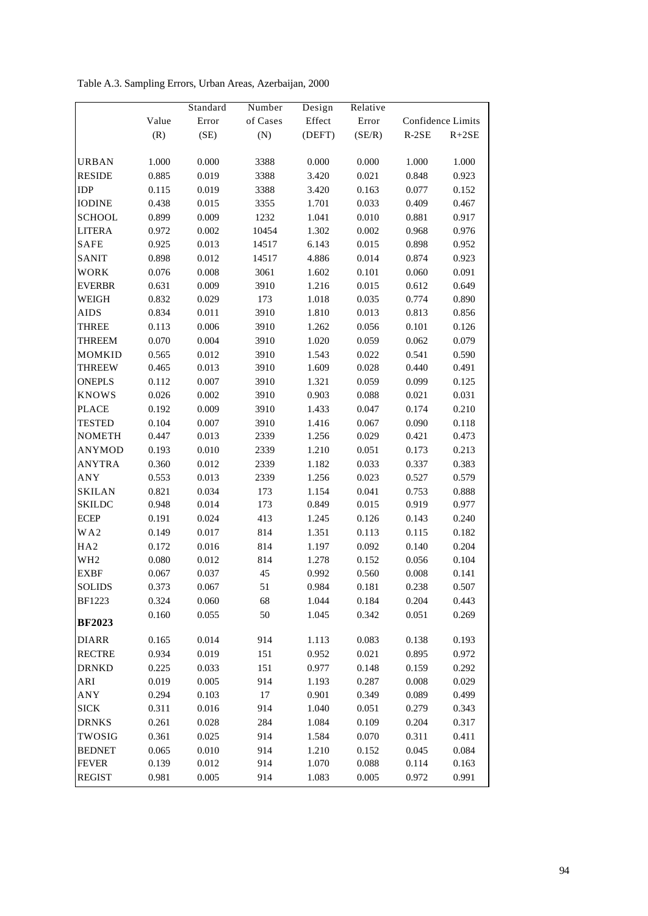Table A.3. Sampling Errors, Urban Areas, Azerbaijan, 2000

| | Value (R) | Standard Error (SE) | Number of Cases (N) | Design Effect (DEFT) | Relative Error (SE/R) | Confidence Limits R-2SE | Confidence Limits R+2SE |
|---|---|---|---|---|---|---|---|
| URBAN | 1.000 | 0.000 | 3388 | 0.000 | 0.000 | 1.000 | 1.000 |
| RESIDE | 0.885 | 0.019 | 3388 | 3.420 | 0.021 | 0.848 | 0.923 |
| IDP | 0.115 | 0.019 | 3388 | 3.420 | 0.163 | 0.077 | 0.152 |
| IODINE | 0.438 | 0.015 | 3355 | 1.701 | 0.033 | 0.409 | 0.467 |
| SCHOOL | 0.899 | 0.009 | 1232 | 1.041 | 0.010 | 0.881 | 0.917 |
| LITERA | 0.972 | 0.002 | 10454 | 1.302 | 0.002 | 0.968 | 0.976 |
| SAFE | 0.925 | 0.013 | 14517 | 6.143 | 0.015 | 0.898 | 0.952 |
| SANIT | 0.898 | 0.012 | 14517 | 4.886 | 0.014 | 0.874 | 0.923 |
| WORK | 0.076 | 0.008 | 3061 | 1.602 | 0.101 | 0.060 | 0.091 |
| EVERBR | 0.631 | 0.009 | 3910 | 1.216 | 0.015 | 0.612 | 0.649 |
| WEIGH | 0.832 | 0.029 | 173 | 1.018 | 0.035 | 0.774 | 0.890 |
| AIDS | 0.834 | 0.011 | 3910 | 1.810 | 0.013 | 0.813 | 0.856 |
| THREE | 0.113 | 0.006 | 3910 | 1.262 | 0.056 | 0.101 | 0.126 |
| THREEM | 0.070 | 0.004 | 3910 | 1.020 | 0.059 | 0.062 | 0.079 |
| MOMKID | 0.565 | 0.012 | 3910 | 1.543 | 0.022 | 0.541 | 0.590 |
| THREEW | 0.465 | 0.013 | 3910 | 1.609 | 0.028 | 0.440 | 0.491 |
| ONEPLS | 0.112 | 0.007 | 3910 | 1.321 | 0.059 | 0.099 | 0.125 |
| KNOWS | 0.026 | 0.002 | 3910 | 0.903 | 0.088 | 0.021 | 0.031 |
| PLACE | 0.192 | 0.009 | 3910 | 1.433 | 0.047 | 0.174 | 0.210 |
| TESTED | 0.104 | 0.007 | 3910 | 1.416 | 0.067 | 0.090 | 0.118 |
| NOMETH | 0.447 | 0.013 | 2339 | 1.256 | 0.029 | 0.421 | 0.473 |
| ANYMOD | 0.193 | 0.010 | 2339 | 1.210 | 0.051 | 0.173 | 0.213 |
| ANYTRA | 0.360 | 0.012 | 2339 | 1.182 | 0.033 | 0.337 | 0.383 |
| ANY | 0.553 | 0.013 | 2339 | 1.256 | 0.023 | 0.527 | 0.579 |
| SKILAN | 0.821 | 0.034 | 173 | 1.154 | 0.041 | 0.753 | 0.888 |
| SKILDC | 0.948 | 0.014 | 173 | 0.849 | 0.015 | 0.919 | 0.977 |
| ECEP | 0.191 | 0.024 | 413 | 1.245 | 0.126 | 0.143 | 0.240 |
| WA2 | 0.149 | 0.017 | 814 | 1.351 | 0.113 | 0.115 | 0.182 |
| HA2 | 0.172 | 0.016 | 814 | 1.197 | 0.092 | 0.140 | 0.204 |
| WH2 | 0.080 | 0.012 | 814 | 1.278 | 0.152 | 0.056 | 0.104 |
| EXBF | 0.067 | 0.037 | 45 | 0.992 | 0.560 | 0.008 | 0.141 |
| SOLIDS | 0.373 | 0.067 | 51 | 0.984 | 0.181 | 0.238 | 0.507 |
| BF1223 | 0.324 | 0.060 | 68 | 1.044 | 0.184 | 0.204 | 0.443 |
| **BF2023** | 0.160 | 0.055 | 50 | 1.045 | 0.342 | 0.051 | 0.269 |
| DIARR | 0.165 | 0.014 | 914 | 1.113 | 0.083 | 0.138 | 0.193 |
| RECTRE | 0.934 | 0.019 | 151 | 0.952 | 0.021 | 0.895 | 0.972 |
| DRNKD | 0.225 | 0.033 | 151 | 0.977 | 0.148 | 0.159 | 0.292 |
| ARI | 0.019 | 0.005 | 914 | 1.193 | 0.287 | 0.008 | 0.029 |
| ANY | 0.294 | 0.103 | 17 | 0.901 | 0.349 | 0.089 | 0.499 |
| SICK | 0.311 | 0.016 | 914 | 1.040 | 0.051 | 0.279 | 0.343 |
| DRNKS | 0.261 | 0.028 | 284 | 1.084 | 0.109 | 0.204 | 0.317 |
| TWOSIG | 0.361 | 0.025 | 914 | 1.584 | 0.070 | 0.311 | 0.411 |
| BEDNET | 0.065 | 0.010 | 914 | 1.210 | 0.152 | 0.045 | 0.084 |
| FEVER | 0.139 | 0.012 | 914 | 1.070 | 0.088 | 0.114 | 0.163 |
| REGIST | 0.981 | 0.005 | 914 | 1.083 | 0.005 | 0.972 | 0.991 |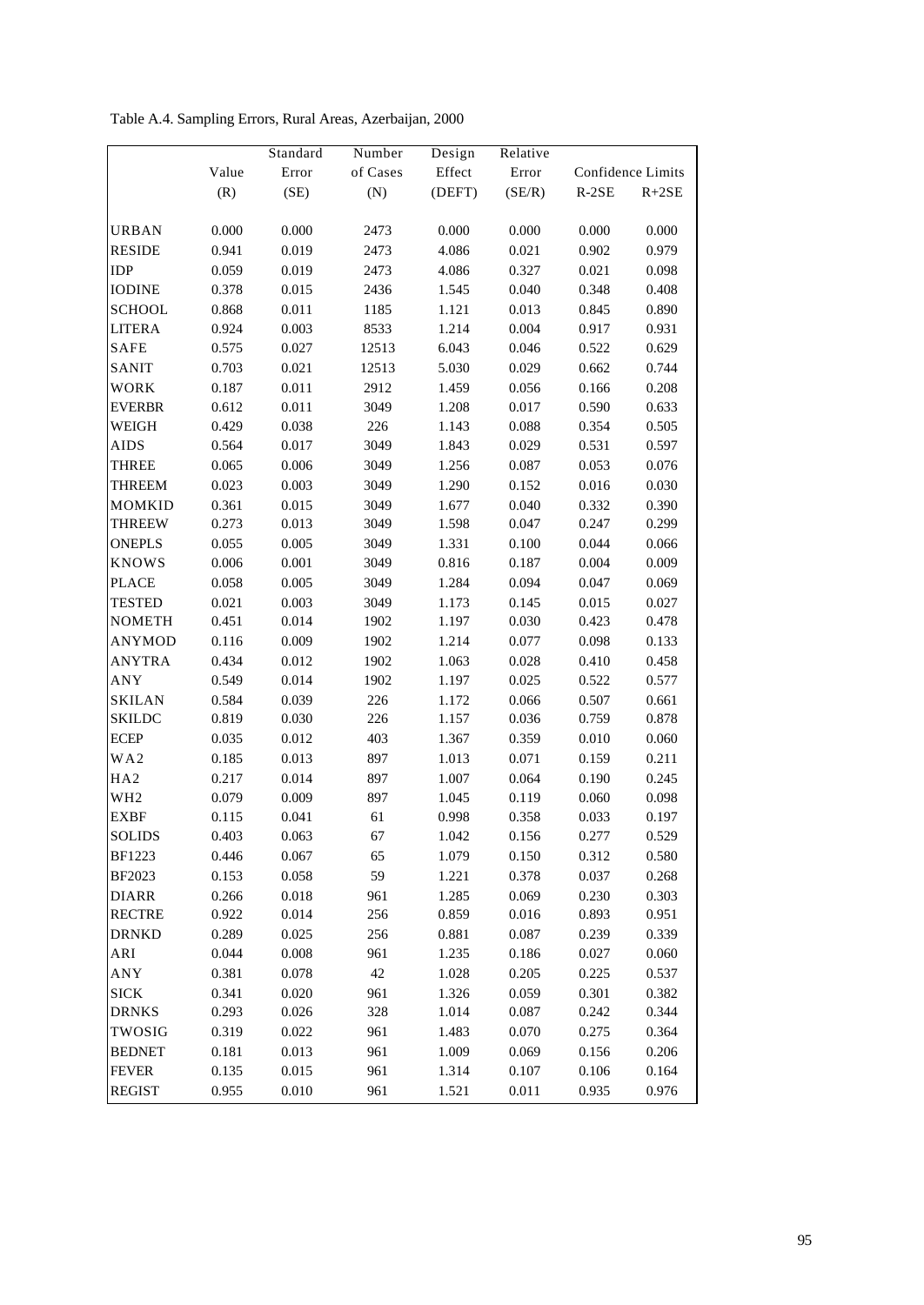Table A.4. Sampling Errors, Rural Areas, Azerbaijan, 2000

| | Value (R) | Standard Error (SE) | Number of Cases (N) | Design Effect (DEFT) | Relative Error (SE/R) | Confidence Limits R-2SE | R+2SE |
|---|---|---|---|---|---|---|---|
| URBAN | 0.000 | 0.000 | 2473 | 0.000 | 0.000 | 0.000 | 0.000 |
| RESIDE | 0.941 | 0.019 | 2473 | 4.086 | 0.021 | 0.902 | 0.979 |
| IDP | 0.059 | 0.019 | 2473 | 4.086 | 0.327 | 0.021 | 0.098 |
| IODINE | 0.378 | 0.015 | 2436 | 1.545 | 0.040 | 0.348 | 0.408 |
| SCHOOL | 0.868 | 0.011 | 1185 | 1.121 | 0.013 | 0.845 | 0.890 |
| LITERA | 0.924 | 0.003 | 8533 | 1.214 | 0.004 | 0.917 | 0.931 |
| SAFE | 0.575 | 0.027 | 12513 | 6.043 | 0.046 | 0.522 | 0.629 |
| SANIT | 0.703 | 0.021 | 12513 | 5.030 | 0.029 | 0.662 | 0.744 |
| WORK | 0.187 | 0.011 | 2912 | 1.459 | 0.056 | 0.166 | 0.208 |
| EVERBR | 0.612 | 0.011 | 3049 | 1.208 | 0.017 | 0.590 | 0.633 |
| WEIGH | 0.429 | 0.038 | 226 | 1.143 | 0.088 | 0.354 | 0.505 |
| AIDS | 0.564 | 0.017 | 3049 | 1.843 | 0.029 | 0.531 | 0.597 |
| THREE | 0.065 | 0.006 | 3049 | 1.256 | 0.087 | 0.053 | 0.076 |
| THREEM | 0.023 | 0.003 | 3049 | 1.290 | 0.152 | 0.016 | 0.030 |
| MOMKID | 0.361 | 0.015 | 3049 | 1.677 | 0.040 | 0.332 | 0.390 |
| THREEW | 0.273 | 0.013 | 3049 | 1.598 | 0.047 | 0.247 | 0.299 |
| ONEPLS | 0.055 | 0.005 | 3049 | 1.331 | 0.100 | 0.044 | 0.066 |
| KNOWS | 0.006 | 0.001 | 3049 | 0.816 | 0.187 | 0.004 | 0.009 |
| PLACE | 0.058 | 0.005 | 3049 | 1.284 | 0.094 | 0.047 | 0.069 |
| TESTED | 0.021 | 0.003 | 3049 | 1.173 | 0.145 | 0.015 | 0.027 |
| NOMETH | 0.451 | 0.014 | 1902 | 1.197 | 0.030 | 0.423 | 0.478 |
| ANYMOD | 0.116 | 0.009 | 1902 | 1.214 | 0.077 | 0.098 | 0.133 |
| ANYTRA | 0.434 | 0.012 | 1902 | 1.063 | 0.028 | 0.410 | 0.458 |
| ANY | 0.549 | 0.014 | 1902 | 1.197 | 0.025 | 0.522 | 0.577 |
| SKILAN | 0.584 | 0.039 | 226 | 1.172 | 0.066 | 0.507 | 0.661 |
| SKILDC | 0.819 | 0.030 | 226 | 1.157 | 0.036 | 0.759 | 0.878 |
| ECEP | 0.035 | 0.012 | 403 | 1.367 | 0.359 | 0.010 | 0.060 |
| WA2 | 0.185 | 0.013 | 897 | 1.013 | 0.071 | 0.159 | 0.211 |
| HA2 | 0.217 | 0.014 | 897 | 1.007 | 0.064 | 0.190 | 0.245 |
| WH2 | 0.079 | 0.009 | 897 | 1.045 | 0.119 | 0.060 | 0.098 |
| EXBF | 0.115 | 0.041 | 61 | 0.998 | 0.358 | 0.033 | 0.197 |
| SOLIDS | 0.403 | 0.063 | 67 | 1.042 | 0.156 | 0.277 | 0.529 |
| BF1223 | 0.446 | 0.067 | 65 | 1.079 | 0.150 | 0.312 | 0.580 |
| BF2023 | 0.153 | 0.058 | 59 | 1.221 | 0.378 | 0.037 | 0.268 |
| DIARR | 0.266 | 0.018 | 961 | 1.285 | 0.069 | 0.230 | 0.303 |
| RECTRE | 0.922 | 0.014 | 256 | 0.859 | 0.016 | 0.893 | 0.951 |
| DRNKD | 0.289 | 0.025 | 256 | 0.881 | 0.087 | 0.239 | 0.339 |
| ARI | 0.044 | 0.008 | 961 | 1.235 | 0.186 | 0.027 | 0.060 |
| ANY | 0.381 | 0.078 | 42 | 1.028 | 0.205 | 0.225 | 0.537 |
| SICK | 0.341 | 0.020 | 961 | 1.326 | 0.059 | 0.301 | 0.382 |
| DRNKS | 0.293 | 0.026 | 328 | 1.014 | 0.087 | 0.242 | 0.344 |
| TWOSIG | 0.319 | 0.022 | 961 | 1.483 | 0.070 | 0.275 | 0.364 |
| BEDNET | 0.181 | 0.013 | 961 | 1.009 | 0.069 | 0.156 | 0.206 |
| FEVER | 0.135 | 0.015 | 961 | 1.314 | 0.107 | 0.106 | 0.164 |
| REGIST | 0.955 | 0.010 | 961 | 1.521 | 0.011 | 0.935 | 0.976 |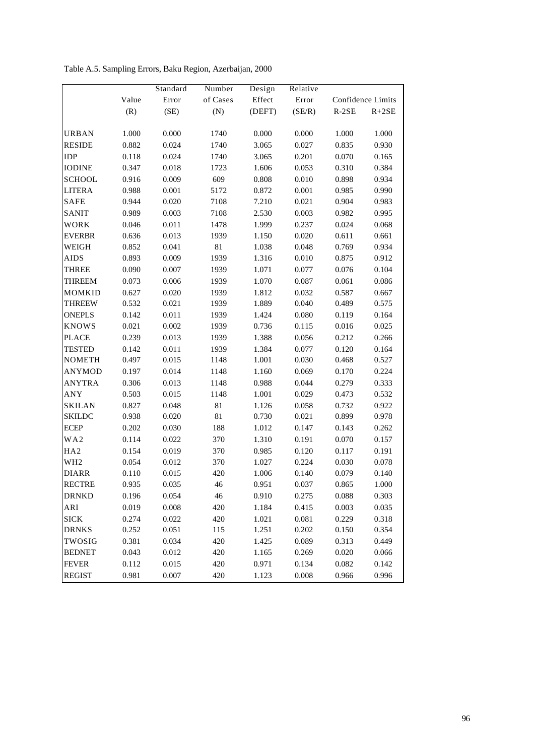Table A.5. Sampling Errors, Baku Region, Azerbaijan, 2000

| | Value (R) | Standard Error (SE) | Number of Cases (N) | Design Effect (DEFT) | Relative Error (SE/R) | Confidence Limits R-2SE | R+2SE |
|---|---|---|---|---|---|---|---|
| URBAN | 1.000 | 0.000 | 1740 | 0.000 | 0.000 | 1.000 | 1.000 |
| RESIDE | 0.882 | 0.024 | 1740 | 3.065 | 0.027 | 0.835 | 0.930 |
| IDP | 0.118 | 0.024 | 1740 | 3.065 | 0.201 | 0.070 | 0.165 |
| IODINE | 0.347 | 0.018 | 1723 | 1.606 | 0.053 | 0.310 | 0.384 |
| SCHOOL | 0.916 | 0.009 | 609 | 0.808 | 0.010 | 0.898 | 0.934 |
| LITERA | 0.988 | 0.001 | 5172 | 0.872 | 0.001 | 0.985 | 0.990 |
| SAFE | 0.944 | 0.020 | 7108 | 7.210 | 0.021 | 0.904 | 0.983 |
| SANIT | 0.989 | 0.003 | 7108 | 2.530 | 0.003 | 0.982 | 0.995 |
| WORK | 0.046 | 0.011 | 1478 | 1.999 | 0.237 | 0.024 | 0.068 |
| EVERBR | 0.636 | 0.013 | 1939 | 1.150 | 0.020 | 0.611 | 0.661 |
| WEIGH | 0.852 | 0.041 | 81 | 1.038 | 0.048 | 0.769 | 0.934 |
| AIDS | 0.893 | 0.009 | 1939 | 1.316 | 0.010 | 0.875 | 0.912 |
| THREE | 0.090 | 0.007 | 1939 | 1.071 | 0.077 | 0.076 | 0.104 |
| THREEM | 0.073 | 0.006 | 1939 | 1.070 | 0.087 | 0.061 | 0.086 |
| MOMKID | 0.627 | 0.020 | 1939 | 1.812 | 0.032 | 0.587 | 0.667 |
| THREEW | 0.532 | 0.021 | 1939 | 1.889 | 0.040 | 0.489 | 0.575 |
| ONEPLS | 0.142 | 0.011 | 1939 | 1.424 | 0.080 | 0.119 | 0.164 |
| KNOWS | 0.021 | 0.002 | 1939 | 0.736 | 0.115 | 0.016 | 0.025 |
| PLACE | 0.239 | 0.013 | 1939 | 1.388 | 0.056 | 0.212 | 0.266 |
| TESTED | 0.142 | 0.011 | 1939 | 1.384 | 0.077 | 0.120 | 0.164 |
| NOMETH | 0.497 | 0.015 | 1148 | 1.001 | 0.030 | 0.468 | 0.527 |
| ANYMOD | 0.197 | 0.014 | 1148 | 1.160 | 0.069 | 0.170 | 0.224 |
| ANYTRA | 0.306 | 0.013 | 1148 | 0.988 | 0.044 | 0.279 | 0.333 |
| ANY | 0.503 | 0.015 | 1148 | 1.001 | 0.029 | 0.473 | 0.532 |
| SKILAN | 0.827 | 0.048 | 81 | 1.126 | 0.058 | 0.732 | 0.922 |
| SKILDC | 0.938 | 0.020 | 81 | 0.730 | 0.021 | 0.899 | 0.978 |
| ECEP | 0.202 | 0.030 | 188 | 1.012 | 0.147 | 0.143 | 0.262 |
| WA2 | 0.114 | 0.022 | 370 | 1.310 | 0.191 | 0.070 | 0.157 |
| HA2 | 0.154 | 0.019 | 370 | 0.985 | 0.120 | 0.117 | 0.191 |
| WH2 | 0.054 | 0.012 | 370 | 1.027 | 0.224 | 0.030 | 0.078 |
| DIARR | 0.110 | 0.015 | 420 | 1.006 | 0.140 | 0.079 | 0.140 |
| RECTRE | 0.935 | 0.035 | 46 | 0.951 | 0.037 | 0.865 | 1.000 |
| DRNKD | 0.196 | 0.054 | 46 | 0.910 | 0.275 | 0.088 | 0.303 |
| ARI | 0.019 | 0.008 | 420 | 1.184 | 0.415 | 0.003 | 0.035 |
| SICK | 0.274 | 0.022 | 420 | 1.021 | 0.081 | 0.229 | 0.318 |
| DRNKS | 0.252 | 0.051 | 115 | 1.251 | 0.202 | 0.150 | 0.354 |
| TWOSIG | 0.381 | 0.034 | 420 | 1.425 | 0.089 | 0.313 | 0.449 |
| BEDNET | 0.043 | 0.012 | 420 | 1.165 | 0.269 | 0.020 | 0.066 |
| FEVER | 0.112 | 0.015 | 420 | 0.971 | 0.134 | 0.082 | 0.142 |
| REGIST | 0.981 | 0.007 | 420 | 1.123 | 0.008 | 0.966 | 0.996 |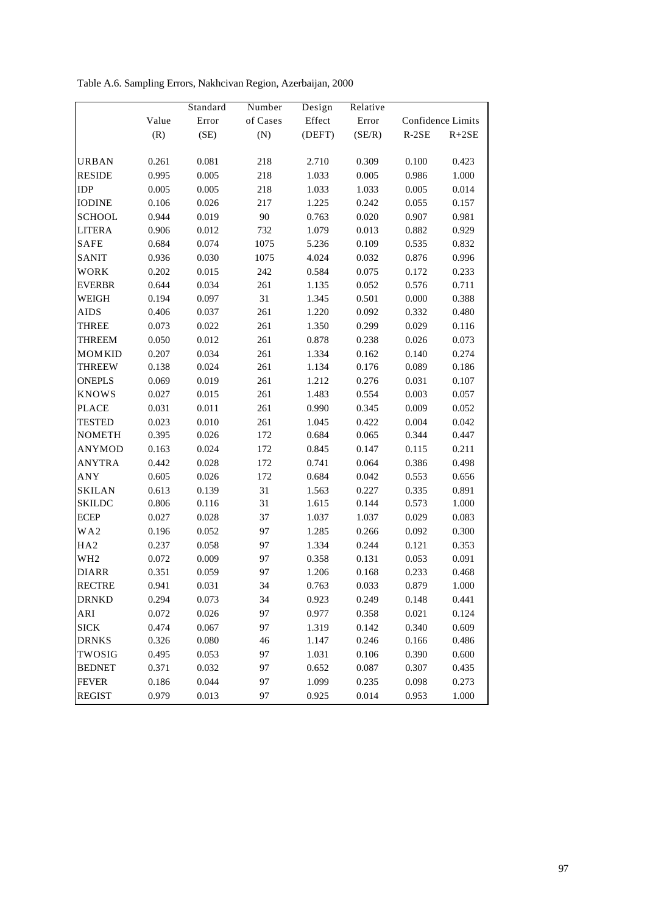Table A.6. Sampling Errors, Nakhcivan Region, Azerbaijan, 2000

| | Value (R) | Standard Error (SE) | Number of Cases (N) | Design Effect (DEFT) | Relative Error (SE/R) | Confidence Limits R-2SE | R+2SE |
|---|---|---|---|---|---|---|---|
| URBAN | 0.261 | 0.081 | 218 | 2.710 | 0.309 | 0.100 | 0.423 |
| RESIDE | 0.995 | 0.005 | 218 | 1.033 | 0.005 | 0.986 | 1.000 |
| IDP | 0.005 | 0.005 | 218 | 1.033 | 1.033 | 0.005 | 0.014 |
| IODINE | 0.106 | 0.026 | 217 | 1.225 | 0.242 | 0.055 | 0.157 |
| SCHOOL | 0.944 | 0.019 | 90 | 0.763 | 0.020 | 0.907 | 0.981 |
| LITERA | 0.906 | 0.012 | 732 | 1.079 | 0.013 | 0.882 | 0.929 |
| SAFE | 0.684 | 0.074 | 1075 | 5.236 | 0.109 | 0.535 | 0.832 |
| SANIT | 0.936 | 0.030 | 1075 | 4.024 | 0.032 | 0.876 | 0.996 |
| WORK | 0.202 | 0.015 | 242 | 0.584 | 0.075 | 0.172 | 0.233 |
| EVERBR | 0.644 | 0.034 | 261 | 1.135 | 0.052 | 0.576 | 0.711 |
| WEIGH | 0.194 | 0.097 | 31 | 1.345 | 0.501 | 0.000 | 0.388 |
| AIDS | 0.406 | 0.037 | 261 | 1.220 | 0.092 | 0.332 | 0.480 |
| THREE | 0.073 | 0.022 | 261 | 1.350 | 0.299 | 0.029 | 0.116 |
| THREEM | 0.050 | 0.012 | 261 | 0.878 | 0.238 | 0.026 | 0.073 |
| MOMKID | 0.207 | 0.034 | 261 | 1.334 | 0.162 | 0.140 | 0.274 |
| THREEW | 0.138 | 0.024 | 261 | 1.134 | 0.176 | 0.089 | 0.186 |
| ONEPLS | 0.069 | 0.019 | 261 | 1.212 | 0.276 | 0.031 | 0.107 |
| KNOWS | 0.027 | 0.015 | 261 | 1.483 | 0.554 | 0.003 | 0.057 |
| PLACE | 0.031 | 0.011 | 261 | 0.990 | 0.345 | 0.009 | 0.052 |
| TESTED | 0.023 | 0.010 | 261 | 1.045 | 0.422 | 0.004 | 0.042 |
| NOMETH | 0.395 | 0.026 | 172 | 0.684 | 0.065 | 0.344 | 0.447 |
| ANYMOD | 0.163 | 0.024 | 172 | 0.845 | 0.147 | 0.115 | 0.211 |
| ANYTRA | 0.442 | 0.028 | 172 | 0.741 | 0.064 | 0.386 | 0.498 |
| ANY | 0.605 | 0.026 | 172 | 0.684 | 0.042 | 0.553 | 0.656 |
| SKILAN | 0.613 | 0.139 | 31 | 1.563 | 0.227 | 0.335 | 0.891 |
| SKILDC | 0.806 | 0.116 | 31 | 1.615 | 0.144 | 0.573 | 1.000 |
| ECEP | 0.027 | 0.028 | 37 | 1.037 | 1.037 | 0.029 | 0.083 |
| WA2 | 0.196 | 0.052 | 97 | 1.285 | 0.266 | 0.092 | 0.300 |
| HA2 | 0.237 | 0.058 | 97 | 1.334 | 0.244 | 0.121 | 0.353 |
| WH2 | 0.072 | 0.009 | 97 | 0.358 | 0.131 | 0.053 | 0.091 |
| DIARR | 0.351 | 0.059 | 97 | 1.206 | 0.168 | 0.233 | 0.468 |
| RECTRE | 0.941 | 0.031 | 34 | 0.763 | 0.033 | 0.879 | 1.000 |
| DRNKD | 0.294 | 0.073 | 34 | 0.923 | 0.249 | 0.148 | 0.441 |
| ARI | 0.072 | 0.026 | 97 | 0.977 | 0.358 | 0.021 | 0.124 |
| SICK | 0.474 | 0.067 | 97 | 1.319 | 0.142 | 0.340 | 0.609 |
| DRNKS | 0.326 | 0.080 | 46 | 1.147 | 0.246 | 0.166 | 0.486 |
| TWOSIG | 0.495 | 0.053 | 97 | 1.031 | 0.106 | 0.390 | 0.600 |
| BEDNET | 0.371 | 0.032 | 97 | 0.652 | 0.087 | 0.307 | 0.435 |
| FEVER | 0.186 | 0.044 | 97 | 1.099 | 0.235 | 0.098 | 0.273 |
| REGIST | 0.979 | 0.013 | 97 | 0.925 | 0.014 | 0.953 | 1.000 |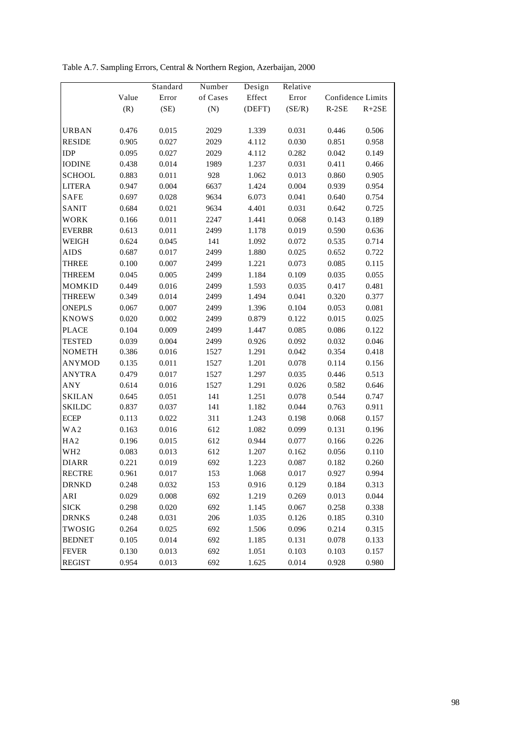Table A.7. Sampling Errors, Central & Northern Region, Azerbaijan, 2000

| | Value (R) | Standard Error (SE) | Number of Cases (N) | Design Effect (DEFT) | Relative Error (SE/R) | Confidence Limits R-2SE | R+2SE |
|---|---|---|---|---|---|---|---|
| URBAN | 0.476 | 0.015 | 2029 | 1.339 | 0.031 | 0.446 | 0.506 |
| RESIDE | 0.905 | 0.027 | 2029 | 4.112 | 0.030 | 0.851 | 0.958 |
| IDP | 0.095 | 0.027 | 2029 | 4.112 | 0.282 | 0.042 | 0.149 |
| IODINE | 0.438 | 0.014 | 1989 | 1.237 | 0.031 | 0.411 | 0.466 |
| SCHOOL | 0.883 | 0.011 | 928 | 1.062 | 0.013 | 0.860 | 0.905 |
| LITERA | 0.947 | 0.004 | 6637 | 1.424 | 0.004 | 0.939 | 0.954 |
| SAFE | 0.697 | 0.028 | 9634 | 6.073 | 0.041 | 0.640 | 0.754 |
| SANIT | 0.684 | 0.021 | 9634 | 4.401 | 0.031 | 0.642 | 0.725 |
| WORK | 0.166 | 0.011 | 2247 | 1.441 | 0.068 | 0.143 | 0.189 |
| EVERBR | 0.613 | 0.011 | 2499 | 1.178 | 0.019 | 0.590 | 0.636 |
| WEIGH | 0.624 | 0.045 | 141 | 1.092 | 0.072 | 0.535 | 0.714 |
| AIDS | 0.687 | 0.017 | 2499 | 1.880 | 0.025 | 0.652 | 0.722 |
| THREE | 0.100 | 0.007 | 2499 | 1.221 | 0.073 | 0.085 | 0.115 |
| THREEM | 0.045 | 0.005 | 2499 | 1.184 | 0.109 | 0.035 | 0.055 |
| MOMKID | 0.449 | 0.016 | 2499 | 1.593 | 0.035 | 0.417 | 0.481 |
| THREEW | 0.349 | 0.014 | 2499 | 1.494 | 0.041 | 0.320 | 0.377 |
| ONEPLS | 0.067 | 0.007 | 2499 | 1.396 | 0.104 | 0.053 | 0.081 |
| KNOWS | 0.020 | 0.002 | 2499 | 0.879 | 0.122 | 0.015 | 0.025 |
| PLACE | 0.104 | 0.009 | 2499 | 1.447 | 0.085 | 0.086 | 0.122 |
| TESTED | 0.039 | 0.004 | 2499 | 0.926 | 0.092 | 0.032 | 0.046 |
| NOMETH | 0.386 | 0.016 | 1527 | 1.291 | 0.042 | 0.354 | 0.418 |
| ANYMOD | 0.135 | 0.011 | 1527 | 1.201 | 0.078 | 0.114 | 0.156 |
| ANYTRA | 0.479 | 0.017 | 1527 | 1.297 | 0.035 | 0.446 | 0.513 |
| ANY | 0.614 | 0.016 | 1527 | 1.291 | 0.026 | 0.582 | 0.646 |
| SKILAN | 0.645 | 0.051 | 141 | 1.251 | 0.078 | 0.544 | 0.747 |
| SKILDC | 0.837 | 0.037 | 141 | 1.182 | 0.044 | 0.763 | 0.911 |
| ECEP | 0.113 | 0.022 | 311 | 1.243 | 0.198 | 0.068 | 0.157 |
| WA2 | 0.163 | 0.016 | 612 | 1.082 | 0.099 | 0.131 | 0.196 |
| HA2 | 0.196 | 0.015 | 612 | 0.944 | 0.077 | 0.166 | 0.226 |
| WH2 | 0.083 | 0.013 | 612 | 1.207 | 0.162 | 0.056 | 0.110 |
| DIARR | 0.221 | 0.019 | 692 | 1.223 | 0.087 | 0.182 | 0.260 |
| RECTRE | 0.961 | 0.017 | 153 | 1.068 | 0.017 | 0.927 | 0.994 |
| DRNKD | 0.248 | 0.032 | 153 | 0.916 | 0.129 | 0.184 | 0.313 |
| ARI | 0.029 | 0.008 | 692 | 1.219 | 0.269 | 0.013 | 0.044 |
| SICK | 0.298 | 0.020 | 692 | 1.145 | 0.067 | 0.258 | 0.338 |
| DRNKS | 0.248 | 0.031 | 206 | 1.035 | 0.126 | 0.185 | 0.310 |
| TWOSIG | 0.264 | 0.025 | 692 | 1.506 | 0.096 | 0.214 | 0.315 |
| BEDNET | 0.105 | 0.014 | 692 | 1.185 | 0.131 | 0.078 | 0.133 |
| FEVER | 0.130 | 0.013 | 692 | 1.051 | 0.103 | 0.103 | 0.157 |
| REGIST | 0.954 | 0.013 | 692 | 1.625 | 0.014 | 0.928 | 0.980 |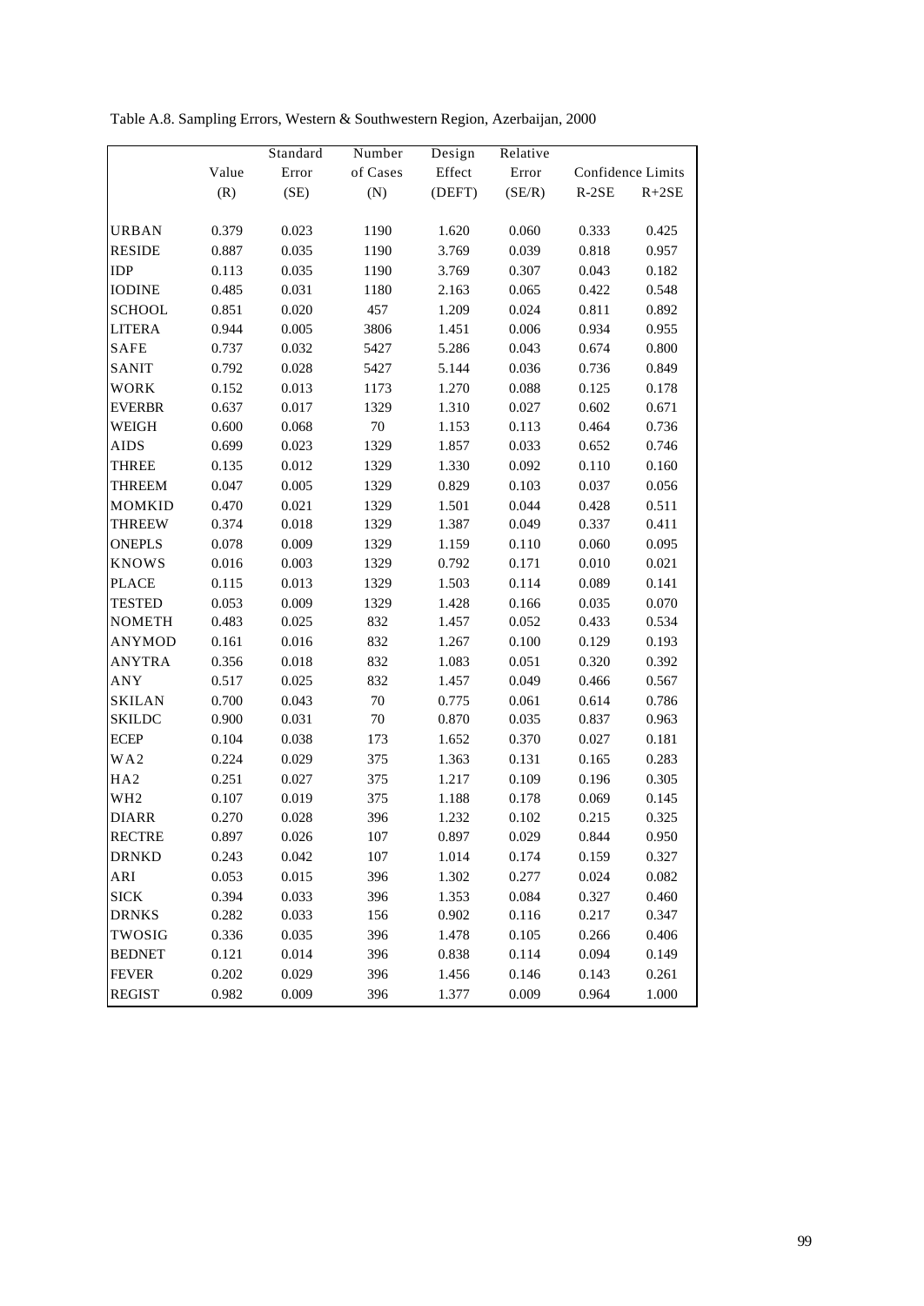Table A.8. Sampling Errors, Western & Southwestern Region, Azerbaijan, 2000

| | Value (R) | Standard Error (SE) | Number of Cases (N) | Design Effect (DEFT) | Relative Error (SE/R) | Confidence Limits R-2SE | R+2SE |
|---|---|---|---|---|---|---|---|
| URBAN | 0.379 | 0.023 | 1190 | 1.620 | 0.060 | 0.333 | 0.425 |
| RESIDE | 0.887 | 0.035 | 1190 | 3.769 | 0.039 | 0.818 | 0.957 |
| IDP | 0.113 | 0.035 | 1190 | 3.769 | 0.307 | 0.043 | 0.182 |
| IODINE | 0.485 | 0.031 | 1180 | 2.163 | 0.065 | 0.422 | 0.548 |
| SCHOOL | 0.851 | 0.020 | 457 | 1.209 | 0.024 | 0.811 | 0.892 |
| LITERA | 0.944 | 0.005 | 3806 | 1.451 | 0.006 | 0.934 | 0.955 |
| SAFE | 0.737 | 0.032 | 5427 | 5.286 | 0.043 | 0.674 | 0.800 |
| SANIT | 0.792 | 0.028 | 5427 | 5.144 | 0.036 | 0.736 | 0.849 |
| WORK | 0.152 | 0.013 | 1173 | 1.270 | 0.088 | 0.125 | 0.178 |
| EVERBR | 0.637 | 0.017 | 1329 | 1.310 | 0.027 | 0.602 | 0.671 |
| WEIGH | 0.600 | 0.068 | 70 | 1.153 | 0.113 | 0.464 | 0.736 |
| AIDS | 0.699 | 0.023 | 1329 | 1.857 | 0.033 | 0.652 | 0.746 |
| THREE | 0.135 | 0.012 | 1329 | 1.330 | 0.092 | 0.110 | 0.160 |
| THREEM | 0.047 | 0.005 | 1329 | 0.829 | 0.103 | 0.037 | 0.056 |
| MOMKID | 0.470 | 0.021 | 1329 | 1.501 | 0.044 | 0.428 | 0.511 |
| THREEW | 0.374 | 0.018 | 1329 | 1.387 | 0.049 | 0.337 | 0.411 |
| ONEPLS | 0.078 | 0.009 | 1329 | 1.159 | 0.110 | 0.060 | 0.095 |
| KNOWS | 0.016 | 0.003 | 1329 | 0.792 | 0.171 | 0.010 | 0.021 |
| PLACE | 0.115 | 0.013 | 1329 | 1.503 | 0.114 | 0.089 | 0.141 |
| TESTED | 0.053 | 0.009 | 1329 | 1.428 | 0.166 | 0.035 | 0.070 |
| NOMETH | 0.483 | 0.025 | 832 | 1.457 | 0.052 | 0.433 | 0.534 |
| ANYMOD | 0.161 | 0.016 | 832 | 1.267 | 0.100 | 0.129 | 0.193 |
| ANYTRA | 0.356 | 0.018 | 832 | 1.083 | 0.051 | 0.320 | 0.392 |
| ANY | 0.517 | 0.025 | 832 | 1.457 | 0.049 | 0.466 | 0.567 |
| SKILAN | 0.700 | 0.043 | 70 | 0.775 | 0.061 | 0.614 | 0.786 |
| SKILDC | 0.900 | 0.031 | 70 | 0.870 | 0.035 | 0.837 | 0.963 |
| ECEP | 0.104 | 0.038 | 173 | 1.652 | 0.370 | 0.027 | 0.181 |
| WA2 | 0.224 | 0.029 | 375 | 1.363 | 0.131 | 0.165 | 0.283 |
| HA2 | 0.251 | 0.027 | 375 | 1.217 | 0.109 | 0.196 | 0.305 |
| WH2 | 0.107 | 0.019 | 375 | 1.188 | 0.178 | 0.069 | 0.145 |
| DIARR | 0.270 | 0.028 | 396 | 1.232 | 0.102 | 0.215 | 0.325 |
| RECTRE | 0.897 | 0.026 | 107 | 0.897 | 0.029 | 0.844 | 0.950 |
| DRNKD | 0.243 | 0.042 | 107 | 1.014 | 0.174 | 0.159 | 0.327 |
| ARI | 0.053 | 0.015 | 396 | 1.302 | 0.277 | 0.024 | 0.082 |
| SICK | 0.394 | 0.033 | 396 | 1.353 | 0.084 | 0.327 | 0.460 |
| DRNKS | 0.282 | 0.033 | 156 | 0.902 | 0.116 | 0.217 | 0.347 |
| TWOSIG | 0.336 | 0.035 | 396 | 1.478 | 0.105 | 0.266 | 0.406 |
| BEDNET | 0.121 | 0.014 | 396 | 0.838 | 0.114 | 0.094 | 0.149 |
| FEVER | 0.202 | 0.029 | 396 | 1.456 | 0.146 | 0.143 | 0.261 |
| REGIST | 0.982 | 0.009 | 396 | 1.377 | 0.009 | 0.964 | 1.000 |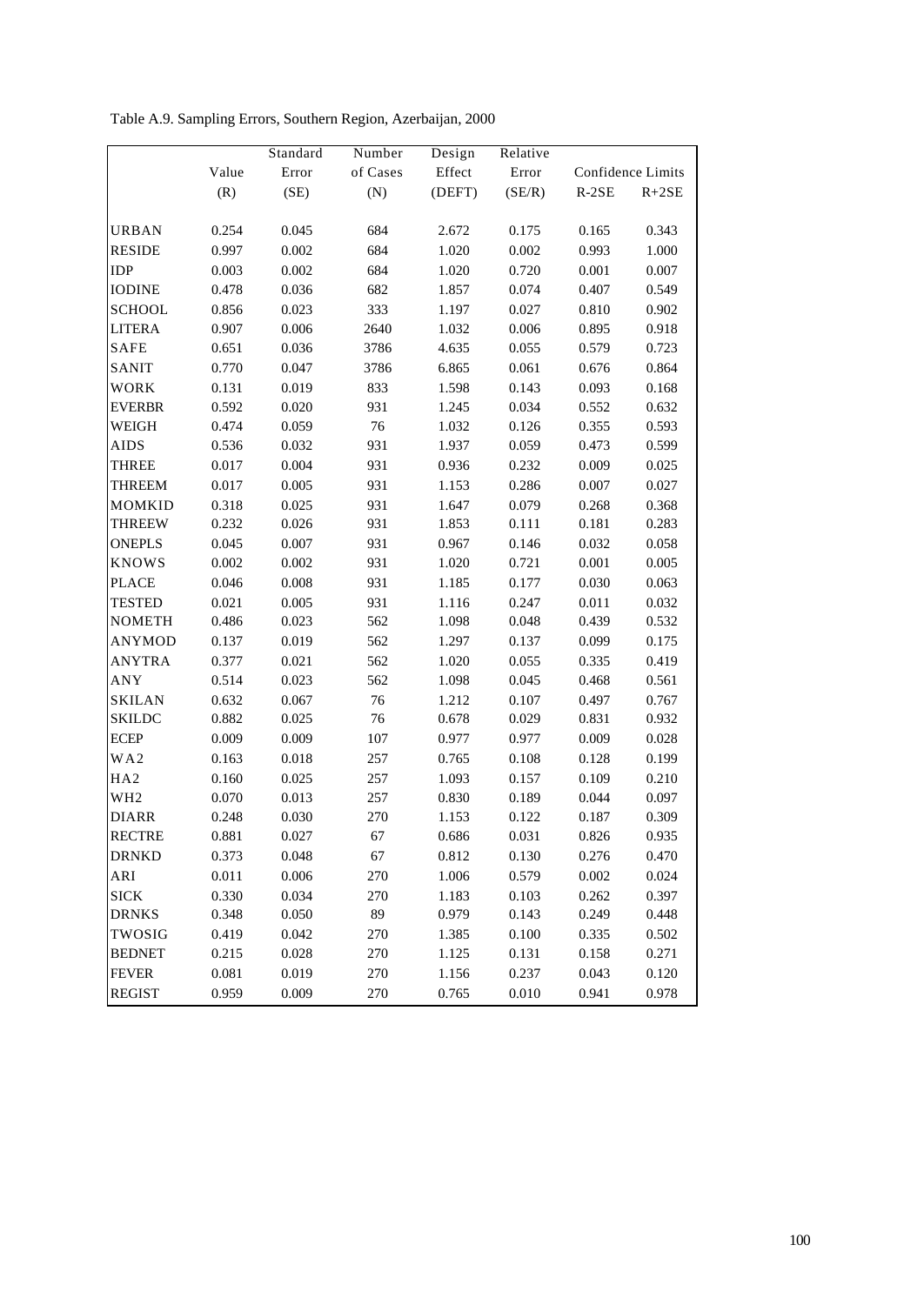Table A.9. Sampling Errors, Southern Region, Azerbaijan, 2000

| | Value (R) | Standard Error (SE) | Number of Cases (N) | Design Effect (DEFT) | Relative Error (SE/R) | Confidence Limits | |
|---|---|---|---|---|---|---|---|
| | | | | | | R-2SE | R+2SE |
| URBAN | 0.254 | 0.045 | 684 | 2.672 | 0.175 | 0.165 | 0.343 |
| RESIDE | 0.997 | 0.002 | 684 | 1.020 | 0.002 | 0.993 | 1.000 |
| IDP | 0.003 | 0.002 | 684 | 1.020 | 0.720 | 0.001 | 0.007 |
| IODINE | 0.478 | 0.036 | 682 | 1.857 | 0.074 | 0.407 | 0.549 |
| SCHOOL | 0.856 | 0.023 | 333 | 1.197 | 0.027 | 0.810 | 0.902 |
| LITERA | 0.907 | 0.006 | 2640 | 1.032 | 0.006 | 0.895 | 0.918 |
| SAFE | 0.651 | 0.036 | 3786 | 4.635 | 0.055 | 0.579 | 0.723 |
| SANIT | 0.770 | 0.047 | 3786 | 6.865 | 0.061 | 0.676 | 0.864 |
| WORK | 0.131 | 0.019 | 833 | 1.598 | 0.143 | 0.093 | 0.168 |
| EVERBR | 0.592 | 0.020 | 931 | 1.245 | 0.034 | 0.552 | 0.632 |
| WEIGH | 0.474 | 0.059 | 76 | 1.032 | 0.126 | 0.355 | 0.593 |
| AIDS | 0.536 | 0.032 | 931 | 1.937 | 0.059 | 0.473 | 0.599 |
| THREE | 0.017 | 0.004 | 931 | 0.936 | 0.232 | 0.009 | 0.025 |
| THREEM | 0.017 | 0.005 | 931 | 1.153 | 0.286 | 0.007 | 0.027 |
| MOMKID | 0.318 | 0.025 | 931 | 1.647 | 0.079 | 0.268 | 0.368 |
| THREEW | 0.232 | 0.026 | 931 | 1.853 | 0.111 | 0.181 | 0.283 |
| ONEPLS | 0.045 | 0.007 | 931 | 0.967 | 0.146 | 0.032 | 0.058 |
| KNOWS | 0.002 | 0.002 | 931 | 1.020 | 0.721 | 0.001 | 0.005 |
| PLACE | 0.046 | 0.008 | 931 | 1.185 | 0.177 | 0.030 | 0.063 |
| TESTED | 0.021 | 0.005 | 931 | 1.116 | 0.247 | 0.011 | 0.032 |
| NOMETH | 0.486 | 0.023 | 562 | 1.098 | 0.048 | 0.439 | 0.532 |
| ANYMOD | 0.137 | 0.019 | 562 | 1.297 | 0.137 | 0.099 | 0.175 |
| ANYTRA | 0.377 | 0.021 | 562 | 1.020 | 0.055 | 0.335 | 0.419 |
| ANY | 0.514 | 0.023 | 562 | 1.098 | 0.045 | 0.468 | 0.561 |
| SKILAN | 0.632 | 0.067 | 76 | 1.212 | 0.107 | 0.497 | 0.767 |
| SKILDC | 0.882 | 0.025 | 76 | 0.678 | 0.029 | 0.831 | 0.932 |
| ECEP | 0.009 | 0.009 | 107 | 0.977 | 0.977 | 0.009 | 0.028 |
| WA2 | 0.163 | 0.018 | 257 | 0.765 | 0.108 | 0.128 | 0.199 |
| HA2 | 0.160 | 0.025 | 257 | 1.093 | 0.157 | 0.109 | 0.210 |
| WH2 | 0.070 | 0.013 | 257 | 0.830 | 0.189 | 0.044 | 0.097 |
| DIARR | 0.248 | 0.030 | 270 | 1.153 | 0.122 | 0.187 | 0.309 |
| RECTRE | 0.881 | 0.027 | 67 | 0.686 | 0.031 | 0.826 | 0.935 |
| DRNKD | 0.373 | 0.048 | 67 | 0.812 | 0.130 | 0.276 | 0.470 |
| ARI | 0.011 | 0.006 | 270 | 1.006 | 0.579 | 0.002 | 0.024 |
| SICK | 0.330 | 0.034 | 270 | 1.183 | 0.103 | 0.262 | 0.397 |
| DRNKS | 0.348 | 0.050 | 89 | 0.979 | 0.143 | 0.249 | 0.448 |
| TWOSIG | 0.419 | 0.042 | 270 | 1.385 | 0.100 | 0.335 | 0.502 |
| BEDNET | 0.215 | 0.028 | 270 | 1.125 | 0.131 | 0.158 | 0.271 |
| FEVER | 0.081 | 0.019 | 270 | 1.156 | 0.237 | 0.043 | 0.120 |
| REGIST | 0.959 | 0.009 | 270 | 0.765 | 0.010 | 0.941 | 0.978 |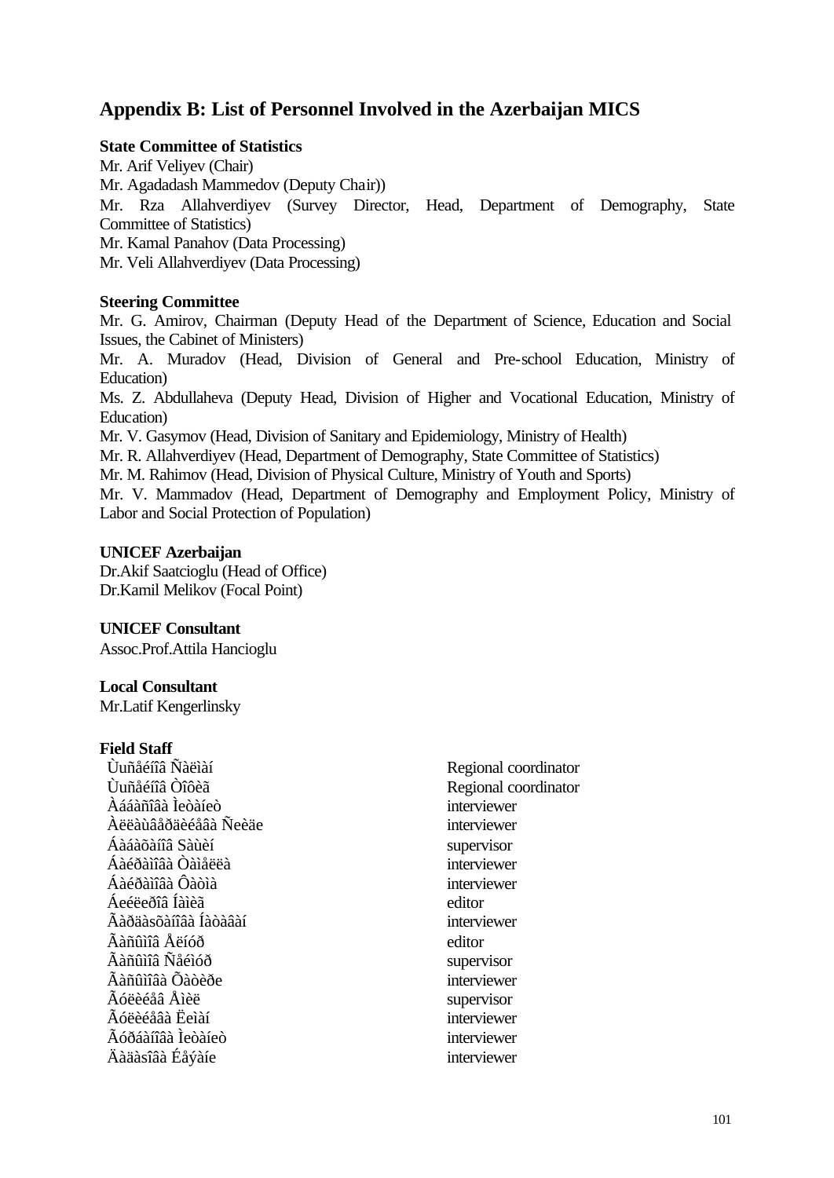## Appendix B: List of Personnel Involved in the Azerbaijan MICS

**State Committee of Statistics**

Mr. Arif Veliyev (Chair)
Mr. Agadadash Mammedov (Deputy Chair))
Mr. Rza Allahverdiyev (Survey Director, Head, Department of Demography, State Committee of Statistics)
Mr. Kamal Panahov (Data Processing)
Mr. Veli Allahverdiyev (Data Processing)

**Steering Committee**

Mr. G. Amirov, Chairman (Deputy Head of the Department of Science, Education and Social Issues, the Cabinet of Ministers)
Mr. A. Muradov (Head, Division of General and Pre-school Education, Ministry of Education)
Ms. Z. Abdullaheva (Deputy Head, Division of Higher and Vocational Education, Ministry of Education)
Mr. V. Gasymov (Head, Division of Sanitary and Epidemiology, Ministry of Health)
Mr. R. Allahverdiyev (Head, Department of Demography, State Committee of Statistics)
Mr. M. Rahimov (Head, Division of Physical Culture, Ministry of Youth and Sports)
Mr. V. Mammadov (Head, Department of Demography and Employment Policy, Ministry of Labor and Social Protection of Population)

**UNICEF Azerbaijan**

Dr.Akif Saatcioglu (Head of Office)
Dr.Kamil Melikov (Focal Point)

**UNICEF Consultant**

Assoc.Prof.Attila Hancioglu

**Local Consultant**

Mr.Latif Kengerlinsky

**Field Staff**

| | |
|---|---|
| Ùuñåéíîâ Ñàëìàí | Regional coordinator |
| Ùuñåéíîâ Òîôèã | Regional coordinator |
| Àáàñîâà Ìeòàíeò | interviewer |
| Àëëàùâåðäèéåâà Ñeèäe | interviewer |
| Áàáàõàíîâ Sàùèí | supervisor |
| Áàéðàìîâà Òàìåëëà | interviewer |
| Áàéðàìîâà Ôàòìà | interviewer |
| Áeéëeðîâ Íàìèã | editor |
| Ãàðäàsõàíîâà Íàòàâàí | interviewer |
| Ãàñûìîâ Åëíóð | editor |
| Ãàñûìîâ Ñåéìóð | supervisor |
| Ãàñûìîâà Õàòèðe | interviewer |
| Ãóëèéåâ Åìèë | supervisor |
| Ãóëèéåâà Ëeìàí | interviewer |
| Ãóðáàíîâà Ìeòàíeò | interviewer |
| Äàäàsîâà Éåýàíe | interviewer |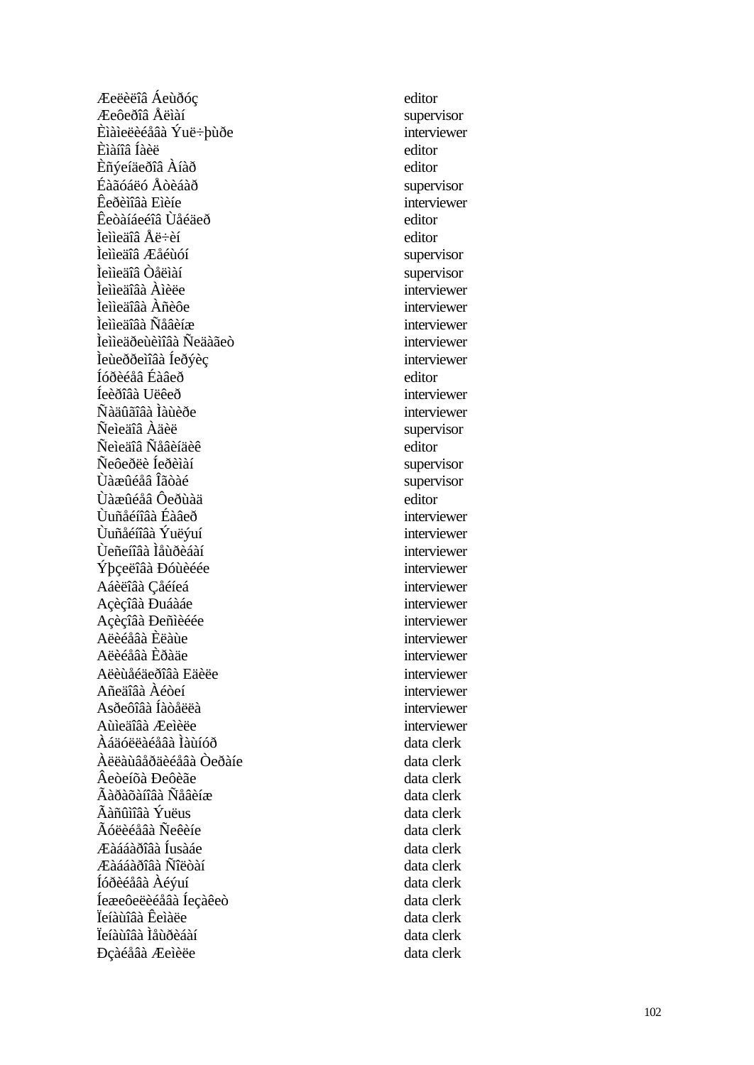| | |
|---|---|
| Æeëèëîâ Áeùðóç | editor |
| Æeôeðîâ Åëìàí | supervisor |
| Èìàìeëèéåâà Ýuë÷þùðe | interviewer |
| Èìàíîâ Íàèë | editor |
| Èñýeíäeðîâ Àíàð | editor |
| Éàãóáëó Åòèáàð | supervisor |
| Êeðèìîâà Eìèíe | interviewer |
| Êeòàíáeéîâ Ùåéäeð | editor |
| Ìeìeäîâ Åë÷èí | editor |
| Ìeìeäîâ Æåéùóí | supervisor |
| Ìeìeäîâ Òåëìàí | supervisor |
| Ìeìeäîâà Àìèëe | interviewer |
| Ìeìeäîâà Àñèôe | interviewer |
| Ìeìeäîâà Ñåâèíæ | interviewer |
| Ìeìeäðeùèìîâà Ñeäàãeò | interviewer |
| Ìeùeððeìîâà Íeðýèç | interviewer |
| Íóðèéåâ Éàâeð | editor |
| Íeèðîâà Uëêeð | interviewer |
| Ñàäûãîâà Ìàùèðe | interviewer |
| Ñeìeäîâ Àäèë | supervisor |
| Ñeìeäîâ Ñåâèíäèê | editor |
| Ñeôeðëè Íeðèìàí | supervisor |
| Ùàæûéåâ Îãòàé | supervisor |
| Ùàæûéåâ Ôeðùàä | editor |
| Ùuñåéíîâà Éàâeð | interviewer |
| Ùuñåéíîâà Ýuëýuí | interviewer |
| Ùeñeíîâà Ìåùðèáàí | interviewer |
| Ýþçeëîâà Ðóùèéée | interviewer |
| Aáèëîâà Çåéíeá | interviewer |
| Açèçîâà Ðuáàáe | interviewer |
| Açèçîâà Ðeñìèéée | interviewer |
| Aëèéåâà Èëàùe | interviewer |
| Aëèéåâà Èðàäe | interviewer |
| Aëèùåéäeðîâà Eàèëe | interviewer |
| Añeäîâà Àéòeí | interviewer |
| Asðeôîâà Íàòåëëà | interviewer |
| Aùìeäîâà Æeìèëe | interviewer |
| Àáäóëëàéåâà Ìàùíóð | data clerk |
| Àëëàùâåðäèéåâà Òeðàíe | data clerk |
| Âeòeíõà Ðeôèãe | data clerk |
| Ãàðàõàíîâà Ñåâèíæ | data clerk |
| Ãàñûìîâà Ýuëus | data clerk |
| Ãóëèéåâà Ñeêèíe | data clerk |
| Æàáàðîâà Íusàáe | data clerk |
| Æàáàðîâà Ñîëòàí | data clerk |
| Íóðèéåâà Àéýuí | data clerk |
| Íeæeôeëèéåâà Íeçàêeò | data clerk |
| Ïeíàùîâà Êeìàëe | data clerk |
| Ïeíàùîâà Ìåùðèáàí | data clerk |
| Ðçàéåâà Æeìèëe | data clerk |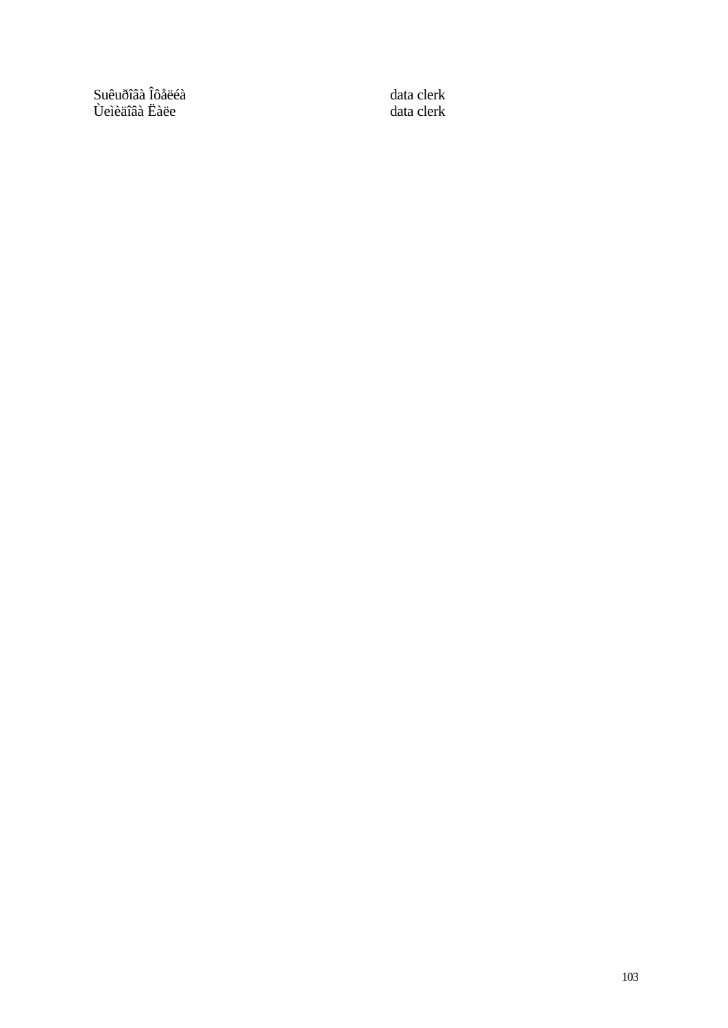| | |
|---|---|
| Suêuðîâà Îôåëéà | data clerk |
| Ùeìèäîâà Ëàëe | data clerk |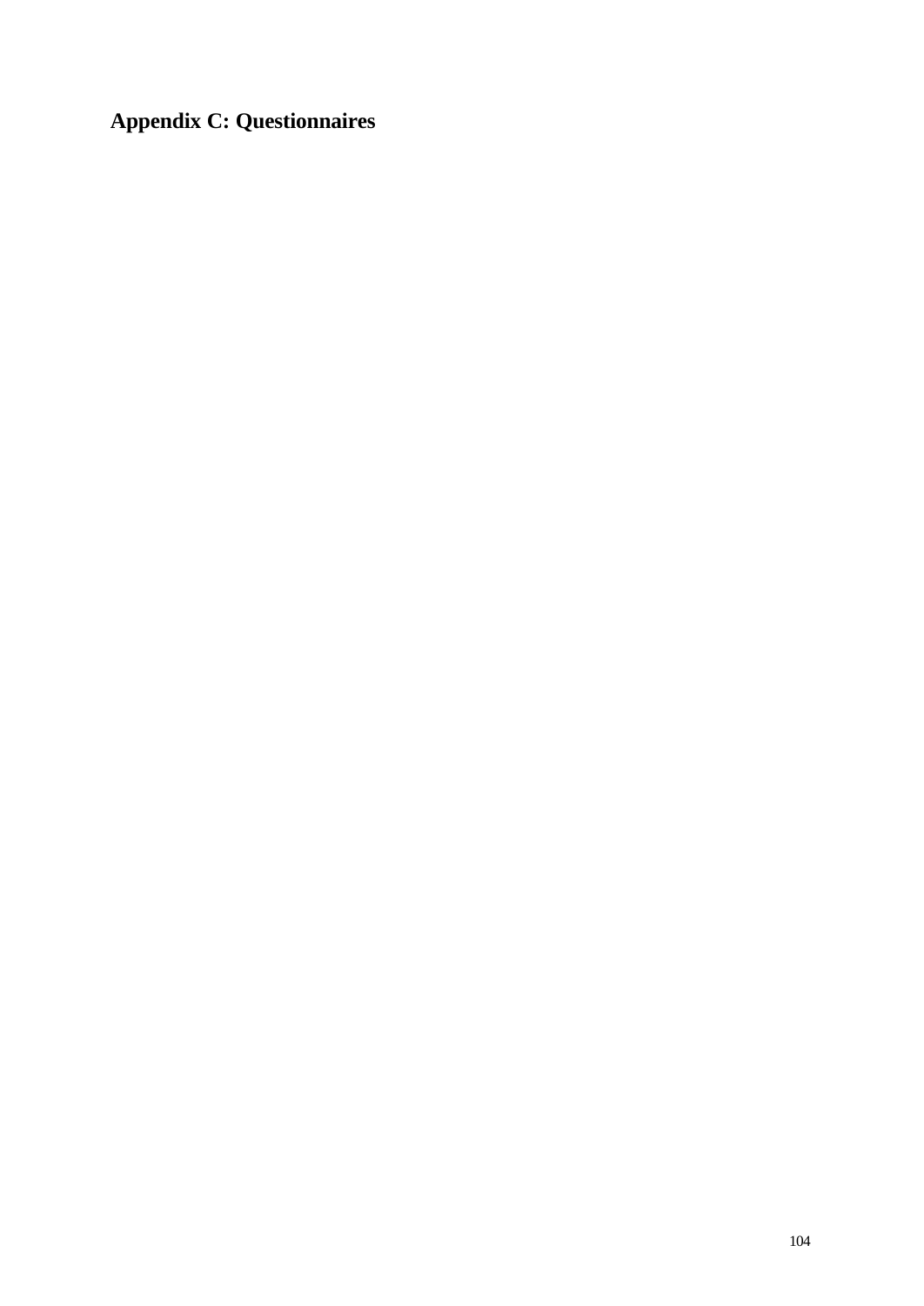# Appendix C: Questionnaires